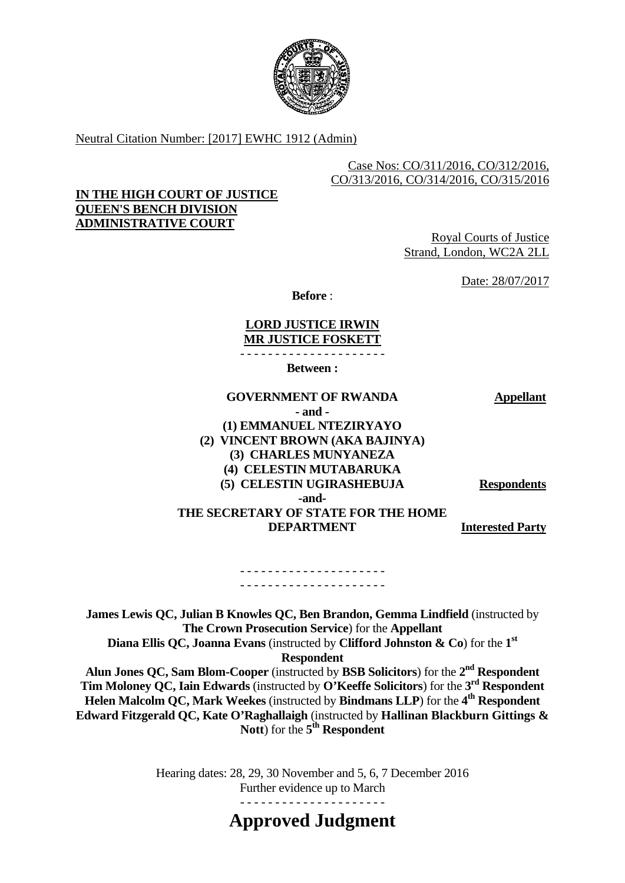Neutral Citation Number: [2017] EWHC 1912 (Admin)

Case Nos: CO/311/2016, CO/312/2016, CO/313/2016, CO/314/2016, CO/315/2016

**IN THE HIGH COURT OF JUSTICE**
**QUEEN'S BENCH DIVISION**
**ADMINISTRATIVE COURT**

Royal Courts of Justice
Strand, London, WC2A 2LL

Date: 28/07/2017

**Before** :

**LORD JUSTICE IRWIN**
**MR JUSTICE FOSKETT**

- - - - - - - - - - - - - - - - - - - - -

**Between :**

**GOVERNMENT OF RWANDA** — **Appellant**

**- and -**

**(1) EMMANUEL NTEZIRYAYO**
**(2) VINCENT BROWN (AKA BAJINYA)**
**(3) CHARLES MUNYANEZA**
**(4) CELESTIN MUTABARUKA**
**(5) CELESTIN UGIRASHEBUJA** — **Respondents**

**-and-**

**THE SECRETARY OF STATE FOR THE HOME DEPARTMENT** — **Interested Party**

- - - - - - - - - - - - - - - - - - - - -
- - - - - - - - - - - - - - - - - - - - -

**James Lewis QC, Julian B Knowles QC, Ben Brandon, Gemma Lindfield** (instructed by **The Crown Prosecution Service**) for the **Appellant**
**Diana Ellis QC, Joanna Evans** (instructed by **Clifford Johnston & Co**) for the **1st Respondent**
**Alun Jones QC, Sam Blom-Cooper** (instructed by **BSB Solicitors**) for the **2nd Respondent**
**Tim Moloney QC, Iain Edwards** (instructed by **O'Keeffe Solicitors**) for the **3rd Respondent**
**Helen Malcolm QC, Mark Weekes** (instructed by **Bindmans LLP**) for the **4th Respondent**
**Edward Fitzgerald QC, Kate O'Raghallaigh** (instructed by **Hallinan Blackburn Gittings & Nott**) for the **5th Respondent**

Hearing dates: 28, 29, 30 November and 5, 6, 7 December 2016
Further evidence up to March

- - - - - - - - - - - - - - - - - - - - -

# Approved Judgment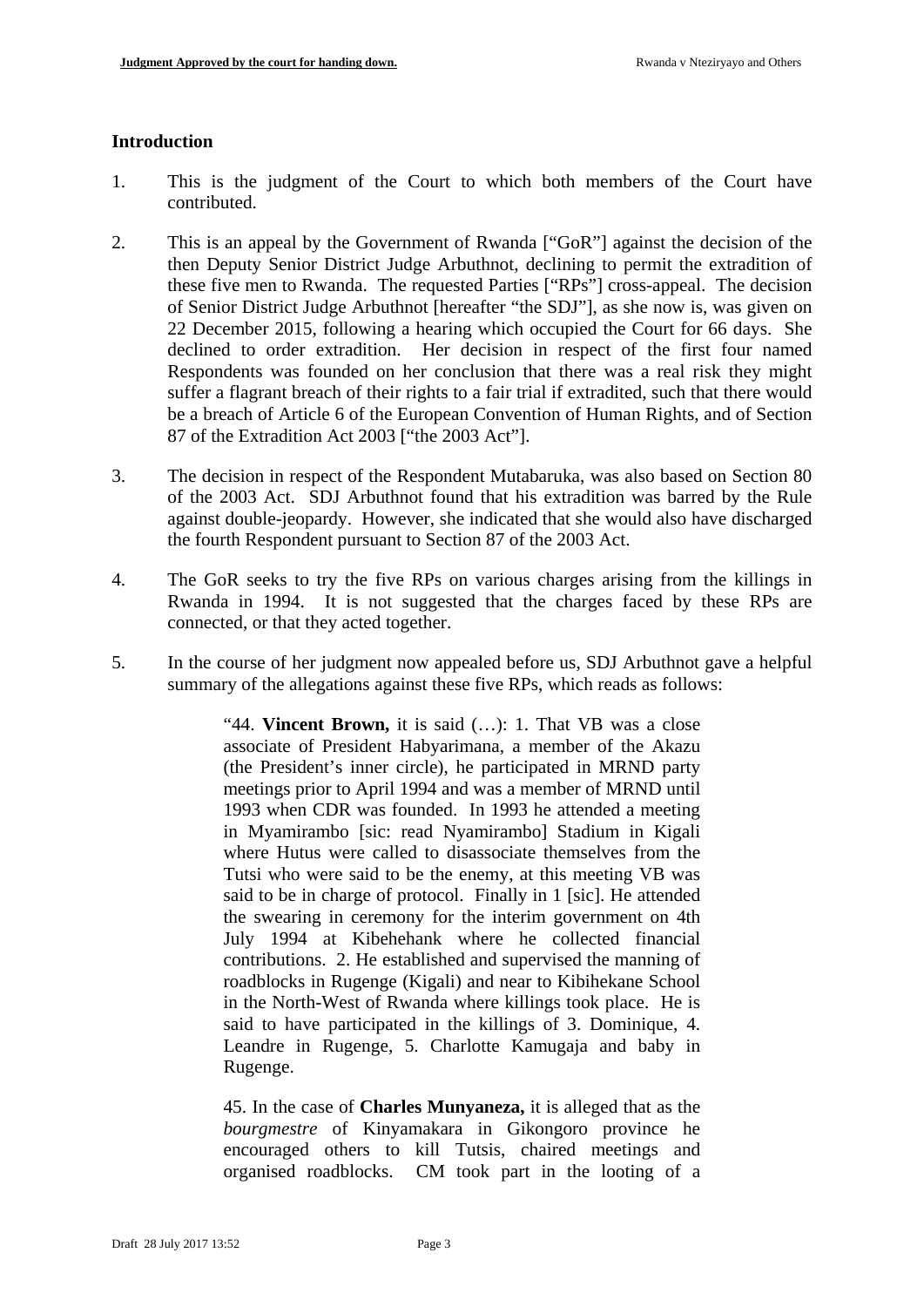## Introduction

1. This is the judgment of the Court to which both members of the Court have contributed.

2. This is an appeal by the Government of Rwanda ["GoR"] against the decision of the then Deputy Senior District Judge Arbuthnot, declining to permit the extradition of these five men to Rwanda. The requested Parties ["RPs"] cross-appeal. The decision of Senior District Judge Arbuthnot [hereafter "the SDJ"], as she now is, was given on 22 December 2015, following a hearing which occupied the Court for 66 days. She declined to order extradition. Her decision in respect of the first four named Respondents was founded on her conclusion that there was a real risk they might suffer a flagrant breach of their rights to a fair trial if extradited, such that there would be a breach of Article 6 of the European Convention of Human Rights, and of Section 87 of the Extradition Act 2003 ["the 2003 Act"].

3. The decision in respect of the Respondent Mutabaruka, was also based on Section 80 of the 2003 Act. SDJ Arbuthnot found that his extradition was barred by the Rule against double-jeopardy. However, she indicated that she would also have discharged the fourth Respondent pursuant to Section 87 of the 2003 Act.

4. The GoR seeks to try the five RPs on various charges arising from the killings in Rwanda in 1994. It is not suggested that the charges faced by these RPs are connected, or that they acted together.

5. In the course of her judgment now appealed before us, SDJ Arbuthnot gave a helpful summary of the allegations against these five RPs, which reads as follows:

> "44. **Vincent Brown,** it is said (…): 1. That VB was a close associate of President Habyarimana, a member of the Akazu (the President's inner circle), he participated in MRND party meetings prior to April 1994 and was a member of MRND until 1993 when CDR was founded. In 1993 he attended a meeting in Myamirambo [sic: read Nyamirambo] Stadium in Kigali where Hutus were called to disassociate themselves from the Tutsi who were said to be the enemy, at this meeting VB was said to be in charge of protocol. Finally in 1 [sic]. He attended the swearing in ceremony for the interim government on 4th July 1994 at Kibehehank where he collected financial contributions. 2. He established and supervised the manning of roadblocks in Rugenge (Kigali) and near to Kibihekane School in the North-West of Rwanda where killings took place. He is said to have participated in the killings of 3. Dominique, 4. Leandre in Rugenge, 5. Charlotte Kamugaja and baby in Rugenge.
>
> 45. In the case of **Charles Munyaneza,** it is alleged that as the *bourgmestre* of Kinyamakara in Gikongoro province he encouraged others to kill Tutsis, chaired meetings and organised roadblocks. CM took part in the looting of a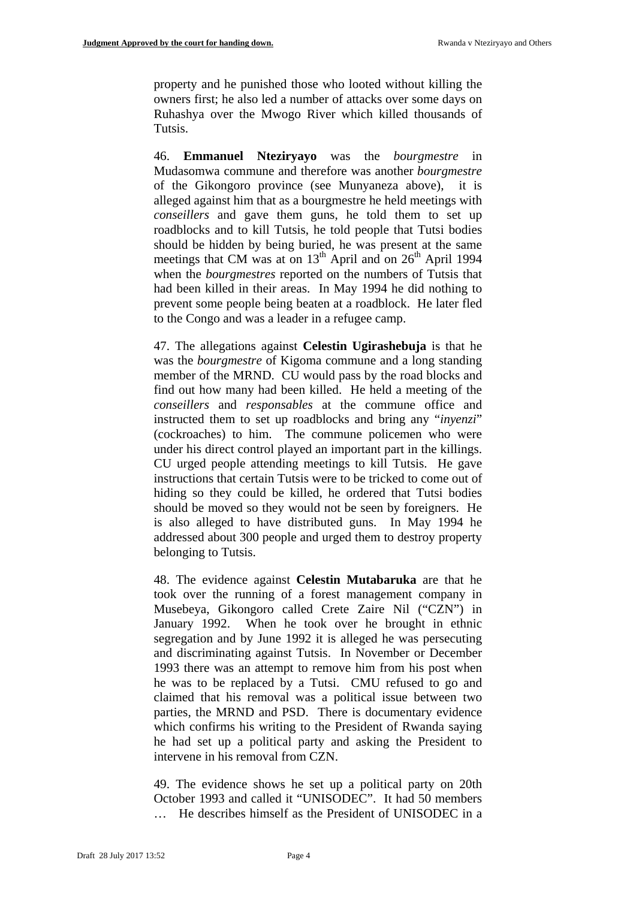property and he punished those who looted without killing the owners first; he also led a number of attacks over some days on Ruhashya over the Mwogo River which killed thousands of Tutsis.

46. **Emmanuel Nteziryayo** was the *bourgmestre* in Mudasomwa commune and therefore was another *bourgmestre* of the Gikongoro province (see Munyaneza above), it is alleged against him that as a bourgmestre he held meetings with *conseillers* and gave them guns, he told them to set up roadblocks and to kill Tutsis, he told people that Tutsi bodies should be hidden by being buried, he was present at the same meetings that CM was at on 13th April and on 26th April 1994 when the *bourgmestres* reported on the numbers of Tutsis that had been killed in their areas. In May 1994 he did nothing to prevent some people being beaten at a roadblock. He later fled to the Congo and was a leader in a refugee camp.

47. The allegations against **Celestin Ugirashebuja** is that he was the *bourgmestre* of Kigoma commune and a long standing member of the MRND. CU would pass by the road blocks and find out how many had been killed. He held a meeting of the *conseillers* and *responsables* at the commune office and instructed them to set up roadblocks and bring any "*inyenzi*" (cockroaches) to him. The commune policemen who were under his direct control played an important part in the killings. CU urged people attending meetings to kill Tutsis. He gave instructions that certain Tutsis were to be tricked to come out of hiding so they could be killed, he ordered that Tutsi bodies should be moved so they would not be seen by foreigners. He is also alleged to have distributed guns. In May 1994 he addressed about 300 people and urged them to destroy property belonging to Tutsis.

48. The evidence against **Celestin Mutabaruka** are that he took over the running of a forest management company in Musebeya, Gikongoro called Crete Zaire Nil ("CZN") in January 1992. When he took over he brought in ethnic segregation and by June 1992 it is alleged he was persecuting and discriminating against Tutsis. In November or December 1993 there was an attempt to remove him from his post when he was to be replaced by a Tutsi. CMU refused to go and claimed that his removal was a political issue between two parties, the MRND and PSD. There is documentary evidence which confirms his writing to the President of Rwanda saying he had set up a political party and asking the President to intervene in his removal from CZN.

49. The evidence shows he set up a political party on 20th October 1993 and called it "UNISODEC". It had 50 members … He describes himself as the President of UNISODEC in a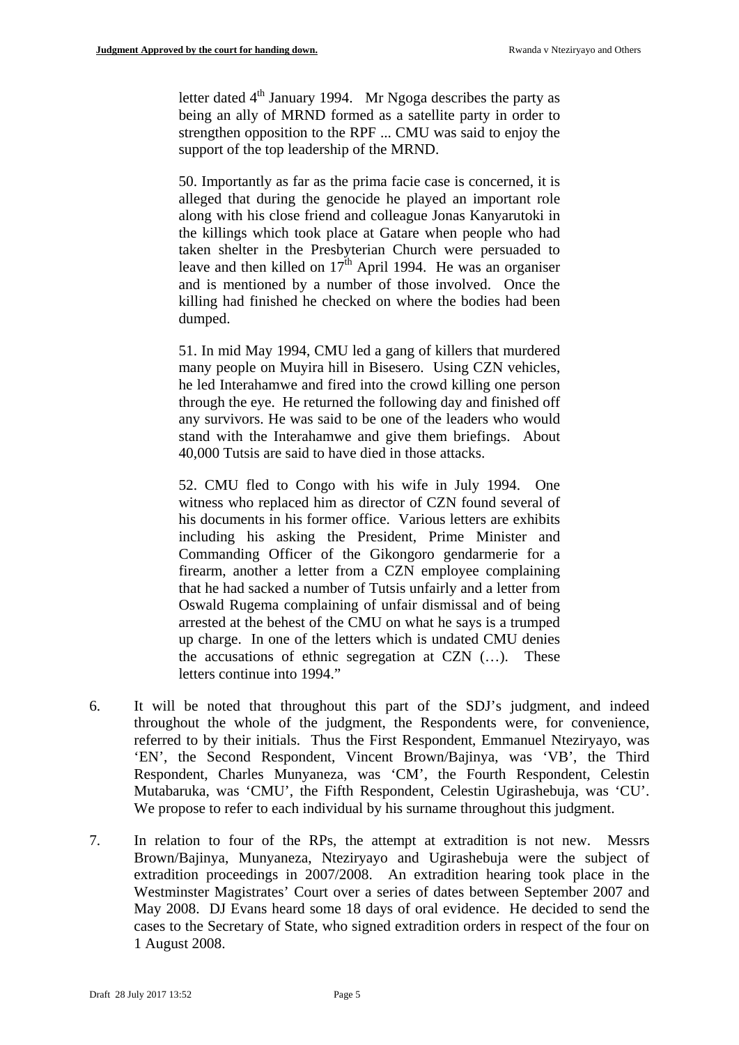letter dated 4th January 1994. Mr Ngoga describes the party as being an ally of MRND formed as a satellite party in order to strengthen opposition to the RPF ... CMU was said to enjoy the support of the top leadership of the MRND.

> 50. Importantly as far as the prima facie case is concerned, it is alleged that during the genocide he played an important role along with his close friend and colleague Jonas Kanyarutoki in the killings which took place at Gatare when people who had taken shelter in the Presbyterian Church were persuaded to leave and then killed on 17th April 1994. He was an organiser and is mentioned by a number of those involved. Once the killing had finished he checked on where the bodies had been dumped.
>
> 51. In mid May 1994, CMU led a gang of killers that murdered many people on Muyira hill in Bisesero. Using CZN vehicles, he led Interahamwe and fired into the crowd killing one person through the eye. He returned the following day and finished off any survivors. He was said to be one of the leaders who would stand with the Interahamwe and give them briefings. About 40,000 Tutsis are said to have died in those attacks.
>
> 52. CMU fled to Congo with his wife in July 1994. One witness who replaced him as director of CZN found several of his documents in his former office. Various letters are exhibits including his asking the President, Prime Minister and Commanding Officer of the Gikongoro gendarmerie for a firearm, another a letter from a CZN employee complaining that he had sacked a number of Tutsis unfairly and a letter from Oswald Rugema complaining of unfair dismissal and of being arrested at the behest of the CMU on what he says is a trumped up charge. In one of the letters which is undated CMU denies the accusations of ethnic segregation at CZN (…). These letters continue into 1994."

6. It will be noted that throughout this part of the SDJ's judgment, and indeed throughout the whole of the judgment, the Respondents were, for convenience, referred to by their initials. Thus the First Respondent, Emmanuel Nteziryayo, was 'EN', the Second Respondent, Vincent Brown/Bajinya, was 'VB', the Third Respondent, Charles Munyaneza, was 'CM', the Fourth Respondent, Celestin Mutabaruka, was 'CMU', the Fifth Respondent, Celestin Ugirashebuja, was 'CU'. We propose to refer to each individual by his surname throughout this judgment.

7. In relation to four of the RPs, the attempt at extradition is not new. Messrs Brown/Bajinya, Munyaneza, Nteziryayo and Ugirashebuja were the subject of extradition proceedings in 2007/2008. An extradition hearing took place in the Westminster Magistrates' Court over a series of dates between September 2007 and May 2008. DJ Evans heard some 18 days of oral evidence. He decided to send the cases to the Secretary of State, who signed extradition orders in respect of the four on 1 August 2008.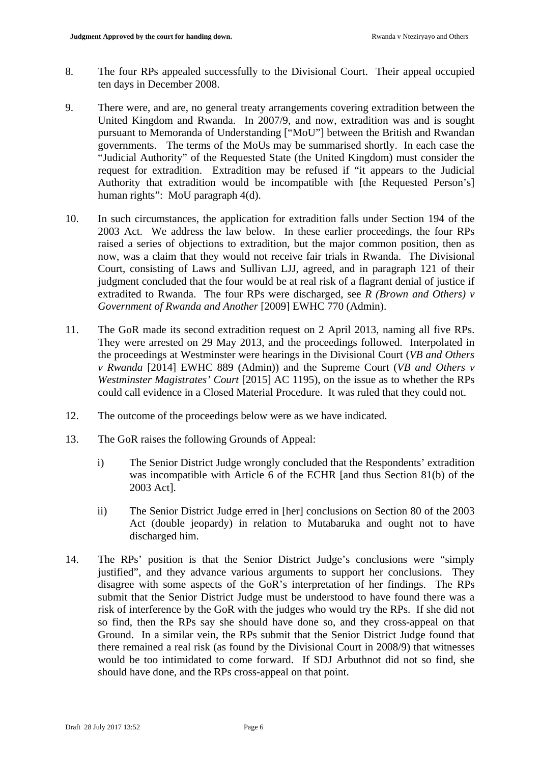8. The four RPs appealed successfully to the Divisional Court. Their appeal occupied ten days in December 2008.

9. There were, and are, no general treaty arrangements covering extradition between the United Kingdom and Rwanda. In 2007/9, and now, extradition was and is sought pursuant to Memoranda of Understanding ["MoU"] between the British and Rwandan governments. The terms of the MoUs may be summarised shortly. In each case the "Judicial Authority" of the Requested State (the United Kingdom) must consider the request for extradition. Extradition may be refused if "it appears to the Judicial Authority that extradition would be incompatible with [the Requested Person's] human rights": MoU paragraph 4(d).

10. In such circumstances, the application for extradition falls under Section 194 of the 2003 Act. We address the law below. In these earlier proceedings, the four RPs raised a series of objections to extradition, but the major common position, then as now, was a claim that they would not receive fair trials in Rwanda. The Divisional Court, consisting of Laws and Sullivan LJJ, agreed, and in paragraph 121 of their judgment concluded that the four would be at real risk of a flagrant denial of justice if extradited to Rwanda. The four RPs were discharged, see *R (Brown and Others) v Government of Rwanda and Another* [2009] EWHC 770 (Admin).

11. The GoR made its second extradition request on 2 April 2013, naming all five RPs. They were arrested on 29 May 2013, and the proceedings followed. Interpolated in the proceedings at Westminster were hearings in the Divisional Court (*VB and Others v Rwanda* [2014] EWHC 889 (Admin)) and the Supreme Court (*VB and Others v Westminster Magistrates' Court* [2015] AC 1195), on the issue as to whether the RPs could call evidence in a Closed Material Procedure. It was ruled that they could not.

12. The outcome of the proceedings below were as we have indicated.

13. The GoR raises the following Grounds of Appeal:

    i) The Senior District Judge wrongly concluded that the Respondents' extradition was incompatible with Article 6 of the ECHR [and thus Section 81(b) of the 2003 Act].

    ii) The Senior District Judge erred in [her] conclusions on Section 80 of the 2003 Act (double jeopardy) in relation to Mutabaruka and ought not to have discharged him.

14. The RPs' position is that the Senior District Judge's conclusions were "simply justified", and they advance various arguments to support her conclusions. They disagree with some aspects of the GoR's interpretation of her findings. The RPs submit that the Senior District Judge must be understood to have found there was a risk of interference by the GoR with the judges who would try the RPs. If she did not so find, then the RPs say she should have done so, and they cross-appeal on that Ground. In a similar vein, the RPs submit that the Senior District Judge found that there remained a real risk (as found by the Divisional Court in 2008/9) that witnesses would be too intimidated to come forward. If SDJ Arbuthnot did not so find, she should have done, and the RPs cross-appeal on that point.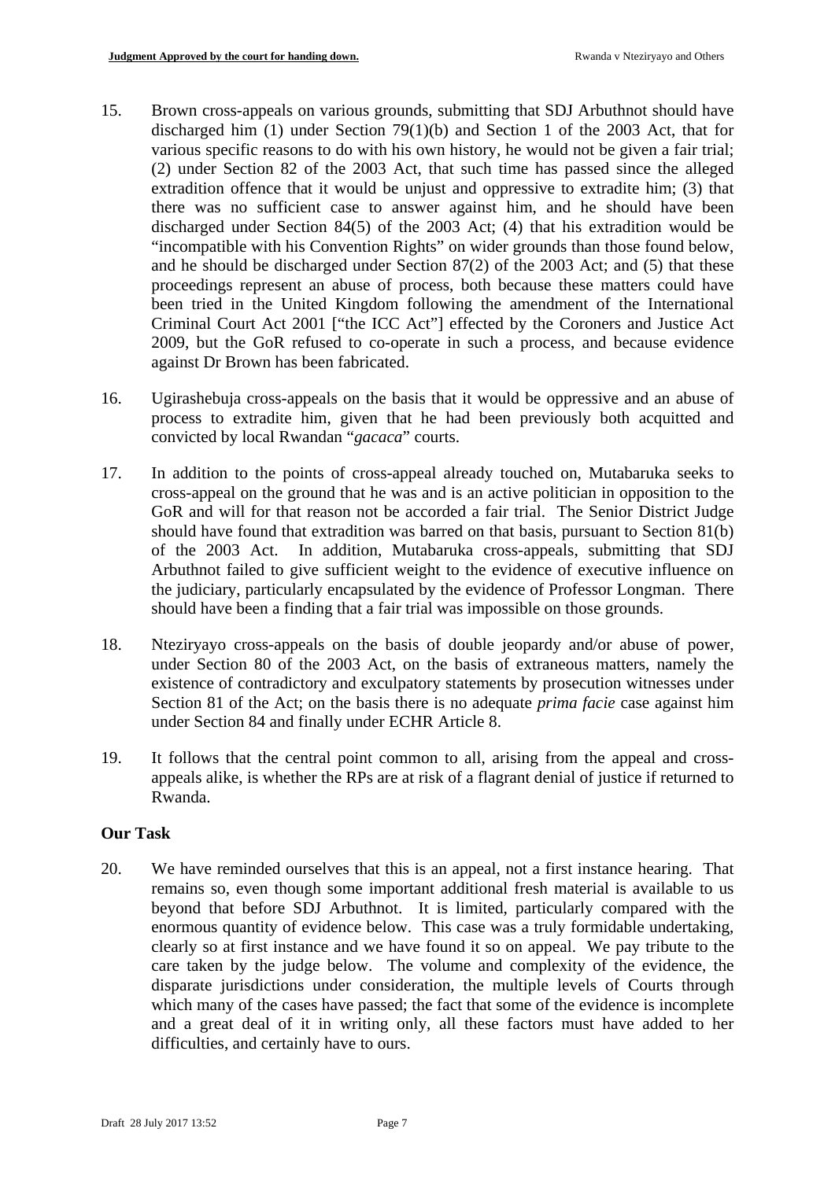15. Brown cross-appeals on various grounds, submitting that SDJ Arbuthnot should have discharged him (1) under Section 79(1)(b) and Section 1 of the 2003 Act, that for various specific reasons to do with his own history, he would not be given a fair trial; (2) under Section 82 of the 2003 Act, that such time has passed since the alleged extradition offence that it would be unjust and oppressive to extradite him; (3) that there was no sufficient case to answer against him, and he should have been discharged under Section 84(5) of the 2003 Act; (4) that his extradition would be "incompatible with his Convention Rights" on wider grounds than those found below, and he should be discharged under Section 87(2) of the 2003 Act; and (5) that these proceedings represent an abuse of process, both because these matters could have been tried in the United Kingdom following the amendment of the International Criminal Court Act 2001 ["the ICC Act"] effected by the Coroners and Justice Act 2009, but the GoR refused to co-operate in such a process, and because evidence against Dr Brown has been fabricated.

16. Ugirashebuja cross-appeals on the basis that it would be oppressive and an abuse of process to extradite him, given that he had been previously both acquitted and convicted by local Rwandan "*gacaca*" courts.

17. In addition to the points of cross-appeal already touched on, Mutabaruka seeks to cross-appeal on the ground that he was and is an active politician in opposition to the GoR and will for that reason not be accorded a fair trial. The Senior District Judge should have found that extradition was barred on that basis, pursuant to Section 81(b) of the 2003 Act. In addition, Mutabaruka cross-appeals, submitting that SDJ Arbuthnot failed to give sufficient weight to the evidence of executive influence on the judiciary, particularly encapsulated by the evidence of Professor Longman. There should have been a finding that a fair trial was impossible on those grounds.

18. Nteziryayo cross-appeals on the basis of double jeopardy and/or abuse of power, under Section 80 of the 2003 Act, on the basis of extraneous matters, namely the existence of contradictory and exculpatory statements by prosecution witnesses under Section 81 of the Act; on the basis there is no adequate *prima facie* case against him under Section 84 and finally under ECHR Article 8.

19. It follows that the central point common to all, arising from the appeal and cross-appeals alike, is whether the RPs are at risk of a flagrant denial of justice if returned to Rwanda.

## Our Task

20. We have reminded ourselves that this is an appeal, not a first instance hearing. That remains so, even though some important additional fresh material is available to us beyond that before SDJ Arbuthnot. It is limited, particularly compared with the enormous quantity of evidence below. This case was a truly formidable undertaking, clearly so at first instance and we have found it so on appeal. We pay tribute to the care taken by the judge below. The volume and complexity of the evidence, the disparate jurisdictions under consideration, the multiple levels of Courts through which many of the cases have passed; the fact that some of the evidence is incomplete and a great deal of it in writing only, all these factors must have added to her difficulties, and certainly have to ours.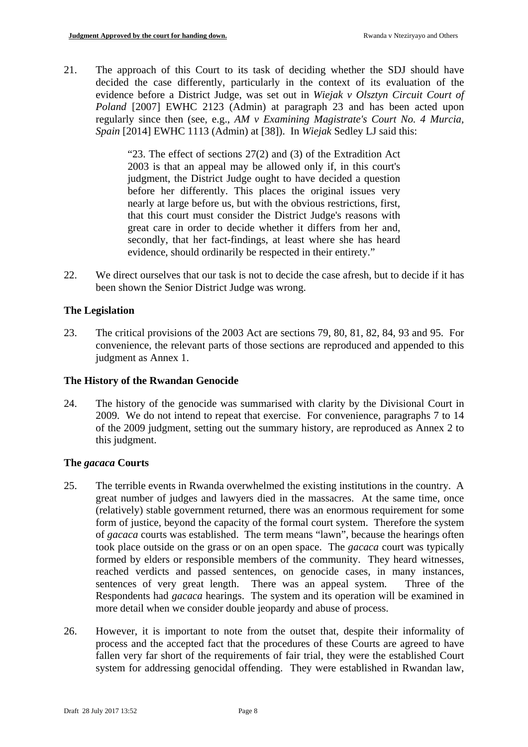21. The approach of this Court to its task of deciding whether the SDJ should have decided the case differently, particularly in the context of its evaluation of the evidence before a District Judge, was set out in *Wiejak v Olsztyn Circuit Court of Poland* [2007] EWHC 2123 (Admin) at paragraph 23 and has been acted upon regularly since then (see, e.g., *AM v Examining Magistrate's Court No. 4 Murcia, Spain* [2014] EWHC 1113 (Admin) at [38]). In *Wiejak* Sedley LJ said this:

> "23. The effect of sections 27(2) and (3) of the Extradition Act 2003 is that an appeal may be allowed only if, in this court's judgment, the District Judge ought to have decided a question before her differently. This places the original issues very nearly at large before us, but with the obvious restrictions, first, that this court must consider the District Judge's reasons with great care in order to decide whether it differs from her and, secondly, that her fact-findings, at least where she has heard evidence, should ordinarily be respected in their entirety."

22. We direct ourselves that our task is not to decide the case afresh, but to decide if it has been shown the Senior District Judge was wrong.

### The Legislation

23. The critical provisions of the 2003 Act are sections 79, 80, 81, 82, 84, 93 and 95. For convenience, the relevant parts of those sections are reproduced and appended to this judgment as Annex 1.

### The History of the Rwandan Genocide

24. The history of the genocide was summarised with clarity by the Divisional Court in 2009. We do not intend to repeat that exercise. For convenience, paragraphs 7 to 14 of the 2009 judgment, setting out the summary history, are reproduced as Annex 2 to this judgment.

### The *gacaca* Courts

25. The terrible events in Rwanda overwhelmed the existing institutions in the country. A great number of judges and lawyers died in the massacres. At the same time, once (relatively) stable government returned, there was an enormous requirement for some form of justice, beyond the capacity of the formal court system. Therefore the system of *gacaca* courts was established. The term means "lawn", because the hearings often took place outside on the grass or on an open space. The *gacaca* court was typically formed by elders or responsible members of the community. They heard witnesses, reached verdicts and passed sentences, on genocide cases, in many instances, sentences of very great length. There was an appeal system. Three of the Respondents had *gacaca* hearings. The system and its operation will be examined in more detail when we consider double jeopardy and abuse of process.

26. However, it is important to note from the outset that, despite their informality of process and the accepted fact that the procedures of these Courts are agreed to have fallen very far short of the requirements of fair trial, they were the established Court system for addressing genocidal offending. They were established in Rwandan law,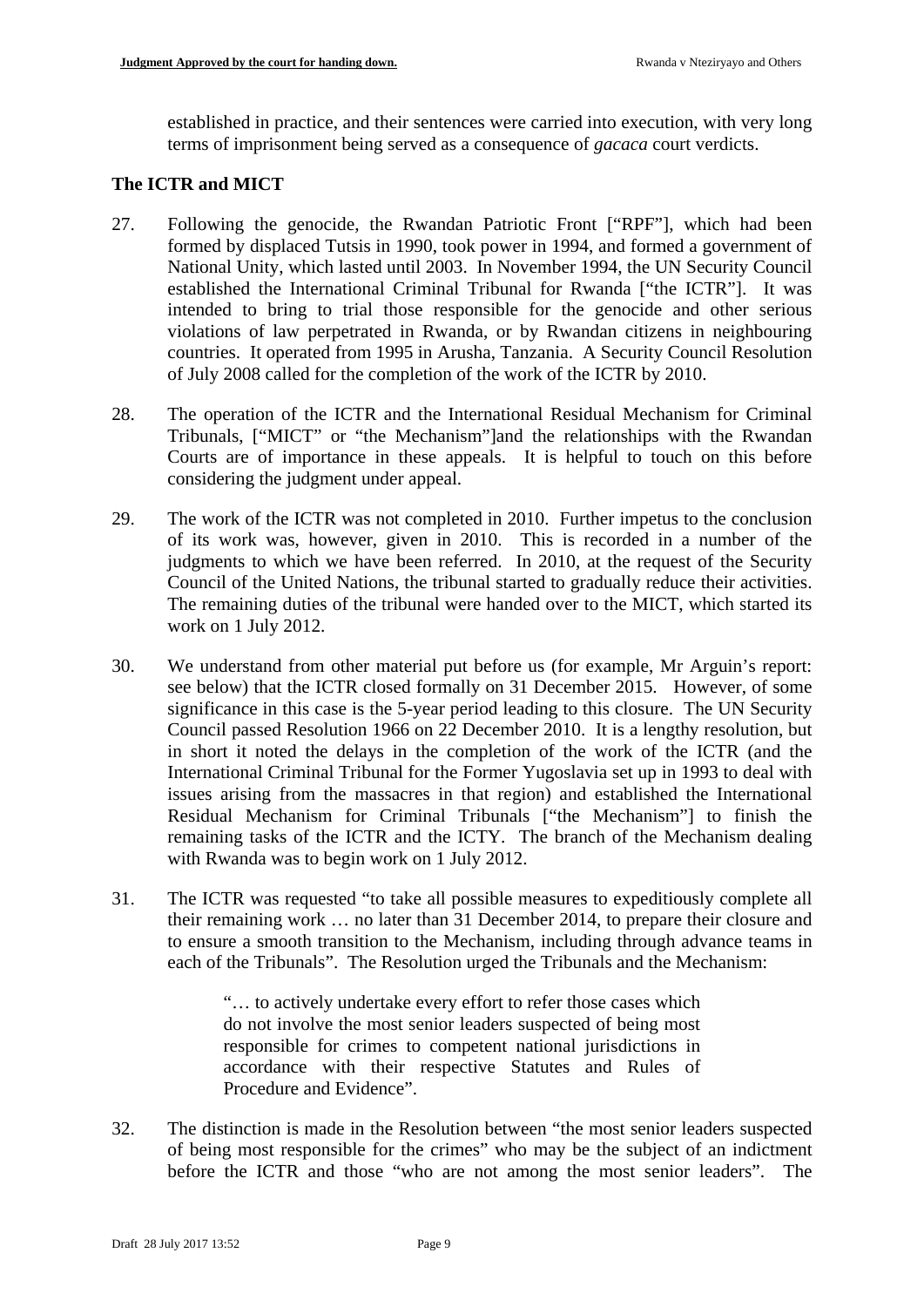established in practice, and their sentences were carried into execution, with very long terms of imprisonment being served as a consequence of *gacaca* court verdicts.

### The ICTR and MICT

27. Following the genocide, the Rwandan Patriotic Front ["RPF"], which had been formed by displaced Tutsis in 1990, took power in 1994, and formed a government of National Unity, which lasted until 2003. In November 1994, the UN Security Council established the International Criminal Tribunal for Rwanda ["the ICTR"]. It was intended to bring to trial those responsible for the genocide and other serious violations of law perpetrated in Rwanda, or by Rwandan citizens in neighbouring countries. It operated from 1995 in Arusha, Tanzania. A Security Council Resolution of July 2008 called for the completion of the work of the ICTR by 2010.

28. The operation of the ICTR and the International Residual Mechanism for Criminal Tribunals, ["MICT" or "the Mechanism"]and the relationships with the Rwandan Courts are of importance in these appeals. It is helpful to touch on this before considering the judgment under appeal.

29. The work of the ICTR was not completed in 2010. Further impetus to the conclusion of its work was, however, given in 2010. This is recorded in a number of the judgments to which we have been referred. In 2010, at the request of the Security Council of the United Nations, the tribunal started to gradually reduce their activities. The remaining duties of the tribunal were handed over to the MICT, which started its work on 1 July 2012.

30. We understand from other material put before us (for example, Mr Arguin's report: see below) that the ICTR closed formally on 31 December 2015. However, of some significance in this case is the 5-year period leading to this closure. The UN Security Council passed Resolution 1966 on 22 December 2010. It is a lengthy resolution, but in short it noted the delays in the completion of the work of the ICTR (and the International Criminal Tribunal for the Former Yugoslavia set up in 1993 to deal with issues arising from the massacres in that region) and established the International Residual Mechanism for Criminal Tribunals ["the Mechanism"] to finish the remaining tasks of the ICTR and the ICTY. The branch of the Mechanism dealing with Rwanda was to begin work on 1 July 2012.

31. The ICTR was requested "to take all possible measures to expeditiously complete all their remaining work … no later than 31 December 2014, to prepare their closure and to ensure a smooth transition to the Mechanism, including through advance teams in each of the Tribunals". The Resolution urged the Tribunals and the Mechanism:

> "… to actively undertake every effort to refer those cases which do not involve the most senior leaders suspected of being most responsible for crimes to competent national jurisdictions in accordance with their respective Statutes and Rules of Procedure and Evidence".

32. The distinction is made in the Resolution between "the most senior leaders suspected of being most responsible for the crimes" who may be the subject of an indictment before the ICTR and those "who are not among the most senior leaders". The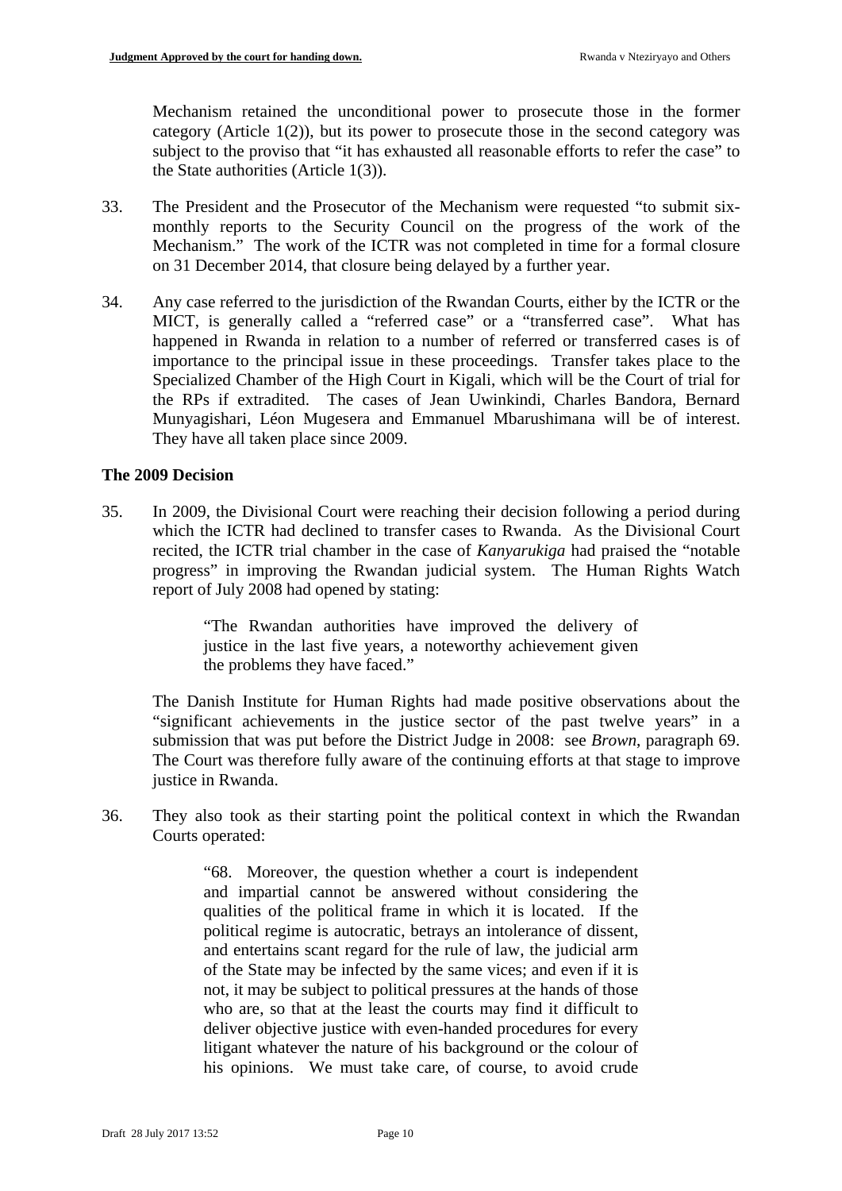Mechanism retained the unconditional power to prosecute those in the former category (Article 1(2)), but its power to prosecute those in the second category was subject to the proviso that "it has exhausted all reasonable efforts to refer the case" to the State authorities (Article 1(3)).

33. The President and the Prosecutor of the Mechanism were requested "to submit six-monthly reports to the Security Council on the progress of the work of the Mechanism." The work of the ICTR was not completed in time for a formal closure on 31 December 2014, that closure being delayed by a further year.

34. Any case referred to the jurisdiction of the Rwandan Courts, either by the ICTR or the MICT, is generally called a "referred case" or a "transferred case". What has happened in Rwanda in relation to a number of referred or transferred cases is of importance to the principal issue in these proceedings. Transfer takes place to the Specialized Chamber of the High Court in Kigali, which will be the Court of trial for the RPs if extradited. The cases of Jean Uwinkindi, Charles Bandora, Bernard Munyagishari, Léon Mugesera and Emmanuel Mbarushimana will be of interest. They have all taken place since 2009.

## The 2009 Decision

35. In 2009, the Divisional Court were reaching their decision following a period during which the ICTR had declined to transfer cases to Rwanda. As the Divisional Court recited, the ICTR trial chamber in the case of *Kanyarukiga* had praised the "notable progress" in improving the Rwandan judicial system. The Human Rights Watch report of July 2008 had opened by stating:

> "The Rwandan authorities have improved the delivery of justice in the last five years, a noteworthy achievement given the problems they have faced."

The Danish Institute for Human Rights had made positive observations about the "significant achievements in the justice sector of the past twelve years" in a submission that was put before the District Judge in 2008: see *Brown*, paragraph 69. The Court was therefore fully aware of the continuing efforts at that stage to improve justice in Rwanda.

36. They also took as their starting point the political context in which the Rwandan Courts operated:

> "68. Moreover, the question whether a court is independent and impartial cannot be answered without considering the qualities of the political frame in which it is located. If the political regime is autocratic, betrays an intolerance of dissent, and entertains scant regard for the rule of law, the judicial arm of the State may be infected by the same vices; and even if it is not, it may be subject to political pressures at the hands of those who are, so that at the least the courts may find it difficult to deliver objective justice with even-handed procedures for every litigant whatever the nature of his background or the colour of his opinions. We must take care, of course, to avoid crude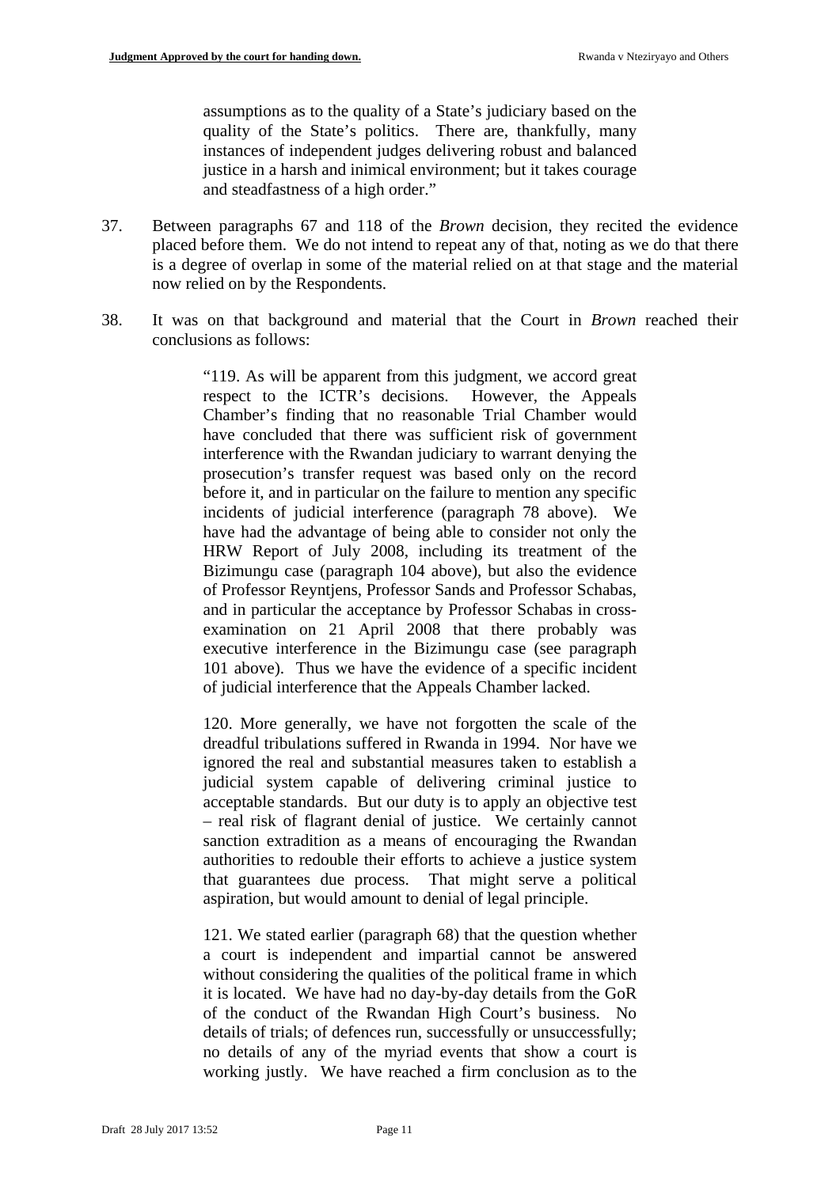> assumptions as to the quality of a State's judiciary based on the quality of the State's politics. There are, thankfully, many instances of independent judges delivering robust and balanced justice in a harsh and inimical environment; but it takes courage and steadfastness of a high order."

37. Between paragraphs 67 and 118 of the *Brown* decision, they recited the evidence placed before them. We do not intend to repeat any of that, noting as we do that there is a degree of overlap in some of the material relied on at that stage and the material now relied on by the Respondents.

38. It was on that background and material that the Court in *Brown* reached their conclusions as follows:

> "119. As will be apparent from this judgment, we accord great respect to the ICTR's decisions. However, the Appeals Chamber's finding that no reasonable Trial Chamber would have concluded that there was sufficient risk of government interference with the Rwandan judiciary to warrant denying the prosecution's transfer request was based only on the record before it, and in particular on the failure to mention any specific incidents of judicial interference (paragraph 78 above). We have had the advantage of being able to consider not only the HRW Report of July 2008, including its treatment of the Bizimungu case (paragraph 104 above), but also the evidence of Professor Reyntjens, Professor Sands and Professor Schabas, and in particular the acceptance by Professor Schabas in cross-examination on 21 April 2008 that there probably was executive interference in the Bizimungu case (see paragraph 101 above). Thus we have the evidence of a specific incident of judicial interference that the Appeals Chamber lacked.
>
> 120. More generally, we have not forgotten the scale of the dreadful tribulations suffered in Rwanda in 1994. Nor have we ignored the real and substantial measures taken to establish a judicial system capable of delivering criminal justice to acceptable standards. But our duty is to apply an objective test – real risk of flagrant denial of justice. We certainly cannot sanction extradition as a means of encouraging the Rwandan authorities to redouble their efforts to achieve a justice system that guarantees due process. That might serve a political aspiration, but would amount to denial of legal principle.
>
> 121. We stated earlier (paragraph 68) that the question whether a court is independent and impartial cannot be answered without considering the qualities of the political frame in which it is located. We have had no day-by-day details from the GoR of the conduct of the Rwandan High Court's business. No details of trials; of defences run, successfully or unsuccessfully; no details of any of the myriad events that show a court is working justly. We have reached a firm conclusion as to the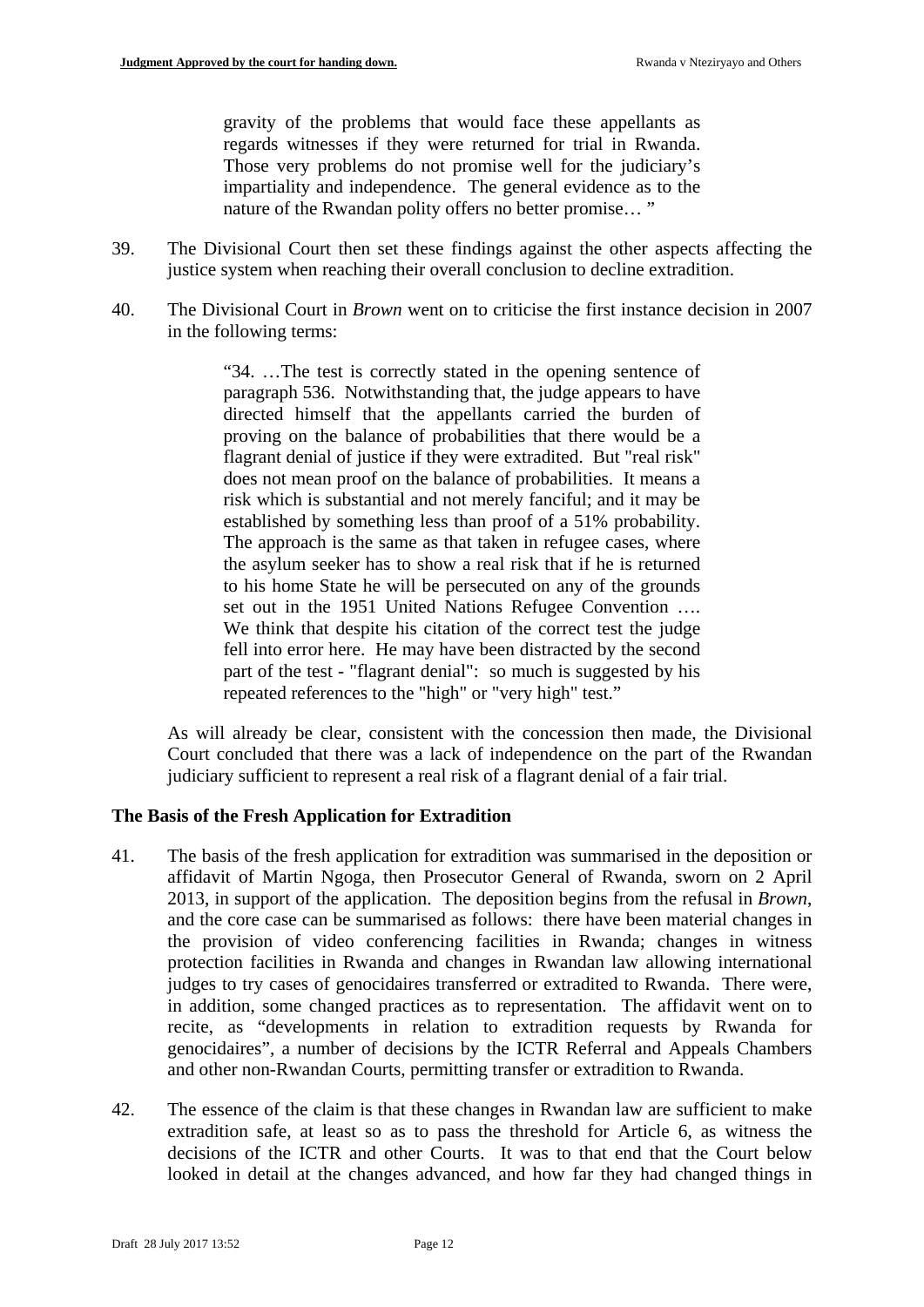> gravity of the problems that would face these appellants as regards witnesses if they were returned for trial in Rwanda. Those very problems do not promise well for the judiciary's impartiality and independence. The general evidence as to the nature of the Rwandan polity offers no better promise… "

39. The Divisional Court then set these findings against the other aspects affecting the justice system when reaching their overall conclusion to decline extradition.

40. The Divisional Court in *Brown* went on to criticise the first instance decision in 2007 in the following terms:

> "34. …The test is correctly stated in the opening sentence of paragraph 536. Notwithstanding that, the judge appears to have directed himself that the appellants carried the burden of proving on the balance of probabilities that there would be a flagrant denial of justice if they were extradited. But "real risk" does not mean proof on the balance of probabilities. It means a risk which is substantial and not merely fanciful; and it may be established by something less than proof of a 51% probability. The approach is the same as that taken in refugee cases, where the asylum seeker has to show a real risk that if he is returned to his home State he will be persecuted on any of the grounds set out in the 1951 United Nations Refugee Convention …. We think that despite his citation of the correct test the judge fell into error here. He may have been distracted by the second part of the test - "flagrant denial": so much is suggested by his repeated references to the "high" or "very high" test."

As will already be clear, consistent with the concession then made, the Divisional Court concluded that there was a lack of independence on the part of the Rwandan judiciary sufficient to represent a real risk of a flagrant denial of a fair trial.

### The Basis of the Fresh Application for Extradition

41. The basis of the fresh application for extradition was summarised in the deposition or affidavit of Martin Ngoga, then Prosecutor General of Rwanda, sworn on 2 April 2013, in support of the application. The deposition begins from the refusal in *Brown*, and the core case can be summarised as follows: there have been material changes in the provision of video conferencing facilities in Rwanda; changes in witness protection facilities in Rwanda and changes in Rwandan law allowing international judges to try cases of genocidaires transferred or extradited to Rwanda. There were, in addition, some changed practices as to representation. The affidavit went on to recite, as "developments in relation to extradition requests by Rwanda for genocidaires", a number of decisions by the ICTR Referral and Appeals Chambers and other non-Rwandan Courts, permitting transfer or extradition to Rwanda.

42. The essence of the claim is that these changes in Rwandan law are sufficient to make extradition safe, at least so as to pass the threshold for Article 6, as witness the decisions of the ICTR and other Courts. It was to that end that the Court below looked in detail at the changes advanced, and how far they had changed things in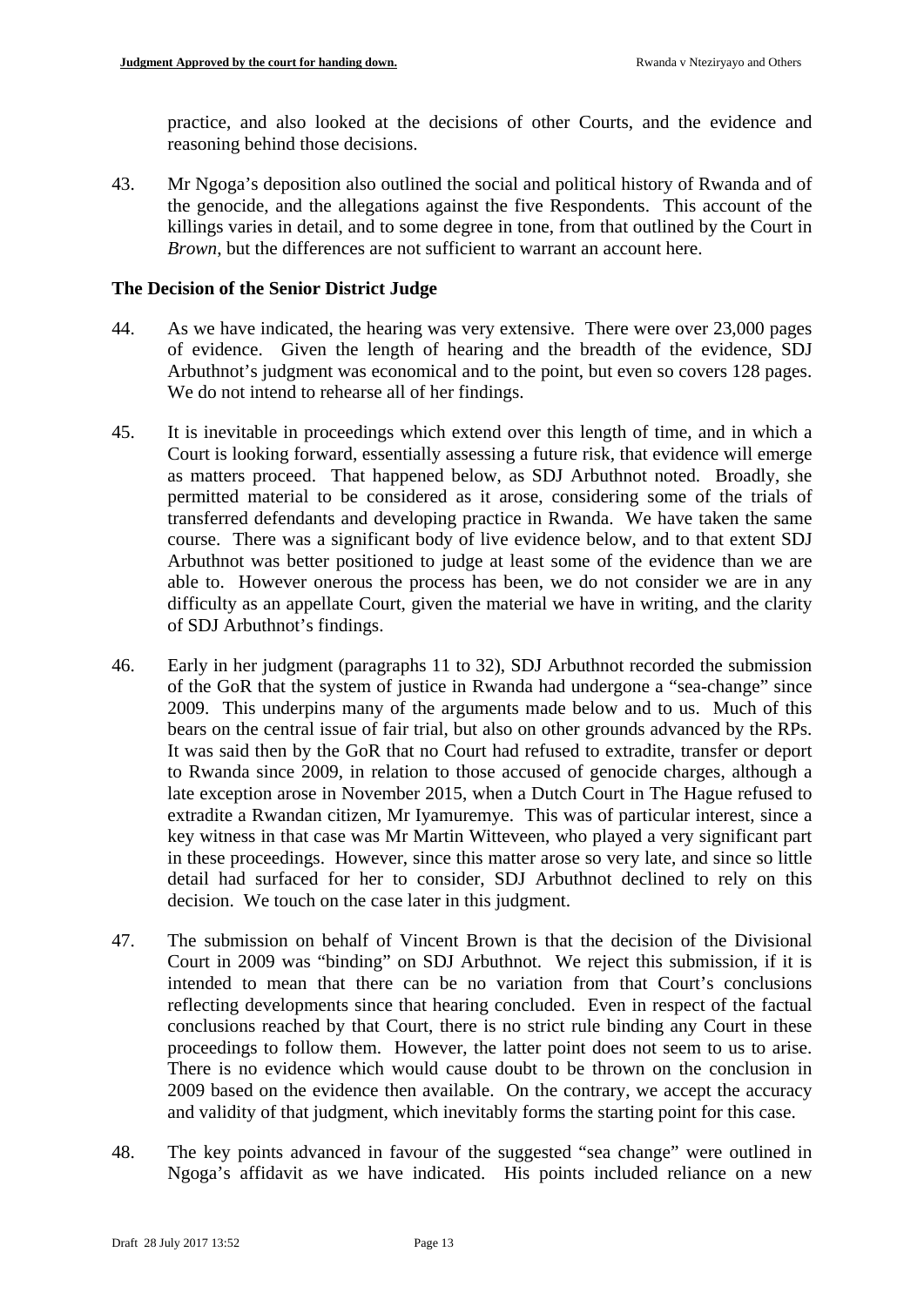practice, and also looked at the decisions of other Courts, and the evidence and reasoning behind those decisions.

43. Mr Ngoga's deposition also outlined the social and political history of Rwanda and of the genocide, and the allegations against the five Respondents. This account of the killings varies in detail, and to some degree in tone, from that outlined by the Court in *Brown*, but the differences are not sufficient to warrant an account here.

**The Decision of the Senior District Judge**

44. As we have indicated, the hearing was very extensive. There were over 23,000 pages of evidence. Given the length of hearing and the breadth of the evidence, SDJ Arbuthnot's judgment was economical and to the point, but even so covers 128 pages. We do not intend to rehearse all of her findings.

45. It is inevitable in proceedings which extend over this length of time, and in which a Court is looking forward, essentially assessing a future risk, that evidence will emerge as matters proceed. That happened below, as SDJ Arbuthnot noted. Broadly, she permitted material to be considered as it arose, considering some of the trials of transferred defendants and developing practice in Rwanda. We have taken the same course. There was a significant body of live evidence below, and to that extent SDJ Arbuthnot was better positioned to judge at least some of the evidence than we are able to. However onerous the process has been, we do not consider we are in any difficulty as an appellate Court, given the material we have in writing, and the clarity of SDJ Arbuthnot's findings.

46. Early in her judgment (paragraphs 11 to 32), SDJ Arbuthnot recorded the submission of the GoR that the system of justice in Rwanda had undergone a "sea-change" since 2009. This underpins many of the arguments made below and to us. Much of this bears on the central issue of fair trial, but also on other grounds advanced by the RPs. It was said then by the GoR that no Court had refused to extradite, transfer or deport to Rwanda since 2009, in relation to those accused of genocide charges, although a late exception arose in November 2015, when a Dutch Court in The Hague refused to extradite a Rwandan citizen, Mr Iyamuremye. This was of particular interest, since a key witness in that case was Mr Martin Witteveen, who played a very significant part in these proceedings. However, since this matter arose so very late, and since so little detail had surfaced for her to consider, SDJ Arbuthnot declined to rely on this decision. We touch on the case later in this judgment.

47. The submission on behalf of Vincent Brown is that the decision of the Divisional Court in 2009 was "binding" on SDJ Arbuthnot. We reject this submission, if it is intended to mean that there can be no variation from that Court's conclusions reflecting developments since that hearing concluded. Even in respect of the factual conclusions reached by that Court, there is no strict rule binding any Court in these proceedings to follow them. However, the latter point does not seem to us to arise. There is no evidence which would cause doubt to be thrown on the conclusion in 2009 based on the evidence then available. On the contrary, we accept the accuracy and validity of that judgment, which inevitably forms the starting point for this case.

48. The key points advanced in favour of the suggested "sea change" were outlined in Ngoga's affidavit as we have indicated. His points included reliance on a new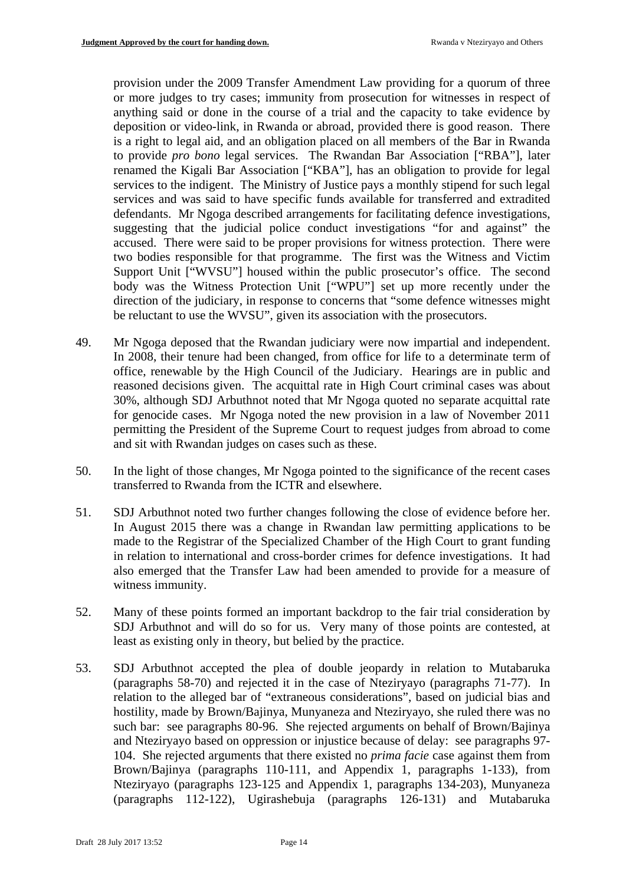provision under the 2009 Transfer Amendment Law providing for a quorum of three or more judges to try cases; immunity from prosecution for witnesses in respect of anything said or done in the course of a trial and the capacity to take evidence by deposition or video-link, in Rwanda or abroad, provided there is good reason. There is a right to legal aid, and an obligation placed on all members of the Bar in Rwanda to provide *pro bono* legal services. The Rwandan Bar Association ["RBA"], later renamed the Kigali Bar Association ["KBA"], has an obligation to provide for legal services to the indigent. The Ministry of Justice pays a monthly stipend for such legal services and was said to have specific funds available for transferred and extradited defendants. Mr Ngoga described arrangements for facilitating defence investigations, suggesting that the judicial police conduct investigations "for and against" the accused. There were said to be proper provisions for witness protection. There were two bodies responsible for that programme. The first was the Witness and Victim Support Unit ["WVSU"] housed within the public prosecutor's office. The second body was the Witness Protection Unit ["WPU"] set up more recently under the direction of the judiciary, in response to concerns that "some defence witnesses might be reluctant to use the WVSU", given its association with the prosecutors.

49. Mr Ngoga deposed that the Rwandan judiciary were now impartial and independent. In 2008, their tenure had been changed, from office for life to a determinate term of office, renewable by the High Council of the Judiciary. Hearings are in public and reasoned decisions given. The acquittal rate in High Court criminal cases was about 30%, although SDJ Arbuthnot noted that Mr Ngoga quoted no separate acquittal rate for genocide cases. Mr Ngoga noted the new provision in a law of November 2011 permitting the President of the Supreme Court to request judges from abroad to come and sit with Rwandan judges on cases such as these.

50. In the light of those changes, Mr Ngoga pointed to the significance of the recent cases transferred to Rwanda from the ICTR and elsewhere.

51. SDJ Arbuthnot noted two further changes following the close of evidence before her. In August 2015 there was a change in Rwandan law permitting applications to be made to the Registrar of the Specialized Chamber of the High Court to grant funding in relation to international and cross-border crimes for defence investigations. It had also emerged that the Transfer Law had been amended to provide for a measure of witness immunity.

52. Many of these points formed an important backdrop to the fair trial consideration by SDJ Arbuthnot and will do so for us. Very many of those points are contested, at least as existing only in theory, but belied by the practice.

53. SDJ Arbuthnot accepted the plea of double jeopardy in relation to Mutabaruka (paragraphs 58-70) and rejected it in the case of Nteziryayo (paragraphs 71-77). In relation to the alleged bar of "extraneous considerations", based on judicial bias and hostility, made by Brown/Bajinya, Munyaneza and Nteziryayo, she ruled there was no such bar: see paragraphs 80-96. She rejected arguments on behalf of Brown/Bajinya and Nteziryayo based on oppression or injustice because of delay: see paragraphs 97-104. She rejected arguments that there existed no *prima facie* case against them from Brown/Bajinya (paragraphs 110-111, and Appendix 1, paragraphs 1-133), from Nteziryayo (paragraphs 123-125 and Appendix 1, paragraphs 134-203), Munyaneza (paragraphs 112-122), Ugirashebuja (paragraphs 126-131) and Mutabaruka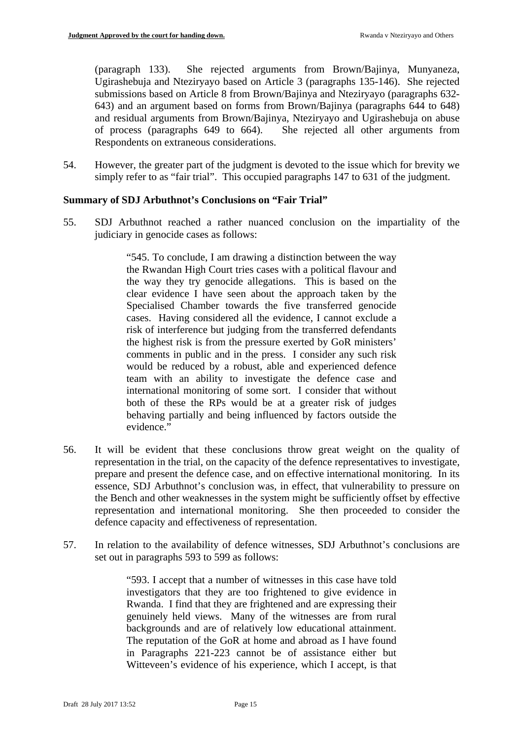(paragraph 133). She rejected arguments from Brown/Bajinya, Munyaneza, Ugirashebuja and Nteziryayo based on Article 3 (paragraphs 135-146). She rejected submissions based on Article 8 from Brown/Bajinya and Nteziryayo (paragraphs 632-643) and an argument based on forms from Brown/Bajinya (paragraphs 644 to 648) and residual arguments from Brown/Bajinya, Nteziryayo and Ugirashebuja on abuse of process (paragraphs 649 to 664). She rejected all other arguments from Respondents on extraneous considerations.

54. However, the greater part of the judgment is devoted to the issue which for brevity we simply refer to as "fair trial". This occupied paragraphs 147 to 631 of the judgment.

**Summary of SDJ Arbuthnot's Conclusions on "Fair Trial"**

55. SDJ Arbuthnot reached a rather nuanced conclusion on the impartiality of the judiciary in genocide cases as follows:

> "545. To conclude, I am drawing a distinction between the way the Rwandan High Court tries cases with a political flavour and the way they try genocide allegations. This is based on the clear evidence I have seen about the approach taken by the Specialised Chamber towards the five transferred genocide cases. Having considered all the evidence, I cannot exclude a risk of interference but judging from the transferred defendants the highest risk is from the pressure exerted by GoR ministers' comments in public and in the press. I consider any such risk would be reduced by a robust, able and experienced defence team with an ability to investigate the defence case and international monitoring of some sort. I consider that without both of these the RPs would be at a greater risk of judges behaving partially and being influenced by factors outside the evidence."

56. It will be evident that these conclusions throw great weight on the quality of representation in the trial, on the capacity of the defence representatives to investigate, prepare and present the defence case, and on effective international monitoring. In its essence, SDJ Arbuthnot's conclusion was, in effect, that vulnerability to pressure on the Bench and other weaknesses in the system might be sufficiently offset by effective representation and international monitoring. She then proceeded to consider the defence capacity and effectiveness of representation.

57. In relation to the availability of defence witnesses, SDJ Arbuthnot's conclusions are set out in paragraphs 593 to 599 as follows:

> "593. I accept that a number of witnesses in this case have told investigators that they are too frightened to give evidence in Rwanda. I find that they are frightened and are expressing their genuinely held views. Many of the witnesses are from rural backgrounds and are of relatively low educational attainment. The reputation of the GoR at home and abroad as I have found in Paragraphs 221-223 cannot be of assistance either but Witteveen's evidence of his experience, which I accept, is that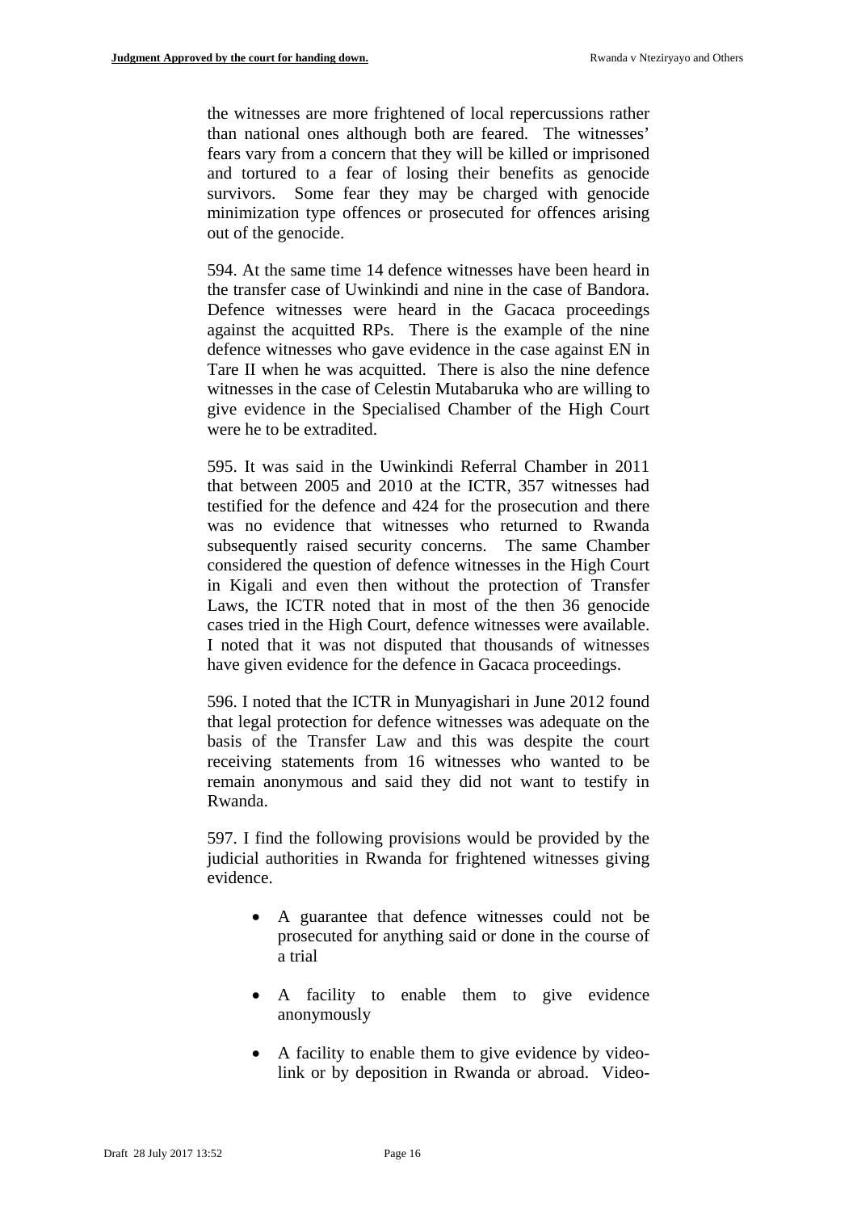the witnesses are more frightened of local repercussions rather than national ones although both are feared. The witnesses' fears vary from a concern that they will be killed or imprisoned and tortured to a fear of losing their benefits as genocide survivors. Some fear they may be charged with genocide minimization type offences or prosecuted for offences arising out of the genocide.

594. At the same time 14 defence witnesses have been heard in the transfer case of Uwinkindi and nine in the case of Bandora. Defence witnesses were heard in the Gacaca proceedings against the acquitted RPs. There is the example of the nine defence witnesses who gave evidence in the case against EN in Tare II when he was acquitted. There is also the nine defence witnesses in the case of Celestin Mutabaruka who are willing to give evidence in the Specialised Chamber of the High Court were he to be extradited.

595. It was said in the Uwinkindi Referral Chamber in 2011 that between 2005 and 2010 at the ICTR, 357 witnesses had testified for the defence and 424 for the prosecution and there was no evidence that witnesses who returned to Rwanda subsequently raised security concerns. The same Chamber considered the question of defence witnesses in the High Court in Kigali and even then without the protection of Transfer Laws, the ICTR noted that in most of the then 36 genocide cases tried in the High Court, defence witnesses were available. I noted that it was not disputed that thousands of witnesses have given evidence for the defence in Gacaca proceedings.

596. I noted that the ICTR in Munyagishari in June 2012 found that legal protection for defence witnesses was adequate on the basis of the Transfer Law and this was despite the court receiving statements from 16 witnesses who wanted to be remain anonymous and said they did not want to testify in Rwanda.

597. I find the following provisions would be provided by the judicial authorities in Rwanda for frightened witnesses giving evidence.

- A guarantee that defence witnesses could not be prosecuted for anything said or done in the course of a trial
- A facility to enable them to give evidence anonymously
- A facility to enable them to give evidence by video-link or by deposition in Rwanda or abroad. Video-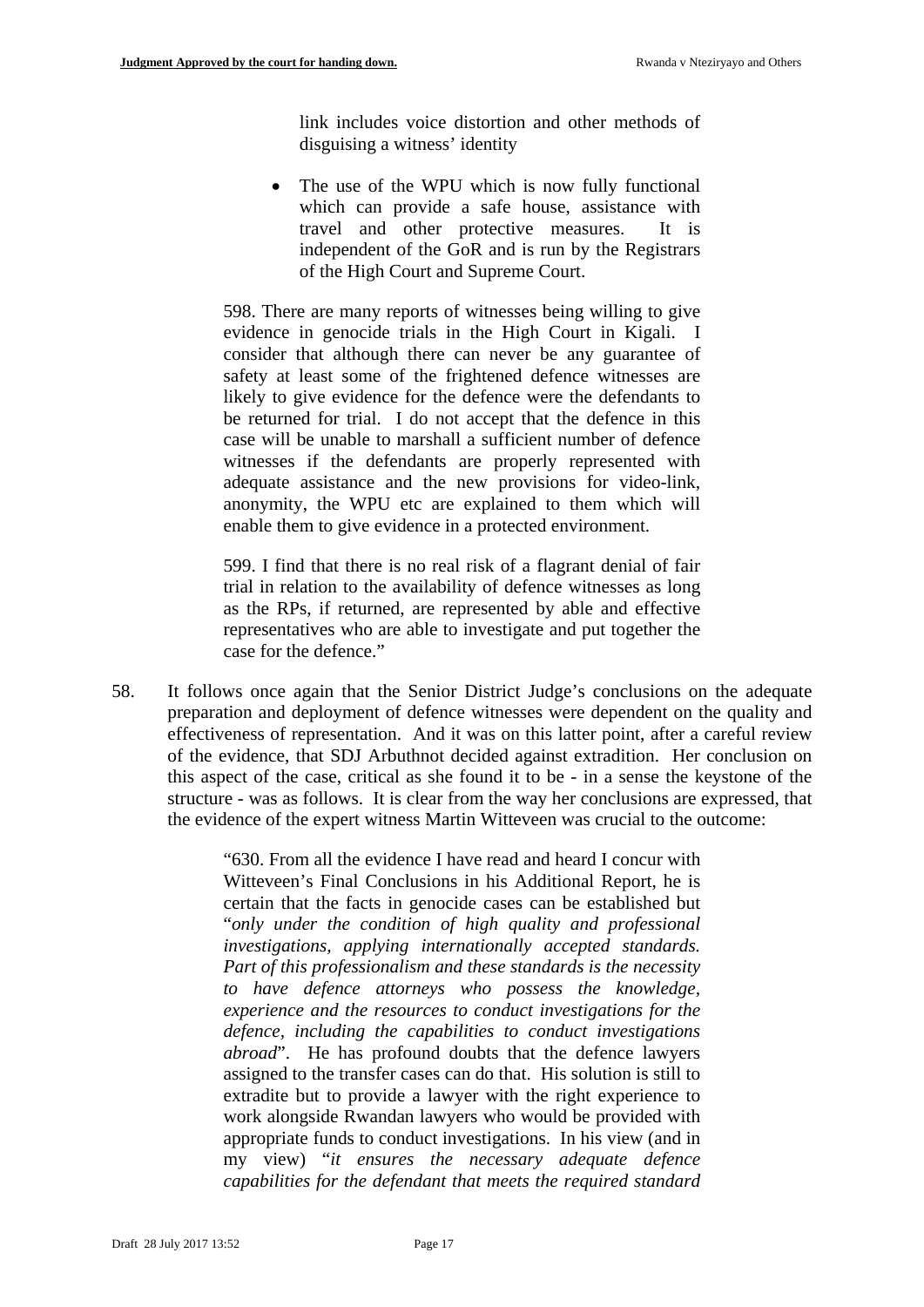link includes voice distortion and other methods of disguising a witness' identity

> - The use of the WPU which is now fully functional which can provide a safe house, assistance with travel and other protective measures. It is independent of the GoR and is run by the Registrars of the High Court and Supreme Court.
>
> 598. There are many reports of witnesses being willing to give evidence in genocide trials in the High Court in Kigali. I consider that although there can never be any guarantee of safety at least some of the frightened defence witnesses are likely to give evidence for the defence were the defendants to be returned for trial. I do not accept that the defence in this case will be unable to marshall a sufficient number of defence witnesses if the defendants are properly represented with adequate assistance and the new provisions for video-link, anonymity, the WPU etc are explained to them which will enable them to give evidence in a protected environment.
>
> 599. I find that there is no real risk of a flagrant denial of fair trial in relation to the availability of defence witnesses as long as the RPs, if returned, are represented by able and effective representatives who are able to investigate and put together the case for the defence."

58. It follows once again that the Senior District Judge's conclusions on the adequate preparation and deployment of defence witnesses were dependent on the quality and effectiveness of representation. And it was on this latter point, after a careful review of the evidence, that SDJ Arbuthnot decided against extradition. Her conclusion on this aspect of the case, critical as she found it to be - in a sense the keystone of the structure - was as follows. It is clear from the way her conclusions are expressed, that the evidence of the expert witness Martin Witteveen was crucial to the outcome:

> "630. From all the evidence I have read and heard I concur with Witteveen's Final Conclusions in his Additional Report, he is certain that the facts in genocide cases can be established but "*only under the condition of high quality and professional investigations, applying internationally accepted standards. Part of this professionalism and these standards is the necessity to have defence attorneys who possess the knowledge, experience and the resources to conduct investigations for the defence, including the capabilities to conduct investigations abroad*". He has profound doubts that the defence lawyers assigned to the transfer cases can do that. His solution is still to extradite but to provide a lawyer with the right experience to work alongside Rwandan lawyers who would be provided with appropriate funds to conduct investigations. In his view (and in my view) "*it ensures the necessary adequate defence capabilities for the defendant that meets the required standard*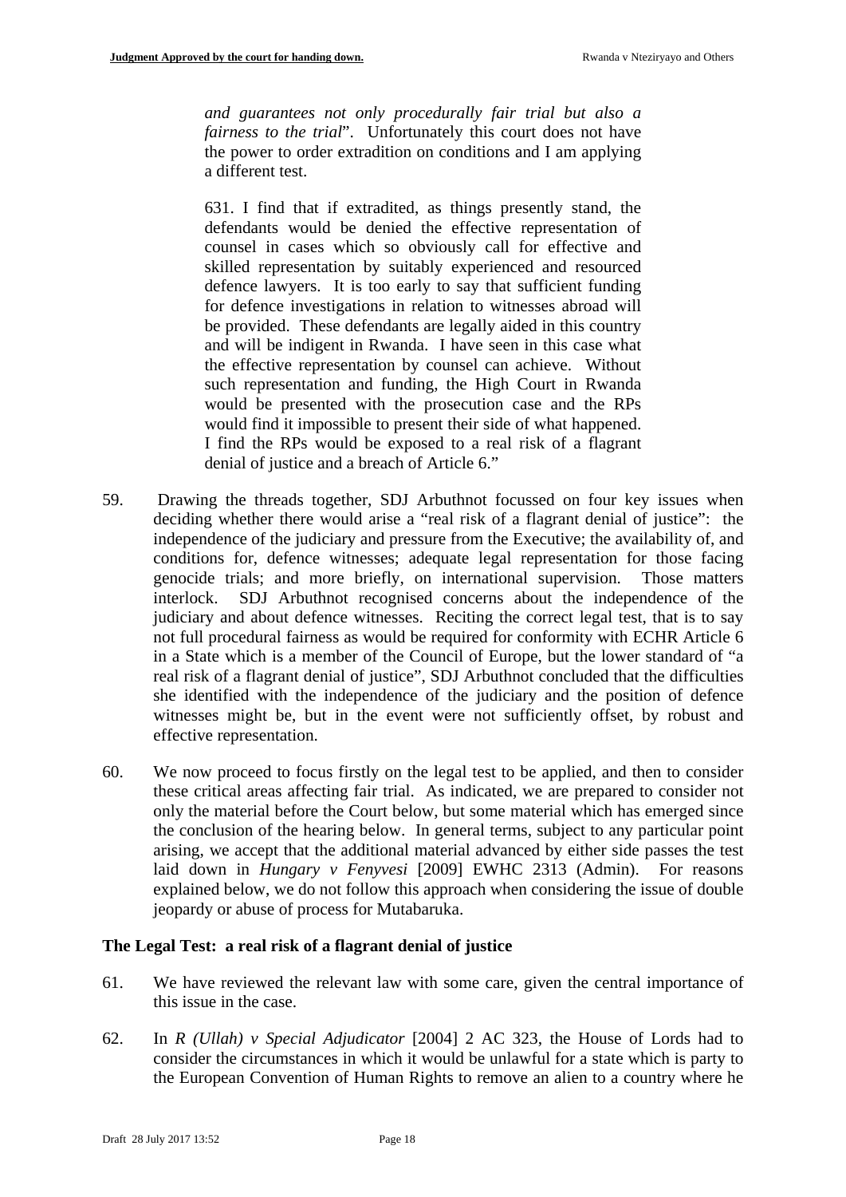*and guarantees not only procedurally fair trial but also a fairness to the trial*". Unfortunately this court does not have the power to order extradition on conditions and I am applying a different test.

> 631. I find that if extradited, as things presently stand, the defendants would be denied the effective representation of counsel in cases which so obviously call for effective and skilled representation by suitably experienced and resourced defence lawyers. It is too early to say that sufficient funding for defence investigations in relation to witnesses abroad will be provided. These defendants are legally aided in this country and will be indigent in Rwanda. I have seen in this case what the effective representation by counsel can achieve. Without such representation and funding, the High Court in Rwanda would be presented with the prosecution case and the RPs would find it impossible to present their side of what happened. I find the RPs would be exposed to a real risk of a flagrant denial of justice and a breach of Article 6."

59. Drawing the threads together, SDJ Arbuthnot focussed on four key issues when deciding whether there would arise a "real risk of a flagrant denial of justice": the independence of the judiciary and pressure from the Executive; the availability of, and conditions for, defence witnesses; adequate legal representation for those facing genocide trials; and more briefly, on international supervision. Those matters interlock. SDJ Arbuthnot recognised concerns about the independence of the judiciary and about defence witnesses. Reciting the correct legal test, that is to say not full procedural fairness as would be required for conformity with ECHR Article 6 in a State which is a member of the Council of Europe, but the lower standard of "a real risk of a flagrant denial of justice", SDJ Arbuthnot concluded that the difficulties she identified with the independence of the judiciary and the position of defence witnesses might be, but in the event were not sufficiently offset, by robust and effective representation.

60. We now proceed to focus firstly on the legal test to be applied, and then to consider these critical areas affecting fair trial. As indicated, we are prepared to consider not only the material before the Court below, but some material which has emerged since the conclusion of the hearing below. In general terms, subject to any particular point arising, we accept that the additional material advanced by either side passes the test laid down in *Hungary v Fenyvesi* [2009] EWHC 2313 (Admin). For reasons explained below, we do not follow this approach when considering the issue of double jeopardy or abuse of process for Mutabaruka.

## The Legal Test: a real risk of a flagrant denial of justice

61. We have reviewed the relevant law with some care, given the central importance of this issue in the case.

62. In *R (Ullah) v Special Adjudicator* [2004] 2 AC 323, the House of Lords had to consider the circumstances in which it would be unlawful for a state which is party to the European Convention of Human Rights to remove an alien to a country where he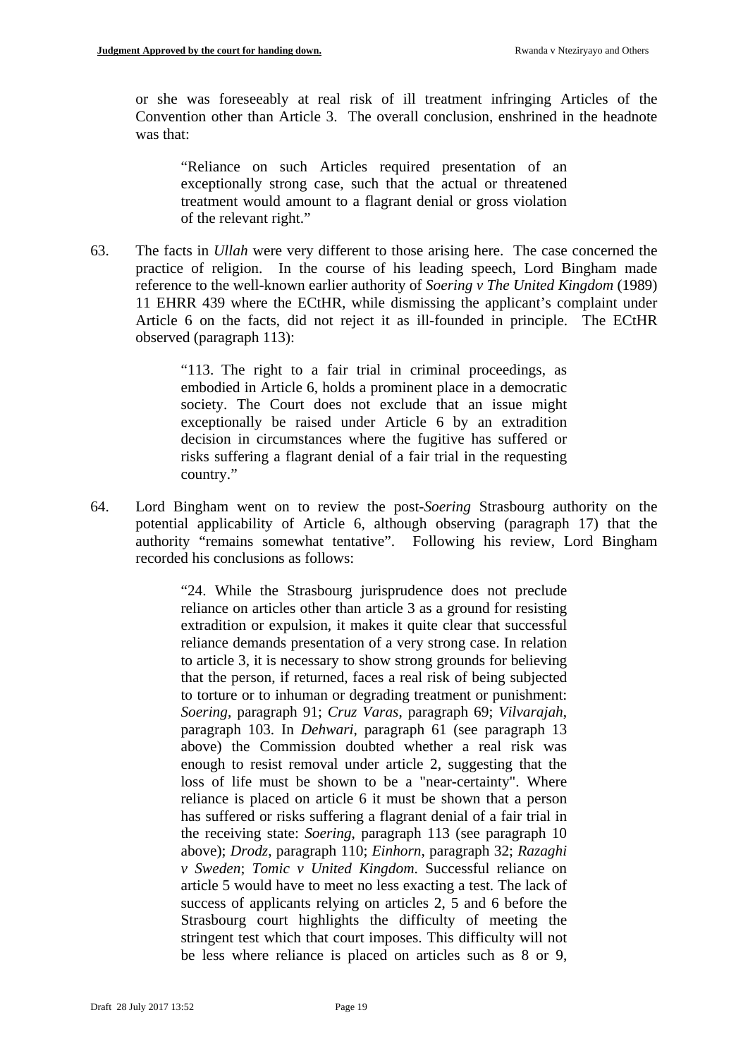or she was foreseeably at real risk of ill treatment infringing Articles of the Convention other than Article 3. The overall conclusion, enshrined in the headnote was that:

> "Reliance on such Articles required presentation of an exceptionally strong case, such that the actual or threatened treatment would amount to a flagrant denial or gross violation of the relevant right."

63. The facts in *Ullah* were very different to those arising here. The case concerned the practice of religion. In the course of his leading speech, Lord Bingham made reference to the well-known earlier authority of *Soering v The United Kingdom* (1989) 11 EHRR 439 where the ECtHR, while dismissing the applicant's complaint under Article 6 on the facts, did not reject it as ill-founded in principle. The ECtHR observed (paragraph 113):

> "113. The right to a fair trial in criminal proceedings, as embodied in Article 6, holds a prominent place in a democratic society. The Court does not exclude that an issue might exceptionally be raised under Article 6 by an extradition decision in circumstances where the fugitive has suffered or risks suffering a flagrant denial of a fair trial in the requesting country."

64. Lord Bingham went on to review the post-*Soering* Strasbourg authority on the potential applicability of Article 6, although observing (paragraph 17) that the authority "remains somewhat tentative". Following his review, Lord Bingham recorded his conclusions as follows:

> "24. While the Strasbourg jurisprudence does not preclude reliance on articles other than article 3 as a ground for resisting extradition or expulsion, it makes it quite clear that successful reliance demands presentation of a very strong case. In relation to article 3, it is necessary to show strong grounds for believing that the person, if returned, faces a real risk of being subjected to torture or to inhuman or degrading treatment or punishment: *Soering*, paragraph 91; *Cruz Varas*, paragraph 69; *Vilvarajah*, paragraph 103. In *Dehwari*, paragraph 61 (see paragraph 13 above) the Commission doubted whether a real risk was enough to resist removal under article 2, suggesting that the loss of life must be shown to be a "near-certainty". Where reliance is placed on article 6 it must be shown that a person has suffered or risks suffering a flagrant denial of a fair trial in the receiving state: *Soering*, paragraph 113 (see paragraph 10 above); *Drodz*, paragraph 110; *Einhorn*, paragraph 32; *Razaghi v Sweden*; *Tomic v United Kingdom*. Successful reliance on article 5 would have to meet no less exacting a test. The lack of success of applicants relying on articles 2, 5 and 6 before the Strasbourg court highlights the difficulty of meeting the stringent test which that court imposes. This difficulty will not be less where reliance is placed on articles such as 8 or 9,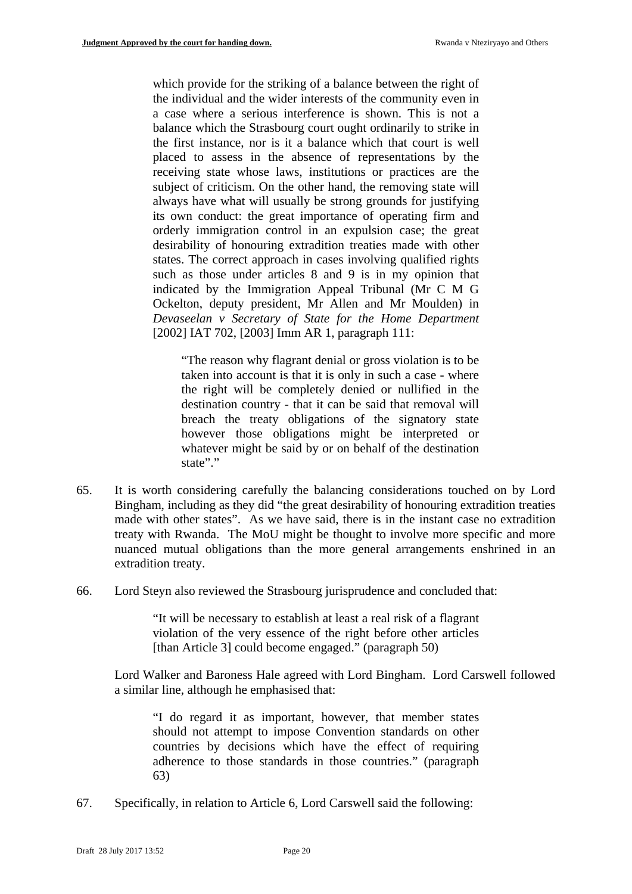> which provide for the striking of a balance between the right of the individual and the wider interests of the community even in a case where a serious interference is shown. This is not a balance which the Strasbourg court ought ordinarily to strike in the first instance, nor is it a balance which that court is well placed to assess in the absence of representations by the receiving state whose laws, institutions or practices are the subject of criticism. On the other hand, the removing state will always have what will usually be strong grounds for justifying its own conduct: the great importance of operating firm and orderly immigration control in an expulsion case; the great desirability of honouring extradition treaties made with other states. The correct approach in cases involving qualified rights such as those under articles 8 and 9 is in my opinion that indicated by the Immigration Appeal Tribunal (Mr C M G Ockelton, deputy president, Mr Allen and Mr Moulden) in *Devaseelan v Secretary of State for the Home Department* [2002] IAT 702, [2003] Imm AR 1, paragraph 111:
>
> > "The reason why flagrant denial or gross violation is to be taken into account is that it is only in such a case - where the right will be completely denied or nullified in the destination country - that it can be said that removal will breach the treaty obligations of the signatory state however those obligations might be interpreted or whatever might be said by or on behalf of the destination state"."

65. It is worth considering carefully the balancing considerations touched on by Lord Bingham, including as they did "the great desirability of honouring extradition treaties made with other states". As we have said, there is in the instant case no extradition treaty with Rwanda. The MoU might be thought to involve more specific and more nuanced mutual obligations than the more general arrangements enshrined in an extradition treaty.

66. Lord Steyn also reviewed the Strasbourg jurisprudence and concluded that:

> "It will be necessary to establish at least a real risk of a flagrant violation of the very essence of the right before other articles [than Article 3] could become engaged." (paragraph 50)

Lord Walker and Baroness Hale agreed with Lord Bingham. Lord Carswell followed a similar line, although he emphasised that:

> "I do regard it as important, however, that member states should not attempt to impose Convention standards on other countries by decisions which have the effect of requiring adherence to those standards in those countries." (paragraph 63)

67. Specifically, in relation to Article 6, Lord Carswell said the following: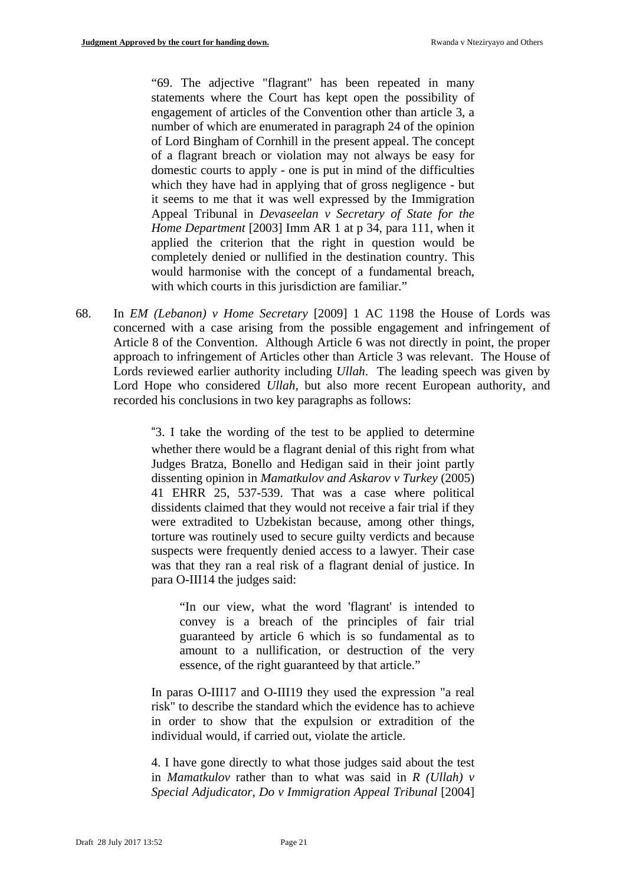> "69. The adjective "flagrant" has been repeated in many statements where the Court has kept open the possibility of engagement of articles of the Convention other than article 3, a number of which are enumerated in paragraph 24 of the opinion of Lord Bingham of Cornhill in the present appeal. The concept of a flagrant breach or violation may not always be easy for domestic courts to apply - one is put in mind of the difficulties which they have had in applying that of gross negligence - but it seems to me that it was well expressed by the Immigration Appeal Tribunal in *Devaseelan v Secretary of State for the Home Department* [2003] Imm AR 1 at p 34, para 111, when it applied the criterion that the right in question would be completely denied or nullified in the destination country. This would harmonise with the concept of a fundamental breach, with which courts in this jurisdiction are familiar."

68. In *EM (Lebanon) v Home Secretary* [2009] 1 AC 1198 the House of Lords was concerned with a case arising from the possible engagement and infringement of Article 8 of the Convention. Although Article 6 was not directly in point, the proper approach to infringement of Articles other than Article 3 was relevant. The House of Lords reviewed earlier authority including *Ullah*. The leading speech was given by Lord Hope who considered *Ullah*, but also more recent European authority, and recorded his conclusions in two key paragraphs as follows:

> "3. I take the wording of the test to be applied to determine whether there would be a flagrant denial of this right from what Judges Bratza, Bonello and Hedigan said in their joint partly dissenting opinion in *Mamatkulov and Askarov v Turkey* (2005) 41 EHRR 25, 537-539. That was a case where political dissidents claimed that they would not receive a fair trial if they were extradited to Uzbekistan because, among other things, torture was routinely used to secure guilty verdicts and because suspects were frequently denied access to a lawyer. Their case was that they ran a real risk of a flagrant denial of justice. In para O-III14 the judges said:
>
> > "In our view, what the word 'flagrant' is intended to convey is a breach of the principles of fair trial guaranteed by article 6 which is so fundamental as to amount to a nullification, or destruction of the very essence, of the right guaranteed by that article."
>
> In paras O-III17 and O-III19 they used the expression "a real risk" to describe the standard which the evidence has to achieve in order to show that the expulsion or extradition of the individual would, if carried out, violate the article.
>
> 4. I have gone directly to what those judges said about the test in *Mamatkulov* rather than to what was said in *R (Ullah) v Special Adjudicator, Do v Immigration Appeal Tribunal* [2004]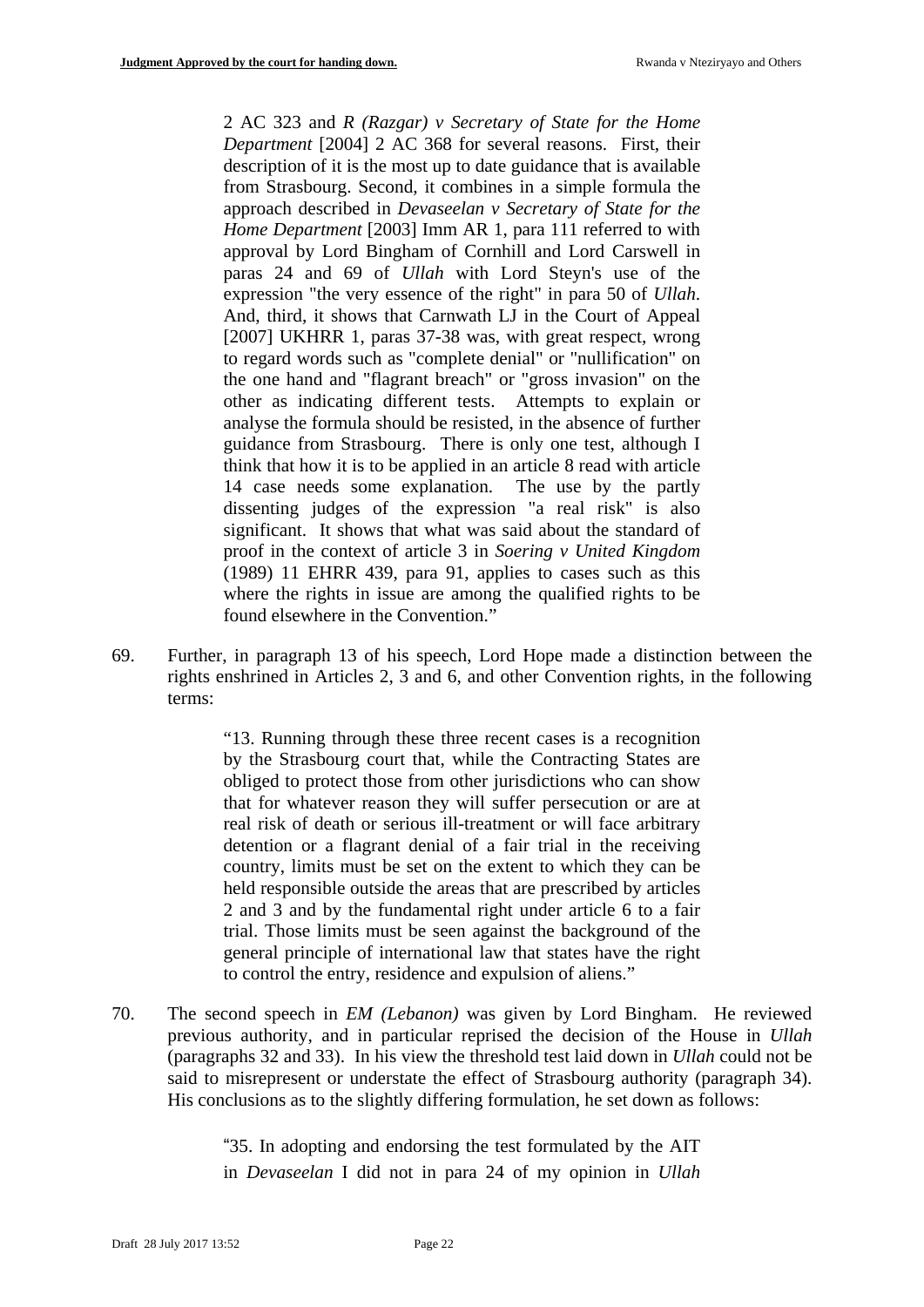2 AC 323 and *R (Razgar) v Secretary of State for the Home Department* [2004] 2 AC 368 for several reasons. First, their description of it is the most up to date guidance that is available from Strasbourg. Second, it combines in a simple formula the approach described in *Devaseelan v Secretary of State for the Home Department* [2003] Imm AR 1, para 111 referred to with approval by Lord Bingham of Cornhill and Lord Carswell in paras 24 and 69 of *Ullah* with Lord Steyn's use of the expression "the very essence of the right" in para 50 of *Ullah*. And, third, it shows that Carnwath LJ in the Court of Appeal [2007] UKHRR 1, paras 37-38 was, with great respect, wrong to regard words such as "complete denial" or "nullification" on the one hand and "flagrant breach" or "gross invasion" on the other as indicating different tests. Attempts to explain or analyse the formula should be resisted, in the absence of further guidance from Strasbourg. There is only one test, although I think that how it is to be applied in an article 8 read with article 14 case needs some explanation. The use by the partly dissenting judges of the expression "a real risk" is also significant. It shows that what was said about the standard of proof in the context of article 3 in *Soering v United Kingdom* (1989) 11 EHRR 439, para 91, applies to cases such as this where the rights in issue are among the qualified rights to be found elsewhere in the Convention."

69. Further, in paragraph 13 of his speech, Lord Hope made a distinction between the rights enshrined in Articles 2, 3 and 6, and other Convention rights, in the following terms:

> "13. Running through these three recent cases is a recognition by the Strasbourg court that, while the Contracting States are obliged to protect those from other jurisdictions who can show that for whatever reason they will suffer persecution or are at real risk of death or serious ill-treatment or will face arbitrary detention or a flagrant denial of a fair trial in the receiving country, limits must be set on the extent to which they can be held responsible outside the areas that are prescribed by articles 2 and 3 and by the fundamental right under article 6 to a fair trial. Those limits must be seen against the background of the general principle of international law that states have the right to control the entry, residence and expulsion of aliens."

70. The second speech in *EM (Lebanon)* was given by Lord Bingham. He reviewed previous authority, and in particular reprised the decision of the House in *Ullah* (paragraphs 32 and 33). In his view the threshold test laid down in *Ullah* could not be said to misrepresent or understate the effect of Strasbourg authority (paragraph 34). His conclusions as to the slightly differing formulation, he set down as follows:

> "35. In adopting and endorsing the test formulated by the AIT in *Devaseelan* I did not in para 24 of my opinion in *Ullah*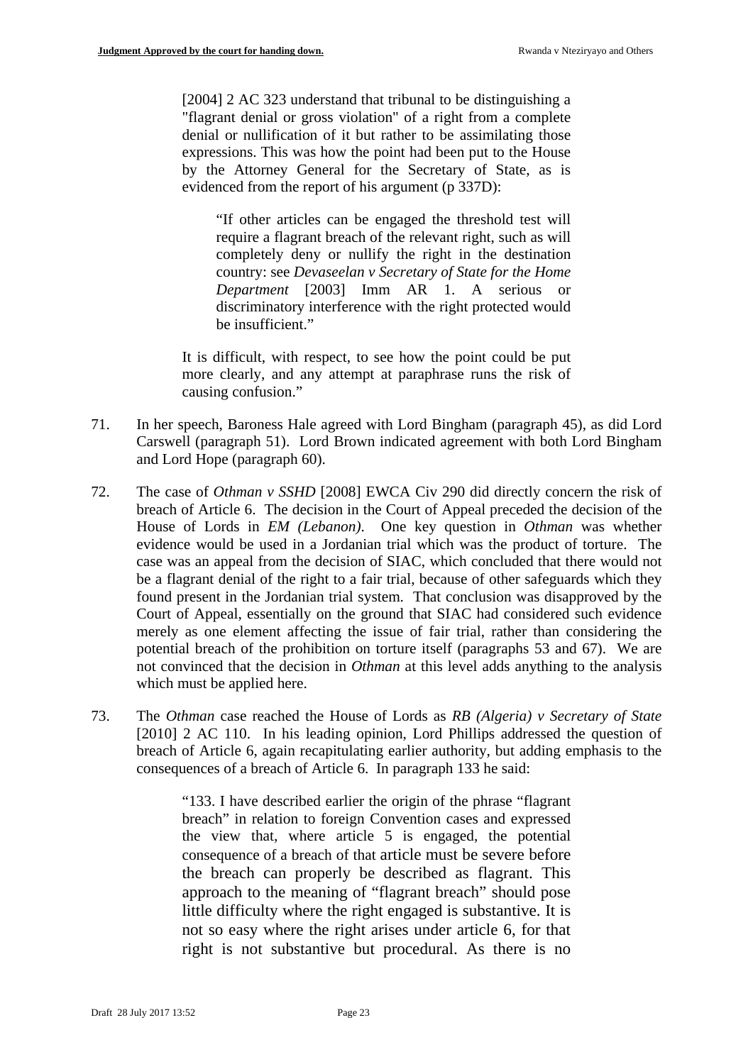[2004] 2 AC 323 understand that tribunal to be distinguishing a "flagrant denial or gross violation" of a right from a complete denial or nullification of it but rather to be assimilating those expressions. This was how the point had been put to the House by the Attorney General for the Secretary of State, as is evidenced from the report of his argument (p 337D):

> "If other articles can be engaged the threshold test will require a flagrant breach of the relevant right, such as will completely deny or nullify the right in the destination country: see *Devaseelan v Secretary of State for the Home Department* [2003] Imm AR 1. A serious or discriminatory interference with the right protected would be insufficient."

It is difficult, with respect, to see how the point could be put more clearly, and any attempt at paraphrase runs the risk of causing confusion."

71. In her speech, Baroness Hale agreed with Lord Bingham (paragraph 45), as did Lord Carswell (paragraph 51). Lord Brown indicated agreement with both Lord Bingham and Lord Hope (paragraph 60).

72. The case of *Othman v SSHD* [2008] EWCA Civ 290 did directly concern the risk of breach of Article 6. The decision in the Court of Appeal preceded the decision of the House of Lords in *EM (Lebanon)*. One key question in *Othman* was whether evidence would be used in a Jordanian trial which was the product of torture. The case was an appeal from the decision of SIAC, which concluded that there would not be a flagrant denial of the right to a fair trial, because of other safeguards which they found present in the Jordanian trial system. That conclusion was disapproved by the Court of Appeal, essentially on the ground that SIAC had considered such evidence merely as one element affecting the issue of fair trial, rather than considering the potential breach of the prohibition on torture itself (paragraphs 53 and 67). We are not convinced that the decision in *Othman* at this level adds anything to the analysis which must be applied here.

73. The *Othman* case reached the House of Lords as *RB (Algeria) v Secretary of State* [2010] 2 AC 110. In his leading opinion, Lord Phillips addressed the question of breach of Article 6, again recapitulating earlier authority, but adding emphasis to the consequences of a breach of Article 6. In paragraph 133 he said:

> "133. I have described earlier the origin of the phrase "flagrant breach" in relation to foreign Convention cases and expressed the view that, where article 5 is engaged, the potential consequence of a breach of that article must be severe before the breach can properly be described as flagrant. This approach to the meaning of "flagrant breach" should pose little difficulty where the right engaged is substantive. It is not so easy where the right arises under article 6, for that right is not substantive but procedural. As there is no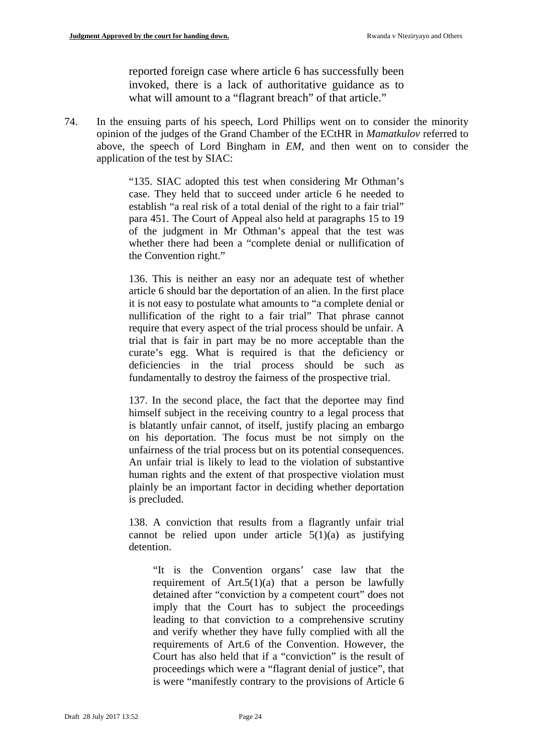> reported foreign case where article 6 has successfully been invoked, there is a lack of authoritative guidance as to what will amount to a "flagrant breach" of that article."

74. In the ensuing parts of his speech, Lord Phillips went on to consider the minority opinion of the judges of the Grand Chamber of the ECtHR in *Mamatkulov* referred to above, the speech of Lord Bingham in *EM*, and then went on to consider the application of the test by SIAC:

> "135. SIAC adopted this test when considering Mr Othman's case. They held that to succeed under article 6 he needed to establish "a real risk of a total denial of the right to a fair trial" para 451. The Court of Appeal also held at paragraphs 15 to 19 of the judgment in Mr Othman's appeal that the test was whether there had been a "complete denial or nullification of the Convention right."
>
> 136. This is neither an easy nor an adequate test of whether article 6 should bar the deportation of an alien. In the first place it is not easy to postulate what amounts to "a complete denial or nullification of the right to a fair trial" That phrase cannot require that every aspect of the trial process should be unfair. A trial that is fair in part may be no more acceptable than the curate's egg. What is required is that the deficiency or deficiencies in the trial process should be such as fundamentally to destroy the fairness of the prospective trial.
>
> 137. In the second place, the fact that the deportee may find himself subject in the receiving country to a legal process that is blatantly unfair cannot, of itself, justify placing an embargo on his deportation. The focus must be not simply on the unfairness of the trial process but on its potential consequences. An unfair trial is likely to lead to the violation of substantive human rights and the extent of that prospective violation must plainly be an important factor in deciding whether deportation is precluded.
>
> 138. A conviction that results from a flagrantly unfair trial cannot be relied upon under article 5(1)(a) as justifying detention.
>
> > "It is the Convention organs' case law that the requirement of Art.5(1)(a) that a person be lawfully detained after "conviction by a competent court" does not imply that the Court has to subject the proceedings leading to that conviction to a comprehensive scrutiny and verify whether they have fully complied with all the requirements of Art.6 of the Convention. However, the Court has also held that if a "conviction" is the result of proceedings which were a "flagrant denial of justice", that is were "manifestly contrary to the provisions of Article 6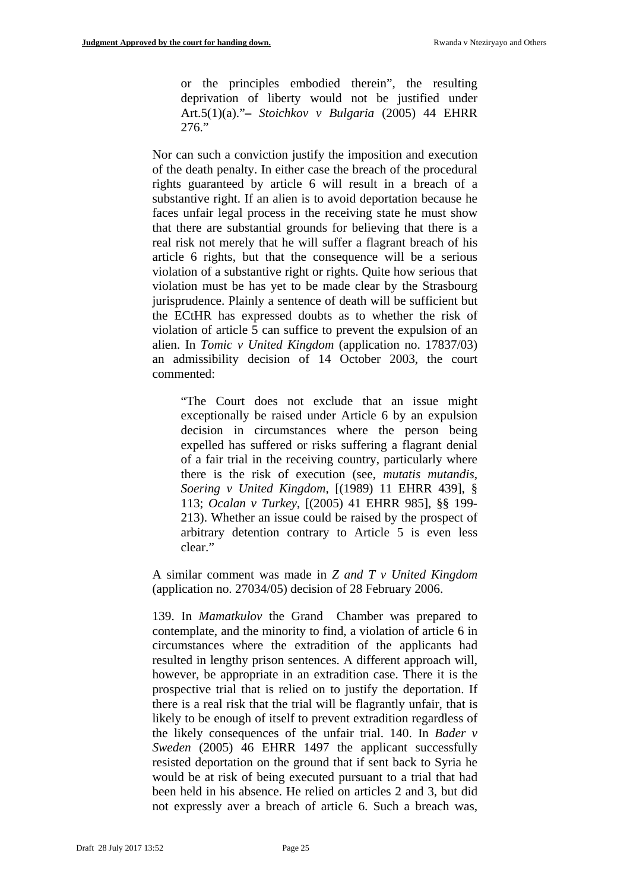> or the principles embodied therein", the resulting deprivation of liberty would not be justified under Art.5(1)(a)."– *Stoichkov v Bulgaria* (2005) 44 EHRR 276."

Nor can such a conviction justify the imposition and execution of the death penalty. In either case the breach of the procedural rights guaranteed by article 6 will result in a breach of a substantive right. If an alien is to avoid deportation because he faces unfair legal process in the receiving state he must show that there are substantial grounds for believing that there is a real risk not merely that he will suffer a flagrant breach of his article 6 rights, but that the consequence will be a serious violation of a substantive right or rights. Quite how serious that violation must be has yet to be made clear by the Strasbourg jurisprudence. Plainly a sentence of death will be sufficient but the ECtHR has expressed doubts as to whether the risk of violation of article 5 can suffice to prevent the expulsion of an alien. In *Tomic v United Kingdom* (application no. 17837/03) an admissibility decision of 14 October 2003, the court commented:

> "The Court does not exclude that an issue might exceptionally be raised under Article 6 by an expulsion decision in circumstances where the person being expelled has suffered or risks suffering a flagrant denial of a fair trial in the receiving country, particularly where there is the risk of execution (see, *mutatis mutandis*, *Soering v United Kingdom*, [(1989) 11 EHRR 439], § 113; *Ocalan v Turkey*, [(2005) 41 EHRR 985], §§ 199-213). Whether an issue could be raised by the prospect of arbitrary detention contrary to Article 5 is even less clear."

A similar comment was made in *Z and T v United Kingdom* (application no. 27034/05) decision of 28 February 2006.

139. In *Mamatkulov* the Grand Chamber was prepared to contemplate, and the minority to find, a violation of article 6 in circumstances where the extradition of the applicants had resulted in lengthy prison sentences. A different approach will, however, be appropriate in an extradition case. There it is the prospective trial that is relied on to justify the deportation. If there is a real risk that the trial will be flagrantly unfair, that is likely to be enough of itself to prevent extradition regardless of the likely consequences of the unfair trial. 140. In *Bader v Sweden* (2005) 46 EHRR 1497 the applicant successfully resisted deportation on the ground that if sent back to Syria he would be at risk of being executed pursuant to a trial that had been held in his absence. He relied on articles 2 and 3, but did not expressly aver a breach of article 6. Such a breach was,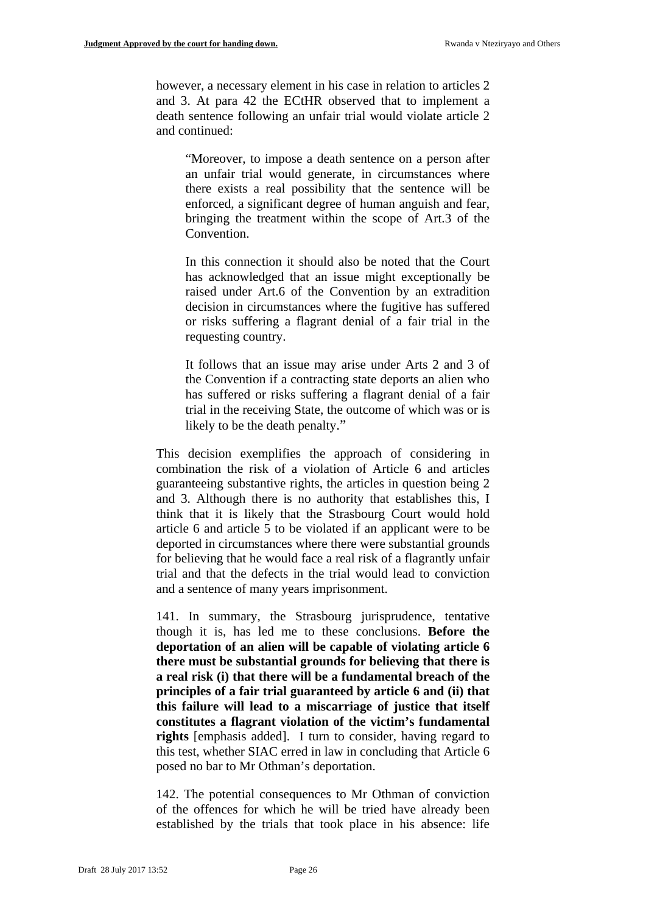however, a necessary element in his case in relation to articles 2 and 3. At para 42 the ECtHR observed that to implement a death sentence following an unfair trial would violate article 2 and continued:

> "Moreover, to impose a death sentence on a person after an unfair trial would generate, in circumstances where there exists a real possibility that the sentence will be enforced, a significant degree of human anguish and fear, bringing the treatment within the scope of Art.3 of the Convention.
>
> In this connection it should also be noted that the Court has acknowledged that an issue might exceptionally be raised under Art.6 of the Convention by an extradition decision in circumstances where the fugitive has suffered or risks suffering a flagrant denial of a fair trial in the requesting country.
>
> It follows that an issue may arise under Arts 2 and 3 of the Convention if a contracting state deports an alien who has suffered or risks suffering a flagrant denial of a fair trial in the receiving State, the outcome of which was or is likely to be the death penalty."

This decision exemplifies the approach of considering in combination the risk of a violation of Article 6 and articles guaranteeing substantive rights, the articles in question being 2 and 3. Although there is no authority that establishes this, I think that it is likely that the Strasbourg Court would hold article 6 and article 5 to be violated if an applicant were to be deported in circumstances where there were substantial grounds for believing that he would face a real risk of a flagrantly unfair trial and that the defects in the trial would lead to conviction and a sentence of many years imprisonment.

141. In summary, the Strasbourg jurisprudence, tentative though it is, has led me to these conclusions. **Before the deportation of an alien will be capable of violating article 6 there must be substantial grounds for believing that there is a real risk (i) that there will be a fundamental breach of the principles of a fair trial guaranteed by article 6 and (ii) that this failure will lead to a miscarriage of justice that itself constitutes a flagrant violation of the victim's fundamental rights** [emphasis added]. I turn to consider, having regard to this test, whether SIAC erred in law in concluding that Article 6 posed no bar to Mr Othman's deportation.

142. The potential consequences to Mr Othman of conviction of the offences for which he will be tried have already been established by the trials that took place in his absence: life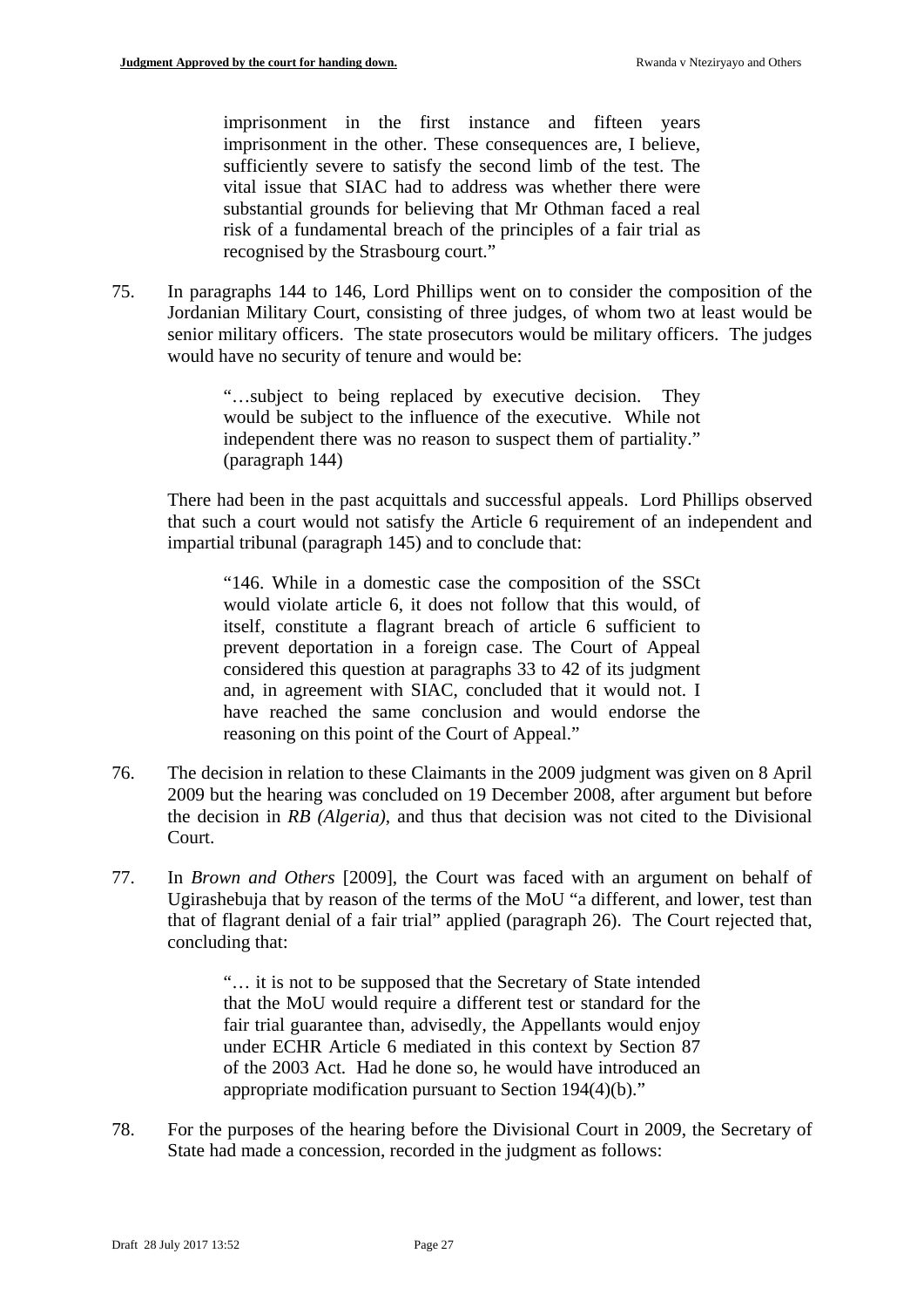> imprisonment in the first instance and fifteen years imprisonment in the other. These consequences are, I believe, sufficiently severe to satisfy the second limb of the test. The vital issue that SIAC had to address was whether there were substantial grounds for believing that Mr Othman faced a real risk of a fundamental breach of the principles of a fair trial as recognised by the Strasbourg court."

75. In paragraphs 144 to 146, Lord Phillips went on to consider the composition of the Jordanian Military Court, consisting of three judges, of whom two at least would be senior military officers. The state prosecutors would be military officers. The judges would have no security of tenure and would be:

> "…subject to being replaced by executive decision. They would be subject to the influence of the executive. While not independent there was no reason to suspect them of partiality." (paragraph 144)

There had been in the past acquittals and successful appeals. Lord Phillips observed that such a court would not satisfy the Article 6 requirement of an independent and impartial tribunal (paragraph 145) and to conclude that:

> "146. While in a domestic case the composition of the SSCt would violate article 6, it does not follow that this would, of itself, constitute a flagrant breach of article 6 sufficient to prevent deportation in a foreign case. The Court of Appeal considered this question at paragraphs 33 to 42 of its judgment and, in agreement with SIAC, concluded that it would not. I have reached the same conclusion and would endorse the reasoning on this point of the Court of Appeal."

76. The decision in relation to these Claimants in the 2009 judgment was given on 8 April 2009 but the hearing was concluded on 19 December 2008, after argument but before the decision in *RB (Algeria)*, and thus that decision was not cited to the Divisional Court.

77. In *Brown and Others* [2009], the Court was faced with an argument on behalf of Ugirashebuja that by reason of the terms of the MoU "a different, and lower, test than that of flagrant denial of a fair trial" applied (paragraph 26). The Court rejected that, concluding that:

> "… it is not to be supposed that the Secretary of State intended that the MoU would require a different test or standard for the fair trial guarantee than, advisedly, the Appellants would enjoy under ECHR Article 6 mediated in this context by Section 87 of the 2003 Act. Had he done so, he would have introduced an appropriate modification pursuant to Section 194(4)(b)."

78. For the purposes of the hearing before the Divisional Court in 2009, the Secretary of State had made a concession, recorded in the judgment as follows: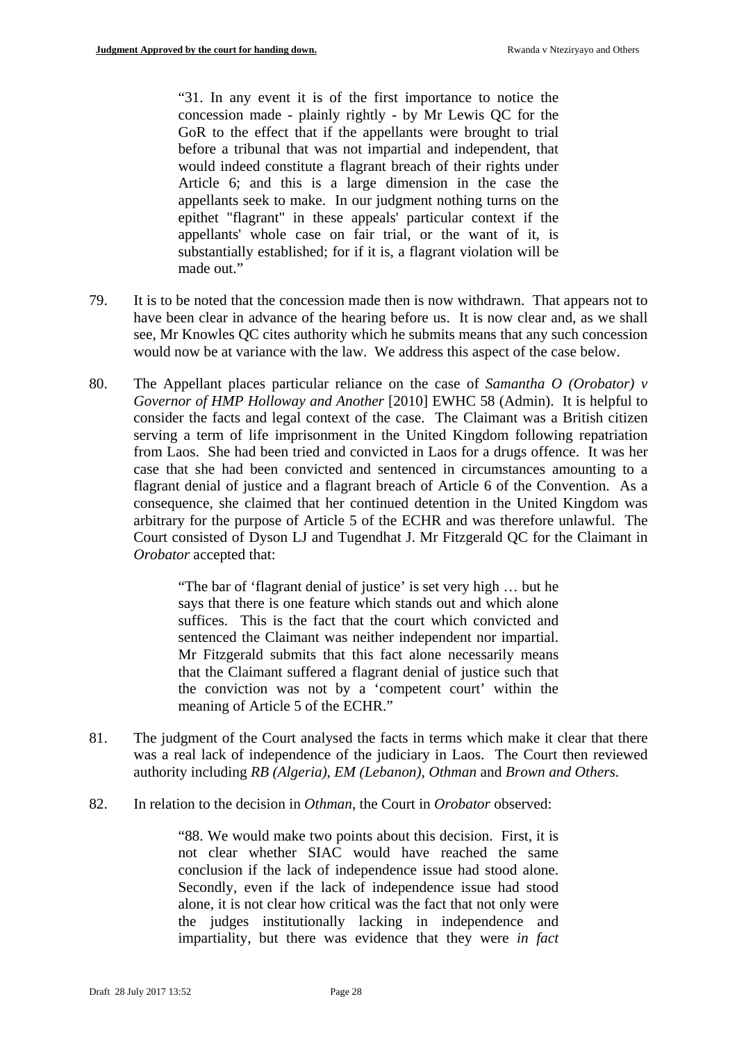> "31. In any event it is of the first importance to notice the concession made - plainly rightly - by Mr Lewis QC for the GoR to the effect that if the appellants were brought to trial before a tribunal that was not impartial and independent, that would indeed constitute a flagrant breach of their rights under Article 6; and this is a large dimension in the case the appellants seek to make. In our judgment nothing turns on the epithet "flagrant" in these appeals' particular context if the appellants' whole case on fair trial, or the want of it, is substantially established; for if it is, a flagrant violation will be made out."

79. It is to be noted that the concession made then is now withdrawn. That appears not to have been clear in advance of the hearing before us. It is now clear and, as we shall see, Mr Knowles QC cites authority which he submits means that any such concession would now be at variance with the law. We address this aspect of the case below.

80. The Appellant places particular reliance on the case of *Samantha O (Orobator) v Governor of HMP Holloway and Another* [2010] EWHC 58 (Admin). It is helpful to consider the facts and legal context of the case. The Claimant was a British citizen serving a term of life imprisonment in the United Kingdom following repatriation from Laos. She had been tried and convicted in Laos for a drugs offence. It was her case that she had been convicted and sentenced in circumstances amounting to a flagrant denial of justice and a flagrant breach of Article 6 of the Convention. As a consequence, she claimed that her continued detention in the United Kingdom was arbitrary for the purpose of Article 5 of the ECHR and was therefore unlawful. The Court consisted of Dyson LJ and Tugendhat J. Mr Fitzgerald QC for the Claimant in *Orobator* accepted that:

> "The bar of 'flagrant denial of justice' is set very high … but he says that there is one feature which stands out and which alone suffices. This is the fact that the court which convicted and sentenced the Claimant was neither independent nor impartial. Mr Fitzgerald submits that this fact alone necessarily means that the Claimant suffered a flagrant denial of justice such that the conviction was not by a 'competent court' within the meaning of Article 5 of the ECHR."

81. The judgment of the Court analysed the facts in terms which make it clear that there was a real lack of independence of the judiciary in Laos. The Court then reviewed authority including *RB (Algeria)*, *EM (Lebanon)*, *Othman* and *Brown and Others*.

82. In relation to the decision in *Othman*, the Court in *Orobator* observed:

> "88. We would make two points about this decision. First, it is not clear whether SIAC would have reached the same conclusion if the lack of independence issue had stood alone. Secondly, even if the lack of independence issue had stood alone, it is not clear how critical was the fact that not only were the judges institutionally lacking in independence and impartiality, but there was evidence that they were *in fact*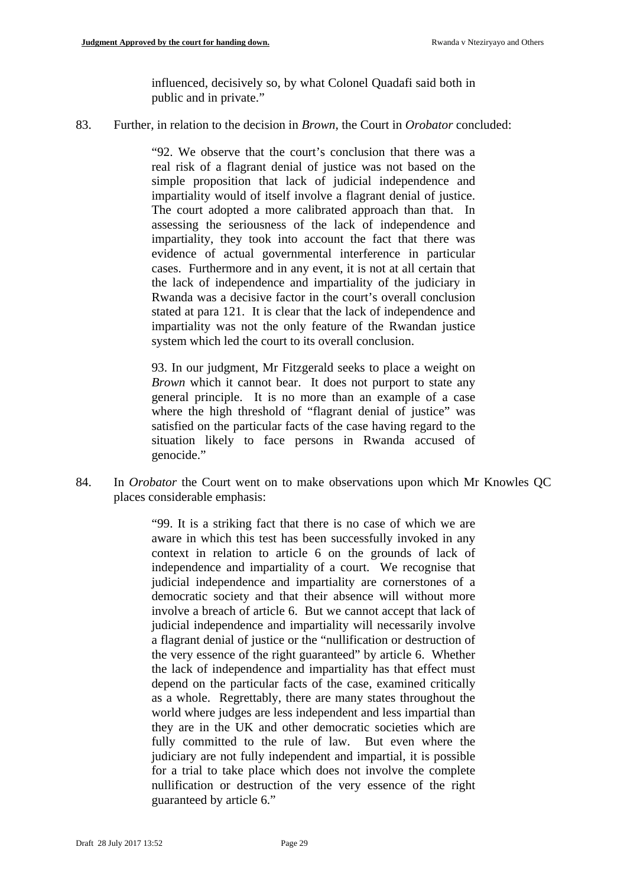influenced, decisively so, by what Colonel Quadafi said both in public and in private."

83. Further, in relation to the decision in *Brown*, the Court in *Orobator* concluded:

> "92. We observe that the court's conclusion that there was a real risk of a flagrant denial of justice was not based on the simple proposition that lack of judicial independence and impartiality would of itself involve a flagrant denial of justice. The court adopted a more calibrated approach than that. In assessing the seriousness of the lack of independence and impartiality, they took into account the fact that there was evidence of actual governmental interference in particular cases. Furthermore and in any event, it is not at all certain that the lack of independence and impartiality of the judiciary in Rwanda was a decisive factor in the court's overall conclusion stated at para 121. It is clear that the lack of independence and impartiality was not the only feature of the Rwandan justice system which led the court to its overall conclusion.
>
> 93. In our judgment, Mr Fitzgerald seeks to place a weight on *Brown* which it cannot bear. It does not purport to state any general principle. It is no more than an example of a case where the high threshold of "flagrant denial of justice" was satisfied on the particular facts of the case having regard to the situation likely to face persons in Rwanda accused of genocide."

84. In *Orobator* the Court went on to make observations upon which Mr Knowles QC places considerable emphasis:

> "99. It is a striking fact that there is no case of which we are aware in which this test has been successfully invoked in any context in relation to article 6 on the grounds of lack of independence and impartiality of a court. We recognise that judicial independence and impartiality are cornerstones of a democratic society and that their absence will without more involve a breach of article 6. But we cannot accept that lack of judicial independence and impartiality will necessarily involve a flagrant denial of justice or the "nullification or destruction of the very essence of the right guaranteed" by article 6. Whether the lack of independence and impartiality has that effect must depend on the particular facts of the case, examined critically as a whole. Regrettably, there are many states throughout the world where judges are less independent and less impartial than they are in the UK and other democratic societies which are fully committed to the rule of law. But even where the judiciary are not fully independent and impartial, it is possible for a trial to take place which does not involve the complete nullification or destruction of the very essence of the right guaranteed by article 6."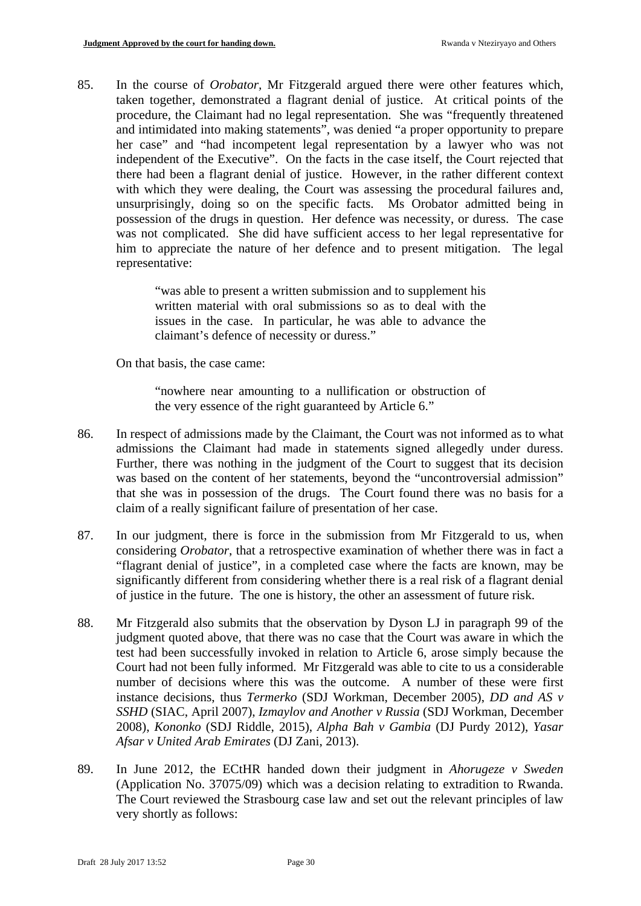85. In the course of *Orobator*, Mr Fitzgerald argued there were other features which, taken together, demonstrated a flagrant denial of justice. At critical points of the procedure, the Claimant had no legal representation. She was "frequently threatened and intimidated into making statements", was denied "a proper opportunity to prepare her case" and "had incompetent legal representation by a lawyer who was not independent of the Executive". On the facts in the case itself, the Court rejected that there had been a flagrant denial of justice. However, in the rather different context with which they were dealing, the Court was assessing the procedural failures and, unsurprisingly, doing so on the specific facts. Ms Orobator admitted being in possession of the drugs in question. Her defence was necessity, or duress. The case was not complicated. She did have sufficient access to her legal representative for him to appreciate the nature of her defence and to present mitigation. The legal representative:

> "was able to present a written submission and to supplement his written material with oral submissions so as to deal with the issues in the case. In particular, he was able to advance the claimant's defence of necessity or duress."

On that basis, the case came:

> "nowhere near amounting to a nullification or obstruction of the very essence of the right guaranteed by Article 6."

86. In respect of admissions made by the Claimant, the Court was not informed as to what admissions the Claimant had made in statements signed allegedly under duress. Further, there was nothing in the judgment of the Court to suggest that its decision was based on the content of her statements, beyond the "uncontroversial admission" that she was in possession of the drugs. The Court found there was no basis for a claim of a really significant failure of presentation of her case.

87. In our judgment, there is force in the submission from Mr Fitzgerald to us, when considering *Orobator*, that a retrospective examination of whether there was in fact a "flagrant denial of justice", in a completed case where the facts are known, may be significantly different from considering whether there is a real risk of a flagrant denial of justice in the future. The one is history, the other an assessment of future risk.

88. Mr Fitzgerald also submits that the observation by Dyson LJ in paragraph 99 of the judgment quoted above, that there was no case that the Court was aware in which the test had been successfully invoked in relation to Article 6, arose simply because the Court had not been fully informed. Mr Fitzgerald was able to cite to us a considerable number of decisions where this was the outcome. A number of these were first instance decisions, thus *Termerko* (SDJ Workman, December 2005), *DD and AS v SSHD* (SIAC, April 2007), *Izmaylov and Another v Russia* (SDJ Workman, December 2008), *Kononko* (SDJ Riddle, 2015), *Alpha Bah v Gambia* (DJ Purdy 2012), *Yasar Afsar v United Arab Emirates* (DJ Zani, 2013).

89. In June 2012, the ECtHR handed down their judgment in *Ahorugeze v Sweden* (Application No. 37075/09) which was a decision relating to extradition to Rwanda. The Court reviewed the Strasbourg case law and set out the relevant principles of law very shortly as follows: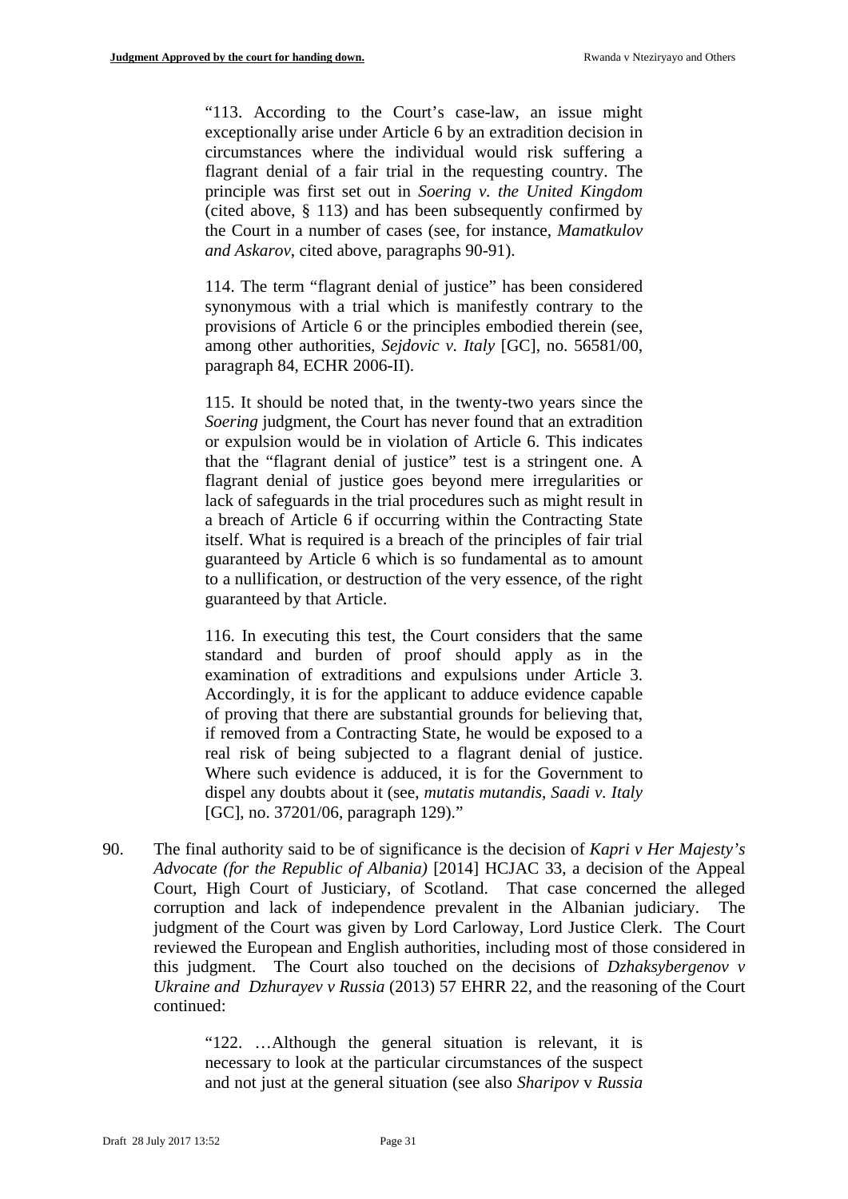> "113. According to the Court's case-law, an issue might exceptionally arise under Article 6 by an extradition decision in circumstances where the individual would risk suffering a flagrant denial of a fair trial in the requesting country. The principle was first set out in *Soering v. the United Kingdom* (cited above, § 113) and has been subsequently confirmed by the Court in a number of cases (see, for instance, *Mamatkulov and Askarov*, cited above, paragraphs 90-91).
>
> 114. The term "flagrant denial of justice" has been considered synonymous with a trial which is manifestly contrary to the provisions of Article 6 or the principles embodied therein (see, among other authorities, *Sejdovic v. Italy* [GC], no. 56581/00, paragraph 84, ECHR 2006-II).
>
> 115. It should be noted that, in the twenty-two years since the *Soering* judgment, the Court has never found that an extradition or expulsion would be in violation of Article 6. This indicates that the "flagrant denial of justice" test is a stringent one. A flagrant denial of justice goes beyond mere irregularities or lack of safeguards in the trial procedures such as might result in a breach of Article 6 if occurring within the Contracting State itself. What is required is a breach of the principles of fair trial guaranteed by Article 6 which is so fundamental as to amount to a nullification, or destruction of the very essence, of the right guaranteed by that Article.
>
> 116. In executing this test, the Court considers that the same standard and burden of proof should apply as in the examination of extraditions and expulsions under Article 3. Accordingly, it is for the applicant to adduce evidence capable of proving that there are substantial grounds for believing that, if removed from a Contracting State, he would be exposed to a real risk of being subjected to a flagrant denial of justice. Where such evidence is adduced, it is for the Government to dispel any doubts about it (see, *mutatis mutandis*, *Saadi v. Italy* [GC], no. 37201/06, paragraph 129)."

90. The final authority said to be of significance is the decision of *Kapri v Her Majesty's Advocate (for the Republic of Albania)* [2014] HCJAC 33, a decision of the Appeal Court, High Court of Justiciary, of Scotland. That case concerned the alleged corruption and lack of independence prevalent in the Albanian judiciary. The judgment of the Court was given by Lord Carloway, Lord Justice Clerk. The Court reviewed the European and English authorities, including most of those considered in this judgment. The Court also touched on the decisions of *Dzhaksybergenov v Ukraine and Dzhurayev v Russia* (2013) 57 EHRR 22, and the reasoning of the Court continued:

> "122. …Although the general situation is relevant, it is necessary to look at the particular circumstances of the suspect and not just at the general situation (see also *Sharipov* v *Russia*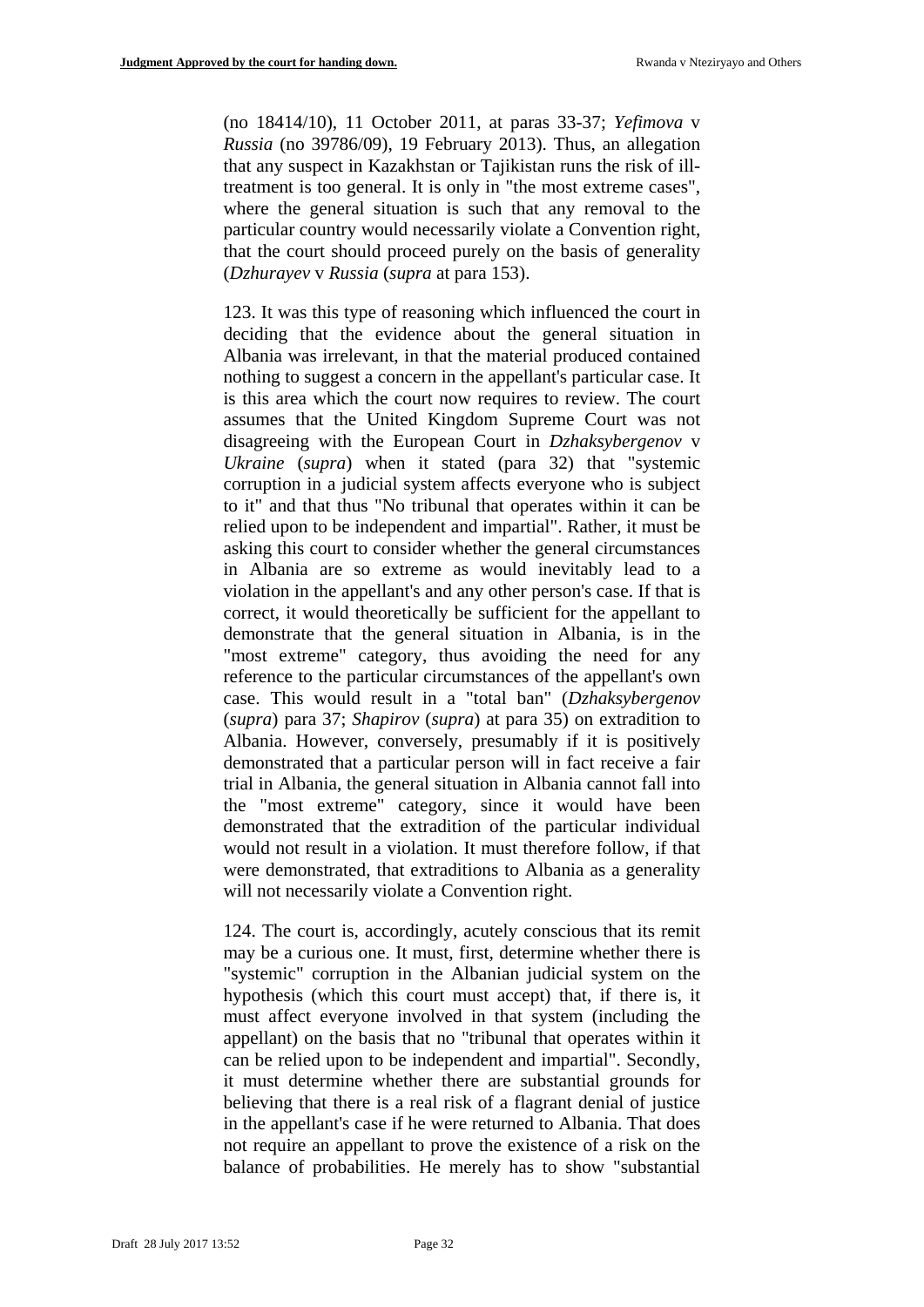(no 18414/10), 11 October 2011, at paras 33-37; *Yefimova* v *Russia* (no 39786/09), 19 February 2013). Thus, an allegation that any suspect in Kazakhstan or Tajikistan runs the risk of ill-treatment is too general. It is only in "the most extreme cases", where the general situation is such that any removal to the particular country would necessarily violate a Convention right, that the court should proceed purely on the basis of generality (*Dzhurayev* v *Russia* (*supra* at para 153).

123. It was this type of reasoning which influenced the court in deciding that the evidence about the general situation in Albania was irrelevant, in that the material produced contained nothing to suggest a concern in the appellant's particular case. It is this area which the court now requires to review. The court assumes that the United Kingdom Supreme Court was not disagreeing with the European Court in *Dzhaksybergenov* v *Ukraine* (*supra*) when it stated (para 32) that "systemic corruption in a judicial system affects everyone who is subject to it" and that thus "No tribunal that operates within it can be relied upon to be independent and impartial". Rather, it must be asking this court to consider whether the general circumstances in Albania are so extreme as would inevitably lead to a violation in the appellant's and any other person's case. If that is correct, it would theoretically be sufficient for the appellant to demonstrate that the general situation in Albania, is in the "most extreme" category, thus avoiding the need for any reference to the particular circumstances of the appellant's own case. This would result in a "total ban" (*Dzhaksybergenov* (*supra*) para 37; *Shapirov* (*supra*) at para 35) on extradition to Albania. However, conversely, presumably if it is positively demonstrated that a particular person will in fact receive a fair trial in Albania, the general situation in Albania cannot fall into the "most extreme" category, since it would have been demonstrated that the extradition of the particular individual would not result in a violation. It must therefore follow, if that were demonstrated, that extraditions to Albania as a generality will not necessarily violate a Convention right.

124. The court is, accordingly, acutely conscious that its remit may be a curious one. It must, first, determine whether there is "systemic" corruption in the Albanian judicial system on the hypothesis (which this court must accept) that, if there is, it must affect everyone involved in that system (including the appellant) on the basis that no "tribunal that operates within it can be relied upon to be independent and impartial". Secondly, it must determine whether there are substantial grounds for believing that there is a real risk of a flagrant denial of justice in the appellant's case if he were returned to Albania. That does not require an appellant to prove the existence of a risk on the balance of probabilities. He merely has to show "substantial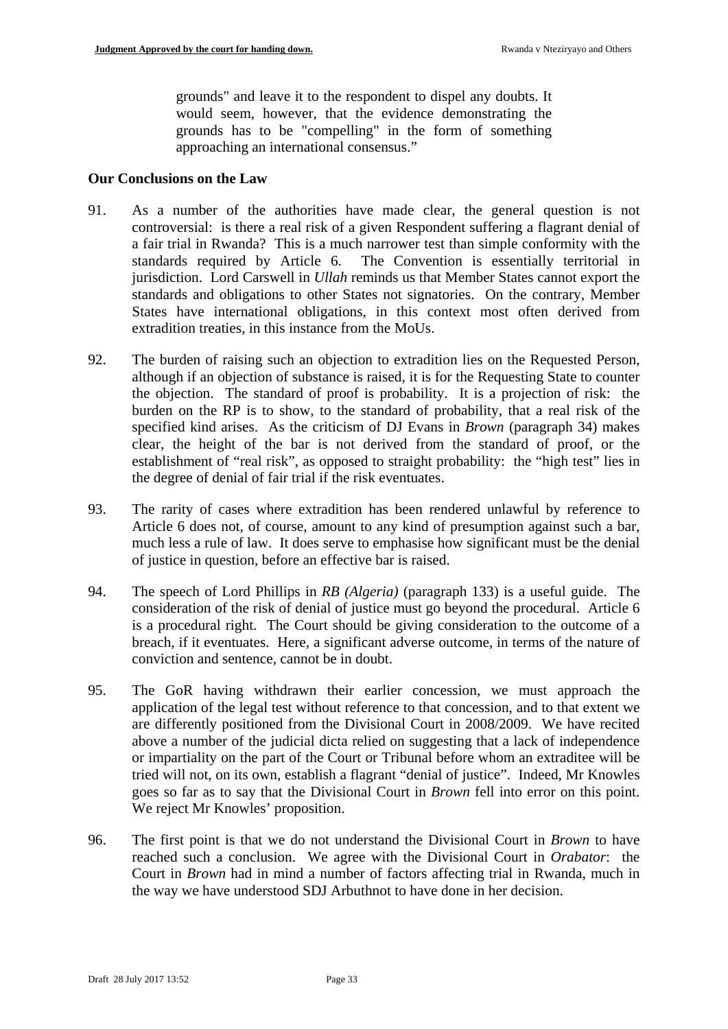grounds" and leave it to the respondent to dispel any doubts. It would seem, however, that the evidence demonstrating the grounds has to be "compelling" in the form of something approaching an international consensus."

## Our Conclusions on the Law

91. As a number of the authorities have made clear, the general question is not controversial: is there a real risk of a given Respondent suffering a flagrant denial of a fair trial in Rwanda? This is a much narrower test than simple conformity with the standards required by Article 6. The Convention is essentially territorial in jurisdiction. Lord Carswell in *Ullah* reminds us that Member States cannot export the standards and obligations to other States not signatories. On the contrary, Member States have international obligations, in this context most often derived from extradition treaties, in this instance from the MoUs.

92. The burden of raising such an objection to extradition lies on the Requested Person, although if an objection of substance is raised, it is for the Requesting State to counter the objection. The standard of proof is probability. It is a projection of risk: the burden on the RP is to show, to the standard of probability, that a real risk of the specified kind arises. As the criticism of DJ Evans in *Brown* (paragraph 34) makes clear, the height of the bar is not derived from the standard of proof, or the establishment of "real risk", as opposed to straight probability: the "high test" lies in the degree of denial of fair trial if the risk eventuates.

93. The rarity of cases where extradition has been rendered unlawful by reference to Article 6 does not, of course, amount to any kind of presumption against such a bar, much less a rule of law. It does serve to emphasise how significant must be the denial of justice in question, before an effective bar is raised.

94. The speech of Lord Phillips in *RB (Algeria)* (paragraph 133) is a useful guide. The consideration of the risk of denial of justice must go beyond the procedural. Article 6 is a procedural right. The Court should be giving consideration to the outcome of a breach, if it eventuates. Here, a significant adverse outcome, in terms of the nature of conviction and sentence, cannot be in doubt.

95. The GoR having withdrawn their earlier concession, we must approach the application of the legal test without reference to that concession, and to that extent we are differently positioned from the Divisional Court in 2008/2009. We have recited above a number of the judicial dicta relied on suggesting that a lack of independence or impartiality on the part of the Court or Tribunal before whom an extraditee will be tried will not, on its own, establish a flagrant "denial of justice". Indeed, Mr Knowles goes so far as to say that the Divisional Court in *Brown* fell into error on this point. We reject Mr Knowles' proposition.

96. The first point is that we do not understand the Divisional Court in *Brown* to have reached such a conclusion. We agree with the Divisional Court in *Orabator*: the Court in *Brown* had in mind a number of factors affecting trial in Rwanda, much in the way we have understood SDJ Arbuthnot to have done in her decision.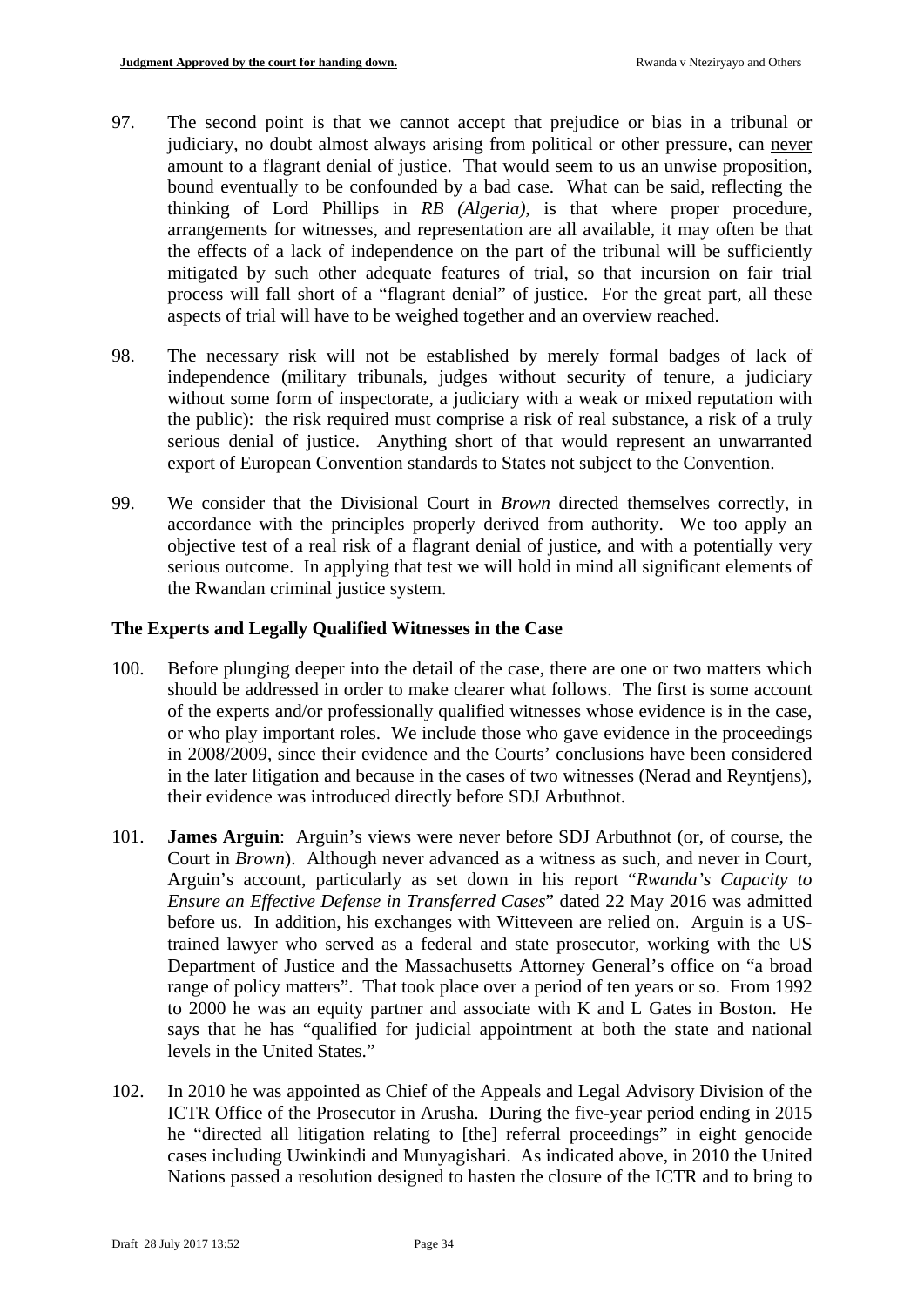97. The second point is that we cannot accept that prejudice or bias in a tribunal or judiciary, no doubt almost always arising from political or other pressure, can never amount to a flagrant denial of justice. That would seem to us an unwise proposition, bound eventually to be confounded by a bad case. What can be said, reflecting the thinking of Lord Phillips in *RB (Algeria)*, is that where proper procedure, arrangements for witnesses, and representation are all available, it may often be that the effects of a lack of independence on the part of the tribunal will be sufficiently mitigated by such other adequate features of trial, so that incursion on fair trial process will fall short of a "flagrant denial" of justice. For the great part, all these aspects of trial will have to be weighed together and an overview reached.

98. The necessary risk will not be established by merely formal badges of lack of independence (military tribunals, judges without security of tenure, a judiciary without some form of inspectorate, a judiciary with a weak or mixed reputation with the public): the risk required must comprise a risk of real substance, a risk of a truly serious denial of justice. Anything short of that would represent an unwarranted export of European Convention standards to States not subject to the Convention.

99. We consider that the Divisional Court in *Brown* directed themselves correctly, in accordance with the principles properly derived from authority. We too apply an objective test of a real risk of a flagrant denial of justice, and with a potentially very serious outcome. In applying that test we will hold in mind all significant elements of the Rwandan criminal justice system.

### The Experts and Legally Qualified Witnesses in the Case

100. Before plunging deeper into the detail of the case, there are one or two matters which should be addressed in order to make clearer what follows. The first is some account of the experts and/or professionally qualified witnesses whose evidence is in the case, or who play important roles. We include those who gave evidence in the proceedings in 2008/2009, since their evidence and the Courts' conclusions have been considered in the later litigation and because in the cases of two witnesses (Nerad and Reyntjens), their evidence was introduced directly before SDJ Arbuthnot.

101. **James Arguin**: Arguin's views were never before SDJ Arbuthnot (or, of course, the Court in *Brown*). Although never advanced as a witness as such, and never in Court, Arguin's account, particularly as set down in his report "*Rwanda's Capacity to Ensure an Effective Defense in Transferred Cases*" dated 22 May 2016 was admitted before us. In addition, his exchanges with Witteveen are relied on. Arguin is a US-trained lawyer who served as a federal and state prosecutor, working with the US Department of Justice and the Massachusetts Attorney General's office on "a broad range of policy matters". That took place over a period of ten years or so. From 1992 to 2000 he was an equity partner and associate with K and L Gates in Boston. He says that he has "qualified for judicial appointment at both the state and national levels in the United States."

102. In 2010 he was appointed as Chief of the Appeals and Legal Advisory Division of the ICTR Office of the Prosecutor in Arusha. During the five-year period ending in 2015 he "directed all litigation relating to [the] referral proceedings" in eight genocide cases including Uwinkindi and Munyagishari. As indicated above, in 2010 the United Nations passed a resolution designed to hasten the closure of the ICTR and to bring to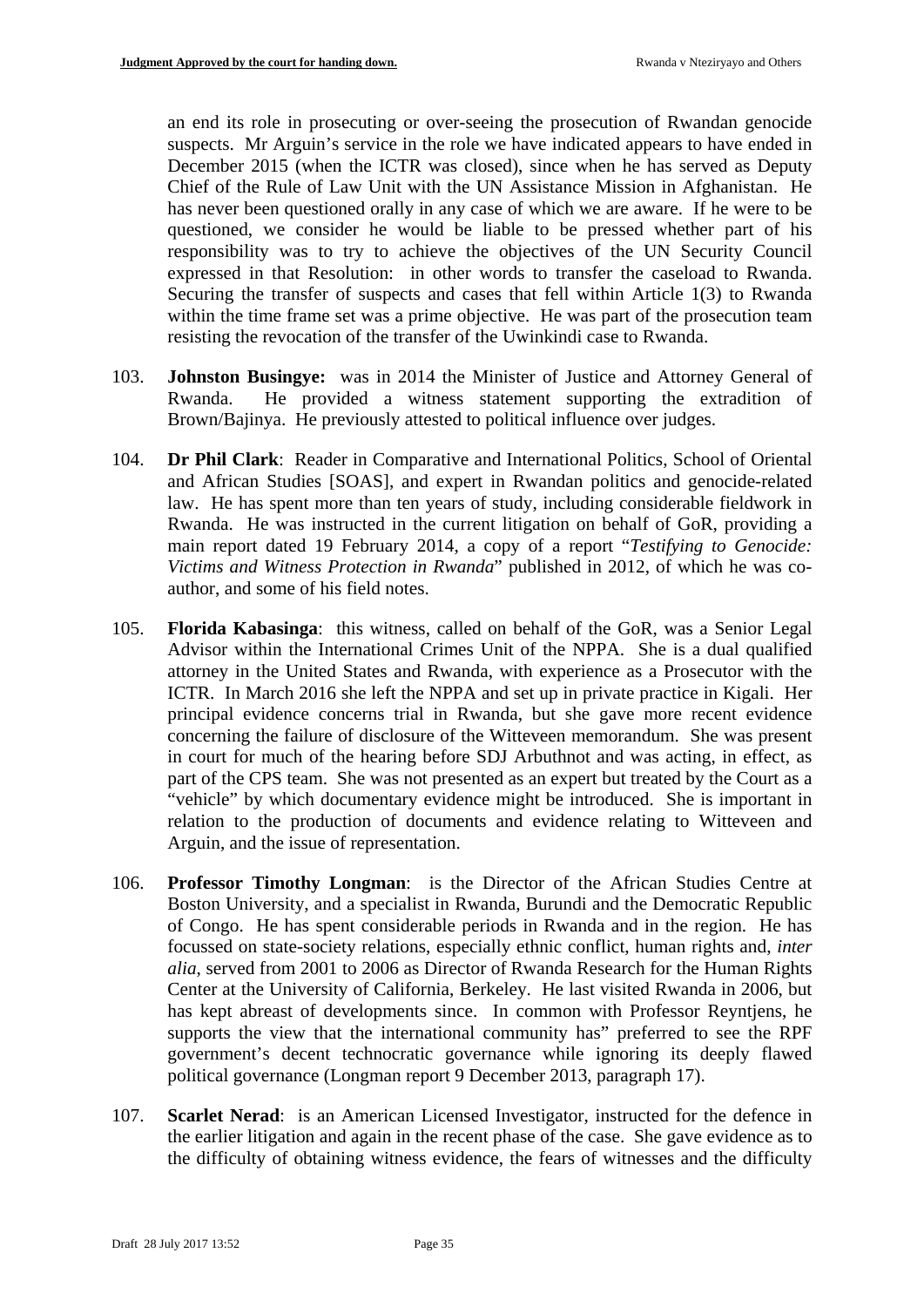an end its role in prosecuting or over-seeing the prosecution of Rwandan genocide suspects. Mr Arguin's service in the role we have indicated appears to have ended in December 2015 (when the ICTR was closed), since when he has served as Deputy Chief of the Rule of Law Unit with the UN Assistance Mission in Afghanistan. He has never been questioned orally in any case of which we are aware. If he were to be questioned, we consider he would be liable to be pressed whether part of his responsibility was to try to achieve the objectives of the UN Security Council expressed in that Resolution: in other words to transfer the caseload to Rwanda. Securing the transfer of suspects and cases that fell within Article 1(3) to Rwanda within the time frame set was a prime objective. He was part of the prosecution team resisting the revocation of the transfer of the Uwinkindi case to Rwanda.

103. **Johnston Busingye:** was in 2014 the Minister of Justice and Attorney General of Rwanda. He provided a witness statement supporting the extradition of Brown/Bajinya. He previously attested to political influence over judges.

104. **Dr Phil Clark**: Reader in Comparative and International Politics, School of Oriental and African Studies [SOAS], and expert in Rwandan politics and genocide-related law. He has spent more than ten years of study, including considerable fieldwork in Rwanda. He was instructed in the current litigation on behalf of GoR, providing a main report dated 19 February 2014, a copy of a report "*Testifying to Genocide: Victims and Witness Protection in Rwanda*" published in 2012, of which he was co-author, and some of his field notes.

105. **Florida Kabasinga**: this witness, called on behalf of the GoR, was a Senior Legal Advisor within the International Crimes Unit of the NPPA. She is a dual qualified attorney in the United States and Rwanda, with experience as a Prosecutor with the ICTR. In March 2016 she left the NPPA and set up in private practice in Kigali. Her principal evidence concerns trial in Rwanda, but she gave more recent evidence concerning the failure of disclosure of the Witteveen memorandum. She was present in court for much of the hearing before SDJ Arbuthnot and was acting, in effect, as part of the CPS team. She was not presented as an expert but treated by the Court as a "vehicle" by which documentary evidence might be introduced. She is important in relation to the production of documents and evidence relating to Witteveen and Arguin, and the issue of representation.

106. **Professor Timothy Longman**: is the Director of the African Studies Centre at Boston University, and a specialist in Rwanda, Burundi and the Democratic Republic of Congo. He has spent considerable periods in Rwanda and in the region. He has focussed on state-society relations, especially ethnic conflict, human rights and, *inter alia*, served from 2001 to 2006 as Director of Rwanda Research for the Human Rights Center at the University of California, Berkeley. He last visited Rwanda in 2006, but has kept abreast of developments since. In common with Professor Reyntjens, he supports the view that the international community has" preferred to see the RPF government's decent technocratic governance while ignoring its deeply flawed political governance (Longman report 9 December 2013, paragraph 17).

107. **Scarlet Nerad**: is an American Licensed Investigator, instructed for the defence in the earlier litigation and again in the recent phase of the case. She gave evidence as to the difficulty of obtaining witness evidence, the fears of witnesses and the difficulty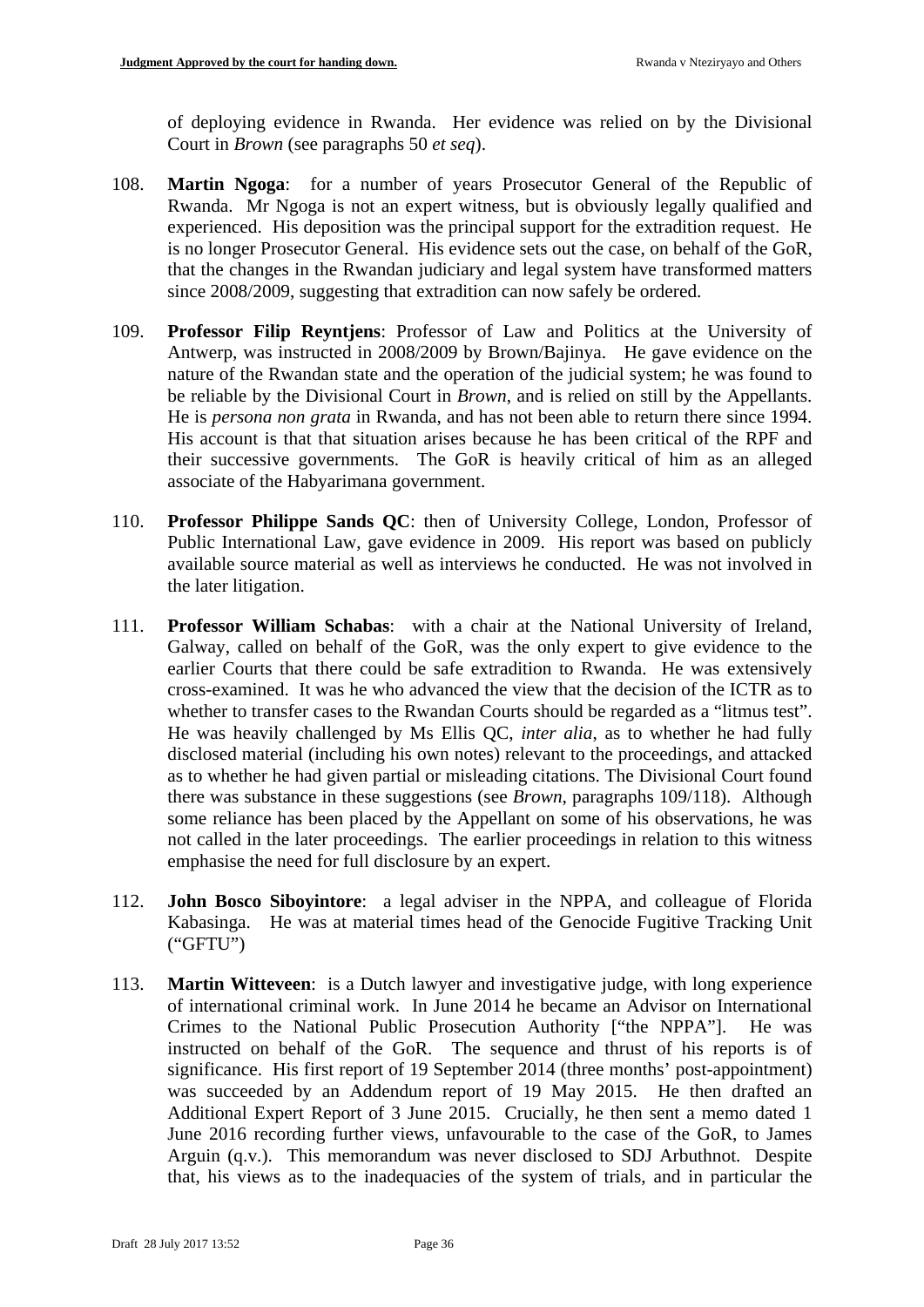of deploying evidence in Rwanda. Her evidence was relied on by the Divisional Court in *Brown* (see paragraphs 50 *et seq*).

108. **Martin Ngoga**: for a number of years Prosecutor General of the Republic of Rwanda. Mr Ngoga is not an expert witness, but is obviously legally qualified and experienced. His deposition was the principal support for the extradition request. He is no longer Prosecutor General. His evidence sets out the case, on behalf of the GoR, that the changes in the Rwandan judiciary and legal system have transformed matters since 2008/2009, suggesting that extradition can now safely be ordered.

109. **Professor Filip Reyntjens**: Professor of Law and Politics at the University of Antwerp, was instructed in 2008/2009 by Brown/Bajinya. He gave evidence on the nature of the Rwandan state and the operation of the judicial system; he was found to be reliable by the Divisional Court in *Brown*, and is relied on still by the Appellants. He is *persona non grata* in Rwanda, and has not been able to return there since 1994. His account is that that situation arises because he has been critical of the RPF and their successive governments. The GoR is heavily critical of him as an alleged associate of the Habyarimana government.

110. **Professor Philippe Sands QC**: then of University College, London, Professor of Public International Law, gave evidence in 2009. His report was based on publicly available source material as well as interviews he conducted. He was not involved in the later litigation.

111. **Professor William Schabas**: with a chair at the National University of Ireland, Galway, called on behalf of the GoR, was the only expert to give evidence to the earlier Courts that there could be safe extradition to Rwanda. He was extensively cross-examined. It was he who advanced the view that the decision of the ICTR as to whether to transfer cases to the Rwandan Courts should be regarded as a "litmus test". He was heavily challenged by Ms Ellis QC, *inter alia*, as to whether he had fully disclosed material (including his own notes) relevant to the proceedings, and attacked as to whether he had given partial or misleading citations. The Divisional Court found there was substance in these suggestions (see *Brown*, paragraphs 109/118). Although some reliance has been placed by the Appellant on some of his observations, he was not called in the later proceedings. The earlier proceedings in relation to this witness emphasise the need for full disclosure by an expert.

112. **John Bosco Siboyintore**: a legal adviser in the NPPA, and colleague of Florida Kabasinga. He was at material times head of the Genocide Fugitive Tracking Unit ("GFTU")

113. **Martin Witteveen**: is a Dutch lawyer and investigative judge, with long experience of international criminal work. In June 2014 he became an Advisor on International Crimes to the National Public Prosecution Authority ["the NPPA"]. He was instructed on behalf of the GoR. The sequence and thrust of his reports is of significance. His first report of 19 September 2014 (three months' post-appointment) was succeeded by an Addendum report of 19 May 2015. He then drafted an Additional Expert Report of 3 June 2015. Crucially, he then sent a memo dated 1 June 2016 recording further views, unfavourable to the case of the GoR, to James Arguin (q.v.). This memorandum was never disclosed to SDJ Arbuthnot. Despite that, his views as to the inadequacies of the system of trials, and in particular the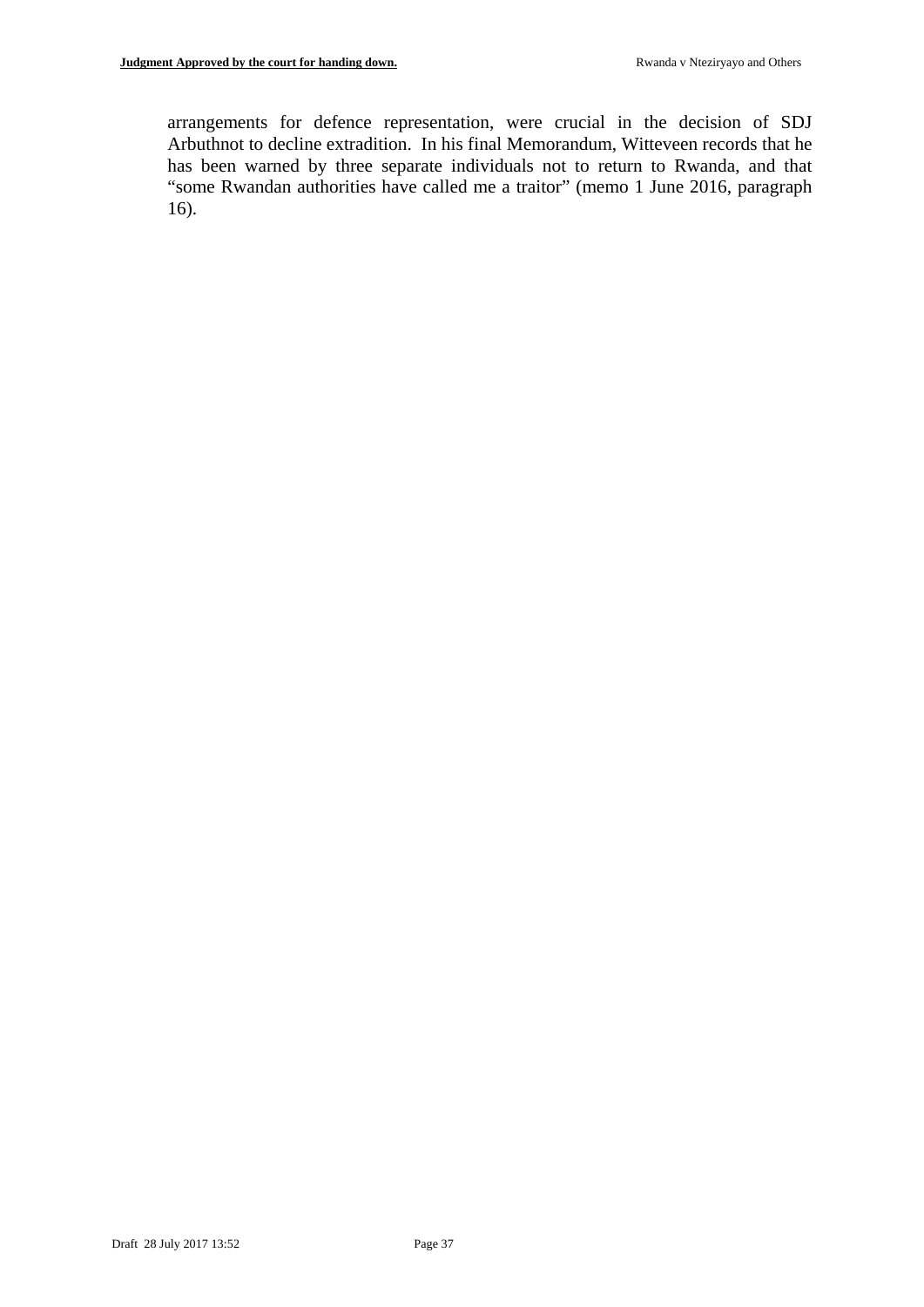arrangements for defence representation, were crucial in the decision of SDJ Arbuthnot to decline extradition. In his final Memorandum, Witteveen records that he has been warned by three separate individuals not to return to Rwanda, and that "some Rwandan authorities have called me a traitor" (memo 1 June 2016, paragraph 16).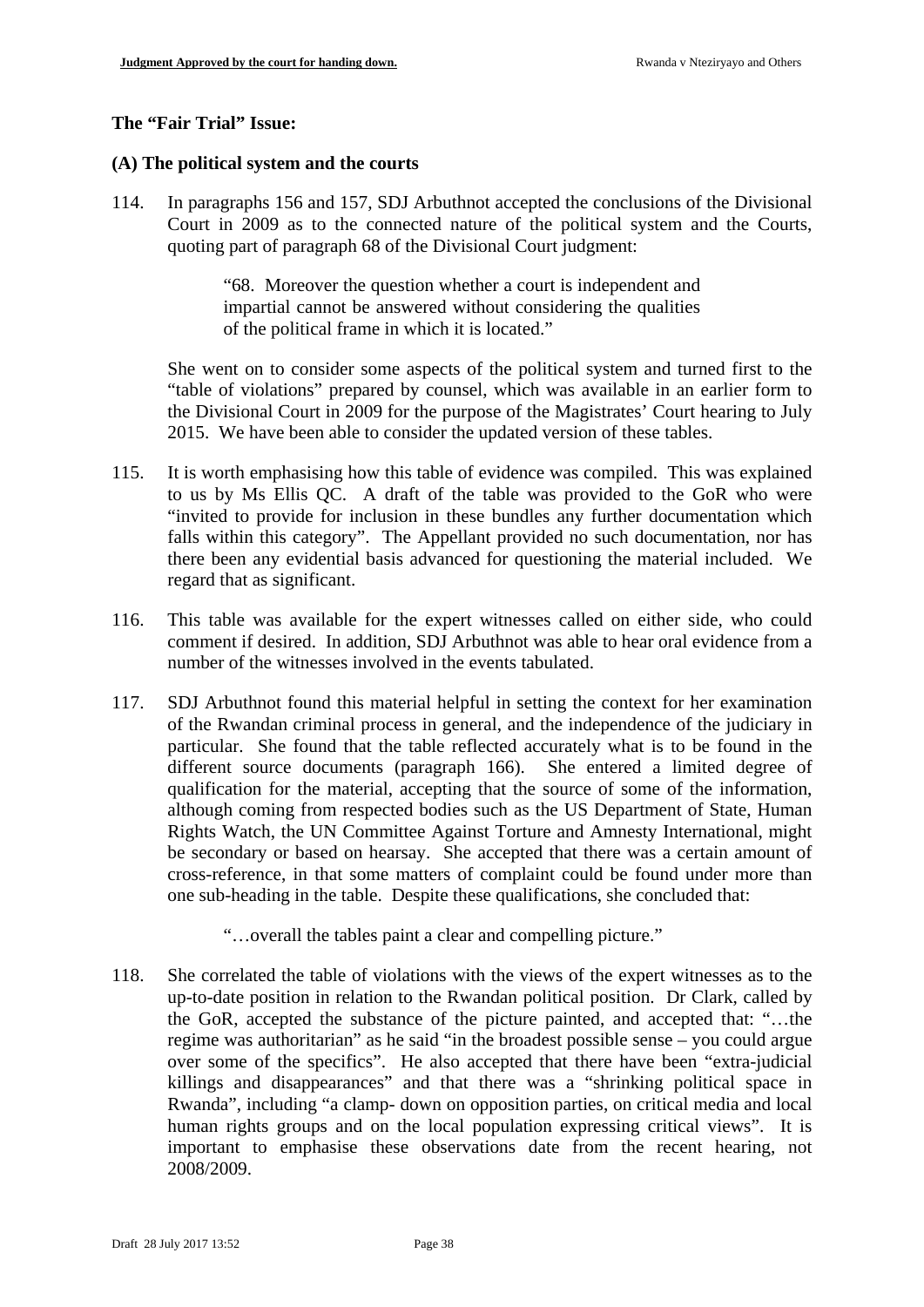## The "Fair Trial" Issue:

### (A) The political system and the courts

114. In paragraphs 156 and 157, SDJ Arbuthnot accepted the conclusions of the Divisional Court in 2009 as to the connected nature of the political system and the Courts, quoting part of paragraph 68 of the Divisional Court judgment:

> "68. Moreover the question whether a court is independent and impartial cannot be answered without considering the qualities of the political frame in which it is located."

She went on to consider some aspects of the political system and turned first to the "table of violations" prepared by counsel, which was available in an earlier form to the Divisional Court in 2009 for the purpose of the Magistrates' Court hearing to July 2015. We have been able to consider the updated version of these tables.

115. It is worth emphasising how this table of evidence was compiled. This was explained to us by Ms Ellis QC. A draft of the table was provided to the GoR who were "invited to provide for inclusion in these bundles any further documentation which falls within this category". The Appellant provided no such documentation, nor has there been any evidential basis advanced for questioning the material included. We regard that as significant.

116. This table was available for the expert witnesses called on either side, who could comment if desired. In addition, SDJ Arbuthnot was able to hear oral evidence from a number of the witnesses involved in the events tabulated.

117. SDJ Arbuthnot found this material helpful in setting the context for her examination of the Rwandan criminal process in general, and the independence of the judiciary in particular. She found that the table reflected accurately what is to be found in the different source documents (paragraph 166). She entered a limited degree of qualification for the material, accepting that the source of some of the information, although coming from respected bodies such as the US Department of State, Human Rights Watch, the UN Committee Against Torture and Amnesty International, might be secondary or based on hearsay. She accepted that there was a certain amount of cross-reference, in that some matters of complaint could be found under more than one sub-heading in the table. Despite these qualifications, she concluded that:

> "…overall the tables paint a clear and compelling picture."

118. She correlated the table of violations with the views of the expert witnesses as to the up-to-date position in relation to the Rwandan political position. Dr Clark, called by the GoR, accepted the substance of the picture painted, and accepted that: "…the regime was authoritarian" as he said "in the broadest possible sense – you could argue over some of the specifics". He also accepted that there have been "extra-judicial killings and disappearances" and that there was a "shrinking political space in Rwanda", including "a clamp- down on opposition parties, on critical media and local human rights groups and on the local population expressing critical views". It is important to emphasise these observations date from the recent hearing, not 2008/2009.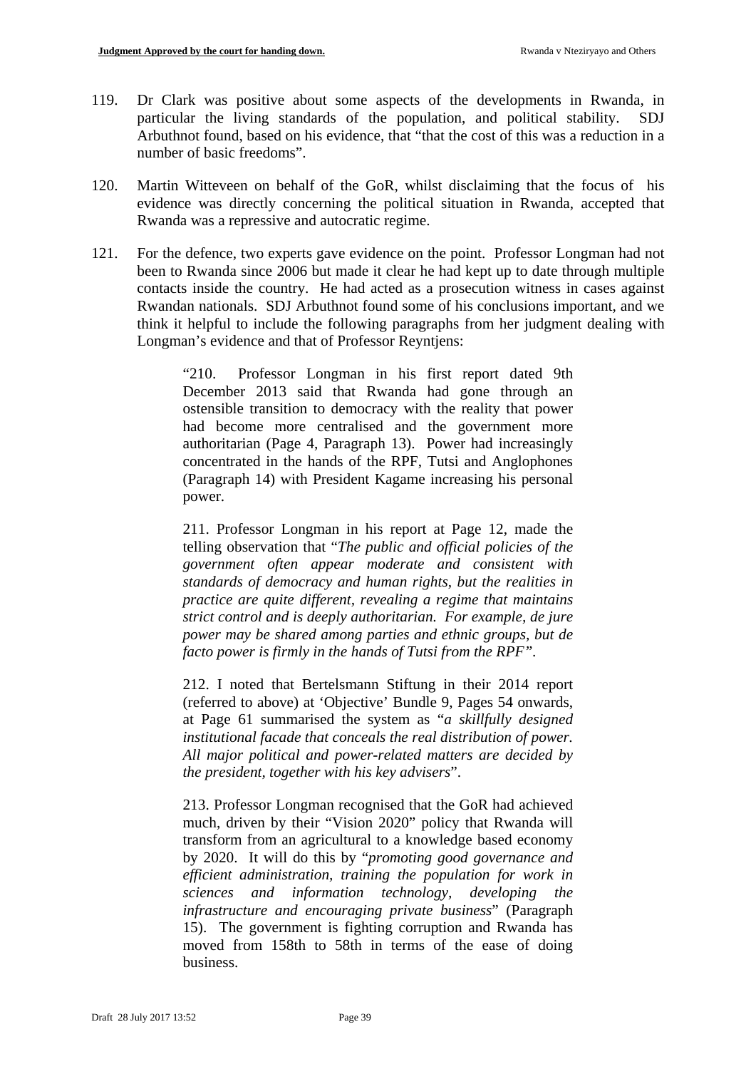119. Dr Clark was positive about some aspects of the developments in Rwanda, in particular the living standards of the population, and political stability. SDJ Arbuthnot found, based on his evidence, that "that the cost of this was a reduction in a number of basic freedoms".

120. Martin Witteveen on behalf of the GoR, whilst disclaiming that the focus of his evidence was directly concerning the political situation in Rwanda, accepted that Rwanda was a repressive and autocratic regime.

121. For the defence, two experts gave evidence on the point. Professor Longman had not been to Rwanda since 2006 but made it clear he had kept up to date through multiple contacts inside the country. He had acted as a prosecution witness in cases against Rwandan nationals. SDJ Arbuthnot found some of his conclusions important, and we think it helpful to include the following paragraphs from her judgment dealing with Longman's evidence and that of Professor Reyntjens:

> "210. Professor Longman in his first report dated 9th December 2013 said that Rwanda had gone through an ostensible transition to democracy with the reality that power had become more centralised and the government more authoritarian (Page 4, Paragraph 13). Power had increasingly concentrated in the hands of the RPF, Tutsi and Anglophones (Paragraph 14) with President Kagame increasing his personal power.
>
> 211. Professor Longman in his report at Page 12, made the telling observation that "*The public and official policies of the government often appear moderate and consistent with standards of democracy and human rights, but the realities in practice are quite different, revealing a regime that maintains strict control and is deeply authoritarian. For example, de jure power may be shared among parties and ethnic groups, but de facto power is firmly in the hands of Tutsi from the RPF*".
>
> 212. I noted that Bertelsmann Stiftung in their 2014 report (referred to above) at 'Objective' Bundle 9, Pages 54 onwards, at Page 61 summarised the system as "*a skillfully designed institutional facade that conceals the real distribution of power. All major political and power-related matters are decided by the president, together with his key advisers*".
>
> 213. Professor Longman recognised that the GoR had achieved much, driven by their "Vision 2020" policy that Rwanda will transform from an agricultural to a knowledge based economy by 2020. It will do this by "*promoting good governance and efficient administration, training the population for work in sciences and information technology, developing the infrastructure and encouraging private business*" (Paragraph 15). The government is fighting corruption and Rwanda has moved from 158th to 58th in terms of the ease of doing business.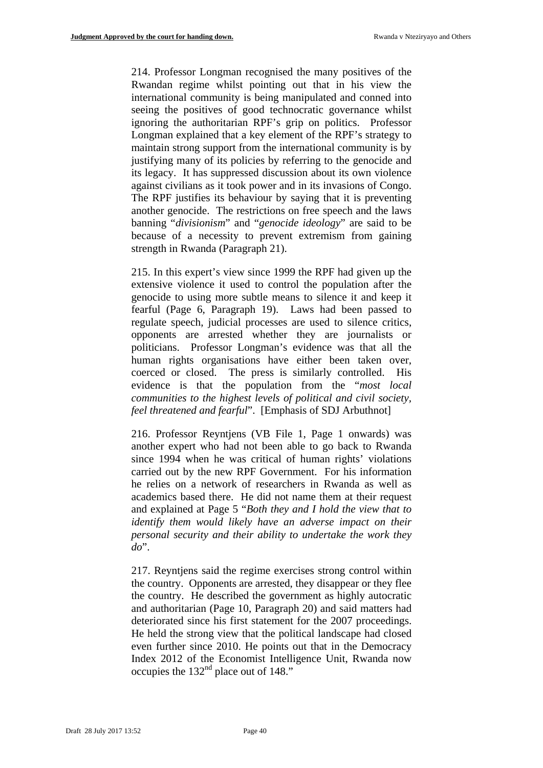214. Professor Longman recognised the many positives of the Rwandan regime whilst pointing out that in his view the international community is being manipulated and conned into seeing the positives of good technocratic governance whilst ignoring the authoritarian RPF's grip on politics. Professor Longman explained that a key element of the RPF's strategy to maintain strong support from the international community is by justifying many of its policies by referring to the genocide and its legacy. It has suppressed discussion about its own violence against civilians as it took power and in its invasions of Congo. The RPF justifies its behaviour by saying that it is preventing another genocide. The restrictions on free speech and the laws banning "*divisionism*" and "*genocide ideology*" are said to be because of a necessity to prevent extremism from gaining strength in Rwanda (Paragraph 21).

215. In this expert's view since 1999 the RPF had given up the extensive violence it used to control the population after the genocide to using more subtle means to silence it and keep it fearful (Page 6, Paragraph 19). Laws had been passed to regulate speech, judicial processes are used to silence critics, opponents are arrested whether they are journalists or politicians. Professor Longman's evidence was that all the human rights organisations have either been taken over, coerced or closed. The press is similarly controlled. His evidence is that the population from the "*most local communities to the highest levels of political and civil society, feel threatened and fearful*". [Emphasis of SDJ Arbuthnot]

216. Professor Reyntjens (VB File 1, Page 1 onwards) was another expert who had not been able to go back to Rwanda since 1994 when he was critical of human rights' violations carried out by the new RPF Government. For his information he relies on a network of researchers in Rwanda as well as academics based there. He did not name them at their request and explained at Page 5 "*Both they and I hold the view that to identify them would likely have an adverse impact on their personal security and their ability to undertake the work they do*".

217. Reyntjens said the regime exercises strong control within the country. Opponents are arrested, they disappear or they flee the country. He described the government as highly autocratic and authoritarian (Page 10, Paragraph 20) and said matters had deteriorated since his first statement for the 2007 proceedings. He held the strong view that the political landscape had closed even further since 2010. He points out that in the Democracy Index 2012 of the Economist Intelligence Unit, Rwanda now occupies the 132nd place out of 148."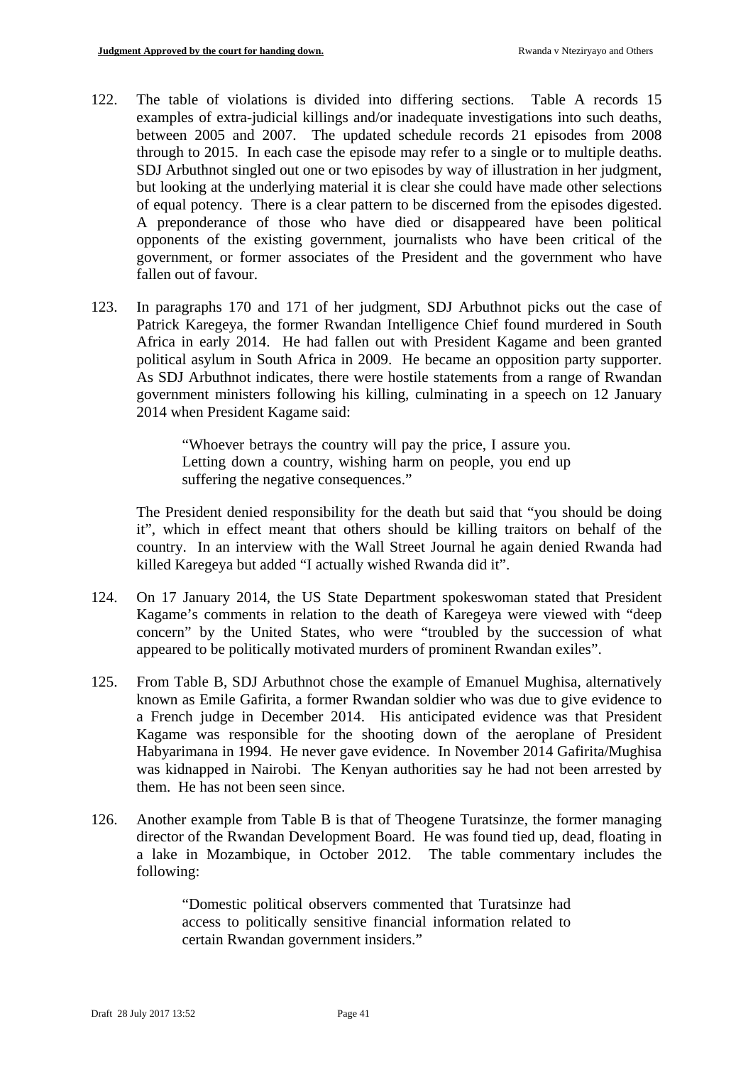122. The table of violations is divided into differing sections. Table A records 15 examples of extra-judicial killings and/or inadequate investigations into such deaths, between 2005 and 2007. The updated schedule records 21 episodes from 2008 through to 2015. In each case the episode may refer to a single or to multiple deaths. SDJ Arbuthnot singled out one or two episodes by way of illustration in her judgment, but looking at the underlying material it is clear she could have made other selections of equal potency. There is a clear pattern to be discerned from the episodes digested. A preponderance of those who have died or disappeared have been political opponents of the existing government, journalists who have been critical of the government, or former associates of the President and the government who have fallen out of favour.

123. In paragraphs 170 and 171 of her judgment, SDJ Arbuthnot picks out the case of Patrick Karegeya, the former Rwandan Intelligence Chief found murdered in South Africa in early 2014. He had fallen out with President Kagame and been granted political asylum in South Africa in 2009. He became an opposition party supporter. As SDJ Arbuthnot indicates, there were hostile statements from a range of Rwandan government ministers following his killing, culminating in a speech on 12 January 2014 when President Kagame said:

> "Whoever betrays the country will pay the price, I assure you. Letting down a country, wishing harm on people, you end up suffering the negative consequences."

The President denied responsibility for the death but said that "you should be doing it", which in effect meant that others should be killing traitors on behalf of the country. In an interview with the Wall Street Journal he again denied Rwanda had killed Karegeya but added "I actually wished Rwanda did it".

124. On 17 January 2014, the US State Department spokeswoman stated that President Kagame's comments in relation to the death of Karegeya were viewed with "deep concern" by the United States, who were "troubled by the succession of what appeared to be politically motivated murders of prominent Rwandan exiles".

125. From Table B, SDJ Arbuthnot chose the example of Emanuel Mughisa, alternatively known as Emile Gafirita, a former Rwandan soldier who was due to give evidence to a French judge in December 2014. His anticipated evidence was that President Kagame was responsible for the shooting down of the aeroplane of President Habyarimana in 1994. He never gave evidence. In November 2014 Gafirita/Mughisa was kidnapped in Nairobi. The Kenyan authorities say he had not been arrested by them. He has not been seen since.

126. Another example from Table B is that of Theogene Turatsinze, the former managing director of the Rwandan Development Board. He was found tied up, dead, floating in a lake in Mozambique, in October 2012. The table commentary includes the following:

> "Domestic political observers commented that Turatsinze had access to politically sensitive financial information related to certain Rwandan government insiders."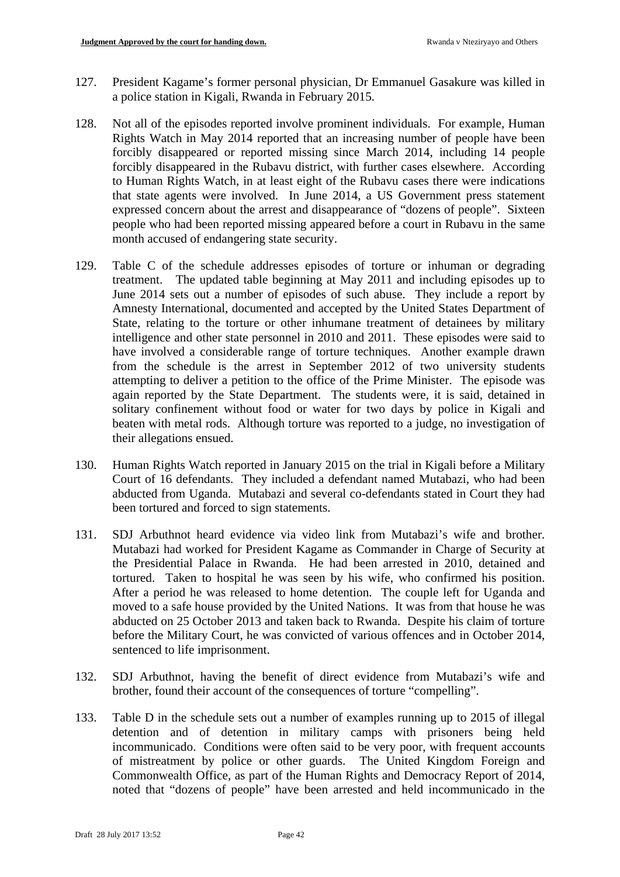127. President Kagame's former personal physician, Dr Emmanuel Gasakure was killed in a police station in Kigali, Rwanda in February 2015.

128. Not all of the episodes reported involve prominent individuals. For example, Human Rights Watch in May 2014 reported that an increasing number of people have been forcibly disappeared or reported missing since March 2014, including 14 people forcibly disappeared in the Rubavu district, with further cases elsewhere. According to Human Rights Watch, in at least eight of the Rubavu cases there were indications that state agents were involved. In June 2014, a US Government press statement expressed concern about the arrest and disappearance of "dozens of people". Sixteen people who had been reported missing appeared before a court in Rubavu in the same month accused of endangering state security.

129. Table C of the schedule addresses episodes of torture or inhuman or degrading treatment. The updated table beginning at May 2011 and including episodes up to June 2014 sets out a number of episodes of such abuse. They include a report by Amnesty International, documented and accepted by the United States Department of State, relating to the torture or other inhumane treatment of detainees by military intelligence and other state personnel in 2010 and 2011. These episodes were said to have involved a considerable range of torture techniques. Another example drawn from the schedule is the arrest in September 2012 of two university students attempting to deliver a petition to the office of the Prime Minister. The episode was again reported by the State Department. The students were, it is said, detained in solitary confinement without food or water for two days by police in Kigali and beaten with metal rods. Although torture was reported to a judge, no investigation of their allegations ensued.

130. Human Rights Watch reported in January 2015 on the trial in Kigali before a Military Court of 16 defendants. They included a defendant named Mutabazi, who had been abducted from Uganda. Mutabazi and several co-defendants stated in Court they had been tortured and forced to sign statements.

131. SDJ Arbuthnot heard evidence via video link from Mutabazi's wife and brother. Mutabazi had worked for President Kagame as Commander in Charge of Security at the Presidential Palace in Rwanda. He had been arrested in 2010, detained and tortured. Taken to hospital he was seen by his wife, who confirmed his position. After a period he was released to home detention. The couple left for Uganda and moved to a safe house provided by the United Nations. It was from that house he was abducted on 25 October 2013 and taken back to Rwanda. Despite his claim of torture before the Military Court, he was convicted of various offences and in October 2014, sentenced to life imprisonment.

132. SDJ Arbuthnot, having the benefit of direct evidence from Mutabazi's wife and brother, found their account of the consequences of torture "compelling".

133. Table D in the schedule sets out a number of examples running up to 2015 of illegal detention and of detention in military camps with prisoners being held incommunicado. Conditions were often said to be very poor, with frequent accounts of mistreatment by police or other guards. The United Kingdom Foreign and Commonwealth Office, as part of the Human Rights and Democracy Report of 2014, noted that "dozens of people" have been arrested and held incommunicado in the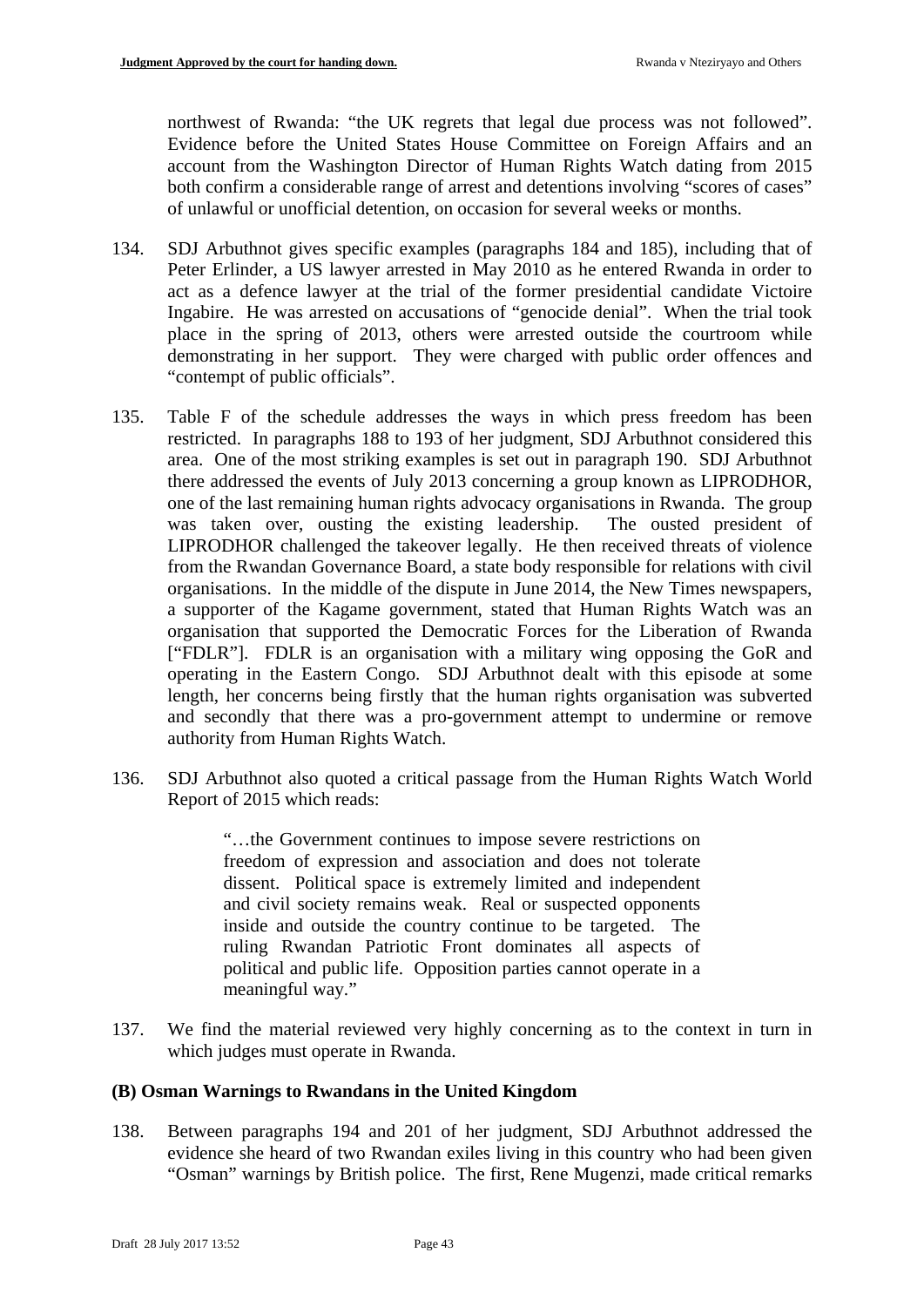northwest of Rwanda: "the UK regrets that legal due process was not followed". Evidence before the United States House Committee on Foreign Affairs and an account from the Washington Director of Human Rights Watch dating from 2015 both confirm a considerable range of arrest and detentions involving "scores of cases" of unlawful or unofficial detention, on occasion for several weeks or months.

134. SDJ Arbuthnot gives specific examples (paragraphs 184 and 185), including that of Peter Erlinder, a US lawyer arrested in May 2010 as he entered Rwanda in order to act as a defence lawyer at the trial of the former presidential candidate Victoire Ingabire. He was arrested on accusations of "genocide denial". When the trial took place in the spring of 2013, others were arrested outside the courtroom while demonstrating in her support. They were charged with public order offences and "contempt of public officials".

135. Table F of the schedule addresses the ways in which press freedom has been restricted. In paragraphs 188 to 193 of her judgment, SDJ Arbuthnot considered this area. One of the most striking examples is set out in paragraph 190. SDJ Arbuthnot there addressed the events of July 2013 concerning a group known as LIPRODHOR, one of the last remaining human rights advocacy organisations in Rwanda. The group was taken over, ousting the existing leadership. The ousted president of LIPRODHOR challenged the takeover legally. He then received threats of violence from the Rwandan Governance Board, a state body responsible for relations with civil organisations. In the middle of the dispute in June 2014, the New Times newspapers, a supporter of the Kagame government, stated that Human Rights Watch was an organisation that supported the Democratic Forces for the Liberation of Rwanda ["FDLR"]. FDLR is an organisation with a military wing opposing the GoR and operating in the Eastern Congo. SDJ Arbuthnot dealt with this episode at some length, her concerns being firstly that the human rights organisation was subverted and secondly that there was a pro-government attempt to undermine or remove authority from Human Rights Watch.

136. SDJ Arbuthnot also quoted a critical passage from the Human Rights Watch World Report of 2015 which reads:

> "…the Government continues to impose severe restrictions on freedom of expression and association and does not tolerate dissent. Political space is extremely limited and independent and civil society remains weak. Real or suspected opponents inside and outside the country continue to be targeted. The ruling Rwandan Patriotic Front dominates all aspects of political and public life. Opposition parties cannot operate in a meaningful way."

137. We find the material reviewed very highly concerning as to the context in turn in which judges must operate in Rwanda.

### (B) Osman Warnings to Rwandans in the United Kingdom

138. Between paragraphs 194 and 201 of her judgment, SDJ Arbuthnot addressed the evidence she heard of two Rwandan exiles living in this country who had been given "Osman" warnings by British police. The first, Rene Mugenzi, made critical remarks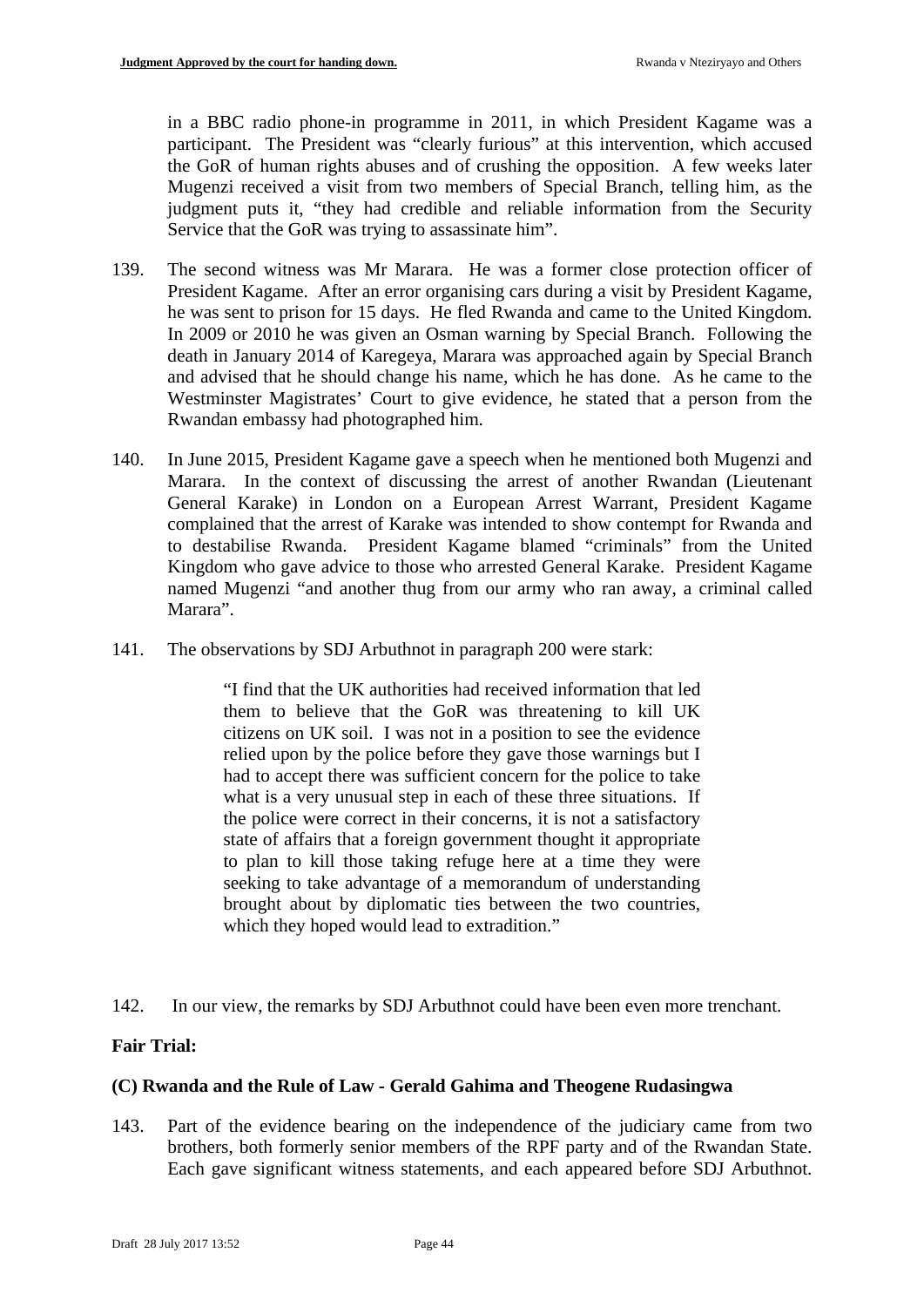in a BBC radio phone-in programme in 2011, in which President Kagame was a participant. The President was "clearly furious" at this intervention, which accused the GoR of human rights abuses and of crushing the opposition. A few weeks later Mugenzi received a visit from two members of Special Branch, telling him, as the judgment puts it, "they had credible and reliable information from the Security Service that the GoR was trying to assassinate him".

139. The second witness was Mr Marara. He was a former close protection officer of President Kagame. After an error organising cars during a visit by President Kagame, he was sent to prison for 15 days. He fled Rwanda and came to the United Kingdom. In 2009 or 2010 he was given an Osman warning by Special Branch. Following the death in January 2014 of Karegeya, Marara was approached again by Special Branch and advised that he should change his name, which he has done. As he came to the Westminster Magistrates' Court to give evidence, he stated that a person from the Rwandan embassy had photographed him.

140. In June 2015, President Kagame gave a speech when he mentioned both Mugenzi and Marara. In the context of discussing the arrest of another Rwandan (Lieutenant General Karake) in London on a European Arrest Warrant, President Kagame complained that the arrest of Karake was intended to show contempt for Rwanda and to destabilise Rwanda. President Kagame blamed "criminals" from the United Kingdom who gave advice to those who arrested General Karake. President Kagame named Mugenzi "and another thug from our army who ran away, a criminal called Marara".

141. The observations by SDJ Arbuthnot in paragraph 200 were stark:

> "I find that the UK authorities had received information that led them to believe that the GoR was threatening to kill UK citizens on UK soil. I was not in a position to see the evidence relied upon by the police before they gave those warnings but I had to accept there was sufficient concern for the police to take what is a very unusual step in each of these three situations. If the police were correct in their concerns, it is not a satisfactory state of affairs that a foreign government thought it appropriate to plan to kill those taking refuge here at a time they were seeking to take advantage of a memorandum of understanding brought about by diplomatic ties between the two countries, which they hoped would lead to extradition."

142. In our view, the remarks by SDJ Arbuthnot could have been even more trenchant.

**Fair Trial:**

**(C) Rwanda and the Rule of Law - Gerald Gahima and Theogene Rudasingwa**

143. Part of the evidence bearing on the independence of the judiciary came from two brothers, both formerly senior members of the RPF party and of the Rwandan State. Each gave significant witness statements, and each appeared before SDJ Arbuthnot.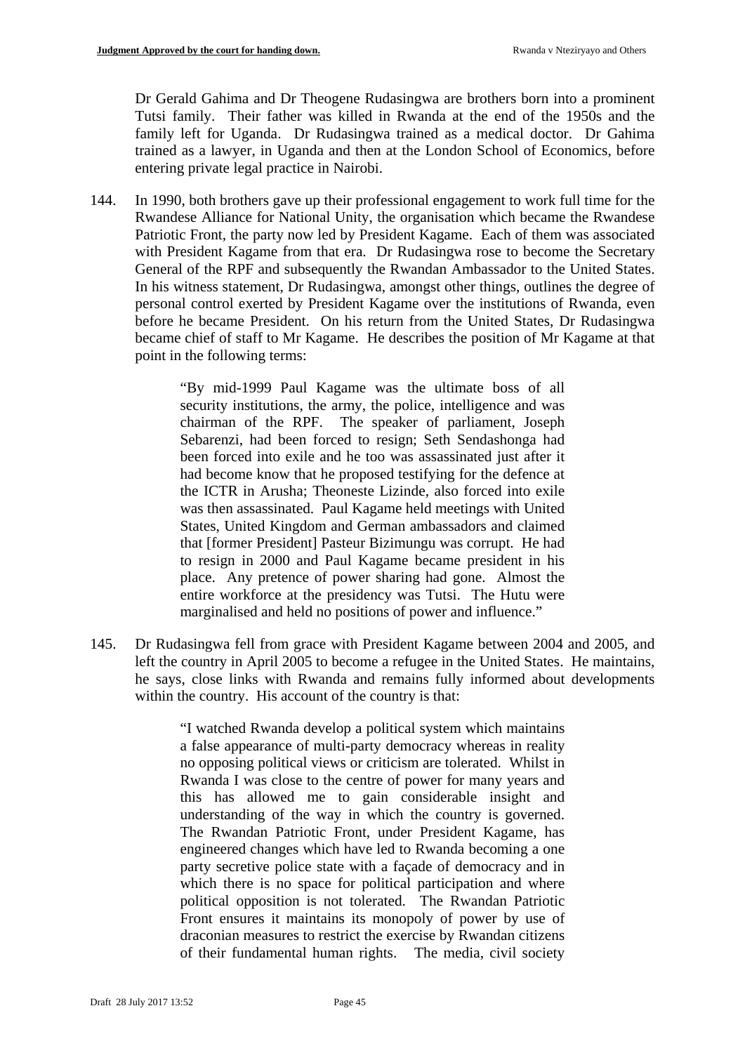Dr Gerald Gahima and Dr Theogene Rudasingwa are brothers born into a prominent Tutsi family. Their father was killed in Rwanda at the end of the 1950s and the family left for Uganda. Dr Rudasingwa trained as a medical doctor. Dr Gahima trained as a lawyer, in Uganda and then at the London School of Economics, before entering private legal practice in Nairobi.

144. In 1990, both brothers gave up their professional engagement to work full time for the Rwandese Alliance for National Unity, the organisation which became the Rwandese Patriotic Front, the party now led by President Kagame. Each of them was associated with President Kagame from that era. Dr Rudasingwa rose to become the Secretary General of the RPF and subsequently the Rwandan Ambassador to the United States. In his witness statement, Dr Rudasingwa, amongst other things, outlines the degree of personal control exerted by President Kagame over the institutions of Rwanda, even before he became President. On his return from the United States, Dr Rudasingwa became chief of staff to Mr Kagame. He describes the position of Mr Kagame at that point in the following terms:

> "By mid-1999 Paul Kagame was the ultimate boss of all security institutions, the army, the police, intelligence and was chairman of the RPF. The speaker of parliament, Joseph Sebarenzi, had been forced to resign; Seth Sendashonga had been forced into exile and he too was assassinated just after it had become know that he proposed testifying for the defence at the ICTR in Arusha; Theoneste Lizinde, also forced into exile was then assassinated. Paul Kagame held meetings with United States, United Kingdom and German ambassadors and claimed that [former President] Pasteur Bizimungu was corrupt. He had to resign in 2000 and Paul Kagame became president in his place. Any pretence of power sharing had gone. Almost the entire workforce at the presidency was Tutsi. The Hutu were marginalised and held no positions of power and influence."

145. Dr Rudasingwa fell from grace with President Kagame between 2004 and 2005, and left the country in April 2005 to become a refugee in the United States. He maintains, he says, close links with Rwanda and remains fully informed about developments within the country. His account of the country is that:

> "I watched Rwanda develop a political system which maintains a false appearance of multi-party democracy whereas in reality no opposing political views or criticism are tolerated. Whilst in Rwanda I was close to the centre of power for many years and this has allowed me to gain considerable insight and understanding of the way in which the country is governed. The Rwandan Patriotic Front, under President Kagame, has engineered changes which have led to Rwanda becoming a one party secretive police state with a façade of democracy and in which there is no space for political participation and where political opposition is not tolerated. The Rwandan Patriotic Front ensures it maintains its monopoly of power by use of draconian measures to restrict the exercise by Rwandan citizens of their fundamental human rights. The media, civil society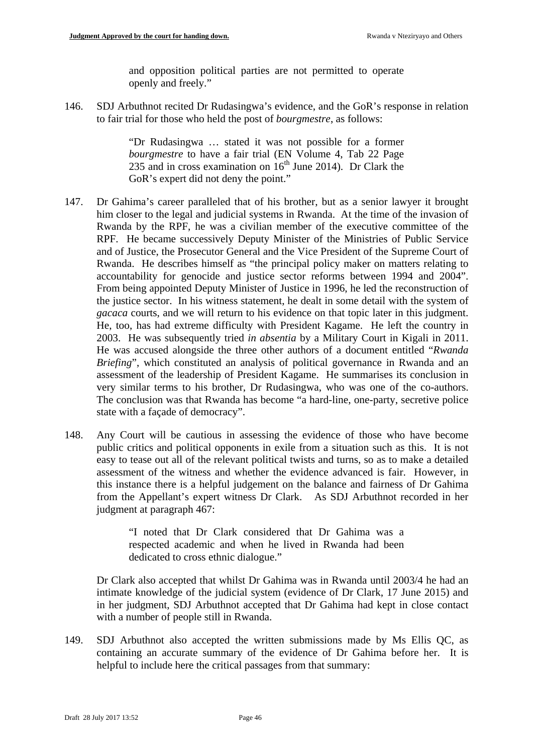and opposition political parties are not permitted to operate openly and freely."

146. SDJ Arbuthnot recited Dr Rudasingwa's evidence, and the GoR's response in relation to fair trial for those who held the post of *bourgmestre*, as follows:

> "Dr Rudasingwa … stated it was not possible for a former *bourgmestre* to have a fair trial (EN Volume 4, Tab 22 Page 235 and in cross examination on 16th June 2014). Dr Clark the GoR's expert did not deny the point."

147. Dr Gahima's career paralleled that of his brother, but as a senior lawyer it brought him closer to the legal and judicial systems in Rwanda. At the time of the invasion of Rwanda by the RPF, he was a civilian member of the executive committee of the RPF. He became successively Deputy Minister of the Ministries of Public Service and of Justice, the Prosecutor General and the Vice President of the Supreme Court of Rwanda. He describes himself as "the principal policy maker on matters relating to accountability for genocide and justice sector reforms between 1994 and 2004". From being appointed Deputy Minister of Justice in 1996, he led the reconstruction of the justice sector. In his witness statement, he dealt in some detail with the system of *gacaca* courts, and we will return to his evidence on that topic later in this judgment. He, too, has had extreme difficulty with President Kagame. He left the country in 2003. He was subsequently tried *in absentia* by a Military Court in Kigali in 2011. He was accused alongside the three other authors of a document entitled "*Rwanda Briefing*", which constituted an analysis of political governance in Rwanda and an assessment of the leadership of President Kagame. He summarises its conclusion in very similar terms to his brother, Dr Rudasingwa, who was one of the co-authors. The conclusion was that Rwanda has become "a hard-line, one-party, secretive police state with a façade of democracy".

148. Any Court will be cautious in assessing the evidence of those who have become public critics and political opponents in exile from a situation such as this. It is not easy to tease out all of the relevant political twists and turns, so as to make a detailed assessment of the witness and whether the evidence advanced is fair. However, in this instance there is a helpful judgement on the balance and fairness of Dr Gahima from the Appellant's expert witness Dr Clark. As SDJ Arbuthnot recorded in her judgment at paragraph 467:

> "I noted that Dr Clark considered that Dr Gahima was a respected academic and when he lived in Rwanda had been dedicated to cross ethnic dialogue."

Dr Clark also accepted that whilst Dr Gahima was in Rwanda until 2003/4 he had an intimate knowledge of the judicial system (evidence of Dr Clark, 17 June 2015) and in her judgment, SDJ Arbuthnot accepted that Dr Gahima had kept in close contact with a number of people still in Rwanda.

149. SDJ Arbuthnot also accepted the written submissions made by Ms Ellis QC, as containing an accurate summary of the evidence of Dr Gahima before her. It is helpful to include here the critical passages from that summary: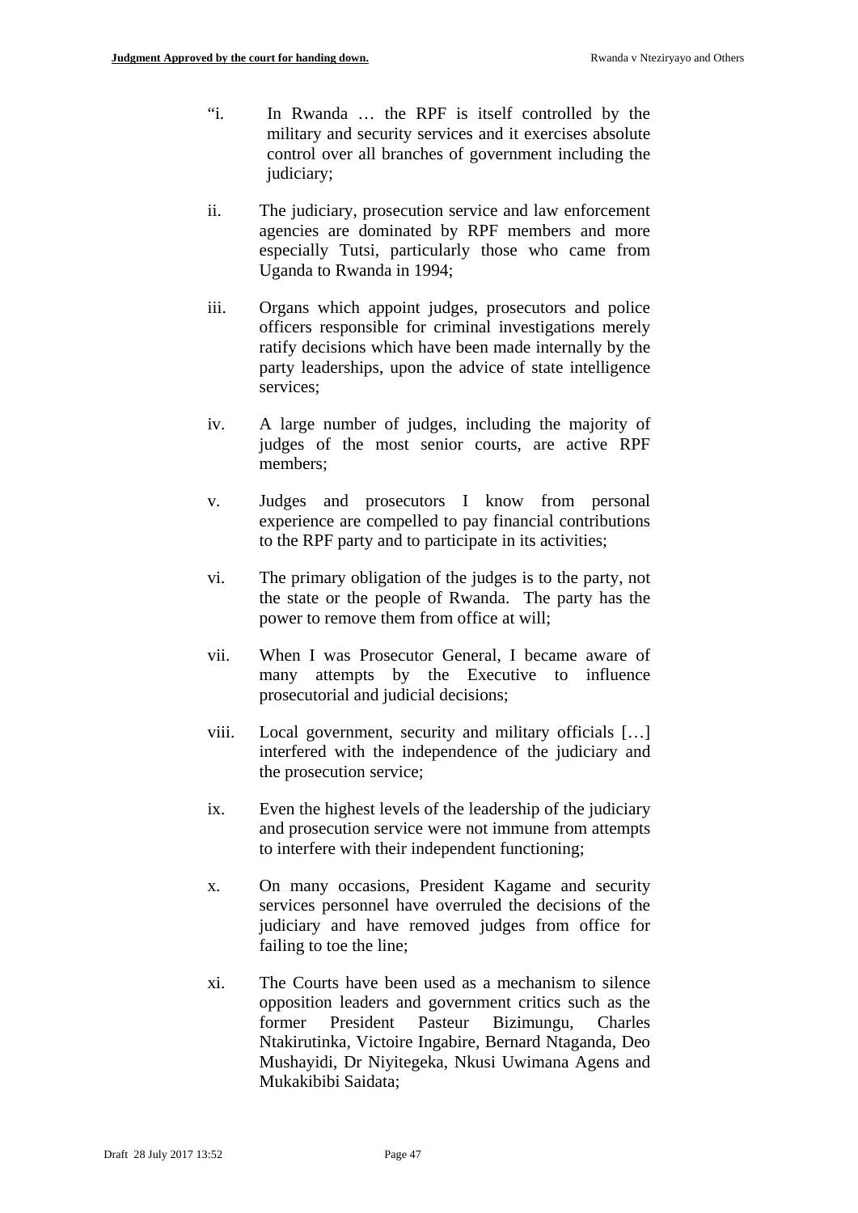"i. In Rwanda … the RPF is itself controlled by the military and security services and it exercises absolute control over all branches of government including the judiciary;

ii. The judiciary, prosecution service and law enforcement agencies are dominated by RPF members and more especially Tutsi, particularly those who came from Uganda to Rwanda in 1994;

iii. Organs which appoint judges, prosecutors and police officers responsible for criminal investigations merely ratify decisions which have been made internally by the party leaderships, upon the advice of state intelligence services;

iv. A large number of judges, including the majority of judges of the most senior courts, are active RPF members;

v. Judges and prosecutors I know from personal experience are compelled to pay financial contributions to the RPF party and to participate in its activities;

vi. The primary obligation of the judges is to the party, not the state or the people of Rwanda. The party has the power to remove them from office at will;

vii. When I was Prosecutor General, I became aware of many attempts by the Executive to influence prosecutorial and judicial decisions;

viii. Local government, security and military officials […] interfered with the independence of the judiciary and the prosecution service;

ix. Even the highest levels of the leadership of the judiciary and prosecution service were not immune from attempts to interfere with their independent functioning;

x. On many occasions, President Kagame and security services personnel have overruled the decisions of the judiciary and have removed judges from office for failing to toe the line;

xi. The Courts have been used as a mechanism to silence opposition leaders and government critics such as the former President Pasteur Bizimungu, Charles Ntakirutinka, Victoire Ingabire, Bernard Ntaganda, Deo Mushayidi, Dr Niyitegeka, Nkusi Uwimana Agens and Mukakibibi Saidata;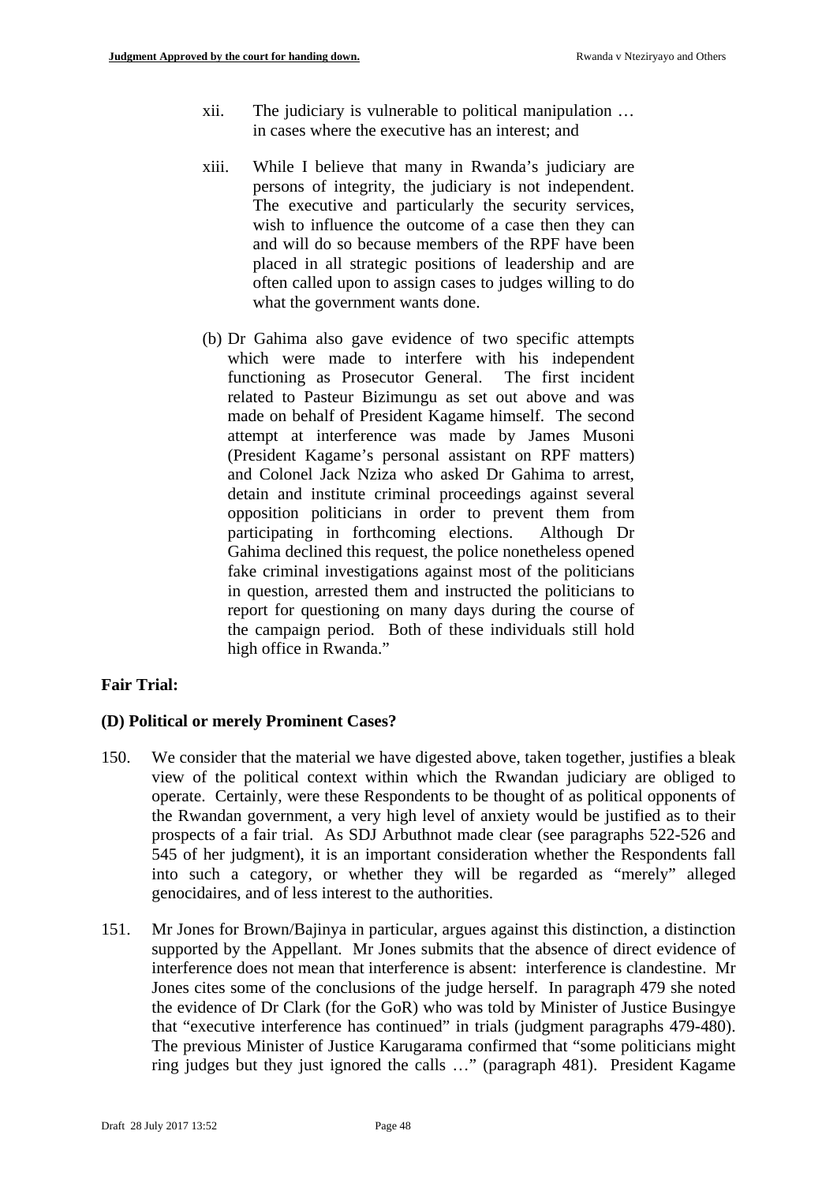xii. The judiciary is vulnerable to political manipulation … in cases where the executive has an interest; and

xiii. While I believe that many in Rwanda's judiciary are persons of integrity, the judiciary is not independent. The executive and particularly the security services, wish to influence the outcome of a case then they can and will do so because members of the RPF have been placed in all strategic positions of leadership and are often called upon to assign cases to judges willing to do what the government wants done.

(b) Dr Gahima also gave evidence of two specific attempts which were made to interfere with his independent functioning as Prosecutor General. The first incident related to Pasteur Bizimungu as set out above and was made on behalf of President Kagame himself. The second attempt at interference was made by James Musoni (President Kagame's personal assistant on RPF matters) and Colonel Jack Nziza who asked Dr Gahima to arrest, detain and institute criminal proceedings against several opposition politicians in order to prevent them from participating in forthcoming elections. Although Dr Gahima declined this request, the police nonetheless opened fake criminal investigations against most of the politicians in question, arrested them and instructed the politicians to report for questioning on many days during the course of the campaign period. Both of these individuals still hold high office in Rwanda."

**Fair Trial:**

**(D) Political or merely Prominent Cases?**

150. We consider that the material we have digested above, taken together, justifies a bleak view of the political context within which the Rwandan judiciary are obliged to operate. Certainly, were these Respondents to be thought of as political opponents of the Rwandan government, a very high level of anxiety would be justified as to their prospects of a fair trial. As SDJ Arbuthnot made clear (see paragraphs 522-526 and 545 of her judgment), it is an important consideration whether the Respondents fall into such a category, or whether they will be regarded as "merely" alleged genocidaires, and of less interest to the authorities.

151. Mr Jones for Brown/Bajinya in particular, argues against this distinction, a distinction supported by the Appellant. Mr Jones submits that the absence of direct evidence of interference does not mean that interference is absent: interference is clandestine. Mr Jones cites some of the conclusions of the judge herself. In paragraph 479 she noted the evidence of Dr Clark (for the GoR) who was told by Minister of Justice Busingye that "executive interference has continued" in trials (judgment paragraphs 479-480). The previous Minister of Justice Karugarama confirmed that "some politicians might ring judges but they just ignored the calls …" (paragraph 481). President Kagame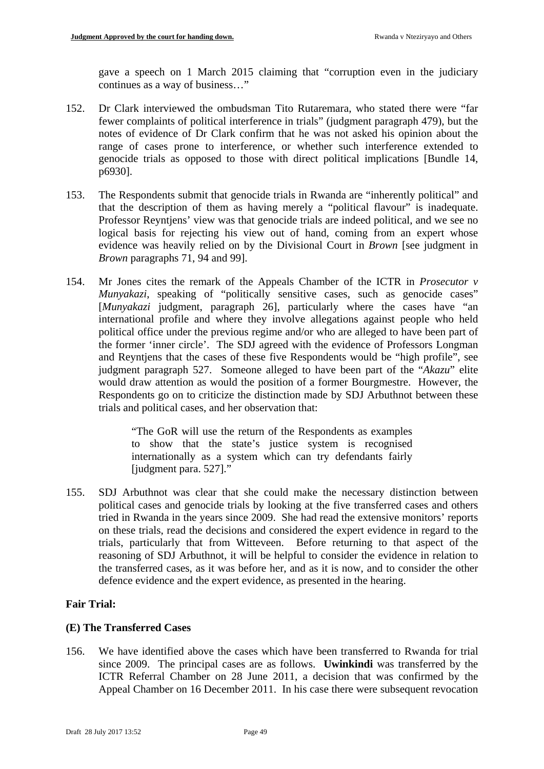gave a speech on 1 March 2015 claiming that "corruption even in the judiciary continues as a way of business…"

152. Dr Clark interviewed the ombudsman Tito Rutaremara, who stated there were "far fewer complaints of political interference in trials" (judgment paragraph 479), but the notes of evidence of Dr Clark confirm that he was not asked his opinion about the range of cases prone to interference, or whether such interference extended to genocide trials as opposed to those with direct political implications [Bundle 14, p6930].

153. The Respondents submit that genocide trials in Rwanda are "inherently political" and that the description of them as having merely a "political flavour" is inadequate. Professor Reyntjens' view was that genocide trials are indeed political, and we see no logical basis for rejecting his view out of hand, coming from an expert whose evidence was heavily relied on by the Divisional Court in *Brown* [see judgment in *Brown* paragraphs 71, 94 and 99].

154. Mr Jones cites the remark of the Appeals Chamber of the ICTR in *Prosecutor v Munyakazi*, speaking of "politically sensitive cases, such as genocide cases" [*Munyakazi* judgment, paragraph 26], particularly where the cases have "an international profile and where they involve allegations against people who held political office under the previous regime and/or who are alleged to have been part of the former 'inner circle'. The SDJ agreed with the evidence of Professors Longman and Reyntjens that the cases of these five Respondents would be "high profile", see judgment paragraph 527. Someone alleged to have been part of the "*Akazu*" elite would draw attention as would the position of a former Bourgmestre. However, the Respondents go on to criticize the distinction made by SDJ Arbuthnot between these trials and political cases, and her observation that:

> "The GoR will use the return of the Respondents as examples to show that the state's justice system is recognised internationally as a system which can try defendants fairly [judgment para. 527]."

155. SDJ Arbuthnot was clear that she could make the necessary distinction between political cases and genocide trials by looking at the five transferred cases and others tried in Rwanda in the years since 2009. She had read the extensive monitors' reports on these trials, read the decisions and considered the expert evidence in regard to the trials, particularly that from Witteveen. Before returning to that aspect of the reasoning of SDJ Arbuthnot, it will be helpful to consider the evidence in relation to the transferred cases, as it was before her, and as it is now, and to consider the other defence evidence and the expert evidence, as presented in the hearing.

**Fair Trial:**

**(E) The Transferred Cases**

156. We have identified above the cases which have been transferred to Rwanda for trial since 2009. The principal cases are as follows. **Uwinkindi** was transferred by the ICTR Referral Chamber on 28 June 2011, a decision that was confirmed by the Appeal Chamber on 16 December 2011. In his case there were subsequent revocation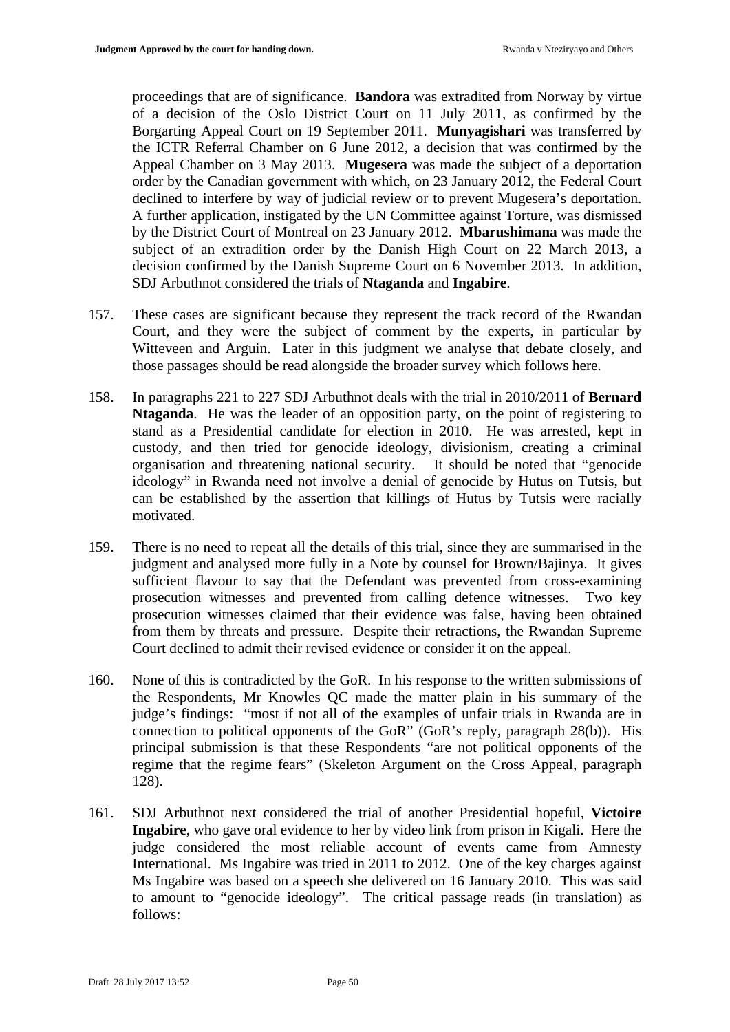proceedings that are of significance. **Bandora** was extradited from Norway by virtue of a decision of the Oslo District Court on 11 July 2011, as confirmed by the Borgarting Appeal Court on 19 September 2011. **Munyagishari** was transferred by the ICTR Referral Chamber on 6 June 2012, a decision that was confirmed by the Appeal Chamber on 3 May 2013. **Mugesera** was made the subject of a deportation order by the Canadian government with which, on 23 January 2012, the Federal Court declined to interfere by way of judicial review or to prevent Mugesera's deportation. A further application, instigated by the UN Committee against Torture, was dismissed by the District Court of Montreal on 23 January 2012. **Mbarushimana** was made the subject of an extradition order by the Danish High Court on 22 March 2013, a decision confirmed by the Danish Supreme Court on 6 November 2013. In addition, SDJ Arbuthnot considered the trials of **Ntaganda** and **Ingabire**.

157. These cases are significant because they represent the track record of the Rwandan Court, and they were the subject of comment by the experts, in particular by Witteveen and Arguin. Later in this judgment we analyse that debate closely, and those passages should be read alongside the broader survey which follows here.

158. In paragraphs 221 to 227 SDJ Arbuthnot deals with the trial in 2010/2011 of **Bernard Ntaganda**. He was the leader of an opposition party, on the point of registering to stand as a Presidential candidate for election in 2010. He was arrested, kept in custody, and then tried for genocide ideology, divisionism, creating a criminal organisation and threatening national security. It should be noted that "genocide ideology" in Rwanda need not involve a denial of genocide by Hutus on Tutsis, but can be established by the assertion that killings of Hutus by Tutsis were racially motivated.

159. There is no need to repeat all the details of this trial, since they are summarised in the judgment and analysed more fully in a Note by counsel for Brown/Bajinya. It gives sufficient flavour to say that the Defendant was prevented from cross-examining prosecution witnesses and prevented from calling defence witnesses. Two key prosecution witnesses claimed that their evidence was false, having been obtained from them by threats and pressure. Despite their retractions, the Rwandan Supreme Court declined to admit their revised evidence or consider it on the appeal.

160. None of this is contradicted by the GoR. In his response to the written submissions of the Respondents, Mr Knowles QC made the matter plain in his summary of the judge's findings: "most if not all of the examples of unfair trials in Rwanda are in connection to political opponents of the GoR" (GoR's reply, paragraph 28(b)). His principal submission is that these Respondents "are not political opponents of the regime that the regime fears" (Skeleton Argument on the Cross Appeal, paragraph 128).

161. SDJ Arbuthnot next considered the trial of another Presidential hopeful, **Victoire Ingabire**, who gave oral evidence to her by video link from prison in Kigali. Here the judge considered the most reliable account of events came from Amnesty International. Ms Ingabire was tried in 2011 to 2012. One of the key charges against Ms Ingabire was based on a speech she delivered on 16 January 2010. This was said to amount to "genocide ideology". The critical passage reads (in translation) as follows: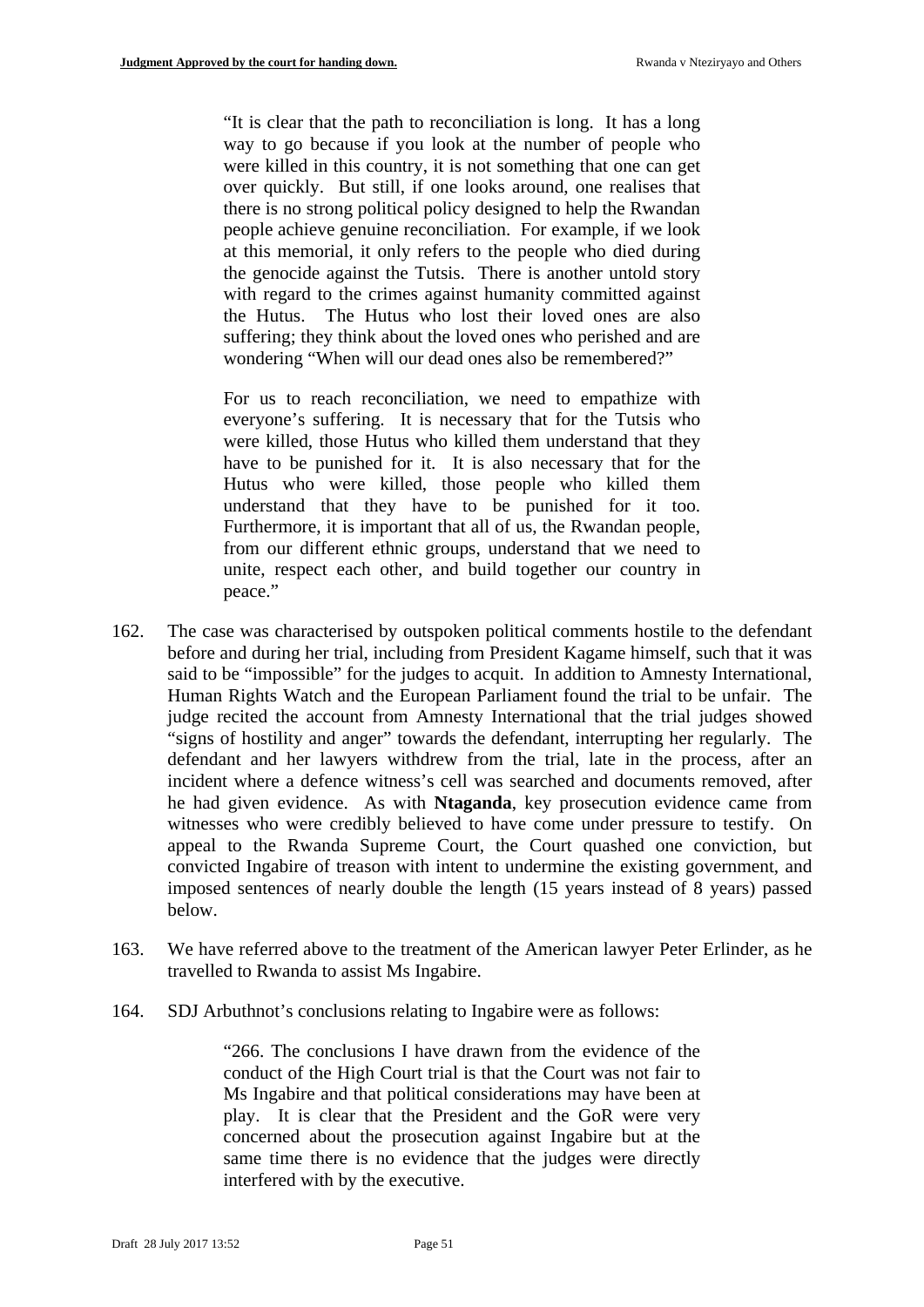> "It is clear that the path to reconciliation is long. It has a long way to go because if you look at the number of people who were killed in this country, it is not something that one can get over quickly. But still, if one looks around, one realises that there is no strong political policy designed to help the Rwandan people achieve genuine reconciliation. For example, if we look at this memorial, it only refers to the people who died during the genocide against the Tutsis. There is another untold story with regard to the crimes against humanity committed against the Hutus. The Hutus who lost their loved ones are also suffering; they think about the loved ones who perished and are wondering "When will our dead ones also be remembered?"
>
> For us to reach reconciliation, we need to empathize with everyone's suffering. It is necessary that for the Tutsis who were killed, those Hutus who killed them understand that they have to be punished for it. It is also necessary that for the Hutus who were killed, those people who killed them understand that they have to be punished for it too. Furthermore, it is important that all of us, the Rwandan people, from our different ethnic groups, understand that we need to unite, respect each other, and build together our country in peace."

162. The case was characterised by outspoken political comments hostile to the defendant before and during her trial, including from President Kagame himself, such that it was said to be "impossible" for the judges to acquit. In addition to Amnesty International, Human Rights Watch and the European Parliament found the trial to be unfair. The judge recited the account from Amnesty International that the trial judges showed "signs of hostility and anger" towards the defendant, interrupting her regularly. The defendant and her lawyers withdrew from the trial, late in the process, after an incident where a defence witness's cell was searched and documents removed, after he had given evidence. As with **Ntaganda**, key prosecution evidence came from witnesses who were credibly believed to have come under pressure to testify. On appeal to the Rwanda Supreme Court, the Court quashed one conviction, but convicted Ingabire of treason with intent to undermine the existing government, and imposed sentences of nearly double the length (15 years instead of 8 years) passed below.

163. We have referred above to the treatment of the American lawyer Peter Erlinder, as he travelled to Rwanda to assist Ms Ingabire.

164. SDJ Arbuthnot's conclusions relating to Ingabire were as follows:

> "266. The conclusions I have drawn from the evidence of the conduct of the High Court trial is that the Court was not fair to Ms Ingabire and that political considerations may have been at play. It is clear that the President and the GoR were very concerned about the prosecution against Ingabire but at the same time there is no evidence that the judges were directly interfered with by the executive.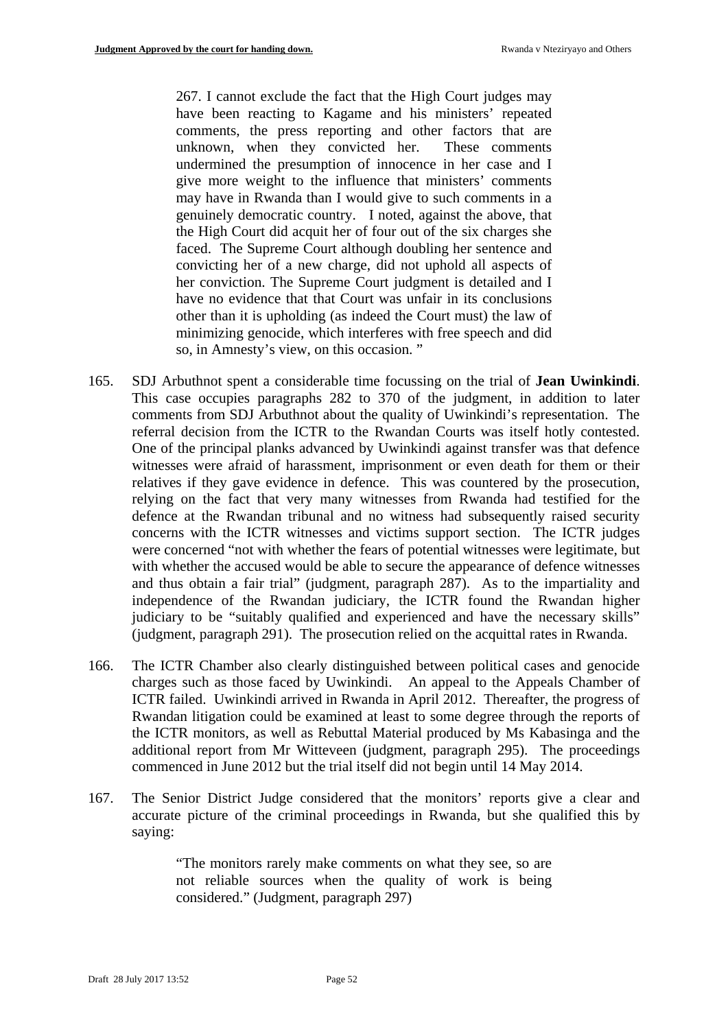> 267. I cannot exclude the fact that the High Court judges may have been reacting to Kagame and his ministers' repeated comments, the press reporting and other factors that are unknown, when they convicted her. These comments undermined the presumption of innocence in her case and I give more weight to the influence that ministers' comments may have in Rwanda than I would give to such comments in a genuinely democratic country. I noted, against the above, that the High Court did acquit her of four out of the six charges she faced. The Supreme Court although doubling her sentence and convicting her of a new charge, did not uphold all aspects of her conviction. The Supreme Court judgment is detailed and I have no evidence that that Court was unfair in its conclusions other than it is upholding (as indeed the Court must) the law of minimizing genocide, which interferes with free speech and did so, in Amnesty's view, on this occasion. "

165. SDJ Arbuthnot spent a considerable time focussing on the trial of **Jean Uwinkindi**. This case occupies paragraphs 282 to 370 of the judgment, in addition to later comments from SDJ Arbuthnot about the quality of Uwinkindi's representation. The referral decision from the ICTR to the Rwandan Courts was itself hotly contested. One of the principal planks advanced by Uwinkindi against transfer was that defence witnesses were afraid of harassment, imprisonment or even death for them or their relatives if they gave evidence in defence. This was countered by the prosecution, relying on the fact that very many witnesses from Rwanda had testified for the defence at the Rwandan tribunal and no witness had subsequently raised security concerns with the ICTR witnesses and victims support section. The ICTR judges were concerned "not with whether the fears of potential witnesses were legitimate, but with whether the accused would be able to secure the appearance of defence witnesses and thus obtain a fair trial" (judgment, paragraph 287). As to the impartiality and independence of the Rwandan judiciary, the ICTR found the Rwandan higher judiciary to be "suitably qualified and experienced and have the necessary skills" (judgment, paragraph 291). The prosecution relied on the acquittal rates in Rwanda.

166. The ICTR Chamber also clearly distinguished between political cases and genocide charges such as those faced by Uwinkindi. An appeal to the Appeals Chamber of ICTR failed. Uwinkindi arrived in Rwanda in April 2012. Thereafter, the progress of Rwandan litigation could be examined at least to some degree through the reports of the ICTR monitors, as well as Rebuttal Material produced by Ms Kabasinga and the additional report from Mr Witteveen (judgment, paragraph 295). The proceedings commenced in June 2012 but the trial itself did not begin until 14 May 2014.

167. The Senior District Judge considered that the monitors' reports give a clear and accurate picture of the criminal proceedings in Rwanda, but she qualified this by saying:

> "The monitors rarely make comments on what they see, so are not reliable sources when the quality of work is being considered." (Judgment, paragraph 297)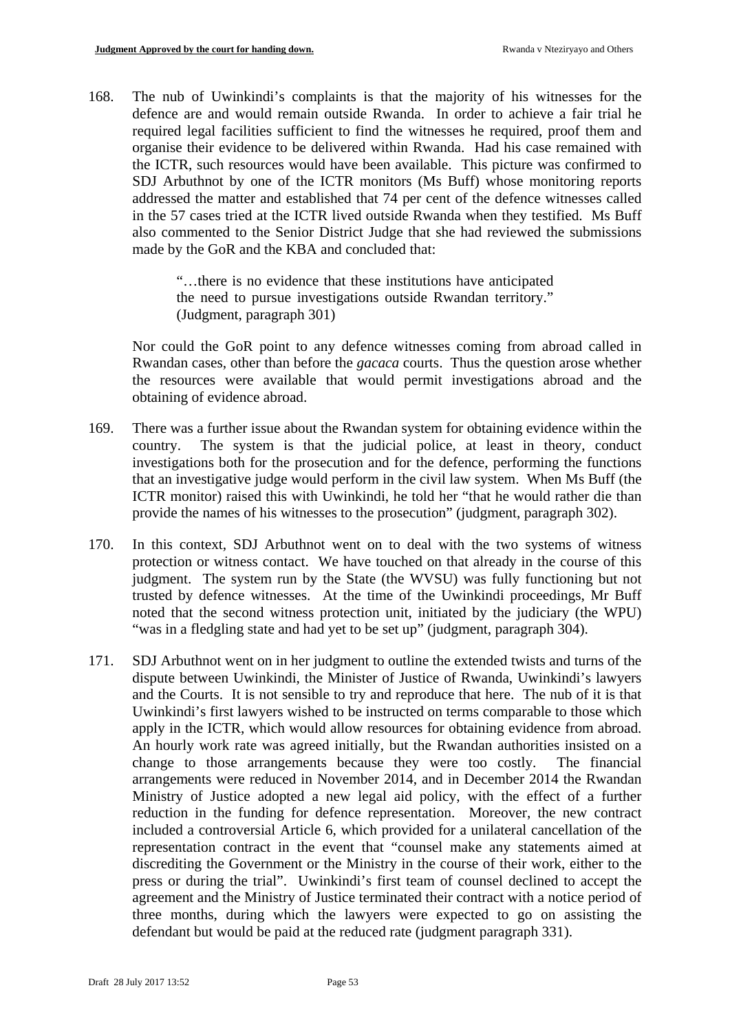168. The nub of Uwinkindi's complaints is that the majority of his witnesses for the defence are and would remain outside Rwanda. In order to achieve a fair trial he required legal facilities sufficient to find the witnesses he required, proof them and organise their evidence to be delivered within Rwanda. Had his case remained with the ICTR, such resources would have been available. This picture was confirmed to SDJ Arbuthnot by one of the ICTR monitors (Ms Buff) whose monitoring reports addressed the matter and established that 74 per cent of the defence witnesses called in the 57 cases tried at the ICTR lived outside Rwanda when they testified. Ms Buff also commented to the Senior District Judge that she had reviewed the submissions made by the GoR and the KBA and concluded that:

> "…there is no evidence that these institutions have anticipated the need to pursue investigations outside Rwandan territory." (Judgment, paragraph 301)

Nor could the GoR point to any defence witnesses coming from abroad called in Rwandan cases, other than before the *gacaca* courts. Thus the question arose whether the resources were available that would permit investigations abroad and the obtaining of evidence abroad.

169. There was a further issue about the Rwandan system for obtaining evidence within the country. The system is that the judicial police, at least in theory, conduct investigations both for the prosecution and for the defence, performing the functions that an investigative judge would perform in the civil law system. When Ms Buff (the ICTR monitor) raised this with Uwinkindi, he told her "that he would rather die than provide the names of his witnesses to the prosecution" (judgment, paragraph 302).

170. In this context, SDJ Arbuthnot went on to deal with the two systems of witness protection or witness contact. We have touched on that already in the course of this judgment. The system run by the State (the WVSU) was fully functioning but not trusted by defence witnesses. At the time of the Uwinkindi proceedings, Mr Buff noted that the second witness protection unit, initiated by the judiciary (the WPU) "was in a fledgling state and had yet to be set up" (judgment, paragraph 304).

171. SDJ Arbuthnot went on in her judgment to outline the extended twists and turns of the dispute between Uwinkindi, the Minister of Justice of Rwanda, Uwinkindi's lawyers and the Courts. It is not sensible to try and reproduce that here. The nub of it is that Uwinkindi's first lawyers wished to be instructed on terms comparable to those which apply in the ICTR, which would allow resources for obtaining evidence from abroad. An hourly work rate was agreed initially, but the Rwandan authorities insisted on a change to those arrangements because they were too costly. The financial arrangements were reduced in November 2014, and in December 2014 the Rwandan Ministry of Justice adopted a new legal aid policy, with the effect of a further reduction in the funding for defence representation. Moreover, the new contract included a controversial Article 6, which provided for a unilateral cancellation of the representation contract in the event that "counsel make any statements aimed at discrediting the Government or the Ministry in the course of their work, either to the press or during the trial". Uwinkindi's first team of counsel declined to accept the agreement and the Ministry of Justice terminated their contract with a notice period of three months, during which the lawyers were expected to go on assisting the defendant but would be paid at the reduced rate (judgment paragraph 331).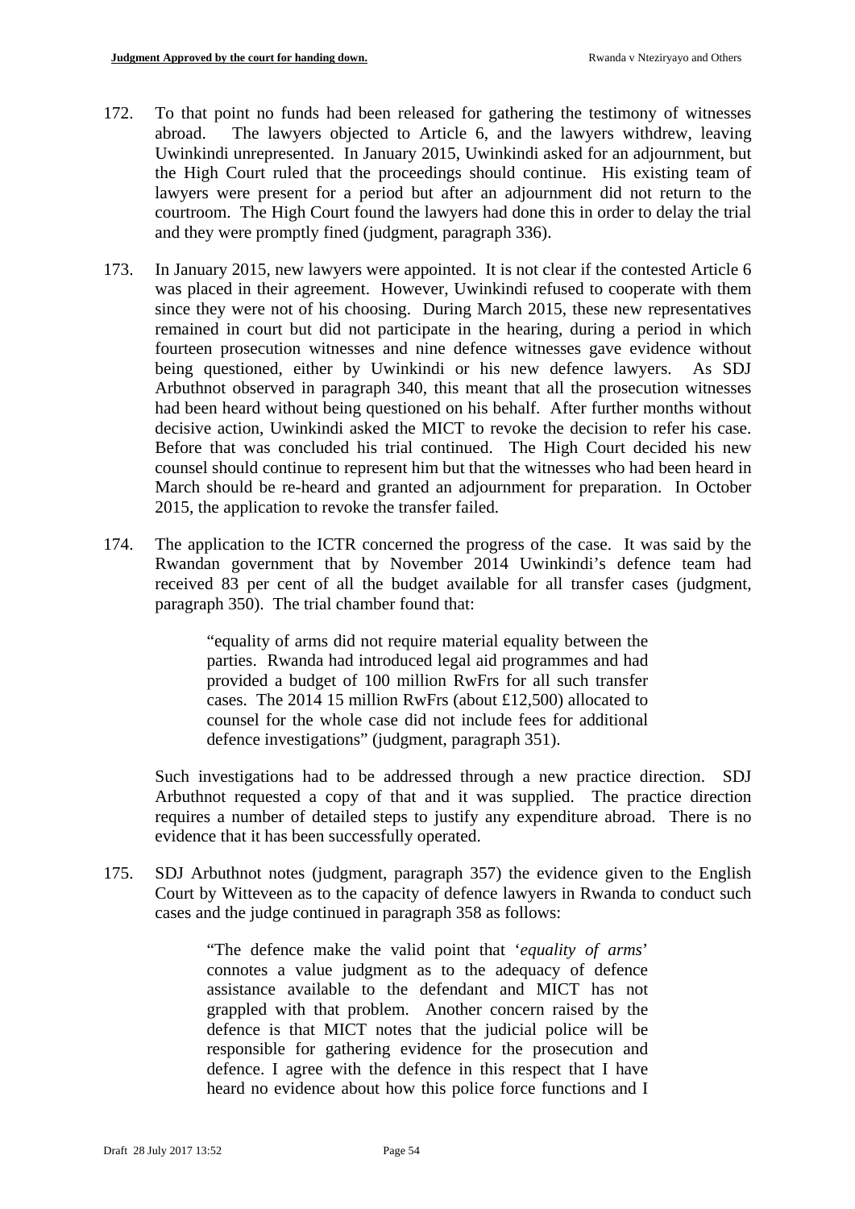172. To that point no funds had been released for gathering the testimony of witnesses abroad. The lawyers objected to Article 6, and the lawyers withdrew, leaving Uwinkindi unrepresented. In January 2015, Uwinkindi asked for an adjournment, but the High Court ruled that the proceedings should continue. His existing team of lawyers were present for a period but after an adjournment did not return to the courtroom. The High Court found the lawyers had done this in order to delay the trial and they were promptly fined (judgment, paragraph 336).

173. In January 2015, new lawyers were appointed. It is not clear if the contested Article 6 was placed in their agreement. However, Uwinkindi refused to cooperate with them since they were not of his choosing. During March 2015, these new representatives remained in court but did not participate in the hearing, during a period in which fourteen prosecution witnesses and nine defence witnesses gave evidence without being questioned, either by Uwinkindi or his new defence lawyers. As SDJ Arbuthnot observed in paragraph 340, this meant that all the prosecution witnesses had been heard without being questioned on his behalf. After further months without decisive action, Uwinkindi asked the MICT to revoke the decision to refer his case. Before that was concluded his trial continued. The High Court decided his new counsel should continue to represent him but that the witnesses who had been heard in March should be re-heard and granted an adjournment for preparation. In October 2015, the application to revoke the transfer failed.

174. The application to the ICTR concerned the progress of the case. It was said by the Rwandan government that by November 2014 Uwinkindi's defence team had received 83 per cent of all the budget available for all transfer cases (judgment, paragraph 350). The trial chamber found that:

> "equality of arms did not require material equality between the parties. Rwanda had introduced legal aid programmes and had provided a budget of 100 million RwFrs for all such transfer cases. The 2014 15 million RwFrs (about £12,500) allocated to counsel for the whole case did not include fees for additional defence investigations" (judgment, paragraph 351).

Such investigations had to be addressed through a new practice direction. SDJ Arbuthnot requested a copy of that and it was supplied. The practice direction requires a number of detailed steps to justify any expenditure abroad. There is no evidence that it has been successfully operated.

175. SDJ Arbuthnot notes (judgment, paragraph 357) the evidence given to the English Court by Witteveen as to the capacity of defence lawyers in Rwanda to conduct such cases and the judge continued in paragraph 358 as follows:

> "The defence make the valid point that '*equality of arms*' connotes a value judgment as to the adequacy of defence assistance available to the defendant and MICT has not grappled with that problem. Another concern raised by the defence is that MICT notes that the judicial police will be responsible for gathering evidence for the prosecution and defence. I agree with the defence in this respect that I have heard no evidence about how this police force functions and I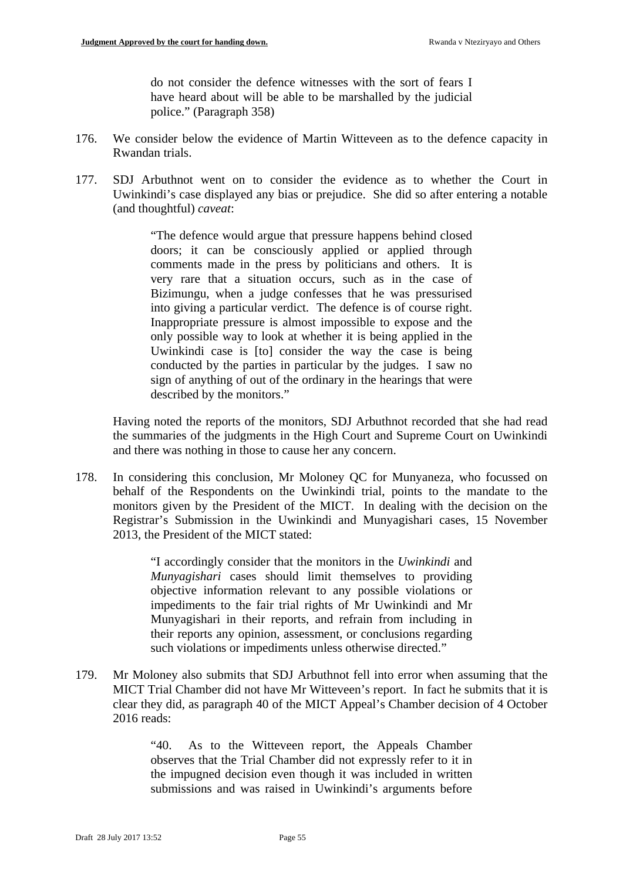> do not consider the defence witnesses with the sort of fears I have heard about will be able to be marshalled by the judicial police." (Paragraph 358)

176. We consider below the evidence of Martin Witteveen as to the defence capacity in Rwandan trials.

177. SDJ Arbuthnot went on to consider the evidence as to whether the Court in Uwinkindi's case displayed any bias or prejudice. She did so after entering a notable (and thoughtful) *caveat*:

> "The defence would argue that pressure happens behind closed doors; it can be consciously applied or applied through comments made in the press by politicians and others. It is very rare that a situation occurs, such as in the case of Bizimungu, when a judge confesses that he was pressurised into giving a particular verdict. The defence is of course right. Inappropriate pressure is almost impossible to expose and the only possible way to look at whether it is being applied in the Uwinkindi case is [to] consider the way the case is being conducted by the parties in particular by the judges. I saw no sign of anything of out of the ordinary in the hearings that were described by the monitors."

Having noted the reports of the monitors, SDJ Arbuthnot recorded that she had read the summaries of the judgments in the High Court and Supreme Court on Uwinkindi and there was nothing in those to cause her any concern.

178. In considering this conclusion, Mr Moloney QC for Munyaneza, who focussed on behalf of the Respondents on the Uwinkindi trial, points to the mandate to the monitors given by the President of the MICT. In dealing with the decision on the Registrar's Submission in the Uwinkindi and Munyagishari cases, 15 November 2013, the President of the MICT stated:

> "I accordingly consider that the monitors in the *Uwinkindi* and *Munyagishari* cases should limit themselves to providing objective information relevant to any possible violations or impediments to the fair trial rights of Mr Uwinkindi and Mr Munyagishari in their reports, and refrain from including in their reports any opinion, assessment, or conclusions regarding such violations or impediments unless otherwise directed."

179. Mr Moloney also submits that SDJ Arbuthnot fell into error when assuming that the MICT Trial Chamber did not have Mr Witteveen's report. In fact he submits that it is clear they did, as paragraph 40 of the MICT Appeal's Chamber decision of 4 October 2016 reads:

> "40. As to the Witteveen report, the Appeals Chamber observes that the Trial Chamber did not expressly refer to it in the impugned decision even though it was included in written submissions and was raised in Uwinkindi's arguments before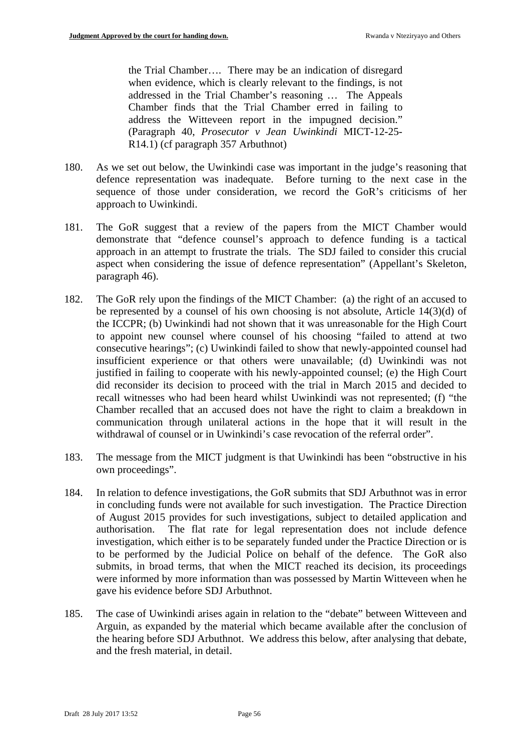> the Trial Chamber…. There may be an indication of disregard when evidence, which is clearly relevant to the findings, is not addressed in the Trial Chamber's reasoning … The Appeals Chamber finds that the Trial Chamber erred in failing to address the Witteveen report in the impugned decision." (Paragraph 40, *Prosecutor v Jean Uwinkindi* MICT-12-25-R14.1) (cf paragraph 357 Arbuthnot)

180. As we set out below, the Uwinkindi case was important in the judge's reasoning that defence representation was inadequate. Before turning to the next case in the sequence of those under consideration, we record the GoR's criticisms of her approach to Uwinkindi.

181. The GoR suggest that a review of the papers from the MICT Chamber would demonstrate that "defence counsel's approach to defence funding is a tactical approach in an attempt to frustrate the trials. The SDJ failed to consider this crucial aspect when considering the issue of defence representation" (Appellant's Skeleton, paragraph 46).

182. The GoR rely upon the findings of the MICT Chamber: (a) the right of an accused to be represented by a counsel of his own choosing is not absolute, Article 14(3)(d) of the ICCPR; (b) Uwinkindi had not shown that it was unreasonable for the High Court to appoint new counsel where counsel of his choosing "failed to attend at two consecutive hearings"; (c) Uwinkindi failed to show that newly-appointed counsel had insufficient experience or that others were unavailable; (d) Uwinkindi was not justified in failing to cooperate with his newly-appointed counsel; (e) the High Court did reconsider its decision to proceed with the trial in March 2015 and decided to recall witnesses who had been heard whilst Uwinkindi was not represented; (f) "the Chamber recalled that an accused does not have the right to claim a breakdown in communication through unilateral actions in the hope that it will result in the withdrawal of counsel or in Uwinkindi's case revocation of the referral order".

183. The message from the MICT judgment is that Uwinkindi has been "obstructive in his own proceedings".

184. In relation to defence investigations, the GoR submits that SDJ Arbuthnot was in error in concluding funds were not available for such investigation. The Practice Direction of August 2015 provides for such investigations, subject to detailed application and authorisation. The flat rate for legal representation does not include defence investigation, which either is to be separately funded under the Practice Direction or is to be performed by the Judicial Police on behalf of the defence. The GoR also submits, in broad terms, that when the MICT reached its decision, its proceedings were informed by more information than was possessed by Martin Witteveen when he gave his evidence before SDJ Arbuthnot.

185. The case of Uwinkindi arises again in relation to the "debate" between Witteveen and Arguin, as expanded by the material which became available after the conclusion of the hearing before SDJ Arbuthnot. We address this below, after analysing that debate, and the fresh material, in detail.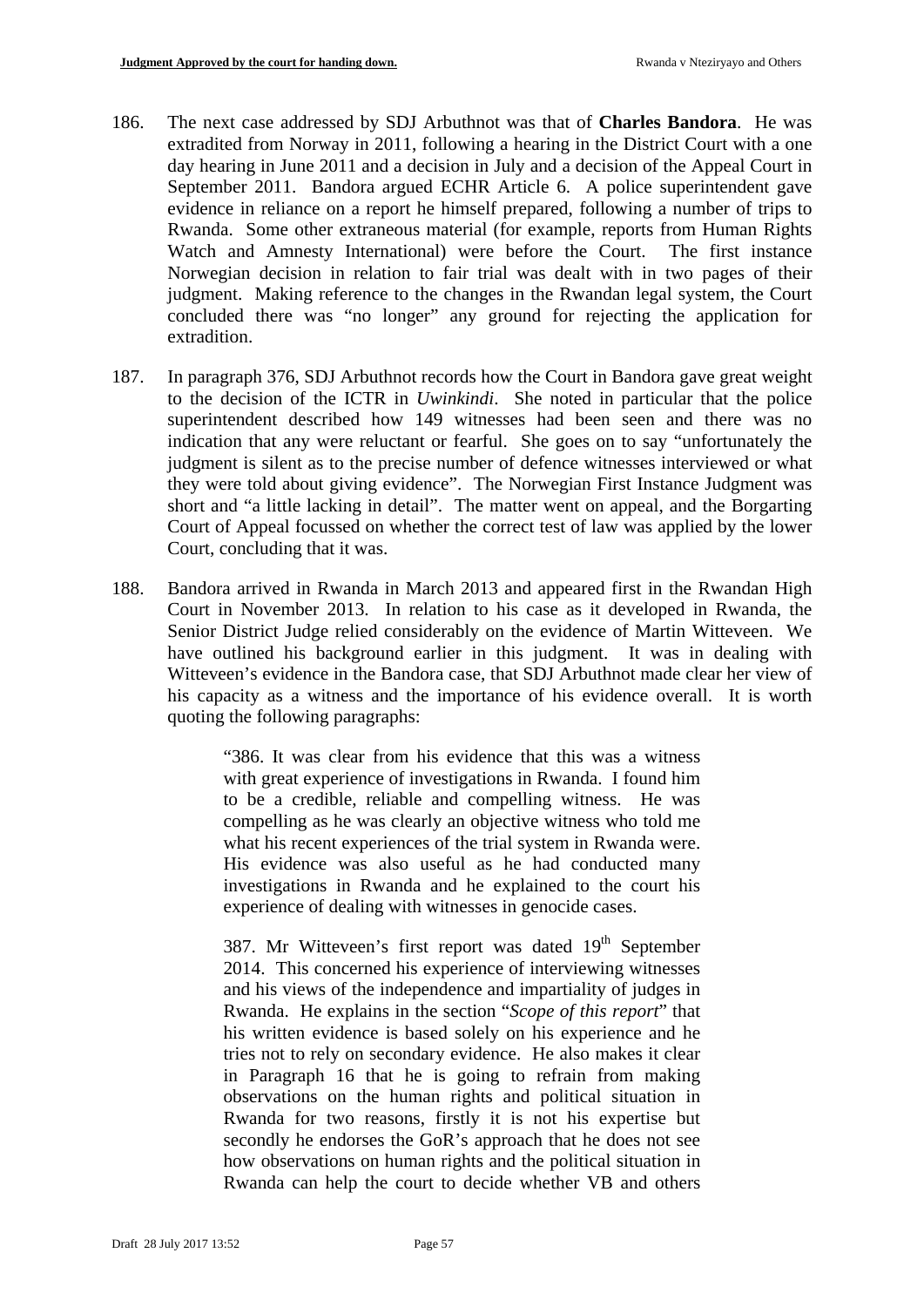186. The next case addressed by SDJ Arbuthnot was that of **Charles Bandora**. He was extradited from Norway in 2011, following a hearing in the District Court with a one day hearing in June 2011 and a decision in July and a decision of the Appeal Court in September 2011. Bandora argued ECHR Article 6. A police superintendent gave evidence in reliance on a report he himself prepared, following a number of trips to Rwanda. Some other extraneous material (for example, reports from Human Rights Watch and Amnesty International) were before the Court. The first instance Norwegian decision in relation to fair trial was dealt with in two pages of their judgment. Making reference to the changes in the Rwandan legal system, the Court concluded there was "no longer" any ground for rejecting the application for extradition.

187. In paragraph 376, SDJ Arbuthnot records how the Court in Bandora gave great weight to the decision of the ICTR in *Uwinkindi*. She noted in particular that the police superintendent described how 149 witnesses had been seen and there was no indication that any were reluctant or fearful. She goes on to say "unfortunately the judgment is silent as to the precise number of defence witnesses interviewed or what they were told about giving evidence". The Norwegian First Instance Judgment was short and "a little lacking in detail". The matter went on appeal, and the Borgarting Court of Appeal focussed on whether the correct test of law was applied by the lower Court, concluding that it was.

188. Bandora arrived in Rwanda in March 2013 and appeared first in the Rwandan High Court in November 2013. In relation to his case as it developed in Rwanda, the Senior District Judge relied considerably on the evidence of Martin Witteveen. We have outlined his background earlier in this judgment. It was in dealing with Witteveen's evidence in the Bandora case, that SDJ Arbuthnot made clear her view of his capacity as a witness and the importance of his evidence overall. It is worth quoting the following paragraphs:

> "386. It was clear from his evidence that this was a witness with great experience of investigations in Rwanda. I found him to be a credible, reliable and compelling witness. He was compelling as he was clearly an objective witness who told me what his recent experiences of the trial system in Rwanda were. His evidence was also useful as he had conducted many investigations in Rwanda and he explained to the court his experience of dealing with witnesses in genocide cases.
>
> 387. Mr Witteveen's first report was dated 19th September 2014. This concerned his experience of interviewing witnesses and his views of the independence and impartiality of judges in Rwanda. He explains in the section "*Scope of this report*" that his written evidence is based solely on his experience and he tries not to rely on secondary evidence. He also makes it clear in Paragraph 16 that he is going to refrain from making observations on the human rights and political situation in Rwanda for two reasons, firstly it is not his expertise but secondly he endorses the GoR's approach that he does not see how observations on human rights and the political situation in Rwanda can help the court to decide whether VB and others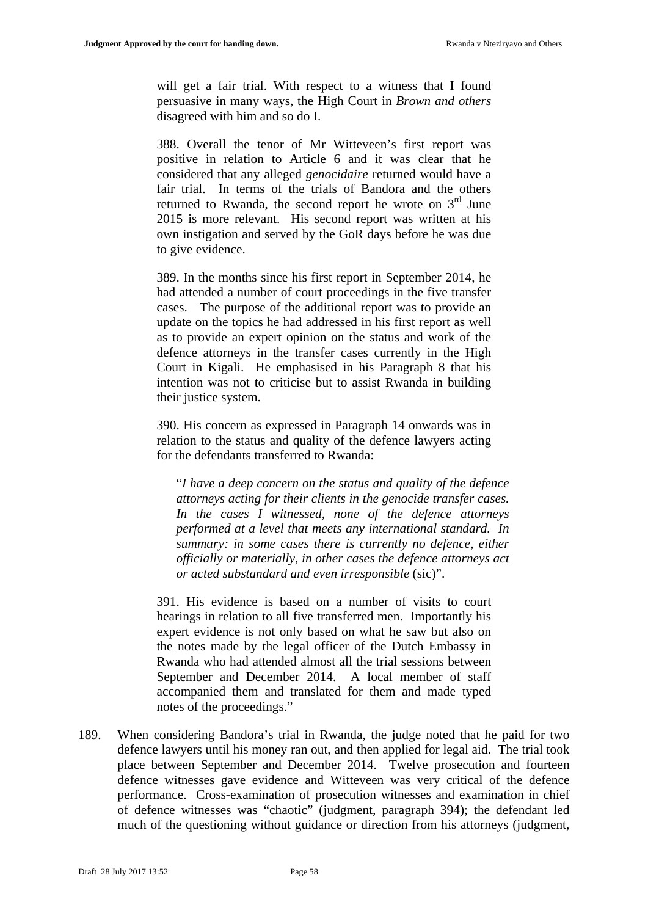will get a fair trial. With respect to a witness that I found persuasive in many ways, the High Court in *Brown and others* disagreed with him and so do I.

> 388. Overall the tenor of Mr Witteveen's first report was positive in relation to Article 6 and it was clear that he considered that any alleged *genocidaire* returned would have a fair trial. In terms of the trials of Bandora and the others returned to Rwanda, the second report he wrote on 3rd June 2015 is more relevant. His second report was written at his own instigation and served by the GoR days before he was due to give evidence.
>
> 389. In the months since his first report in September 2014, he had attended a number of court proceedings in the five transfer cases. The purpose of the additional report was to provide an update on the topics he had addressed in his first report as well as to provide an expert opinion on the status and work of the defence attorneys in the transfer cases currently in the High Court in Kigali. He emphasised in his Paragraph 8 that his intention was not to criticise but to assist Rwanda in building their justice system.
>
> 390. His concern as expressed in Paragraph 14 onwards was in relation to the status and quality of the defence lawyers acting for the defendants transferred to Rwanda:
>
> > "*I have a deep concern on the status and quality of the defence attorneys acting for their clients in the genocide transfer cases. In the cases I witnessed, none of the defence attorneys performed at a level that meets any international standard. In summary: in some cases there is currently no defence, either officially or materially, in other cases the defence attorneys act or acted substandard and even irresponsible* (sic)".
>
> 391. His evidence is based on a number of visits to court hearings in relation to all five transferred men. Importantly his expert evidence is not only based on what he saw but also on the notes made by the legal officer of the Dutch Embassy in Rwanda who had attended almost all the trial sessions between September and December 2014. A local member of staff accompanied them and translated for them and made typed notes of the proceedings."

189. When considering Bandora's trial in Rwanda, the judge noted that he paid for two defence lawyers until his money ran out, and then applied for legal aid. The trial took place between September and December 2014. Twelve prosecution and fourteen defence witnesses gave evidence and Witteveen was very critical of the defence performance. Cross-examination of prosecution witnesses and examination in chief of defence witnesses was "chaotic" (judgment, paragraph 394); the defendant led much of the questioning without guidance or direction from his attorneys (judgment,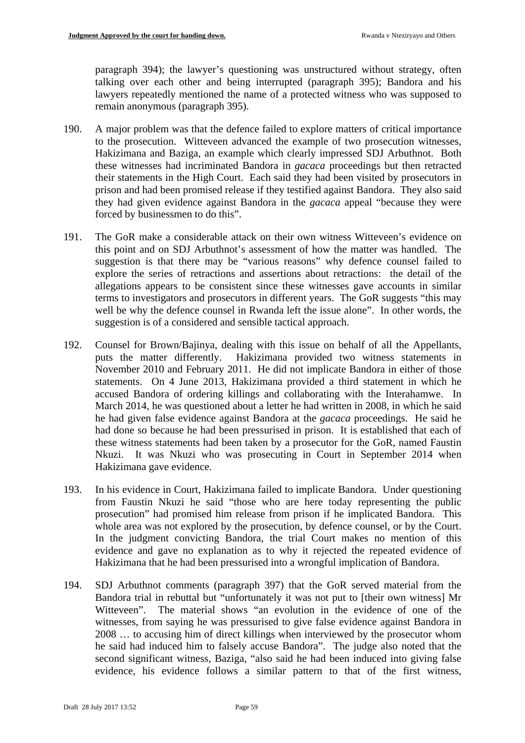paragraph 394); the lawyer's questioning was unstructured without strategy, often talking over each other and being interrupted (paragraph 395); Bandora and his lawyers repeatedly mentioned the name of a protected witness who was supposed to remain anonymous (paragraph 395).

190. A major problem was that the defence failed to explore matters of critical importance to the prosecution. Witteveen advanced the example of two prosecution witnesses, Hakizimana and Baziga, an example which clearly impressed SDJ Arbuthnot. Both these witnesses had incriminated Bandora in *gacaca* proceedings but then retracted their statements in the High Court. Each said they had been visited by prosecutors in prison and had been promised release if they testified against Bandora. They also said they had given evidence against Bandora in the *gacaca* appeal "because they were forced by businessmen to do this".

191. The GoR make a considerable attack on their own witness Witteveen's evidence on this point and on SDJ Arbuthnot's assessment of how the matter was handled. The suggestion is that there may be "various reasons" why defence counsel failed to explore the series of retractions and assertions about retractions: the detail of the allegations appears to be consistent since these witnesses gave accounts in similar terms to investigators and prosecutors in different years. The GoR suggests "this may well be why the defence counsel in Rwanda left the issue alone". In other words, the suggestion is of a considered and sensible tactical approach.

192. Counsel for Brown/Bajinya, dealing with this issue on behalf of all the Appellants, puts the matter differently. Hakizimana provided two witness statements in November 2010 and February 2011. He did not implicate Bandora in either of those statements. On 4 June 2013, Hakizimana provided a third statement in which he accused Bandora of ordering killings and collaborating with the Interahamwe. In March 2014, he was questioned about a letter he had written in 2008, in which he said he had given false evidence against Bandora at the *gacaca* proceedings. He said he had done so because he had been pressurised in prison. It is established that each of these witness statements had been taken by a prosecutor for the GoR, named Faustin Nkuzi. It was Nkuzi who was prosecuting in Court in September 2014 when Hakizimana gave evidence.

193. In his evidence in Court, Hakizimana failed to implicate Bandora. Under questioning from Faustin Nkuzi he said "those who are here today representing the public prosecution" had promised him release from prison if he implicated Bandora. This whole area was not explored by the prosecution, by defence counsel, or by the Court. In the judgment convicting Bandora, the trial Court makes no mention of this evidence and gave no explanation as to why it rejected the repeated evidence of Hakizimana that he had been pressurised into a wrongful implication of Bandora.

194. SDJ Arbuthnot comments (paragraph 397) that the GoR served material from the Bandora trial in rebuttal but "unfortunately it was not put to [their own witness] Mr Witteveen". The material shows "an evolution in the evidence of one of the witnesses, from saying he was pressurised to give false evidence against Bandora in 2008 … to accusing him of direct killings when interviewed by the prosecutor whom he said had induced him to falsely accuse Bandora". The judge also noted that the second significant witness, Baziga, "also said he had been induced into giving false evidence, his evidence follows a similar pattern to that of the first witness,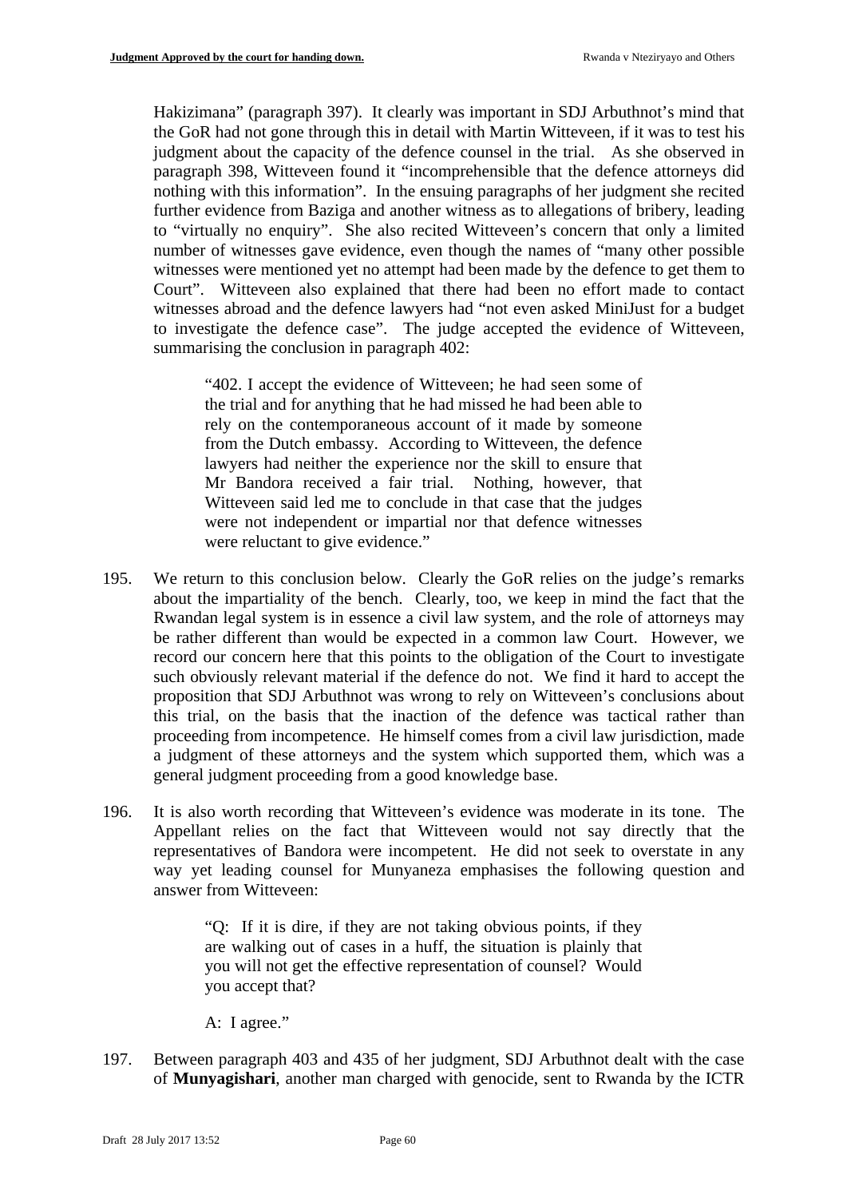Hakizimana" (paragraph 397). It clearly was important in SDJ Arbuthnot's mind that the GoR had not gone through this in detail with Martin Witteveen, if it was to test his judgment about the capacity of the defence counsel in the trial. As she observed in paragraph 398, Witteveen found it "incomprehensible that the defence attorneys did nothing with this information". In the ensuing paragraphs of her judgment she recited further evidence from Baziga and another witness as to allegations of bribery, leading to "virtually no enquiry". She also recited Witteveen's concern that only a limited number of witnesses gave evidence, even though the names of "many other possible witnesses were mentioned yet no attempt had been made by the defence to get them to Court". Witteveen also explained that there had been no effort made to contact witnesses abroad and the defence lawyers had "not even asked MiniJust for a budget to investigate the defence case". The judge accepted the evidence of Witteveen, summarising the conclusion in paragraph 402:

> "402. I accept the evidence of Witteveen; he had seen some of the trial and for anything that he had missed he had been able to rely on the contemporaneous account of it made by someone from the Dutch embassy. According to Witteveen, the defence lawyers had neither the experience nor the skill to ensure that Mr Bandora received a fair trial. Nothing, however, that Witteveen said led me to conclude in that case that the judges were not independent or impartial nor that defence witnesses were reluctant to give evidence."

195. We return to this conclusion below. Clearly the GoR relies on the judge's remarks about the impartiality of the bench. Clearly, too, we keep in mind the fact that the Rwandan legal system is in essence a civil law system, and the role of attorneys may be rather different than would be expected in a common law Court. However, we record our concern here that this points to the obligation of the Court to investigate such obviously relevant material if the defence do not. We find it hard to accept the proposition that SDJ Arbuthnot was wrong to rely on Witteveen's conclusions about this trial, on the basis that the inaction of the defence was tactical rather than proceeding from incompetence. He himself comes from a civil law jurisdiction, made a judgment of these attorneys and the system which supported them, which was a general judgment proceeding from a good knowledge base.

196. It is also worth recording that Witteveen's evidence was moderate in its tone. The Appellant relies on the fact that Witteveen would not say directly that the representatives of Bandora were incompetent. He did not seek to overstate in any way yet leading counsel for Munyaneza emphasises the following question and answer from Witteveen:

> "Q: If it is dire, if they are not taking obvious points, if they are walking out of cases in a huff, the situation is plainly that you will not get the effective representation of counsel? Would you accept that?
>
> A: I agree."

197. Between paragraph 403 and 435 of her judgment, SDJ Arbuthnot dealt with the case of **Munyagishari**, another man charged with genocide, sent to Rwanda by the ICTR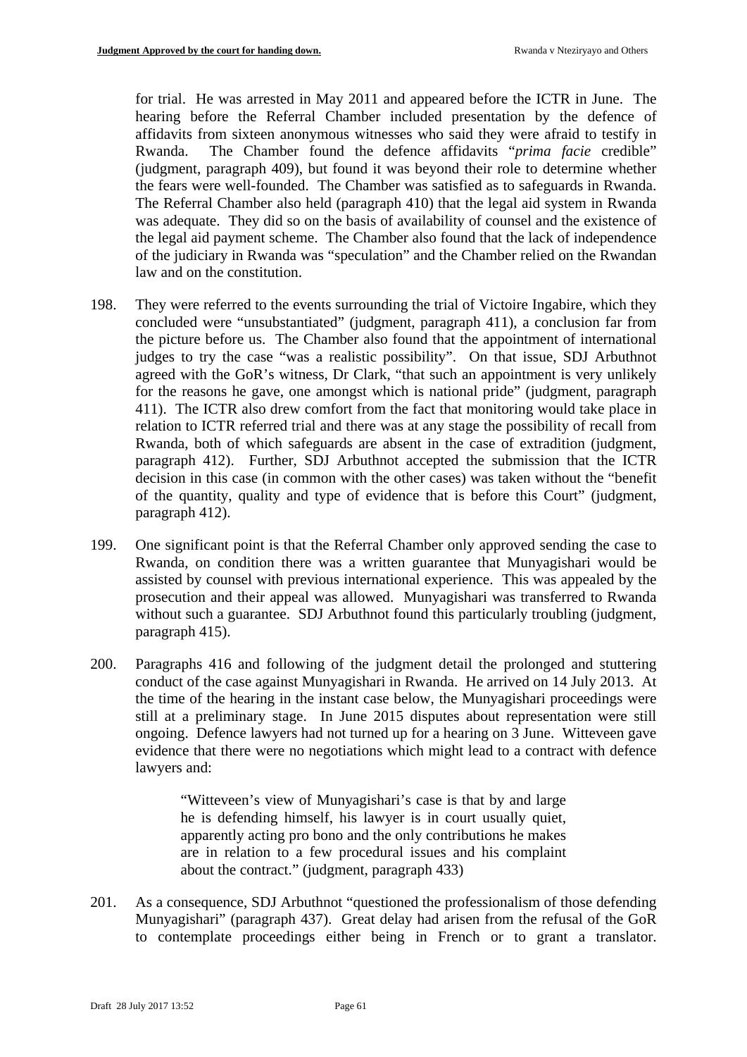for trial. He was arrested in May 2011 and appeared before the ICTR in June. The hearing before the Referral Chamber included presentation by the defence of affidavits from sixteen anonymous witnesses who said they were afraid to testify in Rwanda. The Chamber found the defence affidavits "*prima facie* credible" (judgment, paragraph 409), but found it was beyond their role to determine whether the fears were well-founded. The Chamber was satisfied as to safeguards in Rwanda. The Referral Chamber also held (paragraph 410) that the legal aid system in Rwanda was adequate. They did so on the basis of availability of counsel and the existence of the legal aid payment scheme. The Chamber also found that the lack of independence of the judiciary in Rwanda was "speculation" and the Chamber relied on the Rwandan law and on the constitution.

198. They were referred to the events surrounding the trial of Victoire Ingabire, which they concluded were "unsubstantiated" (judgment, paragraph 411), a conclusion far from the picture before us. The Chamber also found that the appointment of international judges to try the case "was a realistic possibility". On that issue, SDJ Arbuthnot agreed with the GoR's witness, Dr Clark, "that such an appointment is very unlikely for the reasons he gave, one amongst which is national pride" (judgment, paragraph 411). The ICTR also drew comfort from the fact that monitoring would take place in relation to ICTR referred trial and there was at any stage the possibility of recall from Rwanda, both of which safeguards are absent in the case of extradition (judgment, paragraph 412). Further, SDJ Arbuthnot accepted the submission that the ICTR decision in this case (in common with the other cases) was taken without the "benefit of the quantity, quality and type of evidence that is before this Court" (judgment, paragraph 412).

199. One significant point is that the Referral Chamber only approved sending the case to Rwanda, on condition there was a written guarantee that Munyagishari would be assisted by counsel with previous international experience. This was appealed by the prosecution and their appeal was allowed. Munyagishari was transferred to Rwanda without such a guarantee. SDJ Arbuthnot found this particularly troubling (judgment, paragraph 415).

200. Paragraphs 416 and following of the judgment detail the prolonged and stuttering conduct of the case against Munyagishari in Rwanda. He arrived on 14 July 2013. At the time of the hearing in the instant case below, the Munyagishari proceedings were still at a preliminary stage. In June 2015 disputes about representation were still ongoing. Defence lawyers had not turned up for a hearing on 3 June. Witteveen gave evidence that there were no negotiations which might lead to a contract with defence lawyers and:

> "Witteveen's view of Munyagishari's case is that by and large he is defending himself, his lawyer is in court usually quiet, apparently acting pro bono and the only contributions he makes are in relation to a few procedural issues and his complaint about the contract." (judgment, paragraph 433)

201. As a consequence, SDJ Arbuthnot "questioned the professionalism of those defending Munyagishari" (paragraph 437). Great delay had arisen from the refusal of the GoR to contemplate proceedings either being in French or to grant a translator.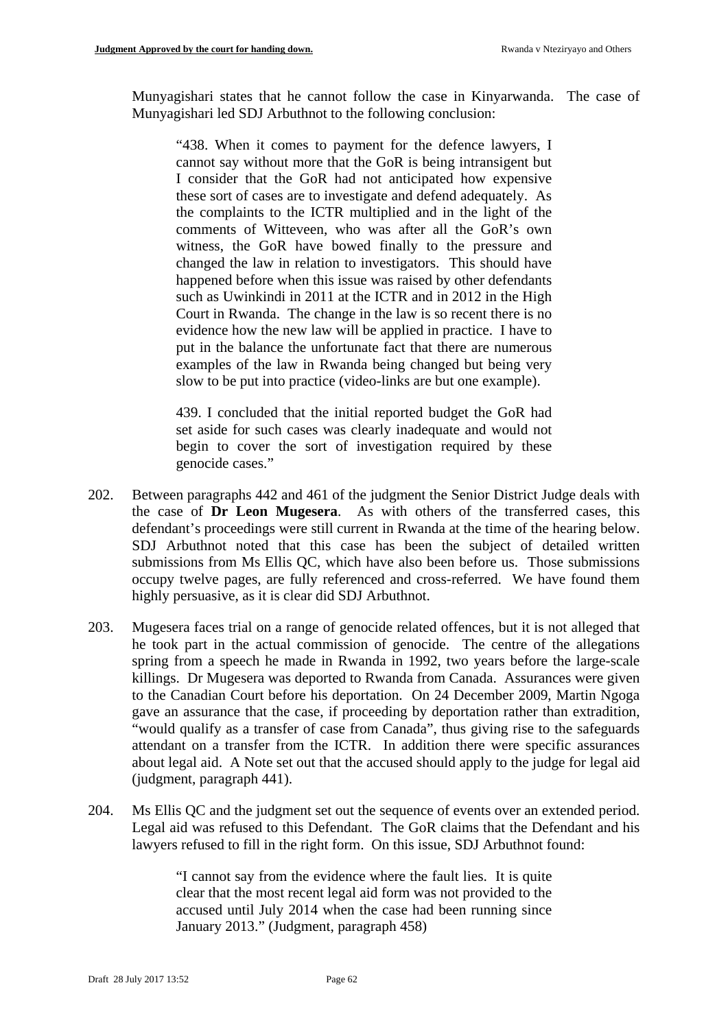Munyagishari states that he cannot follow the case in Kinyarwanda. The case of Munyagishari led SDJ Arbuthnot to the following conclusion:

> "438. When it comes to payment for the defence lawyers, I cannot say without more that the GoR is being intransigent but I consider that the GoR had not anticipated how expensive these sort of cases are to investigate and defend adequately. As the complaints to the ICTR multiplied and in the light of the comments of Witteveen, who was after all the GoR's own witness, the GoR have bowed finally to the pressure and changed the law in relation to investigators. This should have happened before when this issue was raised by other defendants such as Uwinkindi in 2011 at the ICTR and in 2012 in the High Court in Rwanda. The change in the law is so recent there is no evidence how the new law will be applied in practice. I have to put in the balance the unfortunate fact that there are numerous examples of the law in Rwanda being changed but being very slow to be put into practice (video-links are but one example).
>
> 439. I concluded that the initial reported budget the GoR had set aside for such cases was clearly inadequate and would not begin to cover the sort of investigation required by these genocide cases."

202. Between paragraphs 442 and 461 of the judgment the Senior District Judge deals with the case of **Dr Leon Mugesera**. As with others of the transferred cases, this defendant's proceedings were still current in Rwanda at the time of the hearing below. SDJ Arbuthnot noted that this case has been the subject of detailed written submissions from Ms Ellis QC, which have also been before us. Those submissions occupy twelve pages, are fully referenced and cross-referred. We have found them highly persuasive, as it is clear did SDJ Arbuthnot.

203. Mugesera faces trial on a range of genocide related offences, but it is not alleged that he took part in the actual commission of genocide. The centre of the allegations spring from a speech he made in Rwanda in 1992, two years before the large-scale killings. Dr Mugesera was deported to Rwanda from Canada. Assurances were given to the Canadian Court before his deportation. On 24 December 2009, Martin Ngoga gave an assurance that the case, if proceeding by deportation rather than extradition, "would qualify as a transfer of case from Canada", thus giving rise to the safeguards attendant on a transfer from the ICTR. In addition there were specific assurances about legal aid. A Note set out that the accused should apply to the judge for legal aid (judgment, paragraph 441).

204. Ms Ellis QC and the judgment set out the sequence of events over an extended period. Legal aid was refused to this Defendant. The GoR claims that the Defendant and his lawyers refused to fill in the right form. On this issue, SDJ Arbuthnot found:

> "I cannot say from the evidence where the fault lies. It is quite clear that the most recent legal aid form was not provided to the accused until July 2014 when the case had been running since January 2013." (Judgment, paragraph 458)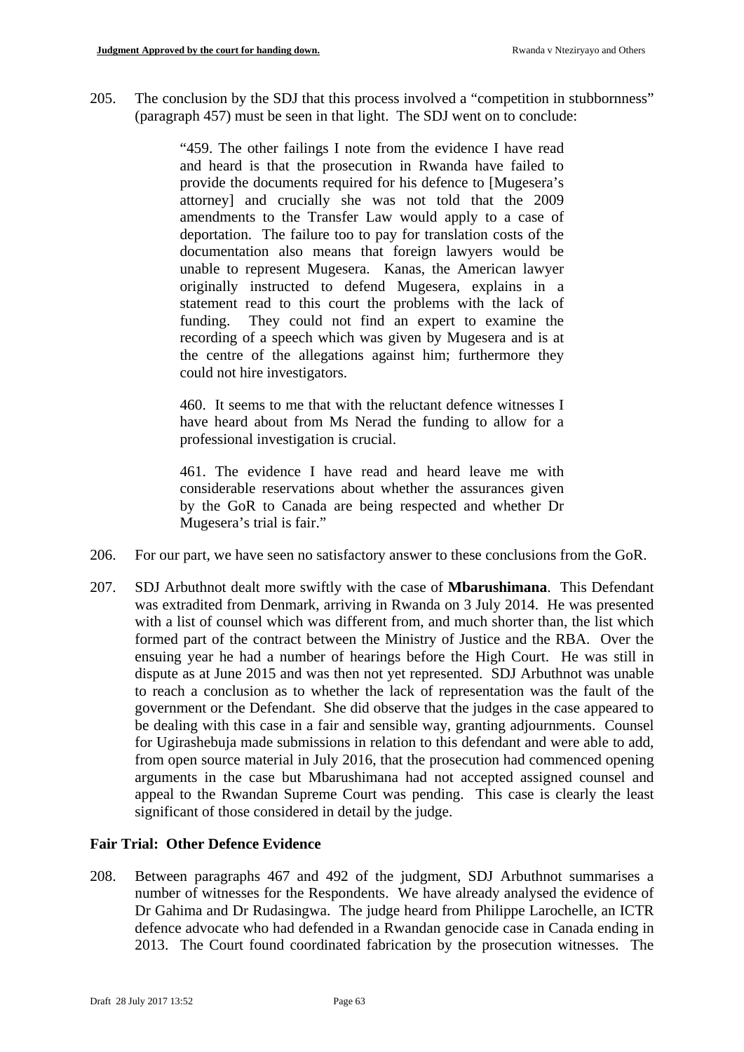205. The conclusion by the SDJ that this process involved a "competition in stubbornness" (paragraph 457) must be seen in that light. The SDJ went on to conclude:

> "459. The other failings I note from the evidence I have read and heard is that the prosecution in Rwanda have failed to provide the documents required for his defence to [Mugesera's attorney] and crucially she was not told that the 2009 amendments to the Transfer Law would apply to a case of deportation. The failure too to pay for translation costs of the documentation also means that foreign lawyers would be unable to represent Mugesera. Kanas, the American lawyer originally instructed to defend Mugesera, explains in a statement read to this court the problems with the lack of funding. They could not find an expert to examine the recording of a speech which was given by Mugesera and is at the centre of the allegations against him; furthermore they could not hire investigators.
>
> 460. It seems to me that with the reluctant defence witnesses I have heard about from Ms Nerad the funding to allow for a professional investigation is crucial.
>
> 461. The evidence I have read and heard leave me with considerable reservations about whether the assurances given by the GoR to Canada are being respected and whether Dr Mugesera's trial is fair."

206. For our part, we have seen no satisfactory answer to these conclusions from the GoR.

207. SDJ Arbuthnot dealt more swiftly with the case of **Mbarushimana**. This Defendant was extradited from Denmark, arriving in Rwanda on 3 July 2014. He was presented with a list of counsel which was different from, and much shorter than, the list which formed part of the contract between the Ministry of Justice and the RBA. Over the ensuing year he had a number of hearings before the High Court. He was still in dispute as at June 2015 and was then not yet represented. SDJ Arbuthnot was unable to reach a conclusion as to whether the lack of representation was the fault of the government or the Defendant. She did observe that the judges in the case appeared to be dealing with this case in a fair and sensible way, granting adjournments. Counsel for Ugirashebuja made submissions in relation to this defendant and were able to add, from open source material in July 2016, that the prosecution had commenced opening arguments in the case but Mbarushimana had not accepted assigned counsel and appeal to the Rwandan Supreme Court was pending. This case is clearly the least significant of those considered in detail by the judge.

## Fair Trial: Other Defence Evidence

208. Between paragraphs 467 and 492 of the judgment, SDJ Arbuthnot summarises a number of witnesses for the Respondents. We have already analysed the evidence of Dr Gahima and Dr Rudasingwa. The judge heard from Philippe Larochelle, an ICTR defence advocate who had defended in a Rwandan genocide case in Canada ending in 2013. The Court found coordinated fabrication by the prosecution witnesses. The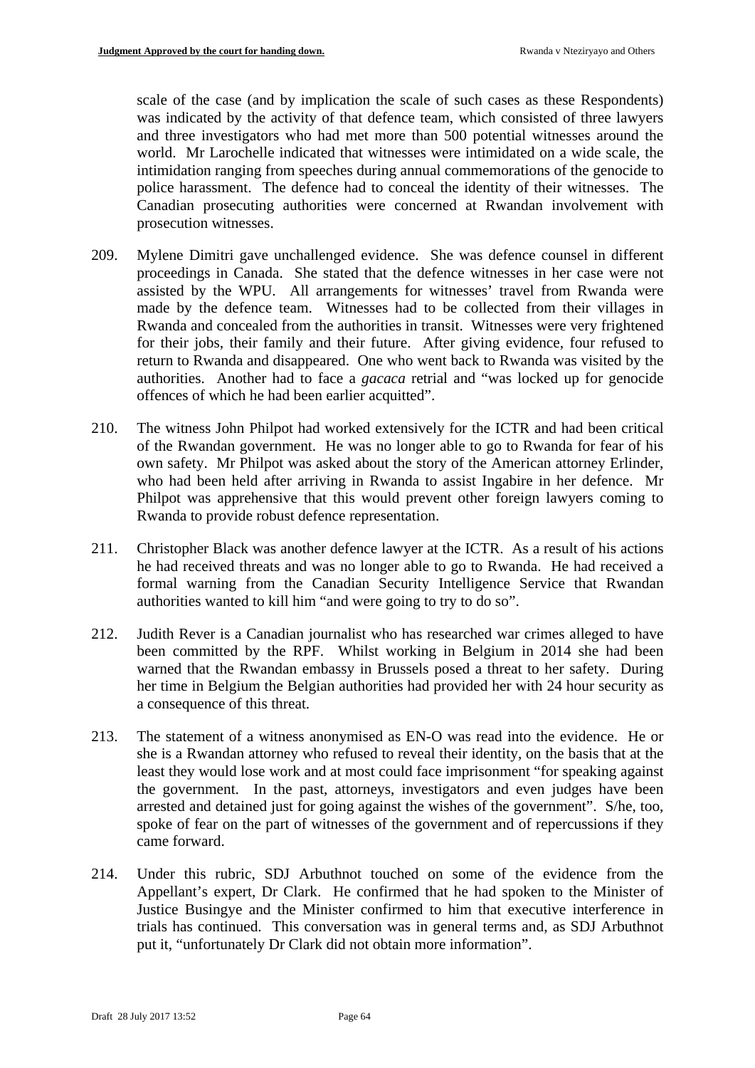scale of the case (and by implication the scale of such cases as these Respondents) was indicated by the activity of that defence team, which consisted of three lawyers and three investigators who had met more than 500 potential witnesses around the world. Mr Larochelle indicated that witnesses were intimidated on a wide scale, the intimidation ranging from speeches during annual commemorations of the genocide to police harassment. The defence had to conceal the identity of their witnesses. The Canadian prosecuting authorities were concerned at Rwandan involvement with prosecution witnesses.

209. Mylene Dimitri gave unchallenged evidence. She was defence counsel in different proceedings in Canada. She stated that the defence witnesses in her case were not assisted by the WPU. All arrangements for witnesses' travel from Rwanda were made by the defence team. Witnesses had to be collected from their villages in Rwanda and concealed from the authorities in transit. Witnesses were very frightened for their jobs, their family and their future. After giving evidence, four refused to return to Rwanda and disappeared. One who went back to Rwanda was visited by the authorities. Another had to face a *gacaca* retrial and "was locked up for genocide offences of which he had been earlier acquitted".

210. The witness John Philpot had worked extensively for the ICTR and had been critical of the Rwandan government. He was no longer able to go to Rwanda for fear of his own safety. Mr Philpot was asked about the story of the American attorney Erlinder, who had been held after arriving in Rwanda to assist Ingabire in her defence. Mr Philpot was apprehensive that this would prevent other foreign lawyers coming to Rwanda to provide robust defence representation.

211. Christopher Black was another defence lawyer at the ICTR. As a result of his actions he had received threats and was no longer able to go to Rwanda. He had received a formal warning from the Canadian Security Intelligence Service that Rwandan authorities wanted to kill him "and were going to try to do so".

212. Judith Rever is a Canadian journalist who has researched war crimes alleged to have been committed by the RPF. Whilst working in Belgium in 2014 she had been warned that the Rwandan embassy in Brussels posed a threat to her safety. During her time in Belgium the Belgian authorities had provided her with 24 hour security as a consequence of this threat.

213. The statement of a witness anonymised as EN-O was read into the evidence. He or she is a Rwandan attorney who refused to reveal their identity, on the basis that at the least they would lose work and at most could face imprisonment "for speaking against the government. In the past, attorneys, investigators and even judges have been arrested and detained just for going against the wishes of the government". S/he, too, spoke of fear on the part of witnesses of the government and of repercussions if they came forward.

214. Under this rubric, SDJ Arbuthnot touched on some of the evidence from the Appellant's expert, Dr Clark. He confirmed that he had spoken to the Minister of Justice Busingye and the Minister confirmed to him that executive interference in trials has continued. This conversation was in general terms and, as SDJ Arbuthnot put it, "unfortunately Dr Clark did not obtain more information".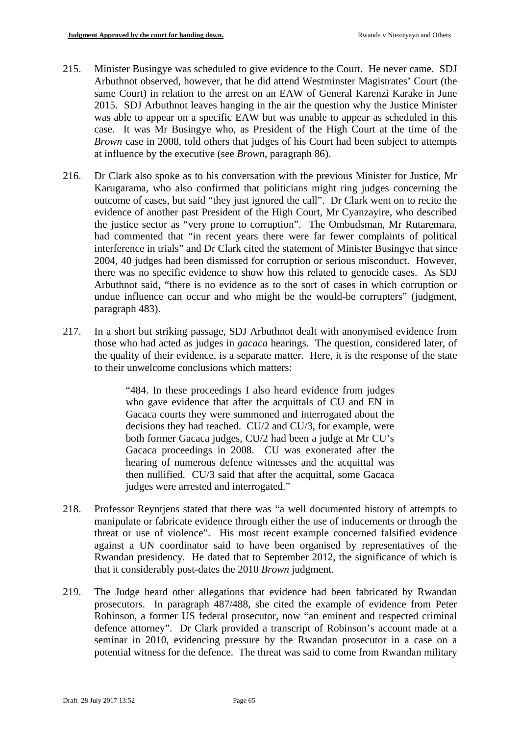215. Minister Busingye was scheduled to give evidence to the Court. He never came. SDJ Arbuthnot observed, however, that he did attend Westminster Magistrates' Court (the same Court) in relation to the arrest on an EAW of General Karenzi Karake in June 2015. SDJ Arbuthnot leaves hanging in the air the question why the Justice Minister was able to appear on a specific EAW but was unable to appear as scheduled in this case. It was Mr Busingye who, as President of the High Court at the time of the *Brown* case in 2008, told others that judges of his Court had been subject to attempts at influence by the executive (see *Brown*, paragraph 86).

216. Dr Clark also spoke as to his conversation with the previous Minister for Justice, Mr Karugarama, who also confirmed that politicians might ring judges concerning the outcome of cases, but said "they just ignored the call". Dr Clark went on to recite the evidence of another past President of the High Court, Mr Cyanzayire, who described the justice sector as "very prone to corruption". The Ombudsman, Mr Rutaremara, had commented that "in recent years there were far fewer complaints of political interference in trials" and Dr Clark cited the statement of Minister Busingye that since 2004, 40 judges had been dismissed for corruption or serious misconduct. However, there was no specific evidence to show how this related to genocide cases. As SDJ Arbuthnot said, "there is no evidence as to the sort of cases in which corruption or undue influence can occur and who might be the would-be corrupters" (judgment, paragraph 483).

217. In a short but striking passage, SDJ Arbuthnot dealt with anonymised evidence from those who had acted as judges in *gacaca* hearings. The question, considered later, of the quality of their evidence, is a separate matter. Here, it is the response of the state to their unwelcome conclusions which matters:

> "484. In these proceedings I also heard evidence from judges who gave evidence that after the acquittals of CU and EN in Gacaca courts they were summoned and interrogated about the decisions they had reached. CU/2 and CU/3, for example, were both former Gacaca judges, CU/2 had been a judge at Mr CU's Gacaca proceedings in 2008. CU was exonerated after the hearing of numerous defence witnesses and the acquittal was then nullified. CU/3 said that after the acquittal, some Gacaca judges were arrested and interrogated."

218. Professor Reyntjens stated that there was "a well documented history of attempts to manipulate or fabricate evidence through either the use of inducements or through the threat or use of violence". His most recent example concerned falsified evidence against a UN coordinator said to have been organised by representatives of the Rwandan presidency. He dated that to September 2012, the significance of which is that it considerably post-dates the 2010 *Brown* judgment.

219. The Judge heard other allegations that evidence had been fabricated by Rwandan prosecutors. In paragraph 487/488, she cited the example of evidence from Peter Robinson, a former US federal prosecutor, now "an eminent and respected criminal defence attorney". Dr Clark provided a transcript of Robinson's account made at a seminar in 2010, evidencing pressure by the Rwandan prosecutor in a case on a potential witness for the defence. The threat was said to come from Rwandan military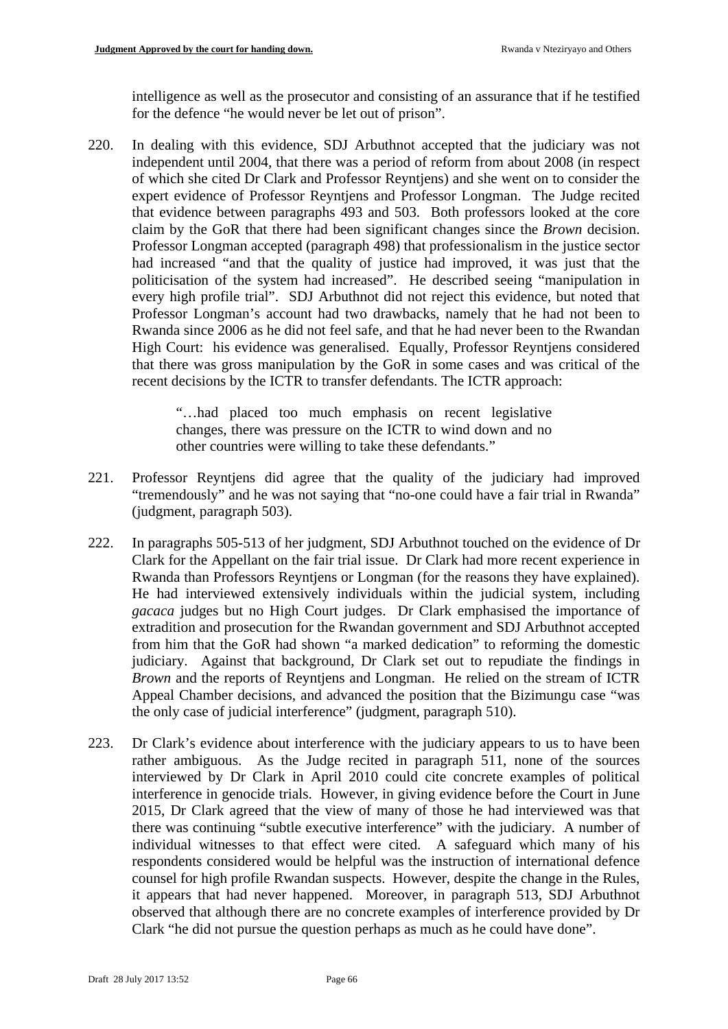intelligence as well as the prosecutor and consisting of an assurance that if he testified for the defence "he would never be let out of prison".

220. In dealing with this evidence, SDJ Arbuthnot accepted that the judiciary was not independent until 2004, that there was a period of reform from about 2008 (in respect of which she cited Dr Clark and Professor Reyntjens) and she went on to consider the expert evidence of Professor Reyntjens and Professor Longman. The Judge recited that evidence between paragraphs 493 and 503. Both professors looked at the core claim by the GoR that there had been significant changes since the *Brown* decision. Professor Longman accepted (paragraph 498) that professionalism in the justice sector had increased "and that the quality of justice had improved, it was just that the politicisation of the system had increased". He described seeing "manipulation in every high profile trial". SDJ Arbuthnot did not reject this evidence, but noted that Professor Longman's account had two drawbacks, namely that he had not been to Rwanda since 2006 as he did not feel safe, and that he had never been to the Rwandan High Court: his evidence was generalised. Equally, Professor Reyntjens considered that there was gross manipulation by the GoR in some cases and was critical of the recent decisions by the ICTR to transfer defendants. The ICTR approach:

> "…had placed too much emphasis on recent legislative changes, there was pressure on the ICTR to wind down and no other countries were willing to take these defendants."

221. Professor Reyntjens did agree that the quality of the judiciary had improved "tremendously" and he was not saying that "no-one could have a fair trial in Rwanda" (judgment, paragraph 503).

222. In paragraphs 505-513 of her judgment, SDJ Arbuthnot touched on the evidence of Dr Clark for the Appellant on the fair trial issue. Dr Clark had more recent experience in Rwanda than Professors Reyntjens or Longman (for the reasons they have explained). He had interviewed extensively individuals within the judicial system, including *gacaca* judges but no High Court judges. Dr Clark emphasised the importance of extradition and prosecution for the Rwandan government and SDJ Arbuthnot accepted from him that the GoR had shown "a marked dedication" to reforming the domestic judiciary. Against that background, Dr Clark set out to repudiate the findings in *Brown* and the reports of Reyntjens and Longman. He relied on the stream of ICTR Appeal Chamber decisions, and advanced the position that the Bizimungu case "was the only case of judicial interference" (judgment, paragraph 510).

223. Dr Clark's evidence about interference with the judiciary appears to us to have been rather ambiguous. As the Judge recited in paragraph 511, none of the sources interviewed by Dr Clark in April 2010 could cite concrete examples of political interference in genocide trials. However, in giving evidence before the Court in June 2015, Dr Clark agreed that the view of many of those he had interviewed was that there was continuing "subtle executive interference" with the judiciary. A number of individual witnesses to that effect were cited. A safeguard which many of his respondents considered would be helpful was the instruction of international defence counsel for high profile Rwandan suspects. However, despite the change in the Rules, it appears that had never happened. Moreover, in paragraph 513, SDJ Arbuthnot observed that although there are no concrete examples of interference provided by Dr Clark "he did not pursue the question perhaps as much as he could have done".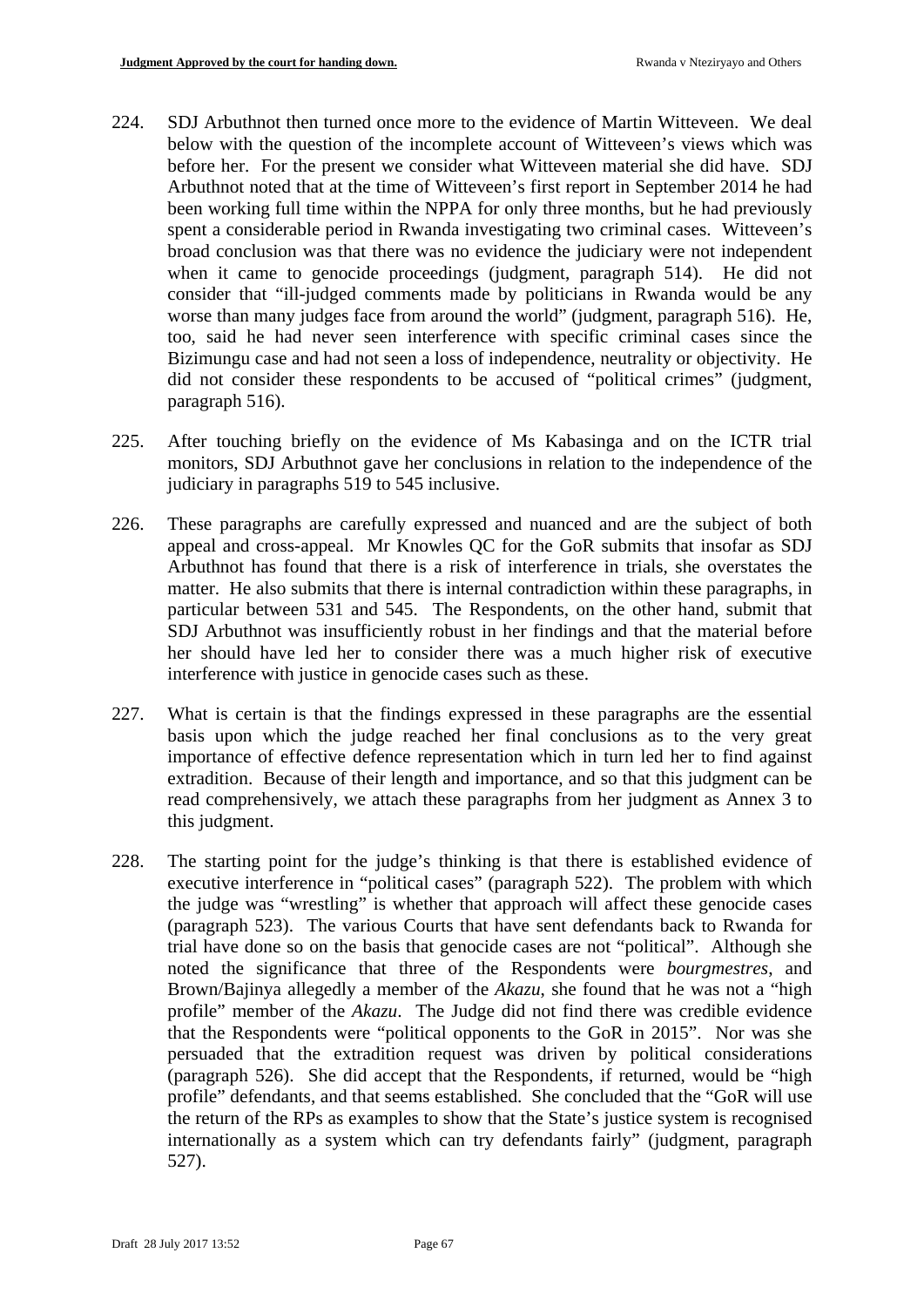224. SDJ Arbuthnot then turned once more to the evidence of Martin Witteveen. We deal below with the question of the incomplete account of Witteveen's views which was before her. For the present we consider what Witteveen material she did have. SDJ Arbuthnot noted that at the time of Witteveen's first report in September 2014 he had been working full time within the NPPA for only three months, but he had previously spent a considerable period in Rwanda investigating two criminal cases. Witteveen's broad conclusion was that there was no evidence the judiciary were not independent when it came to genocide proceedings (judgment, paragraph 514). He did not consider that "ill-judged comments made by politicians in Rwanda would be any worse than many judges face from around the world" (judgment, paragraph 516). He, too, said he had never seen interference with specific criminal cases since the Bizimungu case and had not seen a loss of independence, neutrality or objectivity. He did not consider these respondents to be accused of "political crimes" (judgment, paragraph 516).

225. After touching briefly on the evidence of Ms Kabasinga and on the ICTR trial monitors, SDJ Arbuthnot gave her conclusions in relation to the independence of the judiciary in paragraphs 519 to 545 inclusive.

226. These paragraphs are carefully expressed and nuanced and are the subject of both appeal and cross-appeal. Mr Knowles QC for the GoR submits that insofar as SDJ Arbuthnot has found that there is a risk of interference in trials, she overstates the matter. He also submits that there is internal contradiction within these paragraphs, in particular between 531 and 545. The Respondents, on the other hand, submit that SDJ Arbuthnot was insufficiently robust in her findings and that the material before her should have led her to consider there was a much higher risk of executive interference with justice in genocide cases such as these.

227. What is certain is that the findings expressed in these paragraphs are the essential basis upon which the judge reached her final conclusions as to the very great importance of effective defence representation which in turn led her to find against extradition. Because of their length and importance, and so that this judgment can be read comprehensively, we attach these paragraphs from her judgment as Annex 3 to this judgment.

228. The starting point for the judge's thinking is that there is established evidence of executive interference in "political cases" (paragraph 522). The problem with which the judge was "wrestling" is whether that approach will affect these genocide cases (paragraph 523). The various Courts that have sent defendants back to Rwanda for trial have done so on the basis that genocide cases are not "political". Although she noted the significance that three of the Respondents were *bourgmestres*, and Brown/Bajinya allegedly a member of the *Akazu*, she found that he was not a "high profile" member of the *Akazu*. The Judge did not find there was credible evidence that the Respondents were "political opponents to the GoR in 2015". Nor was she persuaded that the extradition request was driven by political considerations (paragraph 526). She did accept that the Respondents, if returned, would be "high profile" defendants, and that seems established. She concluded that the "GoR will use the return of the RPs as examples to show that the State's justice system is recognised internationally as a system which can try defendants fairly" (judgment, paragraph 527).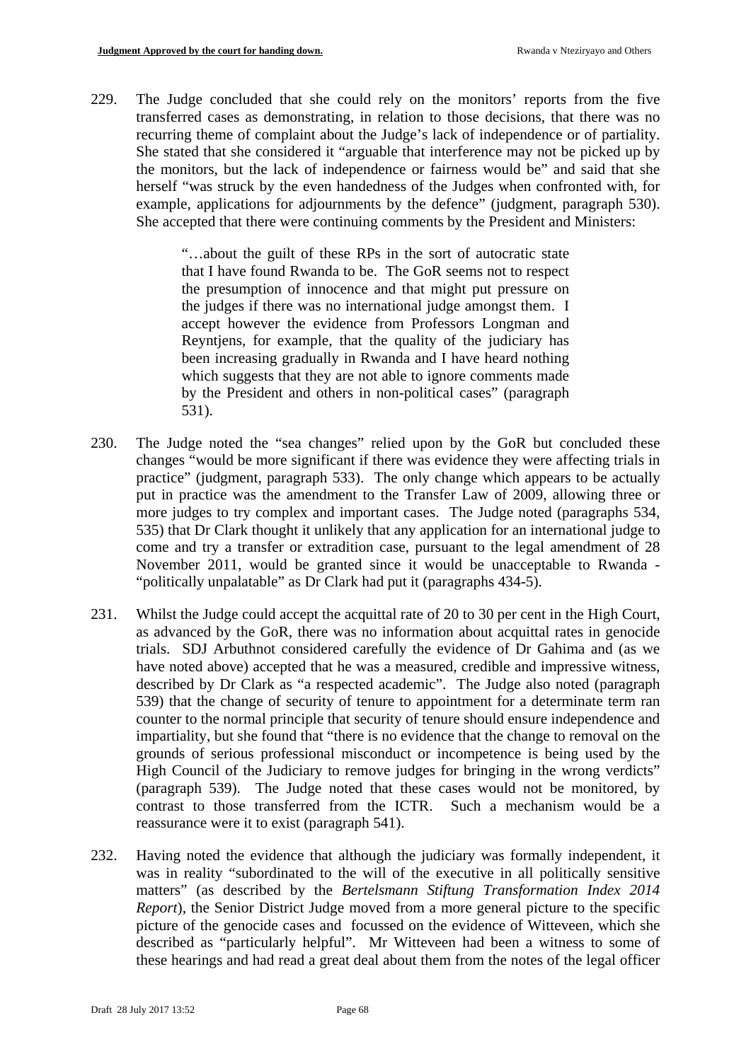229. The Judge concluded that she could rely on the monitors' reports from the five transferred cases as demonstrating, in relation to those decisions, that there was no recurring theme of complaint about the Judge's lack of independence or of partiality. She stated that she considered it "arguable that interference may not be picked up by the monitors, but the lack of independence or fairness would be" and said that she herself "was struck by the even handedness of the Judges when confronted with, for example, applications for adjournments by the defence" (judgment, paragraph 530). She accepted that there were continuing comments by the President and Ministers:

> "…about the guilt of these RPs in the sort of autocratic state that I have found Rwanda to be. The GoR seems not to respect the presumption of innocence and that might put pressure on the judges if there was no international judge amongst them. I accept however the evidence from Professors Longman and Reyntjens, for example, that the quality of the judiciary has been increasing gradually in Rwanda and I have heard nothing which suggests that they are not able to ignore comments made by the President and others in non-political cases" (paragraph 531).

230. The Judge noted the "sea changes" relied upon by the GoR but concluded these changes "would be more significant if there was evidence they were affecting trials in practice" (judgment, paragraph 533). The only change which appears to be actually put in practice was the amendment to the Transfer Law of 2009, allowing three or more judges to try complex and important cases. The Judge noted (paragraphs 534, 535) that Dr Clark thought it unlikely that any application for an international judge to come and try a transfer or extradition case, pursuant to the legal amendment of 28 November 2011, would be granted since it would be unacceptable to Rwanda - "politically unpalatable" as Dr Clark had put it (paragraphs 434-5).

231. Whilst the Judge could accept the acquittal rate of 20 to 30 per cent in the High Court, as advanced by the GoR, there was no information about acquittal rates in genocide trials. SDJ Arbuthnot considered carefully the evidence of Dr Gahima and (as we have noted above) accepted that he was a measured, credible and impressive witness, described by Dr Clark as "a respected academic". The Judge also noted (paragraph 539) that the change of security of tenure to appointment for a determinate term ran counter to the normal principle that security of tenure should ensure independence and impartiality, but she found that "there is no evidence that the change to removal on the grounds of serious professional misconduct or incompetence is being used by the High Council of the Judiciary to remove judges for bringing in the wrong verdicts" (paragraph 539). The Judge noted that these cases would not be monitored, by contrast to those transferred from the ICTR. Such a mechanism would be a reassurance were it to exist (paragraph 541).

232. Having noted the evidence that although the judiciary was formally independent, it was in reality "subordinated to the will of the executive in all politically sensitive matters" (as described by the *Bertelsmann Stiftung Transformation Index 2014 Report*), the Senior District Judge moved from a more general picture to the specific picture of the genocide cases and focussed on the evidence of Witteveen, which she described as "particularly helpful". Mr Witteveen had been a witness to some of these hearings and had read a great deal about them from the notes of the legal officer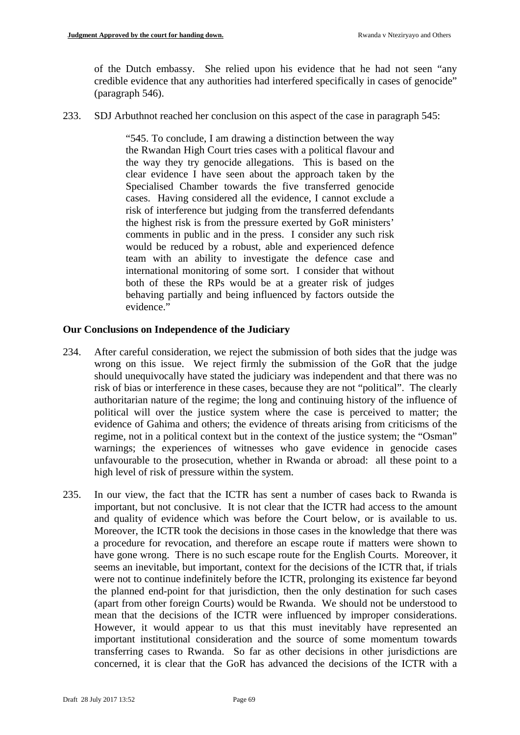of the Dutch embassy. She relied upon his evidence that he had not seen "any credible evidence that any authorities had interfered specifically in cases of genocide" (paragraph 546).

233. SDJ Arbuthnot reached her conclusion on this aspect of the case in paragraph 545:

> "545. To conclude, I am drawing a distinction between the way the Rwandan High Court tries cases with a political flavour and the way they try genocide allegations. This is based on the clear evidence I have seen about the approach taken by the Specialised Chamber towards the five transferred genocide cases. Having considered all the evidence, I cannot exclude a risk of interference but judging from the transferred defendants the highest risk is from the pressure exerted by GoR ministers' comments in public and in the press. I consider any such risk would be reduced by a robust, able and experienced defence team with an ability to investigate the defence case and international monitoring of some sort. I consider that without both of these the RPs would be at a greater risk of judges behaving partially and being influenced by factors outside the evidence."

**Our Conclusions on Independence of the Judiciary**

234. After careful consideration, we reject the submission of both sides that the judge was wrong on this issue. We reject firmly the submission of the GoR that the judge should unequivocally have stated the judiciary was independent and that there was no risk of bias or interference in these cases, because they are not "political". The clearly authoritarian nature of the regime; the long and continuing history of the influence of political will over the justice system where the case is perceived to matter; the evidence of Gahima and others; the evidence of threats arising from criticisms of the regime, not in a political context but in the context of the justice system; the "Osman" warnings; the experiences of witnesses who gave evidence in genocide cases unfavourable to the prosecution, whether in Rwanda or abroad: all these point to a high level of risk of pressure within the system.

235. In our view, the fact that the ICTR has sent a number of cases back to Rwanda is important, but not conclusive. It is not clear that the ICTR had access to the amount and quality of evidence which was before the Court below, or is available to us. Moreover, the ICTR took the decisions in those cases in the knowledge that there was a procedure for revocation, and therefore an escape route if matters were shown to have gone wrong. There is no such escape route for the English Courts. Moreover, it seems an inevitable, but important, context for the decisions of the ICTR that, if trials were not to continue indefinitely before the ICTR, prolonging its existence far beyond the planned end-point for that jurisdiction, then the only destination for such cases (apart from other foreign Courts) would be Rwanda. We should not be understood to mean that the decisions of the ICTR were influenced by improper considerations. However, it would appear to us that this must inevitably have represented an important institutional consideration and the source of some momentum towards transferring cases to Rwanda. So far as other decisions in other jurisdictions are concerned, it is clear that the GoR has advanced the decisions of the ICTR with a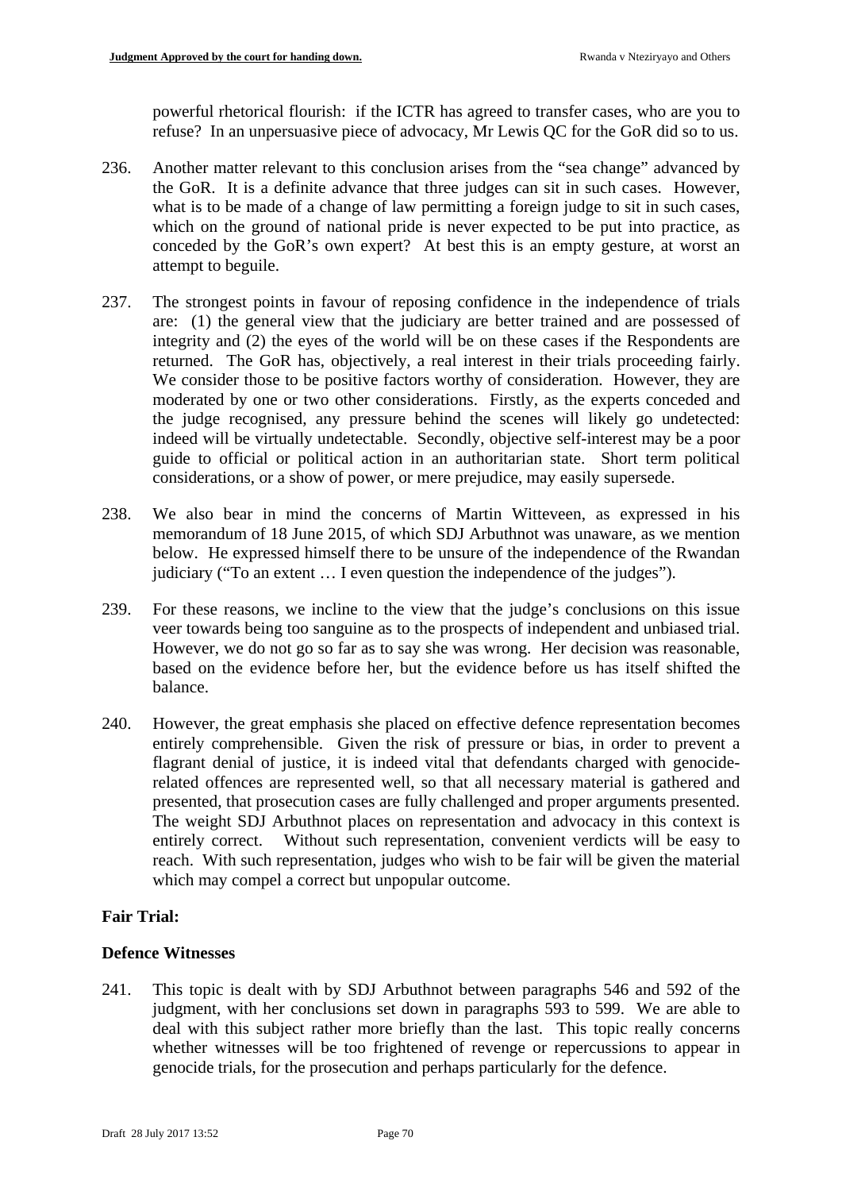powerful rhetorical flourish: if the ICTR has agreed to transfer cases, who are you to refuse? In an unpersuasive piece of advocacy, Mr Lewis QC for the GoR did so to us.

236. Another matter relevant to this conclusion arises from the "sea change" advanced by the GoR. It is a definite advance that three judges can sit in such cases. However, what is to be made of a change of law permitting a foreign judge to sit in such cases, which on the ground of national pride is never expected to be put into practice, as conceded by the GoR's own expert? At best this is an empty gesture, at worst an attempt to beguile.

237. The strongest points in favour of reposing confidence in the independence of trials are: (1) the general view that the judiciary are better trained and are possessed of integrity and (2) the eyes of the world will be on these cases if the Respondents are returned. The GoR has, objectively, a real interest in their trials proceeding fairly. We consider those to be positive factors worthy of consideration. However, they are moderated by one or two other considerations. Firstly, as the experts conceded and the judge recognised, any pressure behind the scenes will likely go undetected: indeed will be virtually undetectable. Secondly, objective self-interest may be a poor guide to official or political action in an authoritarian state. Short term political considerations, or a show of power, or mere prejudice, may easily supersede.

238. We also bear in mind the concerns of Martin Witteveen, as expressed in his memorandum of 18 June 2015, of which SDJ Arbuthnot was unaware, as we mention below. He expressed himself there to be unsure of the independence of the Rwandan judiciary ("To an extent … I even question the independence of the judges").

239. For these reasons, we incline to the view that the judge's conclusions on this issue veer towards being too sanguine as to the prospects of independent and unbiased trial. However, we do not go so far as to say she was wrong. Her decision was reasonable, based on the evidence before her, but the evidence before us has itself shifted the balance.

240. However, the great emphasis she placed on effective defence representation becomes entirely comprehensible. Given the risk of pressure or bias, in order to prevent a flagrant denial of justice, it is indeed vital that defendants charged with genocide-related offences are represented well, so that all necessary material is gathered and presented, that prosecution cases are fully challenged and proper arguments presented. The weight SDJ Arbuthnot places on representation and advocacy in this context is entirely correct. Without such representation, convenient verdicts will be easy to reach. With such representation, judges who wish to be fair will be given the material which may compel a correct but unpopular outcome.

## Fair Trial:

### Defence Witnesses

241. This topic is dealt with by SDJ Arbuthnot between paragraphs 546 and 592 of the judgment, with her conclusions set down in paragraphs 593 to 599. We are able to deal with this subject rather more briefly than the last. This topic really concerns whether witnesses will be too frightened of revenge or repercussions to appear in genocide trials, for the prosecution and perhaps particularly for the defence.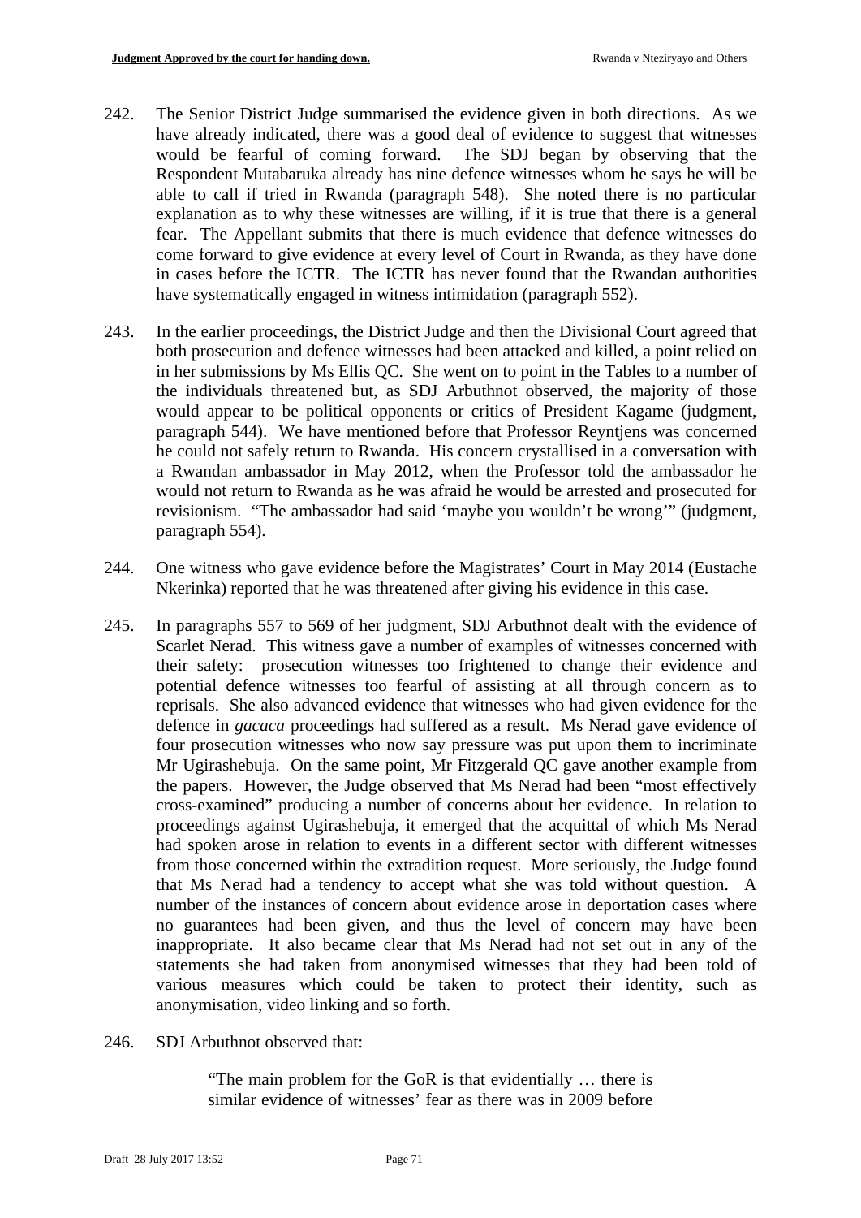242. The Senior District Judge summarised the evidence given in both directions. As we have already indicated, there was a good deal of evidence to suggest that witnesses would be fearful of coming forward. The SDJ began by observing that the Respondent Mutabaruka already has nine defence witnesses whom he says he will be able to call if tried in Rwanda (paragraph 548). She noted there is no particular explanation as to why these witnesses are willing, if it is true that there is a general fear. The Appellant submits that there is much evidence that defence witnesses do come forward to give evidence at every level of Court in Rwanda, as they have done in cases before the ICTR. The ICTR has never found that the Rwandan authorities have systematically engaged in witness intimidation (paragraph 552).

243. In the earlier proceedings, the District Judge and then the Divisional Court agreed that both prosecution and defence witnesses had been attacked and killed, a point relied on in her submissions by Ms Ellis QC. She went on to point in the Tables to a number of the individuals threatened but, as SDJ Arbuthnot observed, the majority of those would appear to be political opponents or critics of President Kagame (judgment, paragraph 544). We have mentioned before that Professor Reyntjens was concerned he could not safely return to Rwanda. His concern crystallised in a conversation with a Rwandan ambassador in May 2012, when the Professor told the ambassador he would not return to Rwanda as he was afraid he would be arrested and prosecuted for revisionism. "The ambassador had said 'maybe you wouldn't be wrong'" (judgment, paragraph 554).

244. One witness who gave evidence before the Magistrates' Court in May 2014 (Eustache Nkerinka) reported that he was threatened after giving his evidence in this case.

245. In paragraphs 557 to 569 of her judgment, SDJ Arbuthnot dealt with the evidence of Scarlet Nerad. This witness gave a number of examples of witnesses concerned with their safety: prosecution witnesses too frightened to change their evidence and potential defence witnesses too fearful of assisting at all through concern as to reprisals. She also advanced evidence that witnesses who had given evidence for the defence in *gacaca* proceedings had suffered as a result. Ms Nerad gave evidence of four prosecution witnesses who now say pressure was put upon them to incriminate Mr Ugirashebuja. On the same point, Mr Fitzgerald QC gave another example from the papers. However, the Judge observed that Ms Nerad had been "most effectively cross-examined" producing a number of concerns about her evidence. In relation to proceedings against Ugirashebuja, it emerged that the acquittal of which Ms Nerad had spoken arose in relation to events in a different sector with different witnesses from those concerned within the extradition request. More seriously, the Judge found that Ms Nerad had a tendency to accept what she was told without question. A number of the instances of concern about evidence arose in deportation cases where no guarantees had been given, and thus the level of concern may have been inappropriate. It also became clear that Ms Nerad had not set out in any of the statements she had taken from anonymised witnesses that they had been told of various measures which could be taken to protect their identity, such as anonymisation, video linking and so forth.

246. SDJ Arbuthnot observed that:

> "The main problem for the GoR is that evidentially … there is similar evidence of witnesses' fear as there was in 2009 before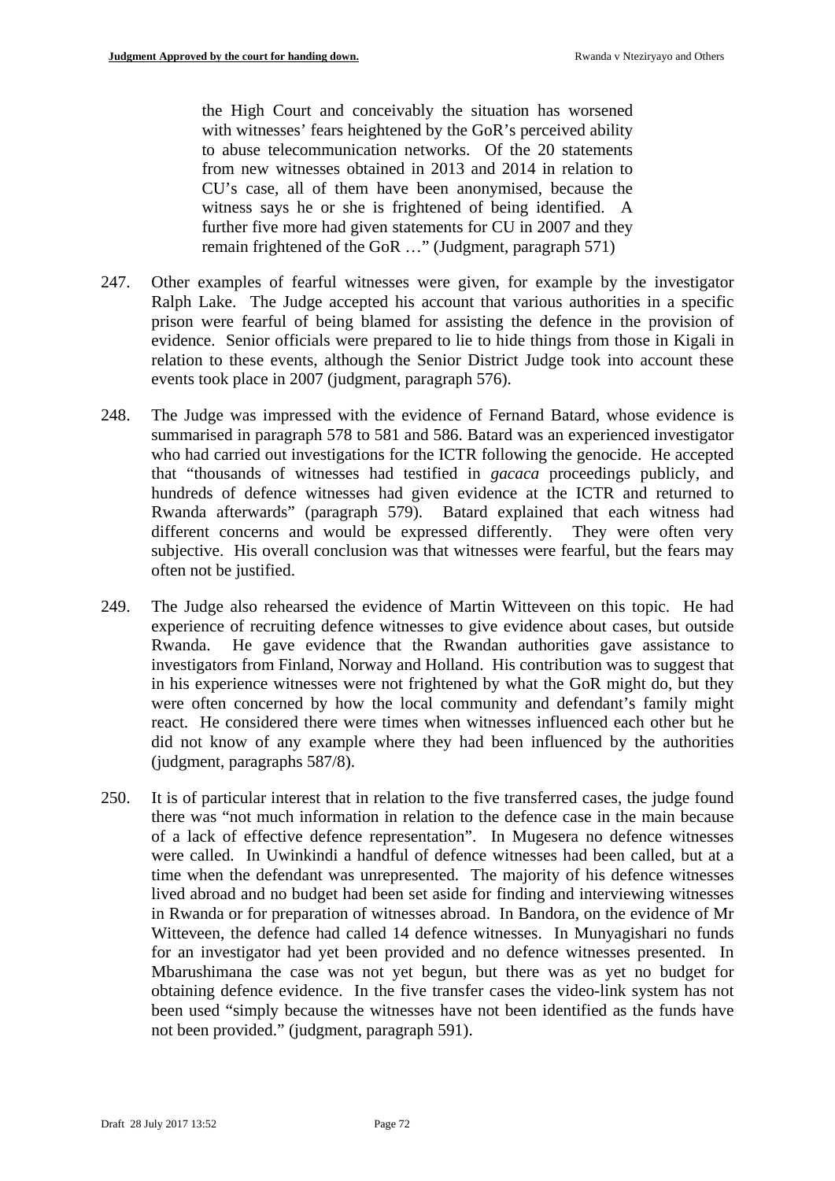> the High Court and conceivably the situation has worsened with witnesses' fears heightened by the GoR's perceived ability to abuse telecommunication networks. Of the 20 statements from new witnesses obtained in 2013 and 2014 in relation to CU's case, all of them have been anonymised, because the witness says he or she is frightened of being identified. A further five more had given statements for CU in 2007 and they remain frightened of the GoR …" (Judgment, paragraph 571)

247. Other examples of fearful witnesses were given, for example by the investigator Ralph Lake. The Judge accepted his account that various authorities in a specific prison were fearful of being blamed for assisting the defence in the provision of evidence. Senior officials were prepared to lie to hide things from those in Kigali in relation to these events, although the Senior District Judge took into account these events took place in 2007 (judgment, paragraph 576).

248. The Judge was impressed with the evidence of Fernand Batard, whose evidence is summarised in paragraph 578 to 581 and 586. Batard was an experienced investigator who had carried out investigations for the ICTR following the genocide. He accepted that "thousands of witnesses had testified in *gacaca* proceedings publicly, and hundreds of defence witnesses had given evidence at the ICTR and returned to Rwanda afterwards" (paragraph 579). Batard explained that each witness had different concerns and would be expressed differently. They were often very subjective. His overall conclusion was that witnesses were fearful, but the fears may often not be justified.

249. The Judge also rehearsed the evidence of Martin Witteveen on this topic. He had experience of recruiting defence witnesses to give evidence about cases, but outside Rwanda. He gave evidence that the Rwandan authorities gave assistance to investigators from Finland, Norway and Holland. His contribution was to suggest that in his experience witnesses were not frightened by what the GoR might do, but they were often concerned by how the local community and defendant's family might react. He considered there were times when witnesses influenced each other but he did not know of any example where they had been influenced by the authorities (judgment, paragraphs 587/8).

250. It is of particular interest that in relation to the five transferred cases, the judge found there was "not much information in relation to the defence case in the main because of a lack of effective defence representation". In Mugesera no defence witnesses were called. In Uwinkindi a handful of defence witnesses had been called, but at a time when the defendant was unrepresented. The majority of his defence witnesses lived abroad and no budget had been set aside for finding and interviewing witnesses in Rwanda or for preparation of witnesses abroad. In Bandora, on the evidence of Mr Witteveen, the defence had called 14 defence witnesses. In Munyagishari no funds for an investigator had yet been provided and no defence witnesses presented. In Mbarushimana the case was not yet begun, but there was as yet no budget for obtaining defence evidence. In the five transfer cases the video-link system has not been used "simply because the witnesses have not been identified as the funds have not been provided." (judgment, paragraph 591).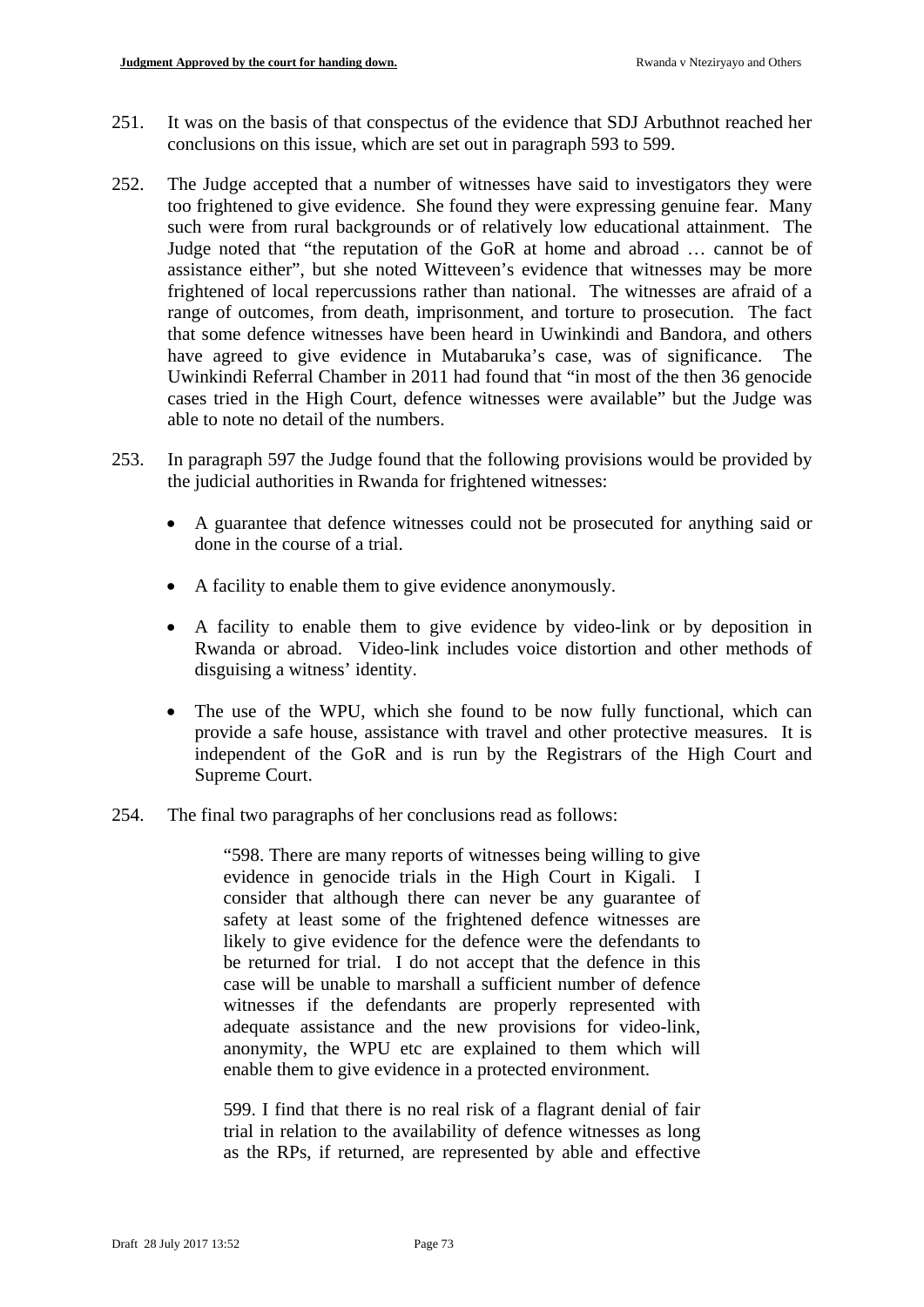251. It was on the basis of that conspectus of the evidence that SDJ Arbuthnot reached her conclusions on this issue, which are set out in paragraph 593 to 599.

252. The Judge accepted that a number of witnesses have said to investigators they were too frightened to give evidence. She found they were expressing genuine fear. Many such were from rural backgrounds or of relatively low educational attainment. The Judge noted that "the reputation of the GoR at home and abroad … cannot be of assistance either", but she noted Witteveen's evidence that witnesses may be more frightened of local repercussions rather than national. The witnesses are afraid of a range of outcomes, from death, imprisonment, and torture to prosecution. The fact that some defence witnesses have been heard in Uwinkindi and Bandora, and others have agreed to give evidence in Mutabaruka's case, was of significance. The Uwinkindi Referral Chamber in 2011 had found that "in most of the then 36 genocide cases tried in the High Court, defence witnesses were available" but the Judge was able to note no detail of the numbers.

253. In paragraph 597 the Judge found that the following provisions would be provided by the judicial authorities in Rwanda for frightened witnesses:

- A guarantee that defence witnesses could not be prosecuted for anything said or done in the course of a trial.
- A facility to enable them to give evidence anonymously.
- A facility to enable them to give evidence by video-link or by deposition in Rwanda or abroad. Video-link includes voice distortion and other methods of disguising a witness' identity.
- The use of the WPU, which she found to be now fully functional, which can provide a safe house, assistance with travel and other protective measures. It is independent of the GoR and is run by the Registrars of the High Court and Supreme Court.

254. The final two paragraphs of her conclusions read as follows:

> "598. There are many reports of witnesses being willing to give evidence in genocide trials in the High Court in Kigali. I consider that although there can never be any guarantee of safety at least some of the frightened defence witnesses are likely to give evidence for the defence were the defendants to be returned for trial. I do not accept that the defence in this case will be unable to marshall a sufficient number of defence witnesses if the defendants are properly represented with adequate assistance and the new provisions for video-link, anonymity, the WPU etc are explained to them which will enable them to give evidence in a protected environment.
>
> 599. I find that there is no real risk of a flagrant denial of fair trial in relation to the availability of defence witnesses as long as the RPs, if returned, are represented by able and effective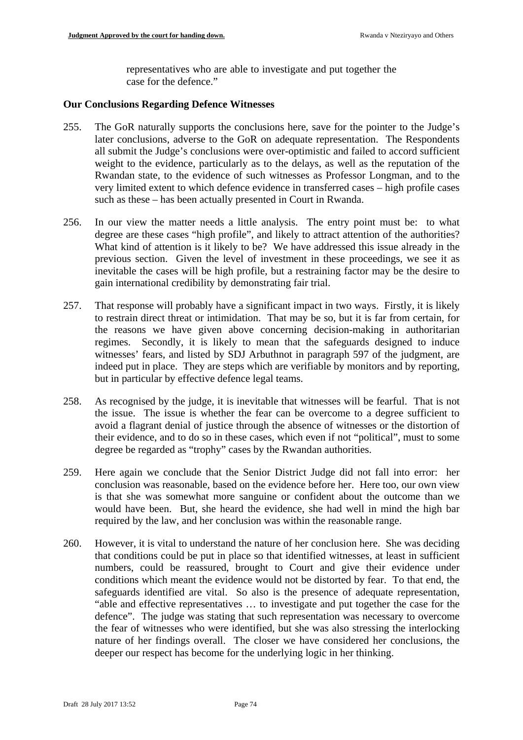representatives who are able to investigate and put together the case for the defence."

## Our Conclusions Regarding Defence Witnesses

255. The GoR naturally supports the conclusions here, save for the pointer to the Judge's later conclusions, adverse to the GoR on adequate representation. The Respondents all submit the Judge's conclusions were over-optimistic and failed to accord sufficient weight to the evidence, particularly as to the delays, as well as the reputation of the Rwandan state, to the evidence of such witnesses as Professor Longman, and to the very limited extent to which defence evidence in transferred cases – high profile cases such as these – has been actually presented in Court in Rwanda.

256. In our view the matter needs a little analysis. The entry point must be: to what degree are these cases "high profile", and likely to attract attention of the authorities? What kind of attention is it likely to be? We have addressed this issue already in the previous section. Given the level of investment in these proceedings, we see it as inevitable the cases will be high profile, but a restraining factor may be the desire to gain international credibility by demonstrating fair trial.

257. That response will probably have a significant impact in two ways. Firstly, it is likely to restrain direct threat or intimidation. That may be so, but it is far from certain, for the reasons we have given above concerning decision-making in authoritarian regimes. Secondly, it is likely to mean that the safeguards designed to induce witnesses' fears, and listed by SDJ Arbuthnot in paragraph 597 of the judgment, are indeed put in place. They are steps which are verifiable by monitors and by reporting, but in particular by effective defence legal teams.

258. As recognised by the judge, it is inevitable that witnesses will be fearful. That is not the issue. The issue is whether the fear can be overcome to a degree sufficient to avoid a flagrant denial of justice through the absence of witnesses or the distortion of their evidence, and to do so in these cases, which even if not "political", must to some degree be regarded as "trophy" cases by the Rwandan authorities.

259. Here again we conclude that the Senior District Judge did not fall into error: her conclusion was reasonable, based on the evidence before her. Here too, our own view is that she was somewhat more sanguine or confident about the outcome than we would have been. But, she heard the evidence, she had well in mind the high bar required by the law, and her conclusion was within the reasonable range.

260. However, it is vital to understand the nature of her conclusion here. She was deciding that conditions could be put in place so that identified witnesses, at least in sufficient numbers, could be reassured, brought to Court and give their evidence under conditions which meant the evidence would not be distorted by fear. To that end, the safeguards identified are vital. So also is the presence of adequate representation, "able and effective representatives … to investigate and put together the case for the defence". The judge was stating that such representation was necessary to overcome the fear of witnesses who were identified, but she was also stressing the interlocking nature of her findings overall. The closer we have considered her conclusions, the deeper our respect has become for the underlying logic in her thinking.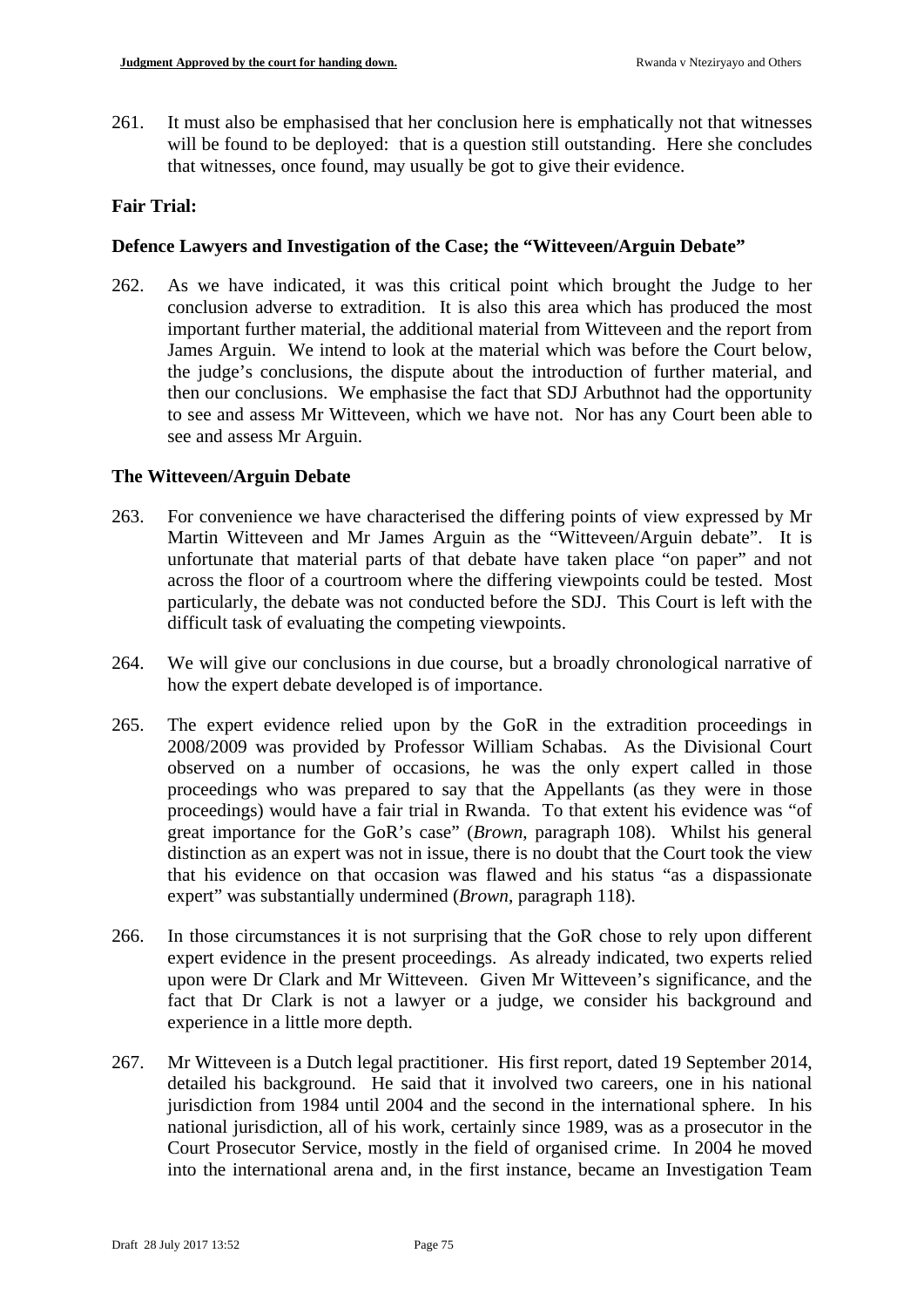261. It must also be emphasised that her conclusion here is emphatically not that witnesses will be found to be deployed: that is a question still outstanding. Here she concludes that witnesses, once found, may usually be got to give their evidence.

**Fair Trial:**

**Defence Lawyers and Investigation of the Case; the "Witteveen/Arguin Debate"**

262. As we have indicated, it was this critical point which brought the Judge to her conclusion adverse to extradition. It is also this area which has produced the most important further material, the additional material from Witteveen and the report from James Arguin. We intend to look at the material which was before the Court below, the judge's conclusions, the dispute about the introduction of further material, and then our conclusions. We emphasise the fact that SDJ Arbuthnot had the opportunity to see and assess Mr Witteveen, which we have not. Nor has any Court been able to see and assess Mr Arguin.

**The Witteveen/Arguin Debate**

263. For convenience we have characterised the differing points of view expressed by Mr Martin Witteveen and Mr James Arguin as the "Witteveen/Arguin debate". It is unfortunate that material parts of that debate have taken place "on paper" and not across the floor of a courtroom where the differing viewpoints could be tested. Most particularly, the debate was not conducted before the SDJ. This Court is left with the difficult task of evaluating the competing viewpoints.

264. We will give our conclusions in due course, but a broadly chronological narrative of how the expert debate developed is of importance.

265. The expert evidence relied upon by the GoR in the extradition proceedings in 2008/2009 was provided by Professor William Schabas. As the Divisional Court observed on a number of occasions, he was the only expert called in those proceedings who was prepared to say that the Appellants (as they were in those proceedings) would have a fair trial in Rwanda. To that extent his evidence was "of great importance for the GoR's case" (*Brown*, paragraph 108). Whilst his general distinction as an expert was not in issue, there is no doubt that the Court took the view that his evidence on that occasion was flawed and his status "as a dispassionate expert" was substantially undermined (*Brown*, paragraph 118).

266. In those circumstances it is not surprising that the GoR chose to rely upon different expert evidence in the present proceedings. As already indicated, two experts relied upon were Dr Clark and Mr Witteveen. Given Mr Witteveen's significance, and the fact that Dr Clark is not a lawyer or a judge, we consider his background and experience in a little more depth.

267. Mr Witteveen is a Dutch legal practitioner. His first report, dated 19 September 2014, detailed his background. He said that it involved two careers, one in his national jurisdiction from 1984 until 2004 and the second in the international sphere. In his national jurisdiction, all of his work, certainly since 1989, was as a prosecutor in the Court Prosecutor Service, mostly in the field of organised crime. In 2004 he moved into the international arena and, in the first instance, became an Investigation Team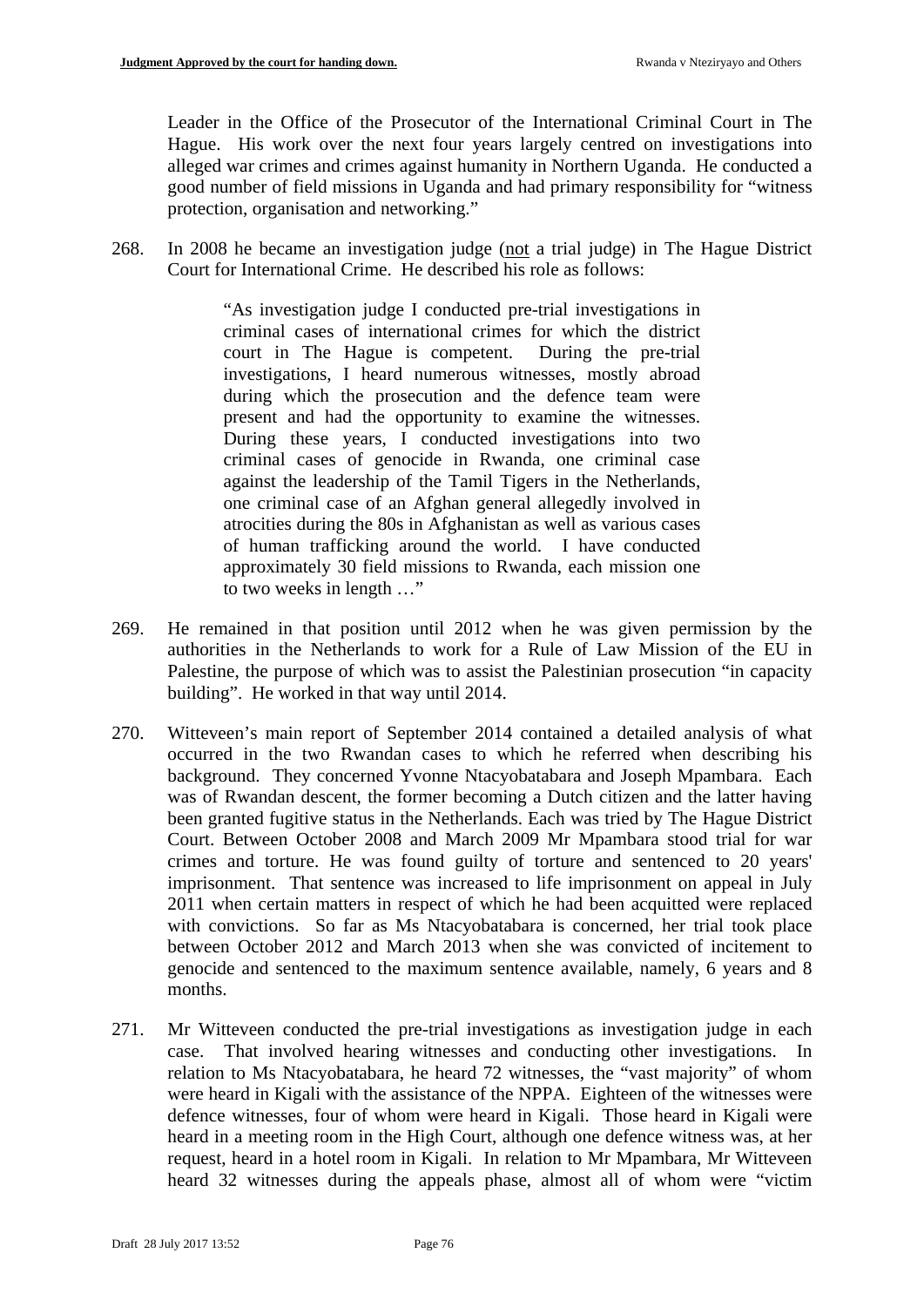Leader in the Office of the Prosecutor of the International Criminal Court in The Hague. His work over the next four years largely centred on investigations into alleged war crimes and crimes against humanity in Northern Uganda. He conducted a good number of field missions in Uganda and had primary responsibility for "witness protection, organisation and networking."

268. In 2008 he became an investigation judge (not a trial judge) in The Hague District Court for International Crime. He described his role as follows:

> "As investigation judge I conducted pre-trial investigations in criminal cases of international crimes for which the district court in The Hague is competent. During the pre-trial investigations, I heard numerous witnesses, mostly abroad during which the prosecution and the defence team were present and had the opportunity to examine the witnesses. During these years, I conducted investigations into two criminal cases of genocide in Rwanda, one criminal case against the leadership of the Tamil Tigers in the Netherlands, one criminal case of an Afghan general allegedly involved in atrocities during the 80s in Afghanistan as well as various cases of human trafficking around the world. I have conducted approximately 30 field missions to Rwanda, each mission one to two weeks in length …"

269. He remained in that position until 2012 when he was given permission by the authorities in the Netherlands to work for a Rule of Law Mission of the EU in Palestine, the purpose of which was to assist the Palestinian prosecution "in capacity building". He worked in that way until 2014.

270. Witteveen's main report of September 2014 contained a detailed analysis of what occurred in the two Rwandan cases to which he referred when describing his background. They concerned Yvonne Ntacyobatabara and Joseph Mpambara. Each was of Rwandan descent, the former becoming a Dutch citizen and the latter having been granted fugitive status in the Netherlands. Each was tried by The Hague District Court. Between October 2008 and March 2009 Mr Mpambara stood trial for war crimes and torture. He was found guilty of torture and sentenced to 20 years' imprisonment. That sentence was increased to life imprisonment on appeal in July 2011 when certain matters in respect of which he had been acquitted were replaced with convictions. So far as Ms Ntacyobatabara is concerned, her trial took place between October 2012 and March 2013 when she was convicted of incitement to genocide and sentenced to the maximum sentence available, namely, 6 years and 8 months.

271. Mr Witteveen conducted the pre-trial investigations as investigation judge in each case. That involved hearing witnesses and conducting other investigations. In relation to Ms Ntacyobatabara, he heard 72 witnesses, the "vast majority" of whom were heard in Kigali with the assistance of the NPPA. Eighteen of the witnesses were defence witnesses, four of whom were heard in Kigali. Those heard in Kigali were heard in a meeting room in the High Court, although one defence witness was, at her request, heard in a hotel room in Kigali. In relation to Mr Mpambara, Mr Witteveen heard 32 witnesses during the appeals phase, almost all of whom were "victim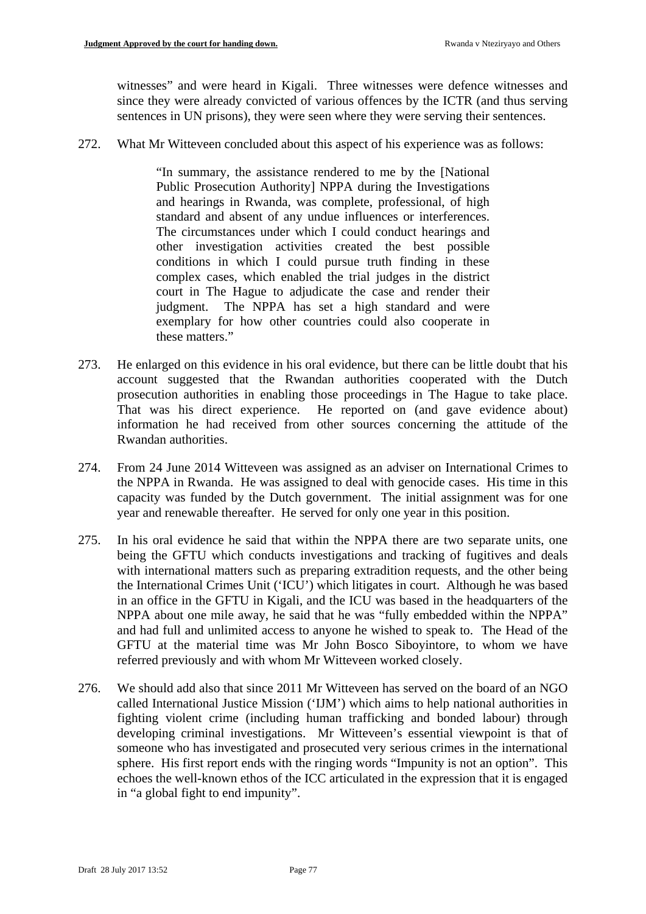witnesses" and were heard in Kigali. Three witnesses were defence witnesses and since they were already convicted of various offences by the ICTR (and thus serving sentences in UN prisons), they were seen where they were serving their sentences.

272. What Mr Witteveen concluded about this aspect of his experience was as follows:

> "In summary, the assistance rendered to me by the [National Public Prosecution Authority] NPPA during the Investigations and hearings in Rwanda, was complete, professional, of high standard and absent of any undue influences or interferences. The circumstances under which I could conduct hearings and other investigation activities created the best possible conditions in which I could pursue truth finding in these complex cases, which enabled the trial judges in the district court in The Hague to adjudicate the case and render their judgment. The NPPA has set a high standard and were exemplary for how other countries could also cooperate in these matters."

273. He enlarged on this evidence in his oral evidence, but there can be little doubt that his account suggested that the Rwandan authorities cooperated with the Dutch prosecution authorities in enabling those proceedings in The Hague to take place. That was his direct experience. He reported on (and gave evidence about) information he had received from other sources concerning the attitude of the Rwandan authorities.

274. From 24 June 2014 Witteveen was assigned as an adviser on International Crimes to the NPPA in Rwanda. He was assigned to deal with genocide cases. His time in this capacity was funded by the Dutch government. The initial assignment was for one year and renewable thereafter. He served for only one year in this position.

275. In his oral evidence he said that within the NPPA there are two separate units, one being the GFTU which conducts investigations and tracking of fugitives and deals with international matters such as preparing extradition requests, and the other being the International Crimes Unit ('ICU') which litigates in court. Although he was based in an office in the GFTU in Kigali, and the ICU was based in the headquarters of the NPPA about one mile away, he said that he was "fully embedded within the NPPA" and had full and unlimited access to anyone he wished to speak to. The Head of the GFTU at the material time was Mr John Bosco Siboyintore, to whom we have referred previously and with whom Mr Witteveen worked closely.

276. We should add also that since 2011 Mr Witteveen has served on the board of an NGO called International Justice Mission ('IJM') which aims to help national authorities in fighting violent crime (including human trafficking and bonded labour) through developing criminal investigations. Mr Witteveen's essential viewpoint is that of someone who has investigated and prosecuted very serious crimes in the international sphere. His first report ends with the ringing words "Impunity is not an option". This echoes the well-known ethos of the ICC articulated in the expression that it is engaged in "a global fight to end impunity".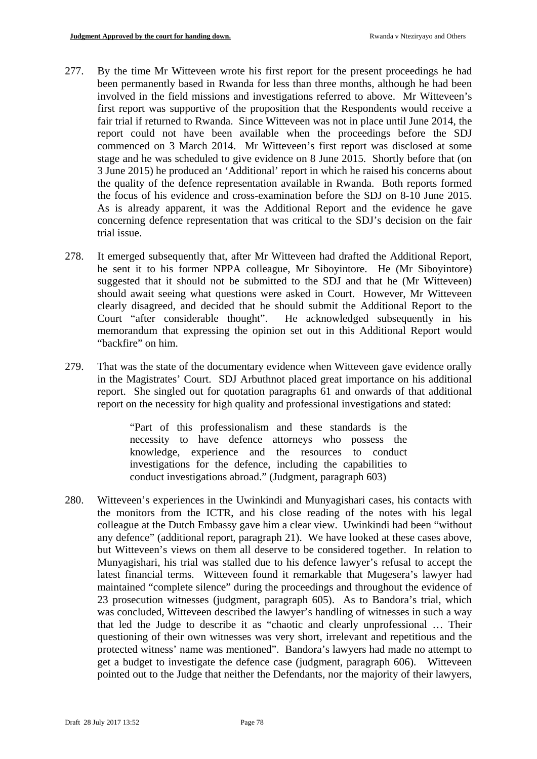277. By the time Mr Witteveen wrote his first report for the present proceedings he had been permanently based in Rwanda for less than three months, although he had been involved in the field missions and investigations referred to above. Mr Witteveen's first report was supportive of the proposition that the Respondents would receive a fair trial if returned to Rwanda. Since Witteveen was not in place until June 2014, the report could not have been available when the proceedings before the SDJ commenced on 3 March 2014. Mr Witteveen's first report was disclosed at some stage and he was scheduled to give evidence on 8 June 2015. Shortly before that (on 3 June 2015) he produced an 'Additional' report in which he raised his concerns about the quality of the defence representation available in Rwanda. Both reports formed the focus of his evidence and cross-examination before the SDJ on 8-10 June 2015. As is already apparent, it was the Additional Report and the evidence he gave concerning defence representation that was critical to the SDJ's decision on the fair trial issue.

278. It emerged subsequently that, after Mr Witteveen had drafted the Additional Report, he sent it to his former NPPA colleague, Mr Siboyintore. He (Mr Siboyintore) suggested that it should not be submitted to the SDJ and that he (Mr Witteveen) should await seeing what questions were asked in Court. However, Mr Witteveen clearly disagreed, and decided that he should submit the Additional Report to the Court "after considerable thought". He acknowledged subsequently in his memorandum that expressing the opinion set out in this Additional Report would "backfire" on him.

279. That was the state of the documentary evidence when Witteveen gave evidence orally in the Magistrates' Court. SDJ Arbuthnot placed great importance on his additional report. She singled out for quotation paragraphs 61 and onwards of that additional report on the necessity for high quality and professional investigations and stated:

> "Part of this professionalism and these standards is the necessity to have defence attorneys who possess the knowledge, experience and the resources to conduct investigations for the defence, including the capabilities to conduct investigations abroad." (Judgment, paragraph 603)

280. Witteveen's experiences in the Uwinkindi and Munyagishari cases, his contacts with the monitors from the ICTR, and his close reading of the notes with his legal colleague at the Dutch Embassy gave him a clear view. Uwinkindi had been "without any defence" (additional report, paragraph 21). We have looked at these cases above, but Witteveen's views on them all deserve to be considered together. In relation to Munyagishari, his trial was stalled due to his defence lawyer's refusal to accept the latest financial terms. Witteveen found it remarkable that Mugesera's lawyer had maintained "complete silence" during the proceedings and throughout the evidence of 23 prosecution witnesses (judgment, paragraph 605). As to Bandora's trial, which was concluded, Witteveen described the lawyer's handling of witnesses in such a way that led the Judge to describe it as "chaotic and clearly unprofessional … Their questioning of their own witnesses was very short, irrelevant and repetitious and the protected witness' name was mentioned". Bandora's lawyers had made no attempt to get a budget to investigate the defence case (judgment, paragraph 606). Witteveen pointed out to the Judge that neither the Defendants, nor the majority of their lawyers,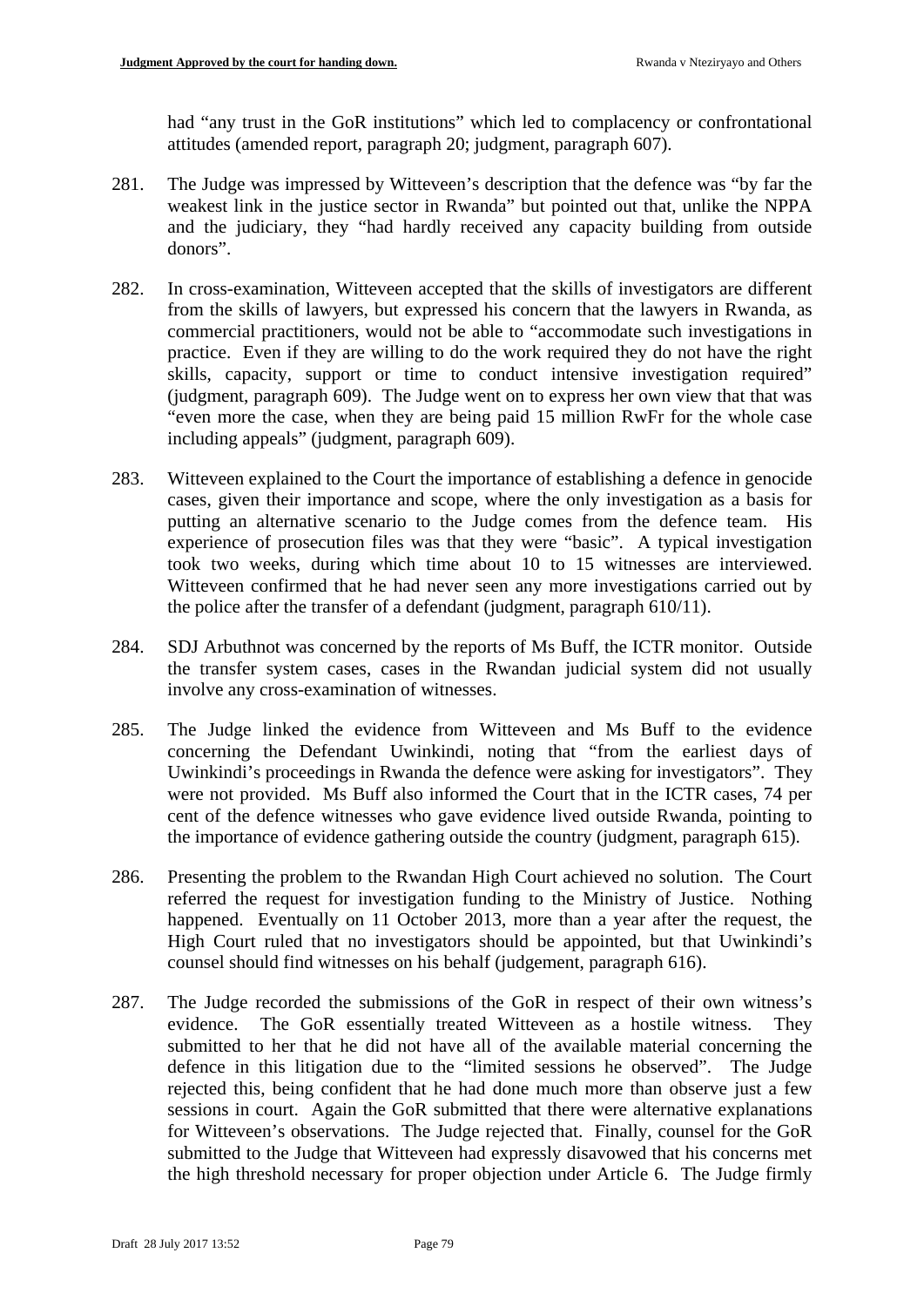had "any trust in the GoR institutions" which led to complacency or confrontational attitudes (amended report, paragraph 20; judgment, paragraph 607).

281. The Judge was impressed by Witteveen's description that the defence was "by far the weakest link in the justice sector in Rwanda" but pointed out that, unlike the NPPA and the judiciary, they "had hardly received any capacity building from outside donors".

282. In cross-examination, Witteveen accepted that the skills of investigators are different from the skills of lawyers, but expressed his concern that the lawyers in Rwanda, as commercial practitioners, would not be able to "accommodate such investigations in practice. Even if they are willing to do the work required they do not have the right skills, capacity, support or time to conduct intensive investigation required" (judgment, paragraph 609). The Judge went on to express her own view that that was "even more the case, when they are being paid 15 million RwFr for the whole case including appeals" (judgment, paragraph 609).

283. Witteveen explained to the Court the importance of establishing a defence in genocide cases, given their importance and scope, where the only investigation as a basis for putting an alternative scenario to the Judge comes from the defence team. His experience of prosecution files was that they were "basic". A typical investigation took two weeks, during which time about 10 to 15 witnesses are interviewed. Witteveen confirmed that he had never seen any more investigations carried out by the police after the transfer of a defendant (judgment, paragraph 610/11).

284. SDJ Arbuthnot was concerned by the reports of Ms Buff, the ICTR monitor. Outside the transfer system cases, cases in the Rwandan judicial system did not usually involve any cross-examination of witnesses.

285. The Judge linked the evidence from Witteveen and Ms Buff to the evidence concerning the Defendant Uwinkindi, noting that "from the earliest days of Uwinkindi's proceedings in Rwanda the defence were asking for investigators". They were not provided. Ms Buff also informed the Court that in the ICTR cases, 74 per cent of the defence witnesses who gave evidence lived outside Rwanda, pointing to the importance of evidence gathering outside the country (judgment, paragraph 615).

286. Presenting the problem to the Rwandan High Court achieved no solution. The Court referred the request for investigation funding to the Ministry of Justice. Nothing happened. Eventually on 11 October 2013, more than a year after the request, the High Court ruled that no investigators should be appointed, but that Uwinkindi's counsel should find witnesses on his behalf (judgement, paragraph 616).

287. The Judge recorded the submissions of the GoR in respect of their own witness's evidence. The GoR essentially treated Witteveen as a hostile witness. They submitted to her that he did not have all of the available material concerning the defence in this litigation due to the "limited sessions he observed". The Judge rejected this, being confident that he had done much more than observe just a few sessions in court. Again the GoR submitted that there were alternative explanations for Witteveen's observations. The Judge rejected that. Finally, counsel for the GoR submitted to the Judge that Witteveen had expressly disavowed that his concerns met the high threshold necessary for proper objection under Article 6. The Judge firmly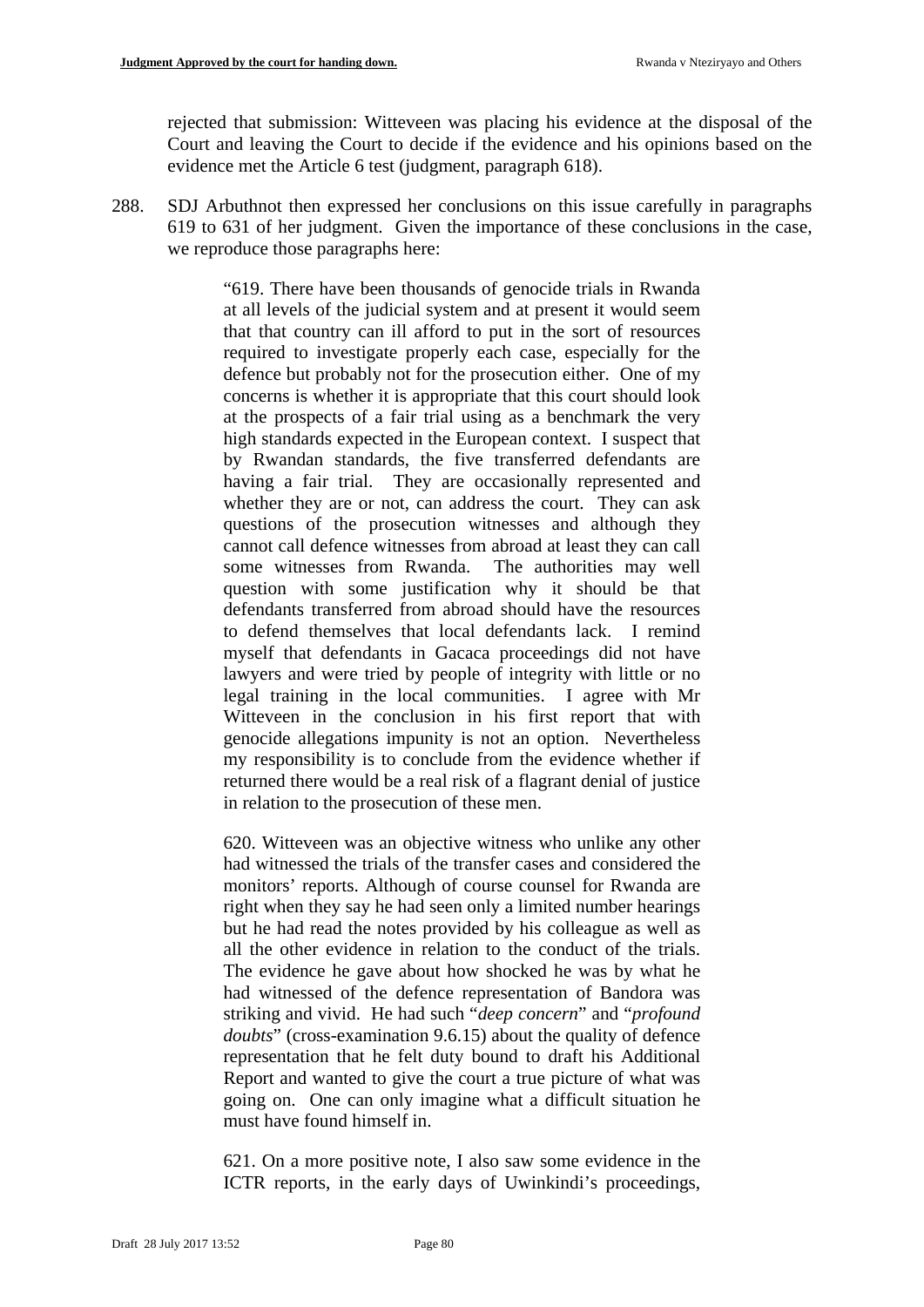rejected that submission: Witteveen was placing his evidence at the disposal of the Court and leaving the Court to decide if the evidence and his opinions based on the evidence met the Article 6 test (judgment, paragraph 618).

288. SDJ Arbuthnot then expressed her conclusions on this issue carefully in paragraphs 619 to 631 of her judgment. Given the importance of these conclusions in the case, we reproduce those paragraphs here:

> "619. There have been thousands of genocide trials in Rwanda at all levels of the judicial system and at present it would seem that that country can ill afford to put in the sort of resources required to investigate properly each case, especially for the defence but probably not for the prosecution either. One of my concerns is whether it is appropriate that this court should look at the prospects of a fair trial using as a benchmark the very high standards expected in the European context. I suspect that by Rwandan standards, the five transferred defendants are having a fair trial. They are occasionally represented and whether they are or not, can address the court. They can ask questions of the prosecution witnesses and although they cannot call defence witnesses from abroad at least they can call some witnesses from Rwanda. The authorities may well question with some justification why it should be that defendants transferred from abroad should have the resources to defend themselves that local defendants lack. I remind myself that defendants in Gacaca proceedings did not have lawyers and were tried by people of integrity with little or no legal training in the local communities. I agree with Mr Witteveen in the conclusion in his first report that with genocide allegations impunity is not an option. Nevertheless my responsibility is to conclude from the evidence whether if returned there would be a real risk of a flagrant denial of justice in relation to the prosecution of these men.
>
> 620. Witteveen was an objective witness who unlike any other had witnessed the trials of the transfer cases and considered the monitors' reports. Although of course counsel for Rwanda are right when they say he had seen only a limited number hearings but he had read the notes provided by his colleague as well as all the other evidence in relation to the conduct of the trials. The evidence he gave about how shocked he was by what he had witnessed of the defence representation of Bandora was striking and vivid. He had such "*deep concern*" and "*profound doubts*" (cross-examination 9.6.15) about the quality of defence representation that he felt duty bound to draft his Additional Report and wanted to give the court a true picture of what was going on. One can only imagine what a difficult situation he must have found himself in.
>
> 621. On a more positive note, I also saw some evidence in the ICTR reports, in the early days of Uwinkindi's proceedings,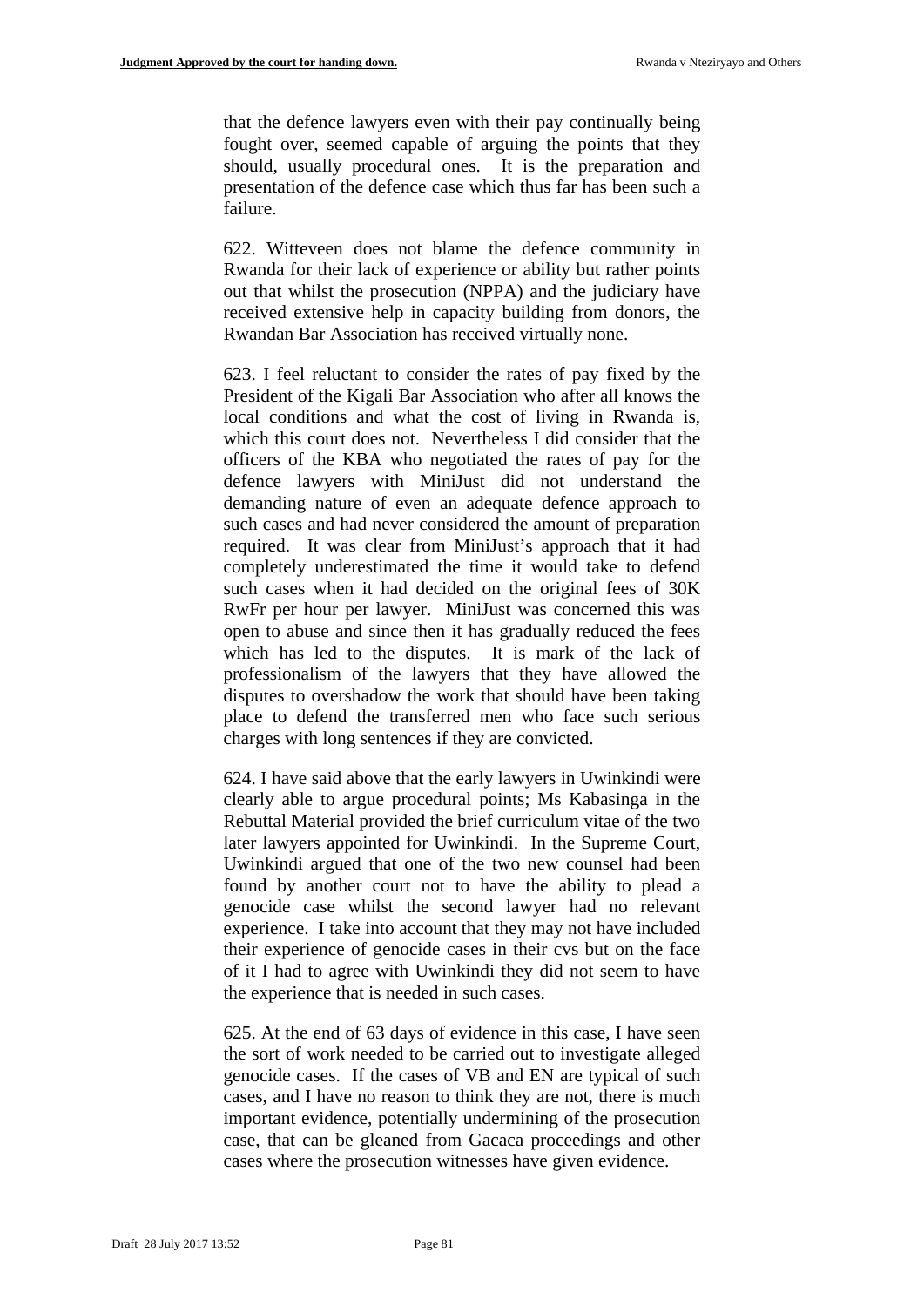that the defence lawyers even with their pay continually being fought over, seemed capable of arguing the points that they should, usually procedural ones. It is the preparation and presentation of the defence case which thus far has been such a failure.

622. Witteveen does not blame the defence community in Rwanda for their lack of experience or ability but rather points out that whilst the prosecution (NPPA) and the judiciary have received extensive help in capacity building from donors, the Rwandan Bar Association has received virtually none.

623. I feel reluctant to consider the rates of pay fixed by the President of the Kigali Bar Association who after all knows the local conditions and what the cost of living in Rwanda is, which this court does not. Nevertheless I did consider that the officers of the KBA who negotiated the rates of pay for the defence lawyers with MiniJust did not understand the demanding nature of even an adequate defence approach to such cases and had never considered the amount of preparation required. It was clear from MiniJust's approach that it had completely underestimated the time it would take to defend such cases when it had decided on the original fees of 30K RwFr per hour per lawyer. MiniJust was concerned this was open to abuse and since then it has gradually reduced the fees which has led to the disputes. It is mark of the lack of professionalism of the lawyers that they have allowed the disputes to overshadow the work that should have been taking place to defend the transferred men who face such serious charges with long sentences if they are convicted.

624. I have said above that the early lawyers in Uwinkindi were clearly able to argue procedural points; Ms Kabasinga in the Rebuttal Material provided the brief curriculum vitae of the two later lawyers appointed for Uwinkindi. In the Supreme Court, Uwinkindi argued that one of the two new counsel had been found by another court not to have the ability to plead a genocide case whilst the second lawyer had no relevant experience. I take into account that they may not have included their experience of genocide cases in their cvs but on the face of it I had to agree with Uwinkindi they did not seem to have the experience that is needed in such cases.

625. At the end of 63 days of evidence in this case, I have seen the sort of work needed to be carried out to investigate alleged genocide cases. If the cases of VB and EN are typical of such cases, and I have no reason to think they are not, there is much important evidence, potentially undermining of the prosecution case, that can be gleaned from Gacaca proceedings and other cases where the prosecution witnesses have given evidence.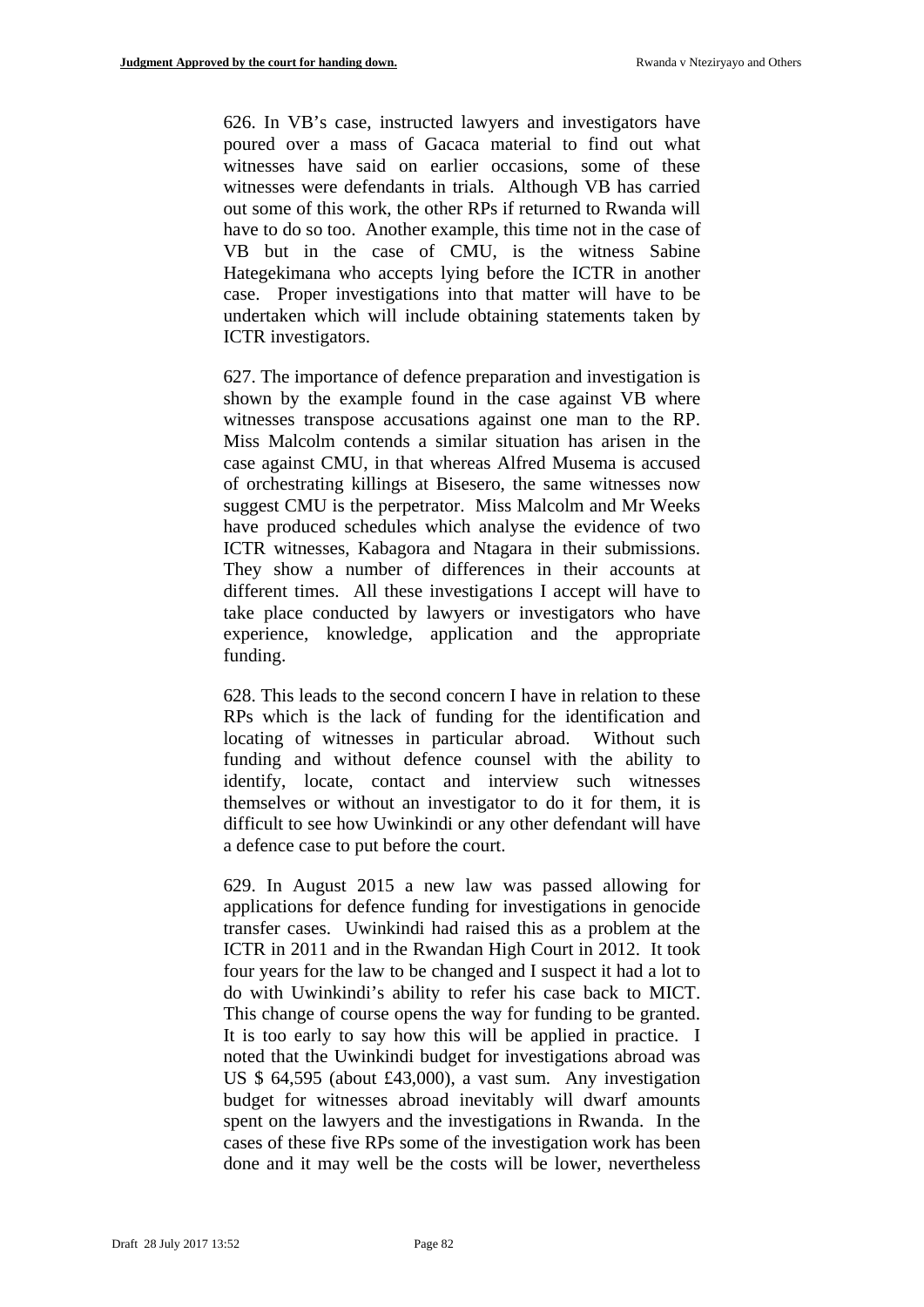626. In VB's case, instructed lawyers and investigators have poured over a mass of Gacaca material to find out what witnesses have said on earlier occasions, some of these witnesses were defendants in trials. Although VB has carried out some of this work, the other RPs if returned to Rwanda will have to do so too. Another example, this time not in the case of VB but in the case of CMU, is the witness Sabine Hategekimana who accepts lying before the ICTR in another case. Proper investigations into that matter will have to be undertaken which will include obtaining statements taken by ICTR investigators.

627. The importance of defence preparation and investigation is shown by the example found in the case against VB where witnesses transpose accusations against one man to the RP. Miss Malcolm contends a similar situation has arisen in the case against CMU, in that whereas Alfred Musema is accused of orchestrating killings at Bisesero, the same witnesses now suggest CMU is the perpetrator. Miss Malcolm and Mr Weeks have produced schedules which analyse the evidence of two ICTR witnesses, Kabagora and Ntagara in their submissions. They show a number of differences in their accounts at different times. All these investigations I accept will have to take place conducted by lawyers or investigators who have experience, knowledge, application and the appropriate funding.

628. This leads to the second concern I have in relation to these RPs which is the lack of funding for the identification and locating of witnesses in particular abroad. Without such funding and without defence counsel with the ability to identify, locate, contact and interview such witnesses themselves or without an investigator to do it for them, it is difficult to see how Uwinkindi or any other defendant will have a defence case to put before the court.

629. In August 2015 a new law was passed allowing for applications for defence funding for investigations in genocide transfer cases. Uwinkindi had raised this as a problem at the ICTR in 2011 and in the Rwandan High Court in 2012. It took four years for the law to be changed and I suspect it had a lot to do with Uwinkindi's ability to refer his case back to MICT. This change of course opens the way for funding to be granted. It is too early to say how this will be applied in practice. I noted that the Uwinkindi budget for investigations abroad was US $ 64,595 (about £43,000), a vast sum. Any investigation budget for witnesses abroad inevitably will dwarf amounts spent on the lawyers and the investigations in Rwanda. In the cases of these five RPs some of the investigation work has been done and it may well be the costs will be lower, nevertheless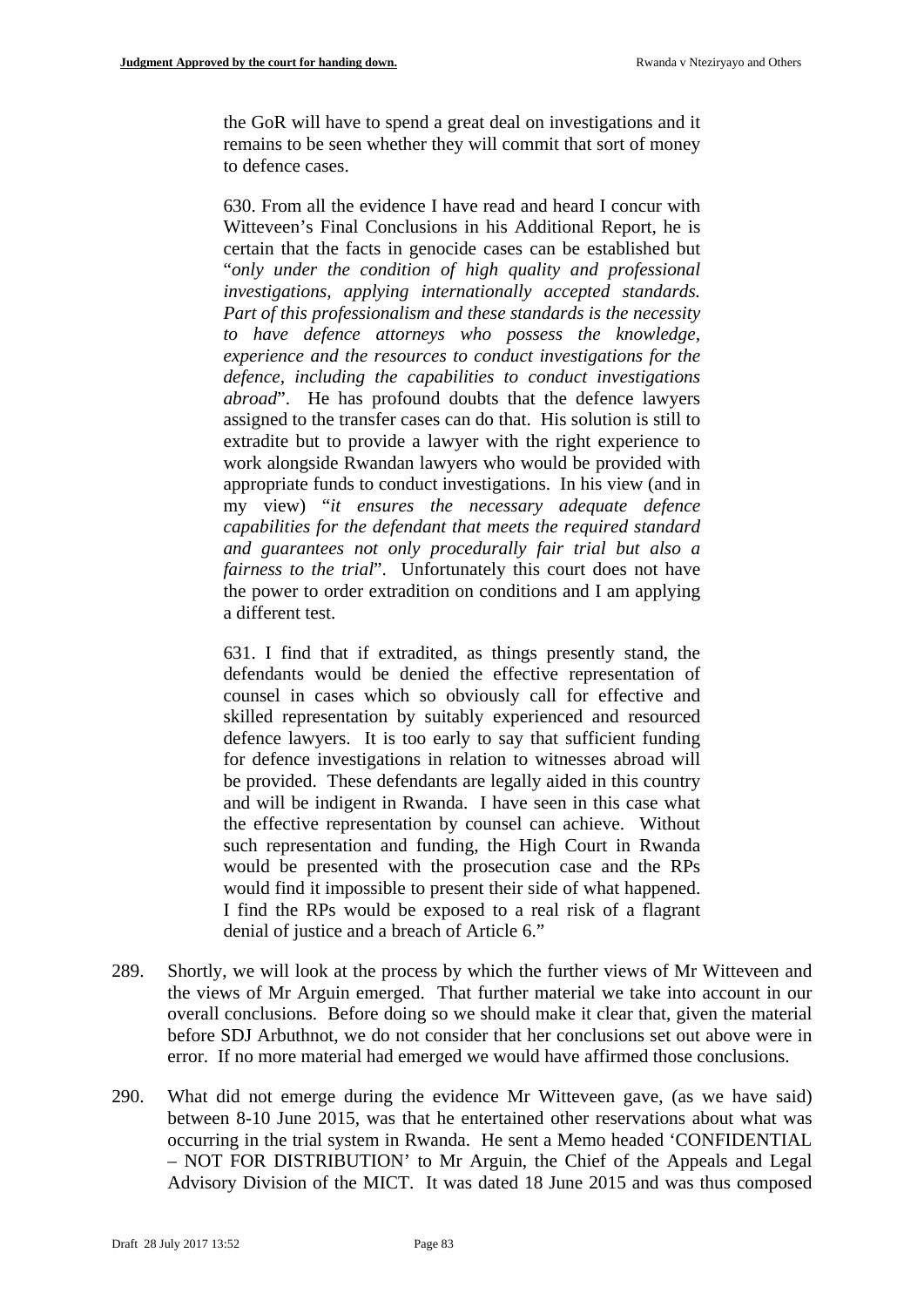> the GoR will have to spend a great deal on investigations and it remains to be seen whether they will commit that sort of money to defence cases.
>
> 630. From all the evidence I have read and heard I concur with Witteveen's Final Conclusions in his Additional Report, he is certain that the facts in genocide cases can be established but "*only under the condition of high quality and professional investigations, applying internationally accepted standards. Part of this professionalism and these standards is the necessity to have defence attorneys who possess the knowledge, experience and the resources to conduct investigations for the defence, including the capabilities to conduct investigations abroad*". He has profound doubts that the defence lawyers assigned to the transfer cases can do that. His solution is still to extradite but to provide a lawyer with the right experience to work alongside Rwandan lawyers who would be provided with appropriate funds to conduct investigations. In his view (and in my view) "*it ensures the necessary adequate defence capabilities for the defendant that meets the required standard and guarantees not only procedurally fair trial but also a fairness to the trial*". Unfortunately this court does not have the power to order extradition on conditions and I am applying a different test.
>
> 631. I find that if extradited, as things presently stand, the defendants would be denied the effective representation of counsel in cases which so obviously call for effective and skilled representation by suitably experienced and resourced defence lawyers. It is too early to say that sufficient funding for defence investigations in relation to witnesses abroad will be provided. These defendants are legally aided in this country and will be indigent in Rwanda. I have seen in this case what the effective representation by counsel can achieve. Without such representation and funding, the High Court in Rwanda would be presented with the prosecution case and the RPs would find it impossible to present their side of what happened. I find the RPs would be exposed to a real risk of a flagrant denial of justice and a breach of Article 6."

289. Shortly, we will look at the process by which the further views of Mr Witteveen and the views of Mr Arguin emerged. That further material we take into account in our overall conclusions. Before doing so we should make it clear that, given the material before SDJ Arbuthnot, we do not consider that her conclusions set out above were in error. If no more material had emerged we would have affirmed those conclusions.

290. What did not emerge during the evidence Mr Witteveen gave, (as we have said) between 8-10 June 2015, was that he entertained other reservations about what was occurring in the trial system in Rwanda. He sent a Memo headed 'CONFIDENTIAL – NOT FOR DISTRIBUTION' to Mr Arguin, the Chief of the Appeals and Legal Advisory Division of the MICT. It was dated 18 June 2015 and was thus composed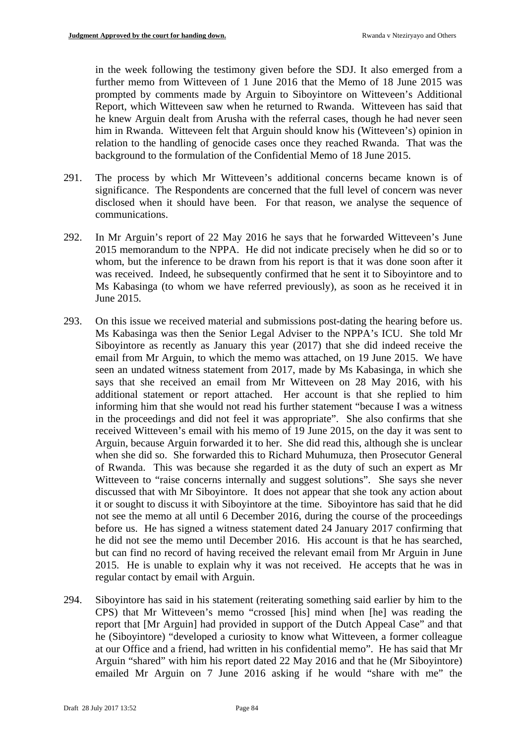in the week following the testimony given before the SDJ. It also emerged from a further memo from Witteveen of 1 June 2016 that the Memo of 18 June 2015 was prompted by comments made by Arguin to Siboyintore on Witteveen's Additional Report, which Witteveen saw when he returned to Rwanda. Witteveen has said that he knew Arguin dealt from Arusha with the referral cases, though he had never seen him in Rwanda. Witteveen felt that Arguin should know his (Witteveen's) opinion in relation to the handling of genocide cases once they reached Rwanda. That was the background to the formulation of the Confidential Memo of 18 June 2015.

291. The process by which Mr Witteveen's additional concerns became known is of significance. The Respondents are concerned that the full level of concern was never disclosed when it should have been. For that reason, we analyse the sequence of communications.

292. In Mr Arguin's report of 22 May 2016 he says that he forwarded Witteveen's June 2015 memorandum to the NPPA. He did not indicate precisely when he did so or to whom, but the inference to be drawn from his report is that it was done soon after it was received. Indeed, he subsequently confirmed that he sent it to Siboyintore and to Ms Kabasinga (to whom we have referred previously), as soon as he received it in June 2015.

293. On this issue we received material and submissions post-dating the hearing before us. Ms Kabasinga was then the Senior Legal Adviser to the NPPA's ICU. She told Mr Siboyintore as recently as January this year (2017) that she did indeed receive the email from Mr Arguin, to which the memo was attached, on 19 June 2015. We have seen an undated witness statement from 2017, made by Ms Kabasinga, in which she says that she received an email from Mr Witteveen on 28 May 2016, with his additional statement or report attached. Her account is that she replied to him informing him that she would not read his further statement "because I was a witness in the proceedings and did not feel it was appropriate". She also confirms that she received Witteveen's email with his memo of 19 June 2015, on the day it was sent to Arguin, because Arguin forwarded it to her. She did read this, although she is unclear when she did so. She forwarded this to Richard Muhumuza, then Prosecutor General of Rwanda. This was because she regarded it as the duty of such an expert as Mr Witteveen to "raise concerns internally and suggest solutions". She says she never discussed that with Mr Siboyintore. It does not appear that she took any action about it or sought to discuss it with Siboyintore at the time. Siboyintore has said that he did not see the memo at all until 6 December 2016, during the course of the proceedings before us. He has signed a witness statement dated 24 January 2017 confirming that he did not see the memo until December 2016. His account is that he has searched, but can find no record of having received the relevant email from Mr Arguin in June 2015. He is unable to explain why it was not received. He accepts that he was in regular contact by email with Arguin.

294. Siboyintore has said in his statement (reiterating something said earlier by him to the CPS) that Mr Witteveen's memo "crossed [his] mind when [he] was reading the report that [Mr Arguin] had provided in support of the Dutch Appeal Case" and that he (Siboyintore) "developed a curiosity to know what Witteveen, a former colleague at our Office and a friend, had written in his confidential memo". He has said that Mr Arguin "shared" with him his report dated 22 May 2016 and that he (Mr Siboyintore) emailed Mr Arguin on 7 June 2016 asking if he would "share with me" the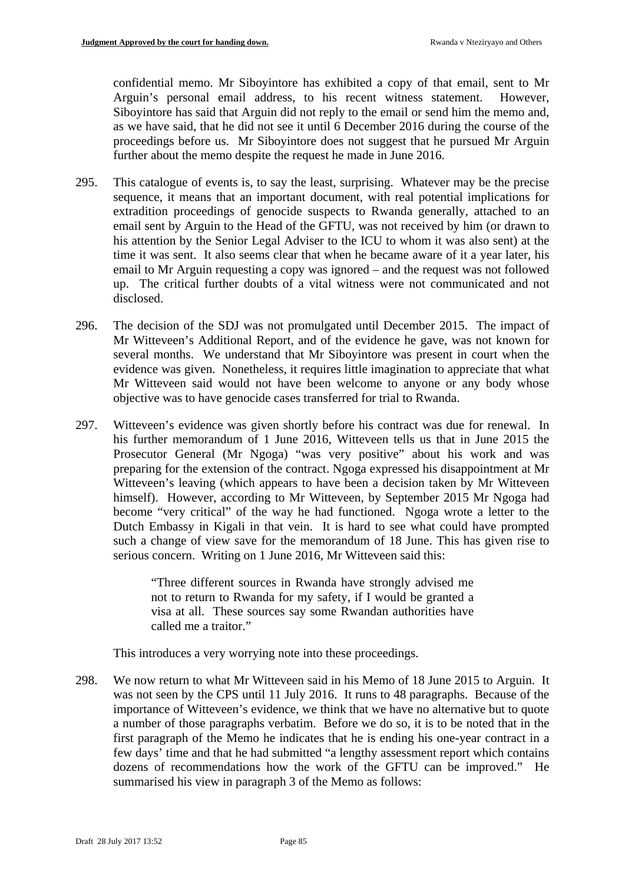confidential memo. Mr Siboyintore has exhibited a copy of that email, sent to Mr Arguin's personal email address, to his recent witness statement. However, Siboyintore has said that Arguin did not reply to the email or send him the memo and, as we have said, that he did not see it until 6 December 2016 during the course of the proceedings before us. Mr Siboyintore does not suggest that he pursued Mr Arguin further about the memo despite the request he made in June 2016.

295. This catalogue of events is, to say the least, surprising. Whatever may be the precise sequence, it means that an important document, with real potential implications for extradition proceedings of genocide suspects to Rwanda generally, attached to an email sent by Arguin to the Head of the GFTU, was not received by him (or drawn to his attention by the Senior Legal Adviser to the ICU to whom it was also sent) at the time it was sent. It also seems clear that when he became aware of it a year later, his email to Mr Arguin requesting a copy was ignored – and the request was not followed up. The critical further doubts of a vital witness were not communicated and not disclosed.

296. The decision of the SDJ was not promulgated until December 2015. The impact of Mr Witteveen's Additional Report, and of the evidence he gave, was not known for several months. We understand that Mr Siboyintore was present in court when the evidence was given. Nonetheless, it requires little imagination to appreciate that what Mr Witteveen said would not have been welcome to anyone or any body whose objective was to have genocide cases transferred for trial to Rwanda.

297. Witteveen's evidence was given shortly before his contract was due for renewal. In his further memorandum of 1 June 2016, Witteveen tells us that in June 2015 the Prosecutor General (Mr Ngoga) "was very positive" about his work and was preparing for the extension of the contract. Ngoga expressed his disappointment at Mr Witteveen's leaving (which appears to have been a decision taken by Mr Witteveen himself). However, according to Mr Witteveen, by September 2015 Mr Ngoga had become "very critical" of the way he had functioned. Ngoga wrote a letter to the Dutch Embassy in Kigali in that vein. It is hard to see what could have prompted such a change of view save for the memorandum of 18 June. This has given rise to serious concern. Writing on 1 June 2016, Mr Witteveen said this:

> "Three different sources in Rwanda have strongly advised me not to return to Rwanda for my safety, if I would be granted a visa at all. These sources say some Rwandan authorities have called me a traitor."

This introduces a very worrying note into these proceedings.

298. We now return to what Mr Witteveen said in his Memo of 18 June 2015 to Arguin. It was not seen by the CPS until 11 July 2016. It runs to 48 paragraphs. Because of the importance of Witteveen's evidence, we think that we have no alternative but to quote a number of those paragraphs verbatim. Before we do so, it is to be noted that in the first paragraph of the Memo he indicates that he is ending his one-year contract in a few days' time and that he had submitted "a lengthy assessment report which contains dozens of recommendations how the work of the GFTU can be improved." He summarised his view in paragraph 3 of the Memo as follows: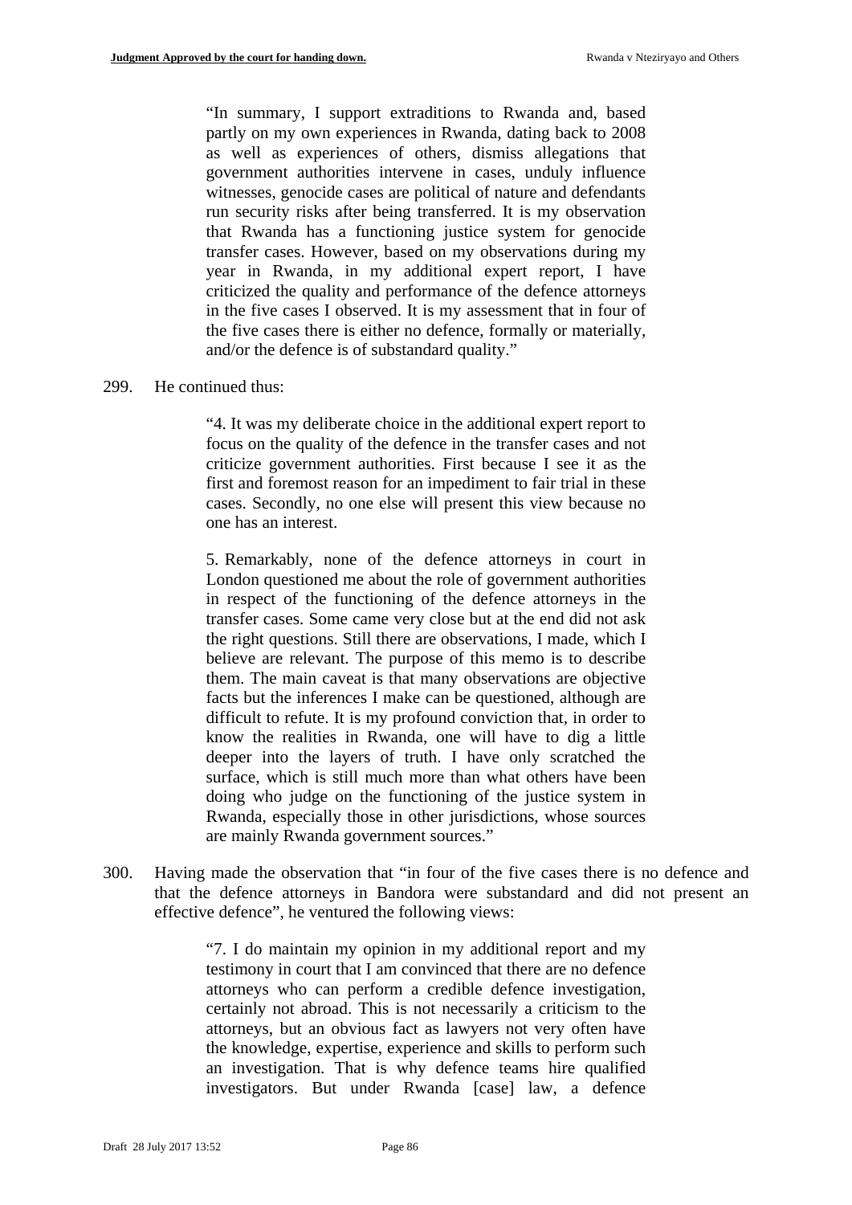> "In summary, I support extraditions to Rwanda and, based partly on my own experiences in Rwanda, dating back to 2008 as well as experiences of others, dismiss allegations that government authorities intervene in cases, unduly influence witnesses, genocide cases are political of nature and defendants run security risks after being transferred. It is my observation that Rwanda has a functioning justice system for genocide transfer cases. However, based on my observations during my year in Rwanda, in my additional expert report, I have criticized the quality and performance of the defence attorneys in the five cases I observed. It is my assessment that in four of the five cases there is either no defence, formally or materially, and/or the defence is of substandard quality."

299. He continued thus:

> "4. It was my deliberate choice in the additional expert report to focus on the quality of the defence in the transfer cases and not criticize government authorities. First because I see it as the first and foremost reason for an impediment to fair trial in these cases. Secondly, no one else will present this view because no one has an interest.
>
> 5. Remarkably, none of the defence attorneys in court in London questioned me about the role of government authorities in respect of the functioning of the defence attorneys in the transfer cases. Some came very close but at the end did not ask the right questions. Still there are observations, I made, which I believe are relevant. The purpose of this memo is to describe them. The main caveat is that many observations are objective facts but the inferences I make can be questioned, although are difficult to refute. It is my profound conviction that, in order to know the realities in Rwanda, one will have to dig a little deeper into the layers of truth. I have only scratched the surface, which is still much more than what others have been doing who judge on the functioning of the justice system in Rwanda, especially those in other jurisdictions, whose sources are mainly Rwanda government sources."

300. Having made the observation that "in four of the five cases there is no defence and that the defence attorneys in Bandora were substandard and did not present an effective defence", he ventured the following views:

> "7. I do maintain my opinion in my additional report and my testimony in court that I am convinced that there are no defence attorneys who can perform a credible defence investigation, certainly not abroad. This is not necessarily a criticism to the attorneys, but an obvious fact as lawyers not very often have the knowledge, expertise, experience and skills to perform such an investigation. That is why defence teams hire qualified investigators. But under Rwanda [case] law, a defence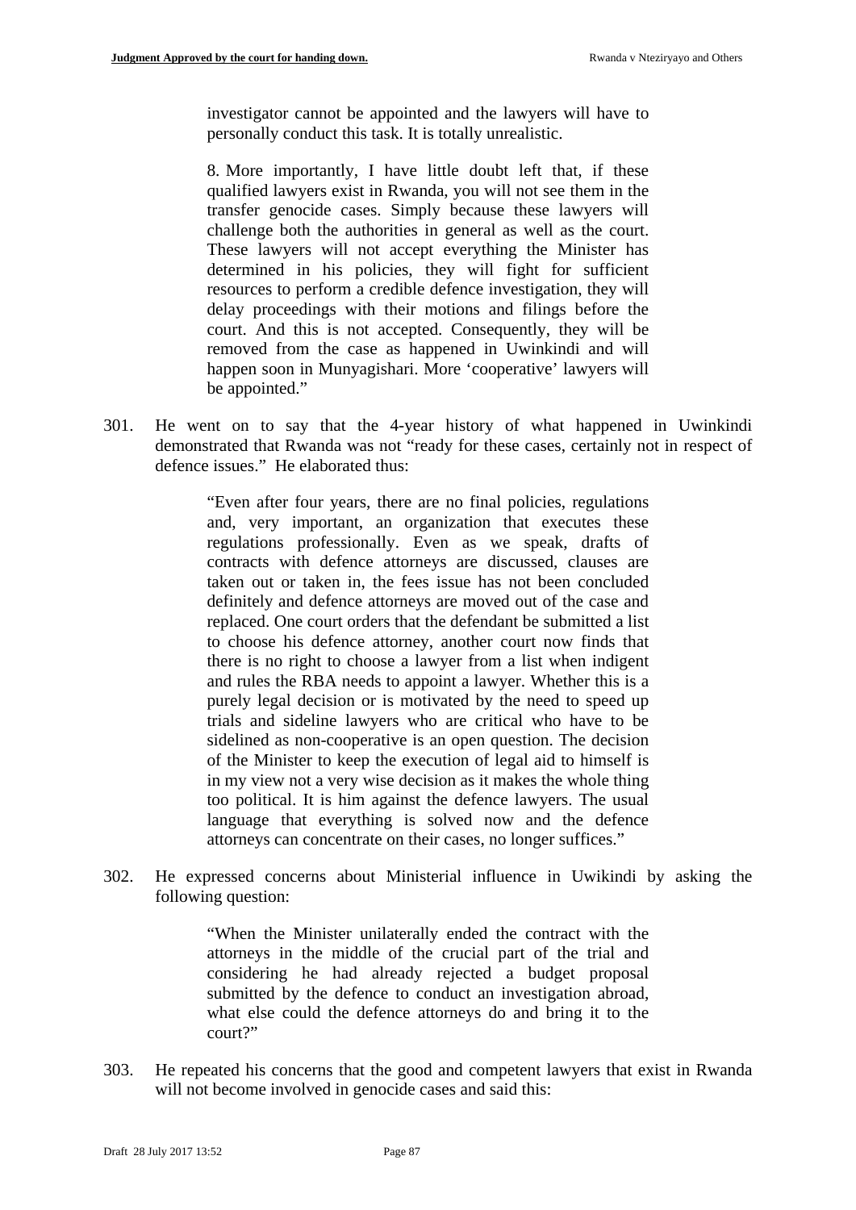investigator cannot be appointed and the lawyers will have to personally conduct this task. It is totally unrealistic.

> 8. More importantly, I have little doubt left that, if these qualified lawyers exist in Rwanda, you will not see them in the transfer genocide cases. Simply because these lawyers will challenge both the authorities in general as well as the court. These lawyers will not accept everything the Minister has determined in his policies, they will fight for sufficient resources to perform a credible defence investigation, they will delay proceedings with their motions and filings before the court. And this is not accepted. Consequently, they will be removed from the case as happened in Uwinkindi and will happen soon in Munyagishari. More 'cooperative' lawyers will be appointed."

301. He went on to say that the 4-year history of what happened in Uwinkindi demonstrated that Rwanda was not "ready for these cases, certainly not in respect of defence issues." He elaborated thus:

> "Even after four years, there are no final policies, regulations and, very important, an organization that executes these regulations professionally. Even as we speak, drafts of contracts with defence attorneys are discussed, clauses are taken out or taken in, the fees issue has not been concluded definitely and defence attorneys are moved out of the case and replaced. One court orders that the defendant be submitted a list to choose his defence attorney, another court now finds that there is no right to choose a lawyer from a list when indigent and rules the RBA needs to appoint a lawyer. Whether this is a purely legal decision or is motivated by the need to speed up trials and sideline lawyers who are critical who have to be sidelined as non-cooperative is an open question. The decision of the Minister to keep the execution of legal aid to himself is in my view not a very wise decision as it makes the whole thing too political. It is him against the defence lawyers. The usual language that everything is solved now and the defence attorneys can concentrate on their cases, no longer suffices."

302. He expressed concerns about Ministerial influence in Uwikindi by asking the following question:

> "When the Minister unilaterally ended the contract with the attorneys in the middle of the crucial part of the trial and considering he had already rejected a budget proposal submitted by the defence to conduct an investigation abroad, what else could the defence attorneys do and bring it to the court?"

303. He repeated his concerns that the good and competent lawyers that exist in Rwanda will not become involved in genocide cases and said this: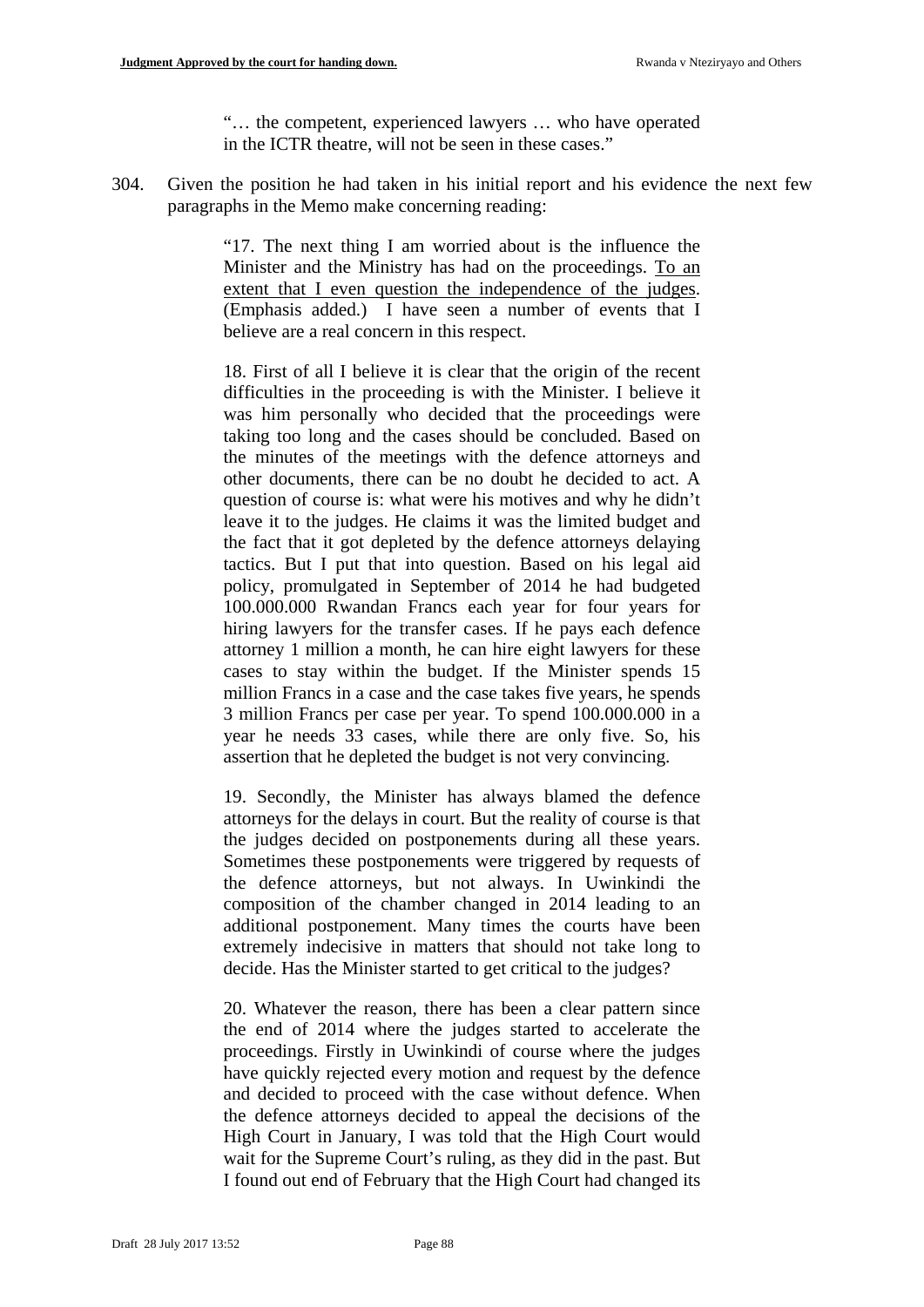> "… the competent, experienced lawyers … who have operated in the ICTR theatre, will not be seen in these cases."

304. Given the position he had taken in his initial report and his evidence the next few paragraphs in the Memo make concerning reading:

> "17. The next thing I am worried about is the influence the Minister and the Ministry has had on the proceedings. <u>To an extent that I even question the independence of the judges</u>. (Emphasis added.) I have seen a number of events that I believe are a real concern in this respect.
>
> 18. First of all I believe it is clear that the origin of the recent difficulties in the proceeding is with the Minister. I believe it was him personally who decided that the proceedings were taking too long and the cases should be concluded. Based on the minutes of the meetings with the defence attorneys and other documents, there can be no doubt he decided to act. A question of course is: what were his motives and why he didn't leave it to the judges. He claims it was the limited budget and the fact that it got depleted by the defence attorneys delaying tactics. But I put that into question. Based on his legal aid policy, promulgated in September of 2014 he had budgeted 100.000.000 Rwandan Francs each year for four years for hiring lawyers for the transfer cases. If he pays each defence attorney 1 million a month, he can hire eight lawyers for these cases to stay within the budget. If the Minister spends 15 million Francs in a case and the case takes five years, he spends 3 million Francs per case per year. To spend 100.000.000 in a year he needs 33 cases, while there are only five. So, his assertion that he depleted the budget is not very convincing.
>
> 19. Secondly, the Minister has always blamed the defence attorneys for the delays in court. But the reality of course is that the judges decided on postponements during all these years. Sometimes these postponements were triggered by requests of the defence attorneys, but not always. In Uwinkindi the composition of the chamber changed in 2014 leading to an additional postponement. Many times the courts have been extremely indecisive in matters that should not take long to decide. Has the Minister started to get critical to the judges?
>
> 20. Whatever the reason, there has been a clear pattern since the end of 2014 where the judges started to accelerate the proceedings. Firstly in Uwinkindi of course where the judges have quickly rejected every motion and request by the defence and decided to proceed with the case without defence. When the defence attorneys decided to appeal the decisions of the High Court in January, I was told that the High Court would wait for the Supreme Court's ruling, as they did in the past. But I found out end of February that the High Court had changed its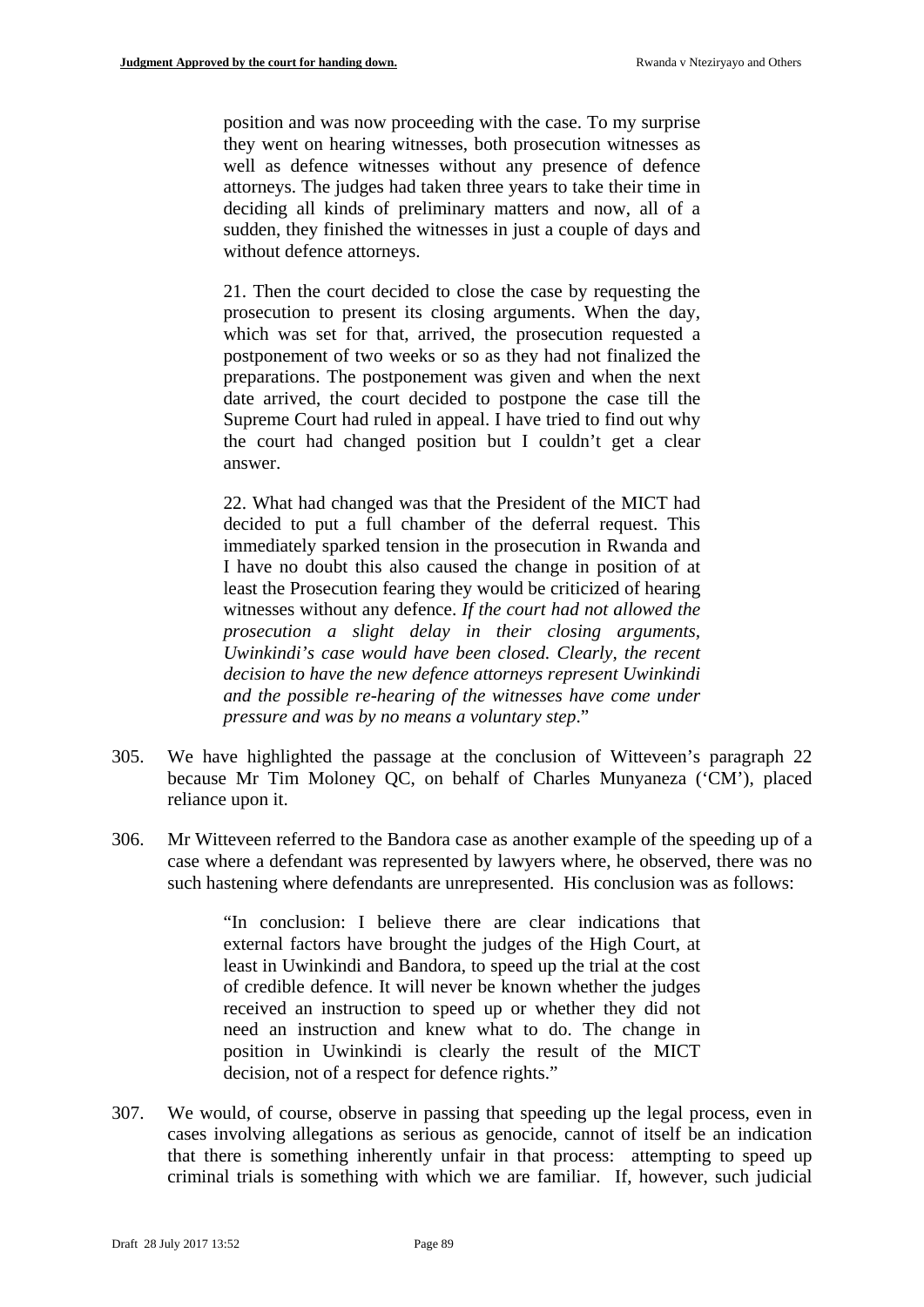> position and was now proceeding with the case. To my surprise they went on hearing witnesses, both prosecution witnesses as well as defence witnesses without any presence of defence attorneys. The judges had taken three years to take their time in deciding all kinds of preliminary matters and now, all of a sudden, they finished the witnesses in just a couple of days and without defence attorneys.
>
> 21. Then the court decided to close the case by requesting the prosecution to present its closing arguments. When the day, which was set for that, arrived, the prosecution requested a postponement of two weeks or so as they had not finalized the preparations. The postponement was given and when the next date arrived, the court decided to postpone the case till the Supreme Court had ruled in appeal. I have tried to find out why the court had changed position but I couldn't get a clear answer.
>
> 22. What had changed was that the President of the MICT had decided to put a full chamber of the deferral request. This immediately sparked tension in the prosecution in Rwanda and I have no doubt this also caused the change in position of at least the Prosecution fearing they would be criticized of hearing witnesses without any defence. *If the court had not allowed the prosecution a slight delay in their closing arguments, Uwinkindi's case would have been closed. Clearly, the recent decision to have the new defence attorneys represent Uwinkindi and the possible re-hearing of the witnesses have come under pressure and was by no means a voluntary step*."

305. We have highlighted the passage at the conclusion of Witteveen's paragraph 22 because Mr Tim Moloney QC, on behalf of Charles Munyaneza ('CM'), placed reliance upon it.

306. Mr Witteveen referred to the Bandora case as another example of the speeding up of a case where a defendant was represented by lawyers where, he observed, there was no such hastening where defendants are unrepresented. His conclusion was as follows:

> "In conclusion: I believe there are clear indications that external factors have brought the judges of the High Court, at least in Uwinkindi and Bandora, to speed up the trial at the cost of credible defence. It will never be known whether the judges received an instruction to speed up or whether they did not need an instruction and knew what to do. The change in position in Uwinkindi is clearly the result of the MICT decision, not of a respect for defence rights."

307. We would, of course, observe in passing that speeding up the legal process, even in cases involving allegations as serious as genocide, cannot of itself be an indication that there is something inherently unfair in that process: attempting to speed up criminal trials is something with which we are familiar. If, however, such judicial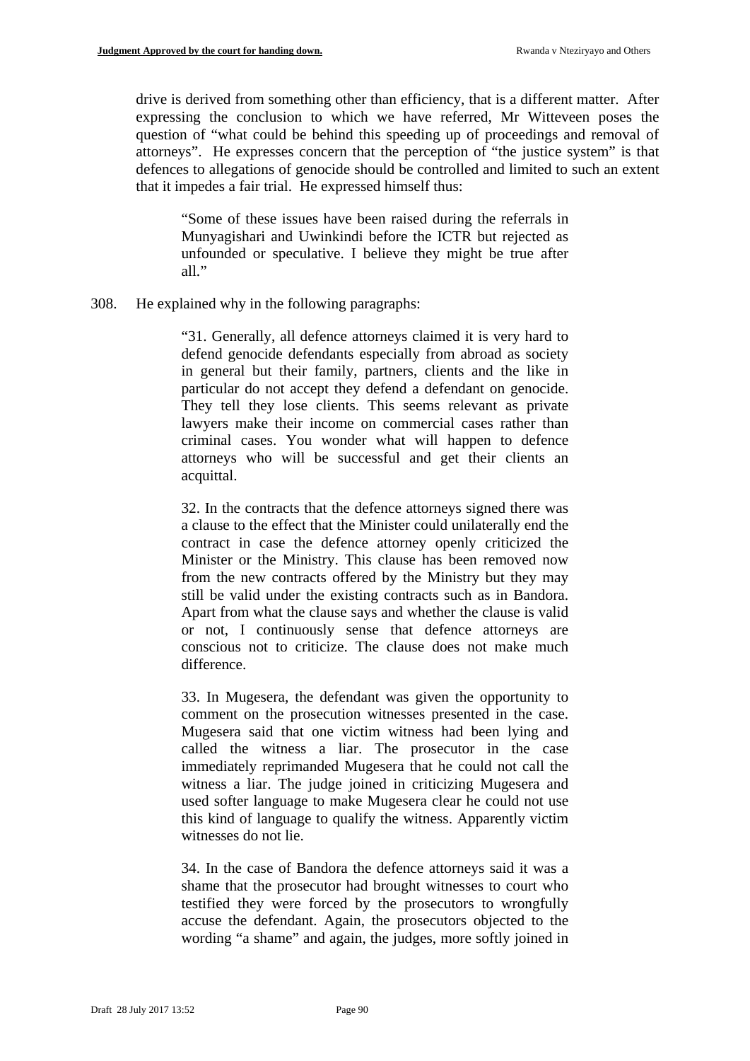drive is derived from something other than efficiency, that is a different matter. After expressing the conclusion to which we have referred, Mr Witteveen poses the question of "what could be behind this speeding up of proceedings and removal of attorneys". He expresses concern that the perception of "the justice system" is that defences to allegations of genocide should be controlled and limited to such an extent that it impedes a fair trial. He expressed himself thus:

> "Some of these issues have been raised during the referrals in Munyagishari and Uwinkindi before the ICTR but rejected as unfounded or speculative. I believe they might be true after all."

308. He explained why in the following paragraphs:

> "31. Generally, all defence attorneys claimed it is very hard to defend genocide defendants especially from abroad as society in general but their family, partners, clients and the like in particular do not accept they defend a defendant on genocide. They tell they lose clients. This seems relevant as private lawyers make their income on commercial cases rather than criminal cases. You wonder what will happen to defence attorneys who will be successful and get their clients an acquittal.
>
> 32. In the contracts that the defence attorneys signed there was a clause to the effect that the Minister could unilaterally end the contract in case the defence attorney openly criticized the Minister or the Ministry. This clause has been removed now from the new contracts offered by the Ministry but they may still be valid under the existing contracts such as in Bandora. Apart from what the clause says and whether the clause is valid or not, I continuously sense that defence attorneys are conscious not to criticize. The clause does not make much difference.
>
> 33. In Mugesera, the defendant was given the opportunity to comment on the prosecution witnesses presented in the case. Mugesera said that one victim witness had been lying and called the witness a liar. The prosecutor in the case immediately reprimanded Mugesera that he could not call the witness a liar. The judge joined in criticizing Mugesera and used softer language to make Mugesera clear he could not use this kind of language to qualify the witness. Apparently victim witnesses do not lie.
>
> 34. In the case of Bandora the defence attorneys said it was a shame that the prosecutor had brought witnesses to court who testified they were forced by the prosecutors to wrongfully accuse the defendant. Again, the prosecutors objected to the wording "a shame" and again, the judges, more softly joined in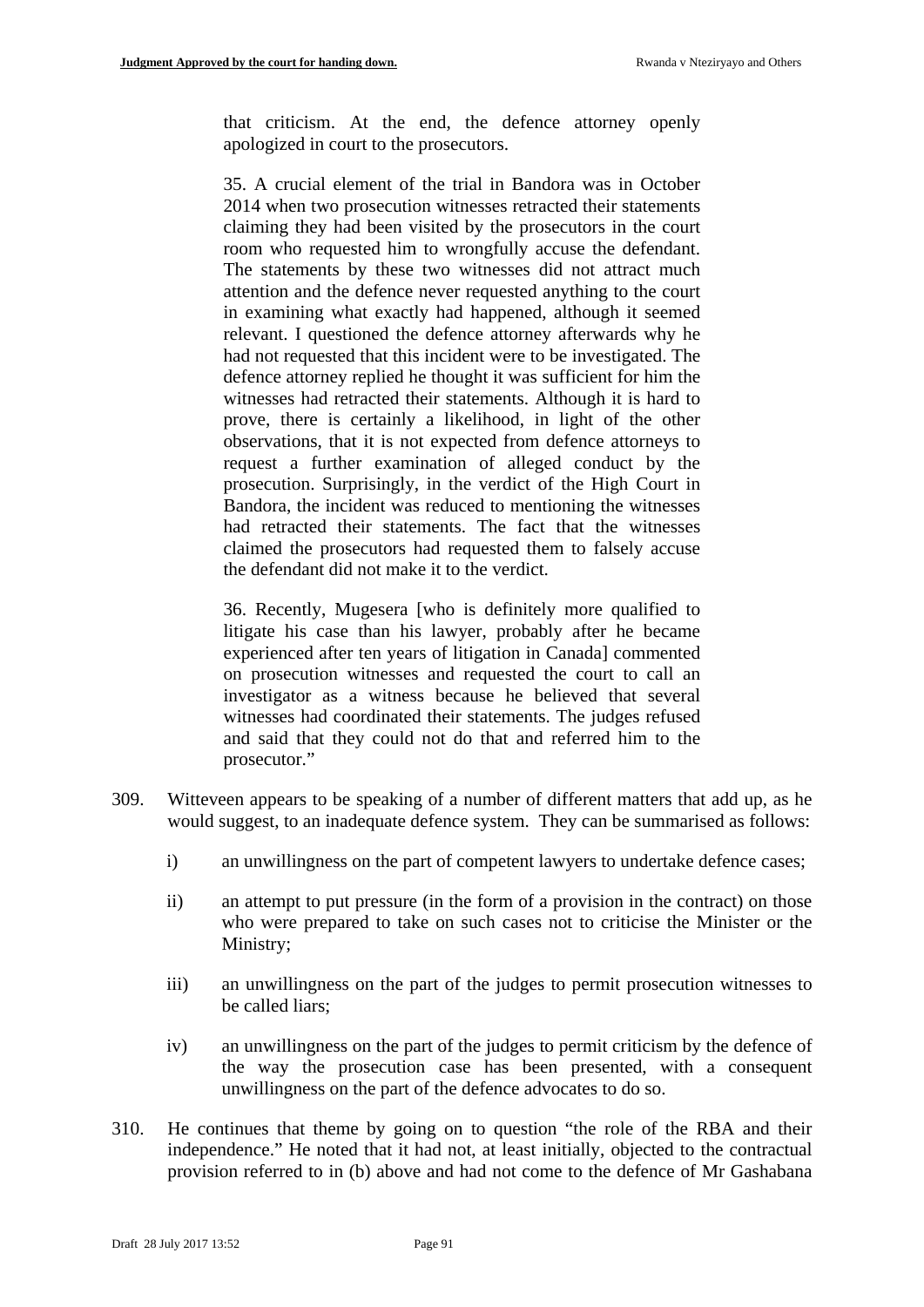that criticism. At the end, the defence attorney openly apologized in court to the prosecutors.

35. A crucial element of the trial in Bandora was in October 2014 when two prosecution witnesses retracted their statements claiming they had been visited by the prosecutors in the court room who requested him to wrongfully accuse the defendant. The statements by these two witnesses did not attract much attention and the defence never requested anything to the court in examining what exactly had happened, although it seemed relevant. I questioned the defence attorney afterwards why he had not requested that this incident were to be investigated. The defence attorney replied he thought it was sufficient for him the witnesses had retracted their statements. Although it is hard to prove, there is certainly a likelihood, in light of the other observations, that it is not expected from defence attorneys to request a further examination of alleged conduct by the prosecution. Surprisingly, in the verdict of the High Court in Bandora, the incident was reduced to mentioning the witnesses had retracted their statements. The fact that the witnesses claimed the prosecutors had requested them to falsely accuse the defendant did not make it to the verdict.

36. Recently, Mugesera [who is definitely more qualified to litigate his case than his lawyer, probably after he became experienced after ten years of litigation in Canada] commented on prosecution witnesses and requested the court to call an investigator as a witness because he believed that several witnesses had coordinated their statements. The judges refused and said that they could not do that and referred him to the prosecutor."

309. Witteveen appears to be speaking of a number of different matters that add up, as he would suggest, to an inadequate defence system. They can be summarised as follows:

   i) an unwillingness on the part of competent lawyers to undertake defence cases;

   ii) an attempt to put pressure (in the form of a provision in the contract) on those who were prepared to take on such cases not to criticise the Minister or the Ministry;

   iii) an unwillingness on the part of the judges to permit prosecution witnesses to be called liars;

   iv) an unwillingness on the part of the judges to permit criticism by the defence of the way the prosecution case has been presented, with a consequent unwillingness on the part of the defence advocates to do so.

310. He continues that theme by going on to question "the role of the RBA and their independence." He noted that it had not, at least initially, objected to the contractual provision referred to in (b) above and had not come to the defence of Mr Gashabana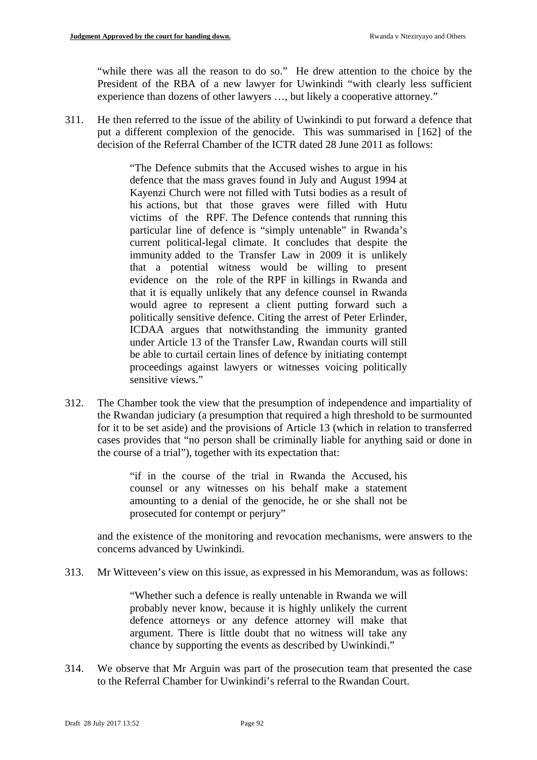"while there was all the reason to do so." He drew attention to the choice by the President of the RBA of a new lawyer for Uwinkindi "with clearly less sufficient experience than dozens of other lawyers …, but likely a cooperative attorney."

311. He then referred to the issue of the ability of Uwinkindi to put forward a defence that put a different complexion of the genocide. This was summarised in [162] of the decision of the Referral Chamber of the ICTR dated 28 June 2011 as follows:

> "The Defence submits that the Accused wishes to argue in his defence that the mass graves found in July and August 1994 at Kayenzi Church were not filled with Tutsi bodies as a result of his actions, but that those graves were filled with Hutu victims of the RPF. The Defence contends that running this particular line of defence is "simply untenable" in Rwanda's current political-legal climate. It concludes that despite the immunity added to the Transfer Law in 2009 it is unlikely that a potential witness would be willing to present evidence on the role of the RPF in killings in Rwanda and that it is equally unlikely that any defence counsel in Rwanda would agree to represent a client putting forward such a politically sensitive defence. Citing the arrest of Peter Erlinder, ICDAA argues that notwithstanding the immunity granted under Article 13 of the Transfer Law, Rwandan courts will still be able to curtail certain lines of defence by initiating contempt proceedings against lawyers or witnesses voicing politically sensitive views."

312. The Chamber took the view that the presumption of independence and impartiality of the Rwandan judiciary (a presumption that required a high threshold to be surmounted for it to be set aside) and the provisions of Article 13 (which in relation to transferred cases provides that "no person shall be criminally liable for anything said or done in the course of a trial"), together with its expectation that:

> "if in the course of the trial in Rwanda the Accused, his counsel or any witnesses on his behalf make a statement amounting to a denial of the genocide, he or she shall not be prosecuted for contempt or perjury"

and the existence of the monitoring and revocation mechanisms, were answers to the concerns advanced by Uwinkindi.

313. Mr Witteveen's view on this issue, as expressed in his Memorandum, was as follows:

> "Whether such a defence is really untenable in Rwanda we will probably never know, because it is highly unlikely the current defence attorneys or any defence attorney will make that argument. There is little doubt that no witness will take any chance by supporting the events as described by Uwinkindi."

314. We observe that Mr Arguin was part of the prosecution team that presented the case to the Referral Chamber for Uwinkindi's referral to the Rwandan Court.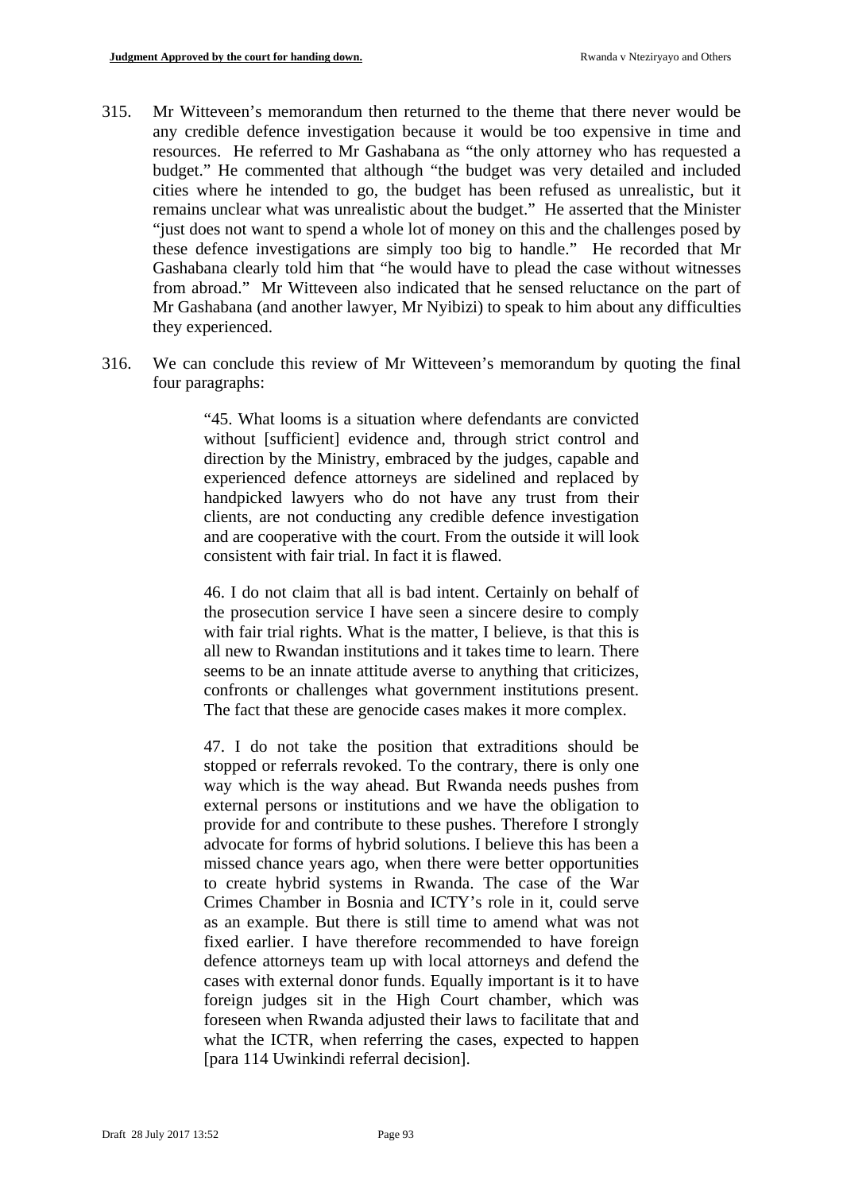315. Mr Witteveen's memorandum then returned to the theme that there never would be any credible defence investigation because it would be too expensive in time and resources. He referred to Mr Gashabana as "the only attorney who has requested a budget." He commented that although "the budget was very detailed and included cities where he intended to go, the budget has been refused as unrealistic, but it remains unclear what was unrealistic about the budget." He asserted that the Minister "just does not want to spend a whole lot of money on this and the challenges posed by these defence investigations are simply too big to handle." He recorded that Mr Gashabana clearly told him that "he would have to plead the case without witnesses from abroad." Mr Witteveen also indicated that he sensed reluctance on the part of Mr Gashabana (and another lawyer, Mr Nyibizi) to speak to him about any difficulties they experienced.

316. We can conclude this review of Mr Witteveen's memorandum by quoting the final four paragraphs:

> "45. What looms is a situation where defendants are convicted without [sufficient] evidence and, through strict control and direction by the Ministry, embraced by the judges, capable and experienced defence attorneys are sidelined and replaced by handpicked lawyers who do not have any trust from their clients, are not conducting any credible defence investigation and are cooperative with the court. From the outside it will look consistent with fair trial. In fact it is flawed.
>
> 46. I do not claim that all is bad intent. Certainly on behalf of the prosecution service I have seen a sincere desire to comply with fair trial rights. What is the matter, I believe, is that this is all new to Rwandan institutions and it takes time to learn. There seems to be an innate attitude averse to anything that criticizes, confronts or challenges what government institutions present. The fact that these are genocide cases makes it more complex.
>
> 47. I do not take the position that extraditions should be stopped or referrals revoked. To the contrary, there is only one way which is the way ahead. But Rwanda needs pushes from external persons or institutions and we have the obligation to provide for and contribute to these pushes. Therefore I strongly advocate for forms of hybrid solutions. I believe this has been a missed chance years ago, when there were better opportunities to create hybrid systems in Rwanda. The case of the War Crimes Chamber in Bosnia and ICTY's role in it, could serve as an example. But there is still time to amend what was not fixed earlier. I have therefore recommended to have foreign defence attorneys team up with local attorneys and defend the cases with external donor funds. Equally important is it to have foreign judges sit in the High Court chamber, which was foreseen when Rwanda adjusted their laws to facilitate that and what the ICTR, when referring the cases, expected to happen [para 114 Uwinkindi referral decision].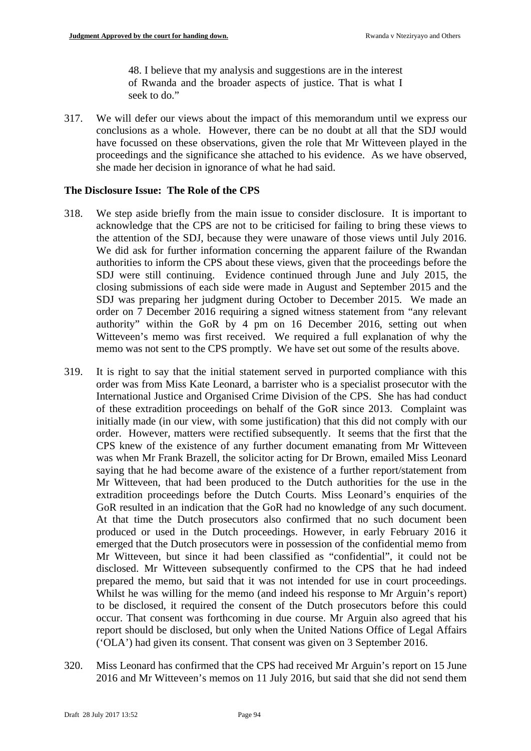> 48. I believe that my analysis and suggestions are in the interest of Rwanda and the broader aspects of justice. That is what I seek to do."

317. We will defer our views about the impact of this memorandum until we express our conclusions as a whole. However, there can be no doubt at all that the SDJ would have focussed on these observations, given the role that Mr Witteveen played in the proceedings and the significance she attached to his evidence. As we have observed, she made her decision in ignorance of what he had said.

### The Disclosure Issue: The Role of the CPS

318. We step aside briefly from the main issue to consider disclosure. It is important to acknowledge that the CPS are not to be criticised for failing to bring these views to the attention of the SDJ, because they were unaware of those views until July 2016. We did ask for further information concerning the apparent failure of the Rwandan authorities to inform the CPS about these views, given that the proceedings before the SDJ were still continuing. Evidence continued through June and July 2015, the closing submissions of each side were made in August and September 2015 and the SDJ was preparing her judgment during October to December 2015. We made an order on 7 December 2016 requiring a signed witness statement from "any relevant authority" within the GoR by 4 pm on 16 December 2016, setting out when Witteveen's memo was first received. We required a full explanation of why the memo was not sent to the CPS promptly. We have set out some of the results above.

319. It is right to say that the initial statement served in purported compliance with this order was from Miss Kate Leonard, a barrister who is a specialist prosecutor with the International Justice and Organised Crime Division of the CPS. She has had conduct of these extradition proceedings on behalf of the GoR since 2013. Complaint was initially made (in our view, with some justification) that this did not comply with our order. However, matters were rectified subsequently. It seems that the first that the CPS knew of the existence of any further document emanating from Mr Witteveen was when Mr Frank Brazell, the solicitor acting for Dr Brown, emailed Miss Leonard saying that he had become aware of the existence of a further report/statement from Mr Witteveen, that had been produced to the Dutch authorities for the use in the extradition proceedings before the Dutch Courts. Miss Leonard's enquiries of the GoR resulted in an indication that the GoR had no knowledge of any such document. At that time the Dutch prosecutors also confirmed that no such document been produced or used in the Dutch proceedings. However, in early February 2016 it emerged that the Dutch prosecutors were in possession of the confidential memo from Mr Witteveen, but since it had been classified as "confidential", it could not be disclosed. Mr Witteveen subsequently confirmed to the CPS that he had indeed prepared the memo, but said that it was not intended for use in court proceedings. Whilst he was willing for the memo (and indeed his response to Mr Arguin's report) to be disclosed, it required the consent of the Dutch prosecutors before this could occur. That consent was forthcoming in due course. Mr Arguin also agreed that his report should be disclosed, but only when the United Nations Office of Legal Affairs ('OLA') had given its consent. That consent was given on 3 September 2016.

320. Miss Leonard has confirmed that the CPS had received Mr Arguin's report on 15 June 2016 and Mr Witteveen's memos on 11 July 2016, but said that she did not send them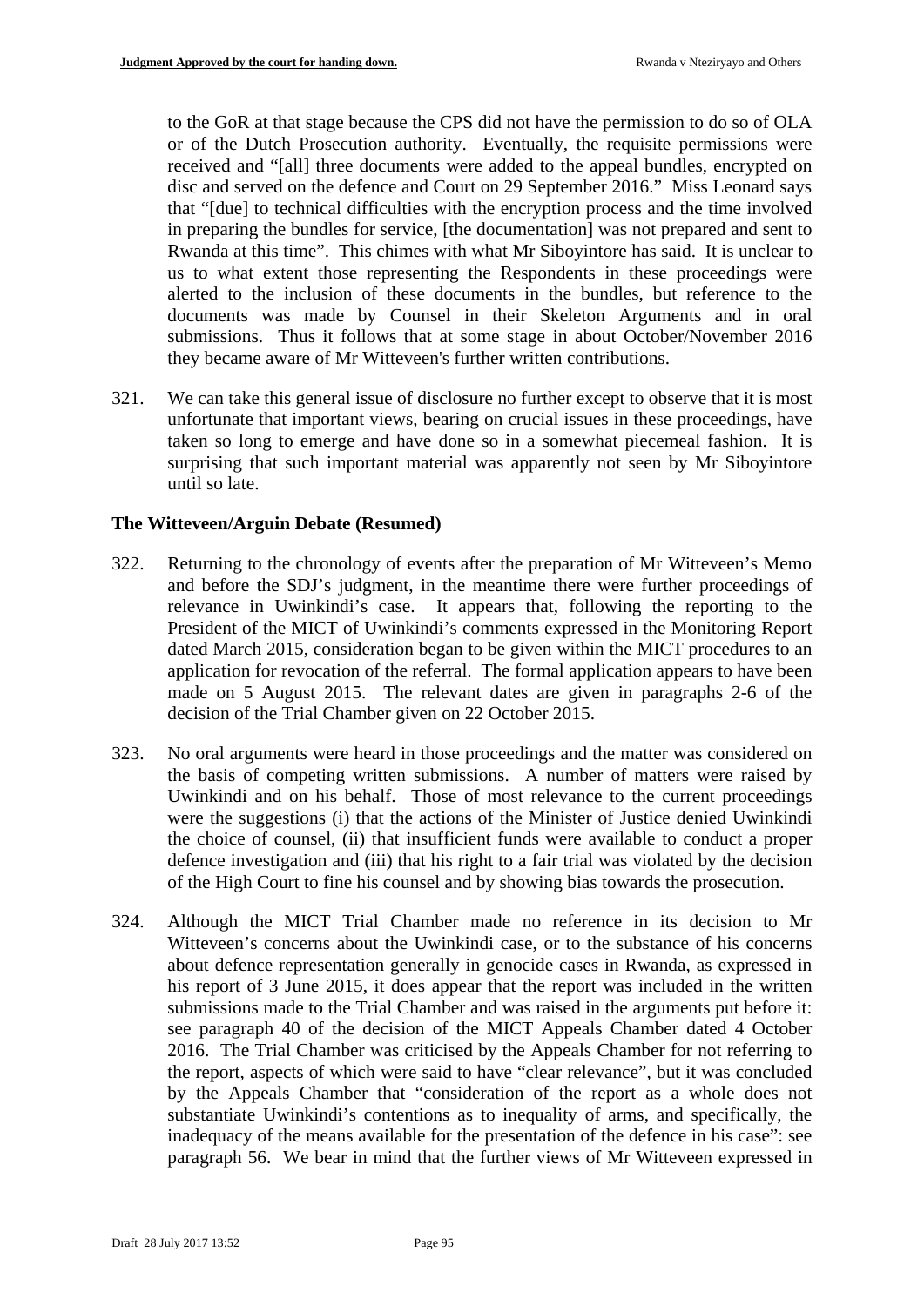to the GoR at that stage because the CPS did not have the permission to do so of OLA or of the Dutch Prosecution authority. Eventually, the requisite permissions were received and "[all] three documents were added to the appeal bundles, encrypted on disc and served on the defence and Court on 29 September 2016." Miss Leonard says that "[due] to technical difficulties with the encryption process and the time involved in preparing the bundles for service, [the documentation] was not prepared and sent to Rwanda at this time". This chimes with what Mr Siboyintore has said. It is unclear to us to what extent those representing the Respondents in these proceedings were alerted to the inclusion of these documents in the bundles, but reference to the documents was made by Counsel in their Skeleton Arguments and in oral submissions. Thus it follows that at some stage in about October/November 2016 they became aware of Mr Witteveen's further written contributions.

321. We can take this general issue of disclosure no further except to observe that it is most unfortunate that important views, bearing on crucial issues in these proceedings, have taken so long to emerge and have done so in a somewhat piecemeal fashion. It is surprising that such important material was apparently not seen by Mr Siboyintore until so late.

### The Witteveen/Arguin Debate (Resumed)

322. Returning to the chronology of events after the preparation of Mr Witteveen's Memo and before the SDJ's judgment, in the meantime there were further proceedings of relevance in Uwinkindi's case. It appears that, following the reporting to the President of the MICT of Uwinkindi's comments expressed in the Monitoring Report dated March 2015, consideration began to be given within the MICT procedures to an application for revocation of the referral. The formal application appears to have been made on 5 August 2015. The relevant dates are given in paragraphs 2-6 of the decision of the Trial Chamber given on 22 October 2015.

323. No oral arguments were heard in those proceedings and the matter was considered on the basis of competing written submissions. A number of matters were raised by Uwinkindi and on his behalf. Those of most relevance to the current proceedings were the suggestions (i) that the actions of the Minister of Justice denied Uwinkindi the choice of counsel, (ii) that insufficient funds were available to conduct a proper defence investigation and (iii) that his right to a fair trial was violated by the decision of the High Court to fine his counsel and by showing bias towards the prosecution.

324. Although the MICT Trial Chamber made no reference in its decision to Mr Witteveen's concerns about the Uwinkindi case, or to the substance of his concerns about defence representation generally in genocide cases in Rwanda, as expressed in his report of 3 June 2015, it does appear that the report was included in the written submissions made to the Trial Chamber and was raised in the arguments put before it: see paragraph 40 of the decision of the MICT Appeals Chamber dated 4 October 2016. The Trial Chamber was criticised by the Appeals Chamber for not referring to the report, aspects of which were said to have "clear relevance", but it was concluded by the Appeals Chamber that "consideration of the report as a whole does not substantiate Uwinkindi's contentions as to inequality of arms, and specifically, the inadequacy of the means available for the presentation of the defence in his case": see paragraph 56. We bear in mind that the further views of Mr Witteveen expressed in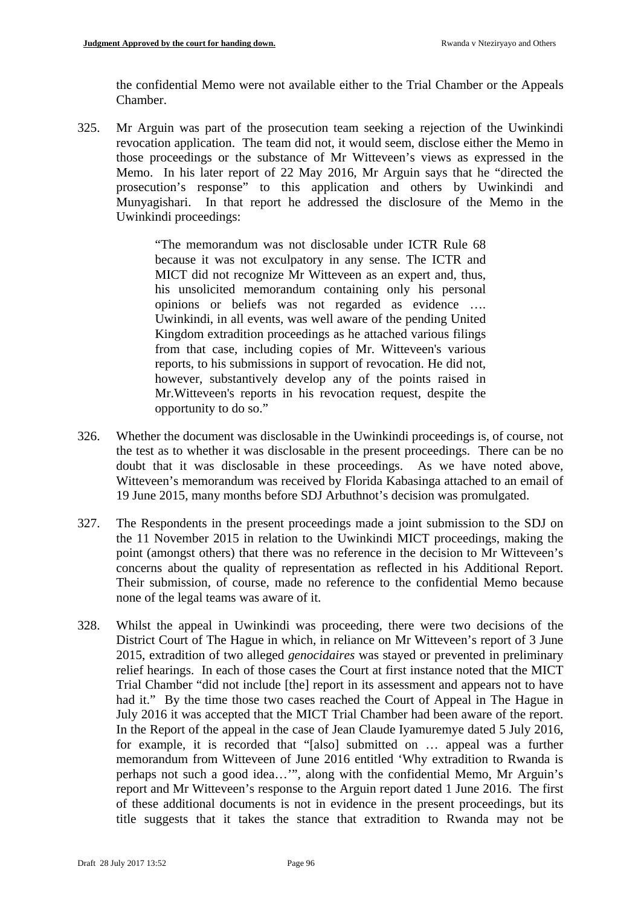the confidential Memo were not available either to the Trial Chamber or the Appeals Chamber.

325. Mr Arguin was part of the prosecution team seeking a rejection of the Uwinkindi revocation application. The team did not, it would seem, disclose either the Memo in those proceedings or the substance of Mr Witteveen's views as expressed in the Memo. In his later report of 22 May 2016, Mr Arguin says that he "directed the prosecution's response" to this application and others by Uwinkindi and Munyagishari. In that report he addressed the disclosure of the Memo in the Uwinkindi proceedings:

> "The memorandum was not disclosable under ICTR Rule 68 because it was not exculpatory in any sense. The ICTR and MICT did not recognize Mr Witteveen as an expert and, thus, his unsolicited memorandum containing only his personal opinions or beliefs was not regarded as evidence …. Uwinkindi, in all events, was well aware of the pending United Kingdom extradition proceedings as he attached various filings from that case, including copies of Mr. Witteveen's various reports, to his submissions in support of revocation. He did not, however, substantively develop any of the points raised in Mr.Witteveen's reports in his revocation request, despite the opportunity to do so."

326. Whether the document was disclosable in the Uwinkindi proceedings is, of course, not the test as to whether it was disclosable in the present proceedings. There can be no doubt that it was disclosable in these proceedings. As we have noted above, Witteveen's memorandum was received by Florida Kabasinga attached to an email of 19 June 2015, many months before SDJ Arbuthnot's decision was promulgated.

327. The Respondents in the present proceedings made a joint submission to the SDJ on the 11 November 2015 in relation to the Uwinkindi MICT proceedings, making the point (amongst others) that there was no reference in the decision to Mr Witteveen's concerns about the quality of representation as reflected in his Additional Report. Their submission, of course, made no reference to the confidential Memo because none of the legal teams was aware of it.

328. Whilst the appeal in Uwinkindi was proceeding, there were two decisions of the District Court of The Hague in which, in reliance on Mr Witteveen's report of 3 June 2015, extradition of two alleged *genocidaires* was stayed or prevented in preliminary relief hearings. In each of those cases the Court at first instance noted that the MICT Trial Chamber "did not include [the] report in its assessment and appears not to have had it." By the time those two cases reached the Court of Appeal in The Hague in July 2016 it was accepted that the MICT Trial Chamber had been aware of the report. In the Report of the appeal in the case of Jean Claude Iyamuremye dated 5 July 2016, for example, it is recorded that "[also] submitted on … appeal was a further memorandum from Witteveen of June 2016 entitled 'Why extradition to Rwanda is perhaps not such a good idea…'", along with the confidential Memo, Mr Arguin's report and Mr Witteveen's response to the Arguin report dated 1 June 2016. The first of these additional documents is not in evidence in the present proceedings, but its title suggests that it takes the stance that extradition to Rwanda may not be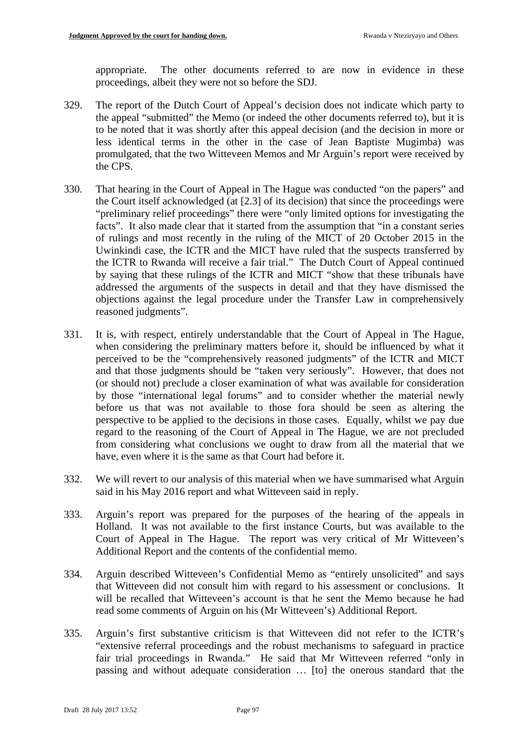appropriate. The other documents referred to are now in evidence in these proceedings, albeit they were not so before the SDJ.

329. The report of the Dutch Court of Appeal's decision does not indicate which party to the appeal "submitted" the Memo (or indeed the other documents referred to), but it is to be noted that it was shortly after this appeal decision (and the decision in more or less identical terms in the other in the case of Jean Baptiste Mugimba) was promulgated, that the two Witteveen Memos and Mr Arguin's report were received by the CPS.

330. That hearing in the Court of Appeal in The Hague was conducted "on the papers" and the Court itself acknowledged (at [2.3] of its decision) that since the proceedings were "preliminary relief proceedings" there were "only limited options for investigating the facts". It also made clear that it started from the assumption that "in a constant series of rulings and most recently in the ruling of the MICT of 20 October 2015 in the Uwinkindi case, the ICTR and the MICT have ruled that the suspects transferred by the ICTR to Rwanda will receive a fair trial." The Dutch Court of Appeal continued by saying that these rulings of the ICTR and MICT "show that these tribunals have addressed the arguments of the suspects in detail and that they have dismissed the objections against the legal procedure under the Transfer Law in comprehensively reasoned judgments".

331. It is, with respect, entirely understandable that the Court of Appeal in The Hague, when considering the preliminary matters before it, should be influenced by what it perceived to be the "comprehensively reasoned judgments" of the ICTR and MICT and that those judgments should be "taken very seriously". However, that does not (or should not) preclude a closer examination of what was available for consideration by those "international legal forums" and to consider whether the material newly before us that was not available to those fora should be seen as altering the perspective to be applied to the decisions in those cases. Equally, whilst we pay due regard to the reasoning of the Court of Appeal in The Hague, we are not precluded from considering what conclusions we ought to draw from all the material that we have, even where it is the same as that Court had before it.

332. We will revert to our analysis of this material when we have summarised what Arguin said in his May 2016 report and what Witteveen said in reply.

333. Arguin's report was prepared for the purposes of the hearing of the appeals in Holland. It was not available to the first instance Courts, but was available to the Court of Appeal in The Hague. The report was very critical of Mr Witteveen's Additional Report and the contents of the confidential memo.

334. Arguin described Witteveen's Confidential Memo as "entirely unsolicited" and says that Witteveen did not consult him with regard to his assessment or conclusions. It will be recalled that Witteveen's account is that he sent the Memo because he had read some comments of Arguin on his (Mr Witteveen's) Additional Report.

335. Arguin's first substantive criticism is that Witteveen did not refer to the ICTR's "extensive referral proceedings and the robust mechanisms to safeguard in practice fair trial proceedings in Rwanda." He said that Mr Witteveen referred "only in passing and without adequate consideration … [to] the onerous standard that the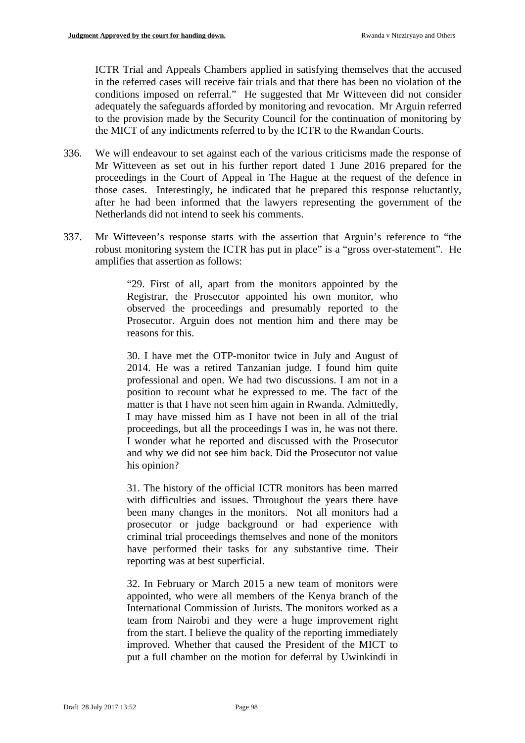ICTR Trial and Appeals Chambers applied in satisfying themselves that the accused in the referred cases will receive fair trials and that there has been no violation of the conditions imposed on referral." He suggested that Mr Witteveen did not consider adequately the safeguards afforded by monitoring and revocation. Mr Arguin referred to the provision made by the Security Council for the continuation of monitoring by the MICT of any indictments referred to by the ICTR to the Rwandan Courts.

336. We will endeavour to set against each of the various criticisms made the response of Mr Witteveen as set out in his further report dated 1 June 2016 prepared for the proceedings in the Court of Appeal in The Hague at the request of the defence in those cases. Interestingly, he indicated that he prepared this response reluctantly, after he had been informed that the lawyers representing the government of the Netherlands did not intend to seek his comments.

337. Mr Witteveen's response starts with the assertion that Arguin's reference to "the robust monitoring system the ICTR has put in place" is a "gross over-statement". He amplifies that assertion as follows:

> "29. First of all, apart from the monitors appointed by the Registrar, the Prosecutor appointed his own monitor, who observed the proceedings and presumably reported to the Prosecutor. Arguin does not mention him and there may be reasons for this.
>
> 30. I have met the OTP-monitor twice in July and August of 2014. He was a retired Tanzanian judge. I found him quite professional and open. We had two discussions. I am not in a position to recount what he expressed to me. The fact of the matter is that I have not seen him again in Rwanda. Admittedly, I may have missed him as I have not been in all of the trial proceedings, but all the proceedings I was in, he was not there. I wonder what he reported and discussed with the Prosecutor and why we did not see him back. Did the Prosecutor not value his opinion?
>
> 31. The history of the official ICTR monitors has been marred with difficulties and issues. Throughout the years there have been many changes in the monitors. Not all monitors had a prosecutor or judge background or had experience with criminal trial proceedings themselves and none of the monitors have performed their tasks for any substantive time. Their reporting was at best superficial.
>
> 32. In February or March 2015 a new team of monitors were appointed, who were all members of the Kenya branch of the International Commission of Jurists. The monitors worked as a team from Nairobi and they were a huge improvement right from the start. I believe the quality of the reporting immediately improved. Whether that caused the President of the MICT to put a full chamber on the motion for deferral by Uwinkindi in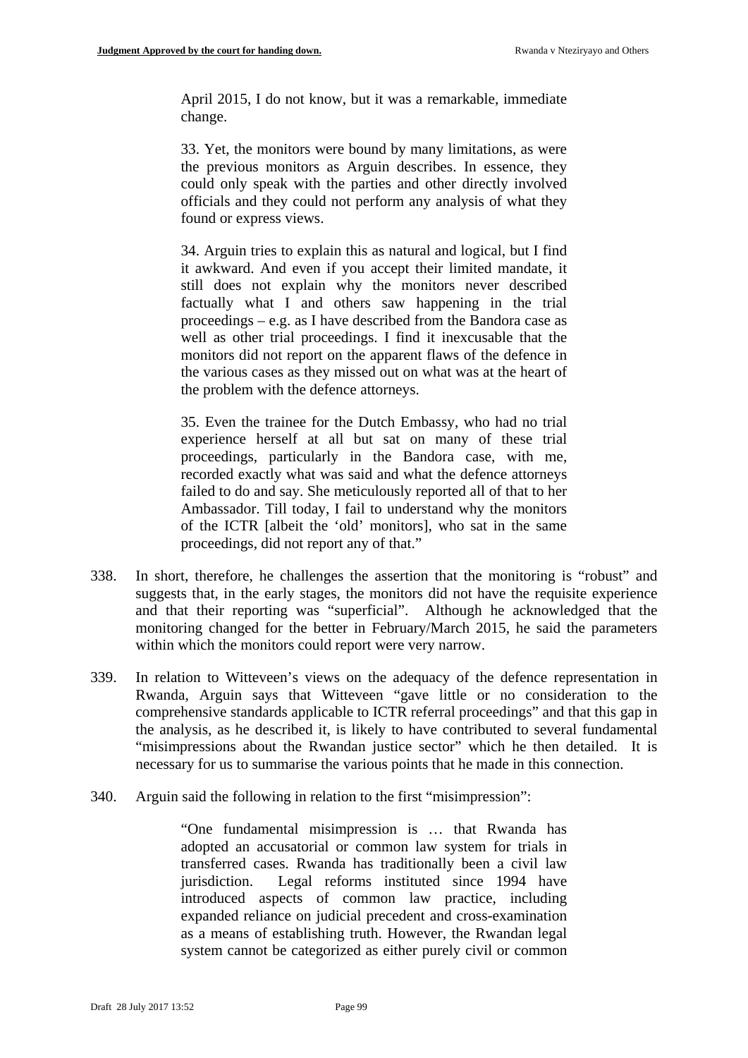> April 2015, I do not know, but it was a remarkable, immediate change.
>
> 33. Yet, the monitors were bound by many limitations, as were the previous monitors as Arguin describes. In essence, they could only speak with the parties and other directly involved officials and they could not perform any analysis of what they found or express views.
>
> 34. Arguin tries to explain this as natural and logical, but I find it awkward. And even if you accept their limited mandate, it still does not explain why the monitors never described factually what I and others saw happening in the trial proceedings – e.g. as I have described from the Bandora case as well as other trial proceedings. I find it inexcusable that the monitors did not report on the apparent flaws of the defence in the various cases as they missed out on what was at the heart of the problem with the defence attorneys.
>
> 35. Even the trainee for the Dutch Embassy, who had no trial experience herself at all but sat on many of these trial proceedings, particularly in the Bandora case, with me, recorded exactly what was said and what the defence attorneys failed to do and say. She meticulously reported all of that to her Ambassador. Till today, I fail to understand why the monitors of the ICTR [albeit the 'old' monitors], who sat in the same proceedings, did not report any of that."

338. In short, therefore, he challenges the assertion that the monitoring is "robust" and suggests that, in the early stages, the monitors did not have the requisite experience and that their reporting was "superficial". Although he acknowledged that the monitoring changed for the better in February/March 2015, he said the parameters within which the monitors could report were very narrow.

339. In relation to Witteveen's views on the adequacy of the defence representation in Rwanda, Arguin says that Witteveen "gave little or no consideration to the comprehensive standards applicable to ICTR referral proceedings" and that this gap in the analysis, as he described it, is likely to have contributed to several fundamental "misimpressions about the Rwandan justice sector" which he then detailed. It is necessary for us to summarise the various points that he made in this connection.

340. Arguin said the following in relation to the first "misimpression":

> "One fundamental misimpression is … that Rwanda has adopted an accusatorial or common law system for trials in transferred cases. Rwanda has traditionally been a civil law jurisdiction. Legal reforms instituted since 1994 have introduced aspects of common law practice, including expanded reliance on judicial precedent and cross-examination as a means of establishing truth. However, the Rwandan legal system cannot be categorized as either purely civil or common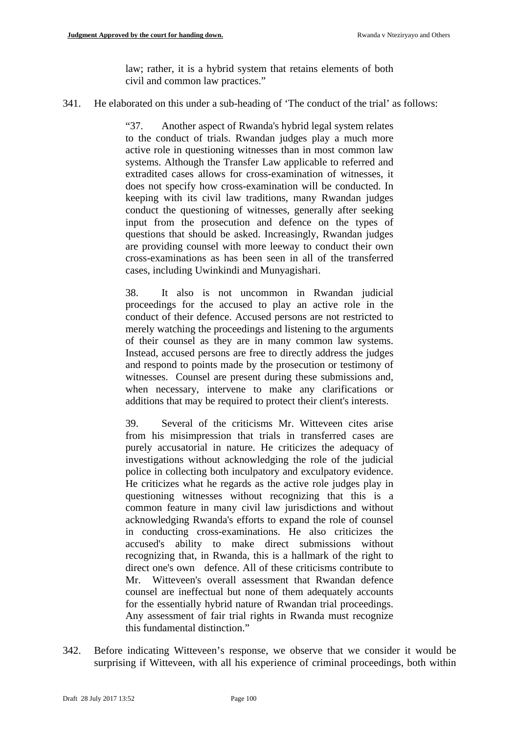> law; rather, it is a hybrid system that retains elements of both civil and common law practices."

341. He elaborated on this under a sub-heading of 'The conduct of the trial' as follows:

> "37. Another aspect of Rwanda's hybrid legal system relates to the conduct of trials. Rwandan judges play a much more active role in questioning witnesses than in most common law systems. Although the Transfer Law applicable to referred and extradited cases allows for cross-examination of witnesses, it does not specify how cross-examination will be conducted. In keeping with its civil law traditions, many Rwandan judges conduct the questioning of witnesses, generally after seeking input from the prosecution and defence on the types of questions that should be asked. Increasingly, Rwandan judges are providing counsel with more leeway to conduct their own cross-examinations as has been seen in all of the transferred cases, including Uwinkindi and Munyagishari.
>
> 38. It also is not uncommon in Rwandan judicial proceedings for the accused to play an active role in the conduct of their defence. Accused persons are not restricted to merely watching the proceedings and listening to the arguments of their counsel as they are in many common law systems. Instead, accused persons are free to directly address the judges and respond to points made by the prosecution or testimony of witnesses. Counsel are present during these submissions and, when necessary, intervene to make any clarifications or additions that may be required to protect their client's interests.
>
> 39. Several of the criticisms Mr. Witteveen cites arise from his misimpression that trials in transferred cases are purely accusatorial in nature. He criticizes the adequacy of investigations without acknowledging the role of the judicial police in collecting both inculpatory and exculpatory evidence. He criticizes what he regards as the active role judges play in questioning witnesses without recognizing that this is a common feature in many civil law jurisdictions and without acknowledging Rwanda's efforts to expand the role of counsel in conducting cross-examinations. He also criticizes the accused's ability to make direct submissions without recognizing that, in Rwanda, this is a hallmark of the right to direct one's own defence. All of these criticisms contribute to Mr. Witteveen's overall assessment that Rwandan defence counsel are ineffectual but none of them adequately accounts for the essentially hybrid nature of Rwandan trial proceedings. Any assessment of fair trial rights in Rwanda must recognize this fundamental distinction."

342. Before indicating Witteveen's response, we observe that we consider it would be surprising if Witteveen, with all his experience of criminal proceedings, both within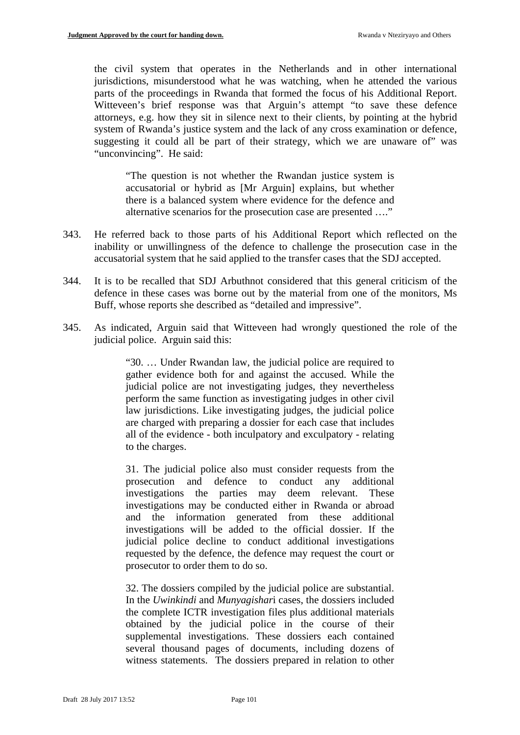the civil system that operates in the Netherlands and in other international jurisdictions, misunderstood what he was watching, when he attended the various parts of the proceedings in Rwanda that formed the focus of his Additional Report. Witteveen's brief response was that Arguin's attempt "to save these defence attorneys, e.g. how they sit in silence next to their clients, by pointing at the hybrid system of Rwanda's justice system and the lack of any cross examination or defence, suggesting it could all be part of their strategy, which we are unaware of" was "unconvincing". He said:

> "The question is not whether the Rwandan justice system is accusatorial or hybrid as [Mr Arguin] explains, but whether there is a balanced system where evidence for the defence and alternative scenarios for the prosecution case are presented …."

343. He referred back to those parts of his Additional Report which reflected on the inability or unwillingness of the defence to challenge the prosecution case in the accusatorial system that he said applied to the transfer cases that the SDJ accepted.

344. It is to be recalled that SDJ Arbuthnot considered that this general criticism of the defence in these cases was borne out by the material from one of the monitors, Ms Buff, whose reports she described as "detailed and impressive".

345. As indicated, Arguin said that Witteveen had wrongly questioned the role of the judicial police. Arguin said this:

> "30. … Under Rwandan law, the judicial police are required to gather evidence both for and against the accused. While the judicial police are not investigating judges, they nevertheless perform the same function as investigating judges in other civil law jurisdictions. Like investigating judges, the judicial police are charged with preparing a dossier for each case that includes all of the evidence - both inculpatory and exculpatory - relating to the charges.
>
> 31. The judicial police also must consider requests from the prosecution and defence to conduct any additional investigations the parties may deem relevant. These investigations may be conducted either in Rwanda or abroad and the information generated from these additional investigations will be added to the official dossier. If the judicial police decline to conduct additional investigations requested by the defence, the defence may request the court or prosecutor to order them to do so.
>
> 32. The dossiers compiled by the judicial police are substantial. In the *Uwinkindi* and *Munyagishari* cases, the dossiers included the complete ICTR investigation files plus additional materials obtained by the judicial police in the course of their supplemental investigations. These dossiers each contained several thousand pages of documents, including dozens of witness statements. The dossiers prepared in relation to other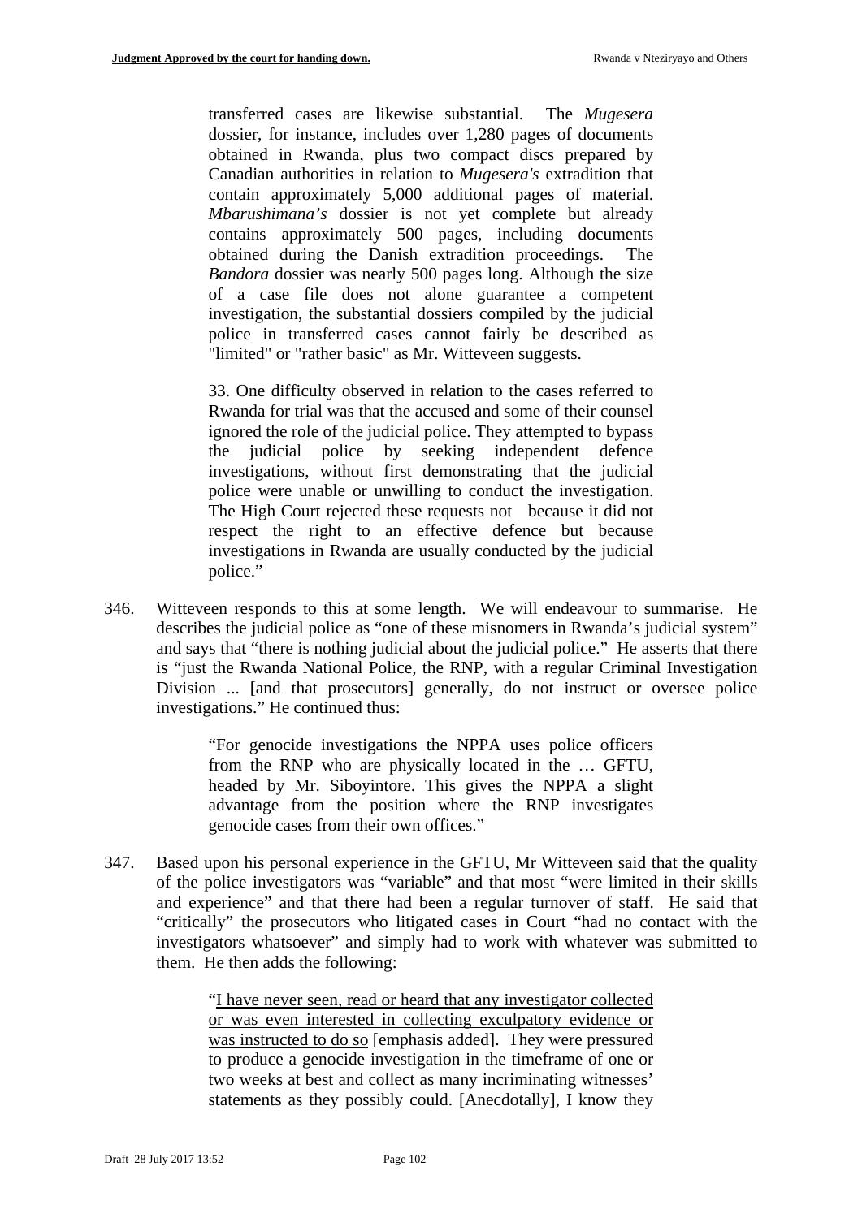> transferred cases are likewise substantial. The *Mugesera* dossier, for instance, includes over 1,280 pages of documents obtained in Rwanda, plus two compact discs prepared by Canadian authorities in relation to *Mugesera's* extradition that contain approximately 5,000 additional pages of material. *Mbarushimana's* dossier is not yet complete but already contains approximately 500 pages, including documents obtained during the Danish extradition proceedings. The *Bandora* dossier was nearly 500 pages long. Although the size of a case file does not alone guarantee a competent investigation, the substantial dossiers compiled by the judicial police in transferred cases cannot fairly be described as "limited" or "rather basic" as Mr. Witteveen suggests.
>
> 33. One difficulty observed in relation to the cases referred to Rwanda for trial was that the accused and some of their counsel ignored the role of the judicial police. They attempted to bypass the judicial police by seeking independent defence investigations, without first demonstrating that the judicial police were unable or unwilling to conduct the investigation. The High Court rejected these requests not because it did not respect the right to an effective defence but because investigations in Rwanda are usually conducted by the judicial police."

346. Witteveen responds to this at some length. We will endeavour to summarise. He describes the judicial police as "one of these misnomers in Rwanda's judicial system" and says that "there is nothing judicial about the judicial police." He asserts that there is "just the Rwanda National Police, the RNP, with a regular Criminal Investigation Division ... [and that prosecutors] generally, do not instruct or oversee police investigations." He continued thus:

> "For genocide investigations the NPPA uses police officers from the RNP who are physically located in the … GFTU, headed by Mr. Siboyintore. This gives the NPPA a slight advantage from the position where the RNP investigates genocide cases from their own offices."

347. Based upon his personal experience in the GFTU, Mr Witteveen said that the quality of the police investigators was "variable" and that most "were limited in their skills and experience" and that there had been a regular turnover of staff. He said that "critically" the prosecutors who litigated cases in Court "had no contact with the investigators whatsoever" and simply had to work with whatever was submitted to them. He then adds the following:

> "<u>I have never seen, read or heard that any investigator collected or was even interested in collecting exculpatory evidence or was instructed to do so</u> [emphasis added]. They were pressured to produce a genocide investigation in the timeframe of one or two weeks at best and collect as many incriminating witnesses' statements as they possibly could. [Anecdotally], I know they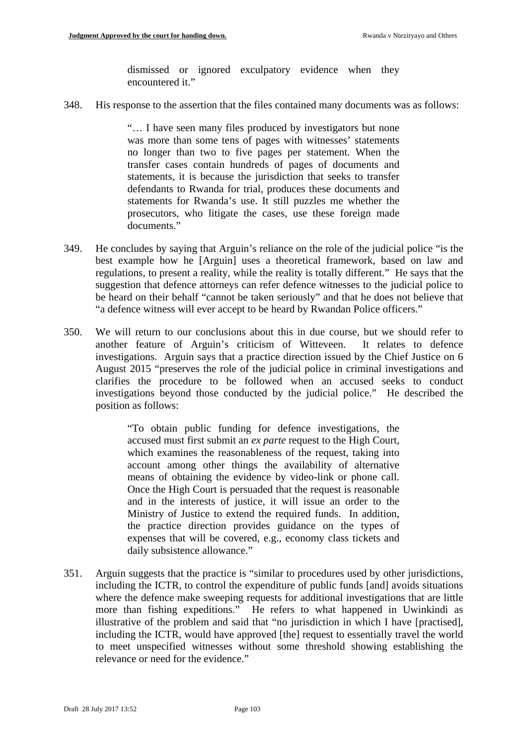> dismissed or ignored exculpatory evidence when they encountered it."

348. His response to the assertion that the files contained many documents was as follows:

> "… I have seen many files produced by investigators but none was more than some tens of pages with witnesses' statements no longer than two to five pages per statement. When the transfer cases contain hundreds of pages of documents and statements, it is because the jurisdiction that seeks to transfer defendants to Rwanda for trial, produces these documents and statements for Rwanda's use. It still puzzles me whether the prosecutors, who litigate the cases, use these foreign made documents."

349. He concludes by saying that Arguin's reliance on the role of the judicial police "is the best example how he [Arguin] uses a theoretical framework, based on law and regulations, to present a reality, while the reality is totally different." He says that the suggestion that defence attorneys can refer defence witnesses to the judicial police to be heard on their behalf "cannot be taken seriously" and that he does not believe that "a defence witness will ever accept to be heard by Rwandan Police officers."

350. We will return to our conclusions about this in due course, but we should refer to another feature of Arguin's criticism of Witteveen. It relates to defence investigations. Arguin says that a practice direction issued by the Chief Justice on 6 August 2015 "preserves the role of the judicial police in criminal investigations and clarifies the procedure to be followed when an accused seeks to conduct investigations beyond those conducted by the judicial police." He described the position as follows:

> "To obtain public funding for defence investigations, the accused must first submit an *ex parte* request to the High Court, which examines the reasonableness of the request, taking into account among other things the availability of alternative means of obtaining the evidence by video-link or phone call. Once the High Court is persuaded that the request is reasonable and in the interests of justice, it will issue an order to the Ministry of Justice to extend the required funds. In addition, the practice direction provides guidance on the types of expenses that will be covered, e.g., economy class tickets and daily subsistence allowance."

351. Arguin suggests that the practice is "similar to procedures used by other jurisdictions, including the ICTR, to control the expenditure of public funds [and] avoids situations where the defence make sweeping requests for additional investigations that are little more than fishing expeditions." He refers to what happened in Uwinkindi as illustrative of the problem and said that "no jurisdiction in which I have [practised], including the ICTR, would have approved [the] request to essentially travel the world to meet unspecified witnesses without some threshold showing establishing the relevance or need for the evidence."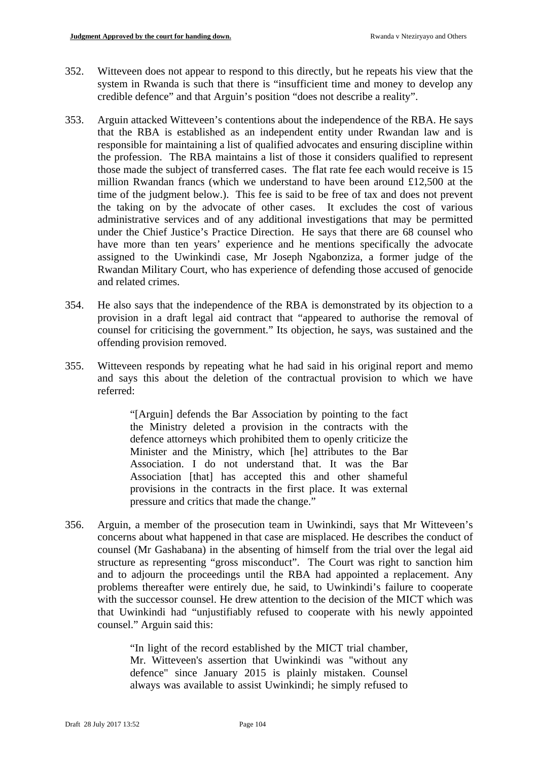352. Witteveen does not appear to respond to this directly, but he repeats his view that the system in Rwanda is such that there is "insufficient time and money to develop any credible defence" and that Arguin's position "does not describe a reality".

353. Arguin attacked Witteveen's contentions about the independence of the RBA. He says that the RBA is established as an independent entity under Rwandan law and is responsible for maintaining a list of qualified advocates and ensuring discipline within the profession. The RBA maintains a list of those it considers qualified to represent those made the subject of transferred cases. The flat rate fee each would receive is 15 million Rwandan francs (which we understand to have been around £12,500 at the time of the judgment below.). This fee is said to be free of tax and does not prevent the taking on by the advocate of other cases. It excludes the cost of various administrative services and of any additional investigations that may be permitted under the Chief Justice's Practice Direction. He says that there are 68 counsel who have more than ten years' experience and he mentions specifically the advocate assigned to the Uwinkindi case, Mr Joseph Ngabonziza, a former judge of the Rwandan Military Court, who has experience of defending those accused of genocide and related crimes.

354. He also says that the independence of the RBA is demonstrated by its objection to a provision in a draft legal aid contract that "appeared to authorise the removal of counsel for criticising the government." Its objection, he says, was sustained and the offending provision removed.

355. Witteveen responds by repeating what he had said in his original report and memo and says this about the deletion of the contractual provision to which we have referred:

> "[Arguin] defends the Bar Association by pointing to the fact the Ministry deleted a provision in the contracts with the defence attorneys which prohibited them to openly criticize the Minister and the Ministry, which [he] attributes to the Bar Association. I do not understand that. It was the Bar Association [that] has accepted this and other shameful provisions in the contracts in the first place. It was external pressure and critics that made the change."

356. Arguin, a member of the prosecution team in Uwinkindi, says that Mr Witteveen's concerns about what happened in that case are misplaced. He describes the conduct of counsel (Mr Gashabana) in the absenting of himself from the trial over the legal aid structure as representing "gross misconduct". The Court was right to sanction him and to adjourn the proceedings until the RBA had appointed a replacement. Any problems thereafter were entirely due, he said, to Uwinkindi's failure to cooperate with the successor counsel. He drew attention to the decision of the MICT which was that Uwinkindi had "unjustifiably refused to cooperate with his newly appointed counsel." Arguin said this:

> "In light of the record established by the MICT trial chamber, Mr. Witteveen's assertion that Uwinkindi was "without any defence" since January 2015 is plainly mistaken. Counsel always was available to assist Uwinkindi; he simply refused to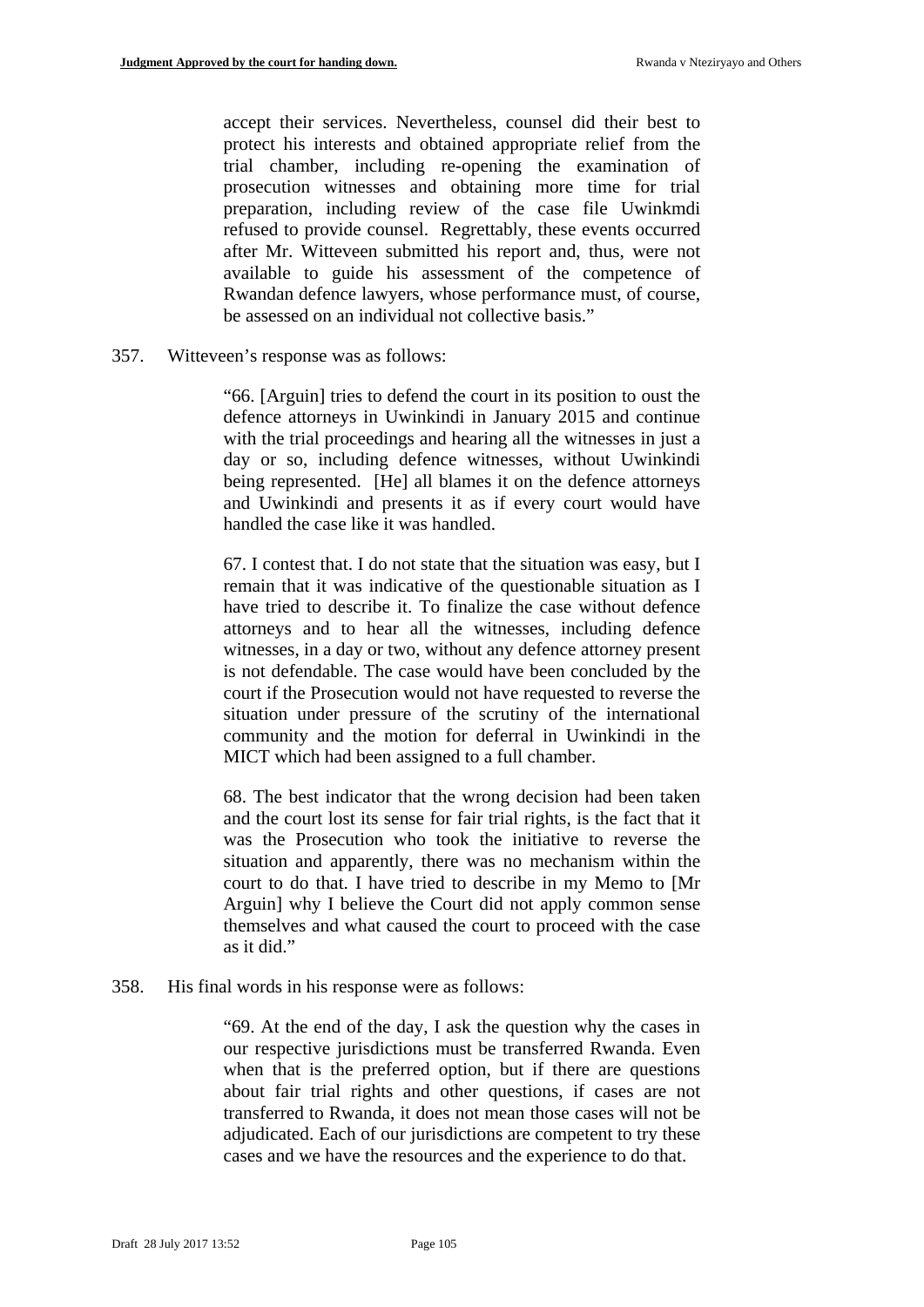> accept their services. Nevertheless, counsel did their best to protect his interests and obtained appropriate relief from the trial chamber, including re-opening the examination of prosecution witnesses and obtaining more time for trial preparation, including review of the case file Uwinkmdi refused to provide counsel. Regrettably, these events occurred after Mr. Witteveen submitted his report and, thus, were not available to guide his assessment of the competence of Rwandan defence lawyers, whose performance must, of course, be assessed on an individual not collective basis."

357. Witteveen's response was as follows:

> "66. [Arguin] tries to defend the court in its position to oust the defence attorneys in Uwinkindi in January 2015 and continue with the trial proceedings and hearing all the witnesses in just a day or so, including defence witnesses, without Uwinkindi being represented. [He] all blames it on the defence attorneys and Uwinkindi and presents it as if every court would have handled the case like it was handled.
>
> 67. I contest that. I do not state that the situation was easy, but I remain that it was indicative of the questionable situation as I have tried to describe it. To finalize the case without defence attorneys and to hear all the witnesses, including defence witnesses, in a day or two, without any defence attorney present is not defendable. The case would have been concluded by the court if the Prosecution would not have requested to reverse the situation under pressure of the scrutiny of the international community and the motion for deferral in Uwinkindi in the MICT which had been assigned to a full chamber.
>
> 68. The best indicator that the wrong decision had been taken and the court lost its sense for fair trial rights, is the fact that it was the Prosecution who took the initiative to reverse the situation and apparently, there was no mechanism within the court to do that. I have tried to describe in my Memo to [Mr Arguin] why I believe the Court did not apply common sense themselves and what caused the court to proceed with the case as it did."

358. His final words in his response were as follows:

> "69. At the end of the day, I ask the question why the cases in our respective jurisdictions must be transferred Rwanda. Even when that is the preferred option, but if there are questions about fair trial rights and other questions, if cases are not transferred to Rwanda, it does not mean those cases will not be adjudicated. Each of our jurisdictions are competent to try these cases and we have the resources and the experience to do that.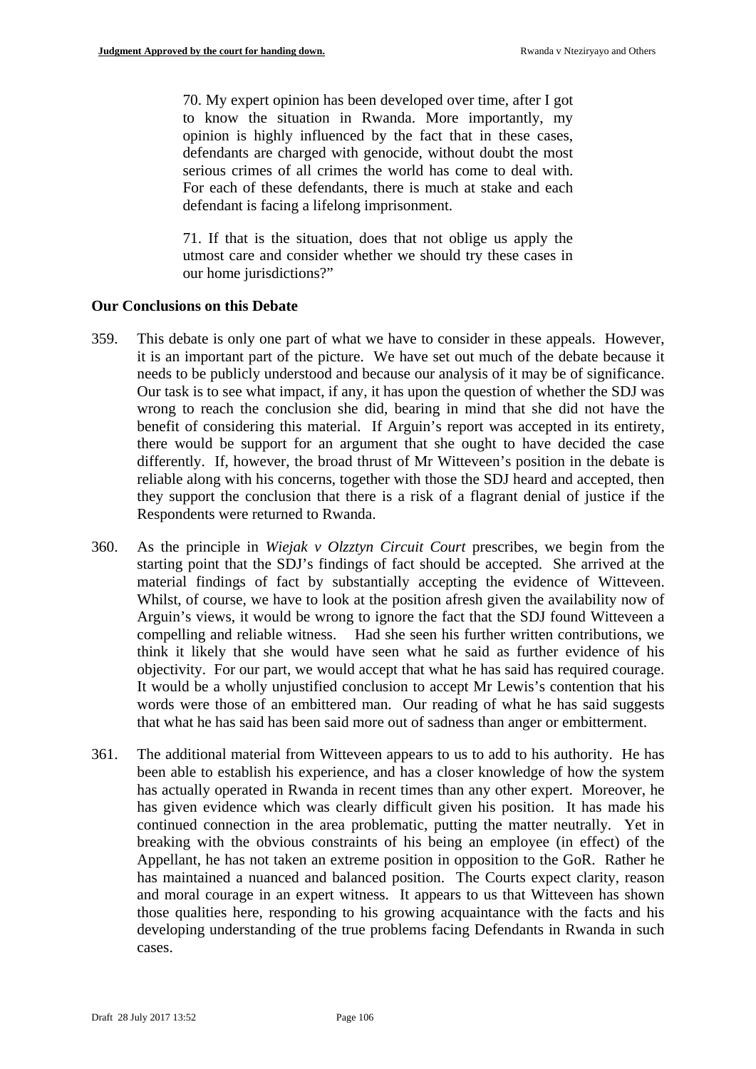> 70. My expert opinion has been developed over time, after I got to know the situation in Rwanda. More importantly, my opinion is highly influenced by the fact that in these cases, defendants are charged with genocide, without doubt the most serious crimes of all crimes the world has come to deal with. For each of these defendants, there is much at stake and each defendant is facing a lifelong imprisonment.
>
> 71. If that is the situation, does that not oblige us apply the utmost care and consider whether we should try these cases in our home jurisdictions?"

**Our Conclusions on this Debate**

359. This debate is only one part of what we have to consider in these appeals. However, it is an important part of the picture. We have set out much of the debate because it needs to be publicly understood and because our analysis of it may be of significance. Our task is to see what impact, if any, it has upon the question of whether the SDJ was wrong to reach the conclusion she did, bearing in mind that she did not have the benefit of considering this material. If Arguin's report was accepted in its entirety, there would be support for an argument that she ought to have decided the case differently. If, however, the broad thrust of Mr Witteveen's position in the debate is reliable along with his concerns, together with those the SDJ heard and accepted, then they support the conclusion that there is a risk of a flagrant denial of justice if the Respondents were returned to Rwanda.

360. As the principle in *Wiejak v Olzztyn Circuit Court* prescribes, we begin from the starting point that the SDJ's findings of fact should be accepted. She arrived at the material findings of fact by substantially accepting the evidence of Witteveen. Whilst, of course, we have to look at the position afresh given the availability now of Arguin's views, it would be wrong to ignore the fact that the SDJ found Witteveen a compelling and reliable witness. Had she seen his further written contributions, we think it likely that she would have seen what he said as further evidence of his objectivity. For our part, we would accept that what he has said has required courage. It would be a wholly unjustified conclusion to accept Mr Lewis's contention that his words were those of an embittered man. Our reading of what he has said suggests that what he has said has been said more out of sadness than anger or embitterment.

361. The additional material from Witteveen appears to us to add to his authority. He has been able to establish his experience, and has a closer knowledge of how the system has actually operated in Rwanda in recent times than any other expert. Moreover, he has given evidence which was clearly difficult given his position. It has made his continued connection in the area problematic, putting the matter neutrally. Yet in breaking with the obvious constraints of his being an employee (in effect) of the Appellant, he has not taken an extreme position in opposition to the GoR. Rather he has maintained a nuanced and balanced position. The Courts expect clarity, reason and moral courage in an expert witness. It appears to us that Witteveen has shown those qualities here, responding to his growing acquaintance with the facts and his developing understanding of the true problems facing Defendants in Rwanda in such cases.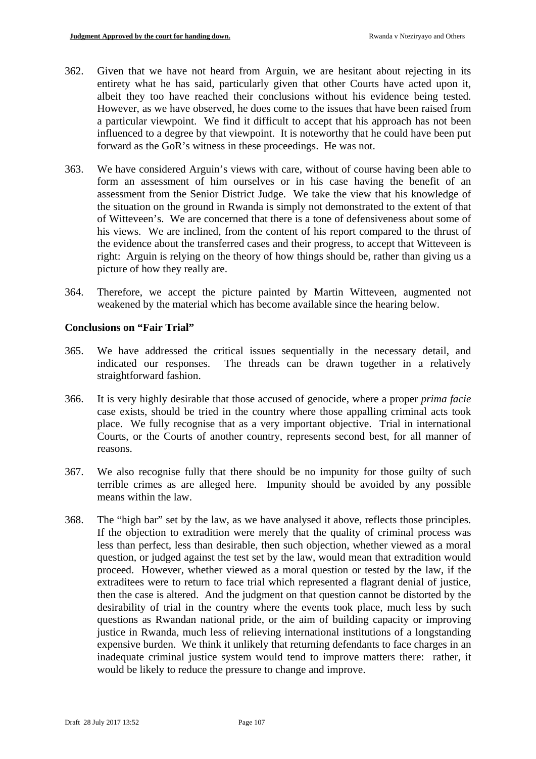362. Given that we have not heard from Arguin, we are hesitant about rejecting in its entirety what he has said, particularly given that other Courts have acted upon it, albeit they too have reached their conclusions without his evidence being tested. However, as we have observed, he does come to the issues that have been raised from a particular viewpoint. We find it difficult to accept that his approach has not been influenced to a degree by that viewpoint. It is noteworthy that he could have been put forward as the GoR's witness in these proceedings. He was not.

363. We have considered Arguin's views with care, without of course having been able to form an assessment of him ourselves or in his case having the benefit of an assessment from the Senior District Judge. We take the view that his knowledge of the situation on the ground in Rwanda is simply not demonstrated to the extent of that of Witteveen's. We are concerned that there is a tone of defensiveness about some of his views. We are inclined, from the content of his report compared to the thrust of the evidence about the transferred cases and their progress, to accept that Witteveen is right: Arguin is relying on the theory of how things should be, rather than giving us a picture of how they really are.

364. Therefore, we accept the picture painted by Martin Witteveen, augmented not weakened by the material which has become available since the hearing below.

## Conclusions on "Fair Trial"

365. We have addressed the critical issues sequentially in the necessary detail, and indicated our responses. The threads can be drawn together in a relatively straightforward fashion.

366. It is very highly desirable that those accused of genocide, where a proper *prima facie* case exists, should be tried in the country where those appalling criminal acts took place. We fully recognise that as a very important objective. Trial in international Courts, or the Courts of another country, represents second best, for all manner of reasons.

367. We also recognise fully that there should be no impunity for those guilty of such terrible crimes as are alleged here. Impunity should be avoided by any possible means within the law.

368. The "high bar" set by the law, as we have analysed it above, reflects those principles. If the objection to extradition were merely that the quality of criminal process was less than perfect, less than desirable, then such objection, whether viewed as a moral question, or judged against the test set by the law, would mean that extradition would proceed. However, whether viewed as a moral question or tested by the law, if the extraditees were to return to face trial which represented a flagrant denial of justice, then the case is altered. And the judgment on that question cannot be distorted by the desirability of trial in the country where the events took place, much less by such questions as Rwandan national pride, or the aim of building capacity or improving justice in Rwanda, much less of relieving international institutions of a longstanding expensive burden. We think it unlikely that returning defendants to face charges in an inadequate criminal justice system would tend to improve matters there: rather, it would be likely to reduce the pressure to change and improve.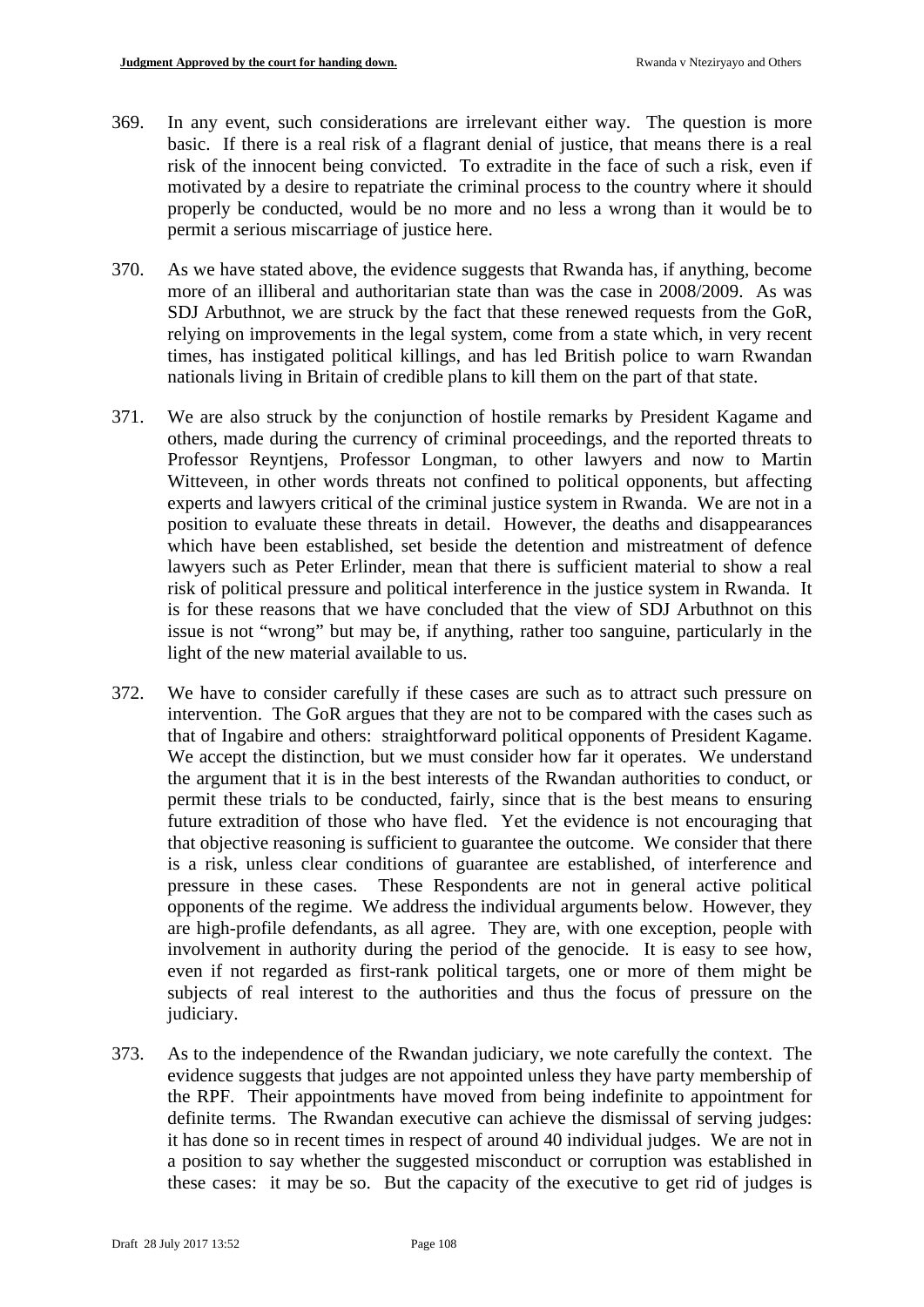369. In any event, such considerations are irrelevant either way. The question is more basic. If there is a real risk of a flagrant denial of justice, that means there is a real risk of the innocent being convicted. To extradite in the face of such a risk, even if motivated by a desire to repatriate the criminal process to the country where it should properly be conducted, would be no more and no less a wrong than it would be to permit a serious miscarriage of justice here.

370. As we have stated above, the evidence suggests that Rwanda has, if anything, become more of an illiberal and authoritarian state than was the case in 2008/2009. As was SDJ Arbuthnot, we are struck by the fact that these renewed requests from the GoR, relying on improvements in the legal system, come from a state which, in very recent times, has instigated political killings, and has led British police to warn Rwandan nationals living in Britain of credible plans to kill them on the part of that state.

371. We are also struck by the conjunction of hostile remarks by President Kagame and others, made during the currency of criminal proceedings, and the reported threats to Professor Reyntjens, Professor Longman, to other lawyers and now to Martin Witteveen, in other words threats not confined to political opponents, but affecting experts and lawyers critical of the criminal justice system in Rwanda. We are not in a position to evaluate these threats in detail. However, the deaths and disappearances which have been established, set beside the detention and mistreatment of defence lawyers such as Peter Erlinder, mean that there is sufficient material to show a real risk of political pressure and political interference in the justice system in Rwanda. It is for these reasons that we have concluded that the view of SDJ Arbuthnot on this issue is not "wrong" but may be, if anything, rather too sanguine, particularly in the light of the new material available to us.

372. We have to consider carefully if these cases are such as to attract such pressure on intervention. The GoR argues that they are not to be compared with the cases such as that of Ingabire and others: straightforward political opponents of President Kagame. We accept the distinction, but we must consider how far it operates. We understand the argument that it is in the best interests of the Rwandan authorities to conduct, or permit these trials to be conducted, fairly, since that is the best means to ensuring future extradition of those who have fled. Yet the evidence is not encouraging that that objective reasoning is sufficient to guarantee the outcome. We consider that there is a risk, unless clear conditions of guarantee are established, of interference and pressure in these cases. These Respondents are not in general active political opponents of the regime. We address the individual arguments below. However, they are high-profile defendants, as all agree. They are, with one exception, people with involvement in authority during the period of the genocide. It is easy to see how, even if not regarded as first-rank political targets, one or more of them might be subjects of real interest to the authorities and thus the focus of pressure on the judiciary.

373. As to the independence of the Rwandan judiciary, we note carefully the context. The evidence suggests that judges are not appointed unless they have party membership of the RPF. Their appointments have moved from being indefinite to appointment for definite terms. The Rwandan executive can achieve the dismissal of serving judges: it has done so in recent times in respect of around 40 individual judges. We are not in a position to say whether the suggested misconduct or corruption was established in these cases: it may be so. But the capacity of the executive to get rid of judges is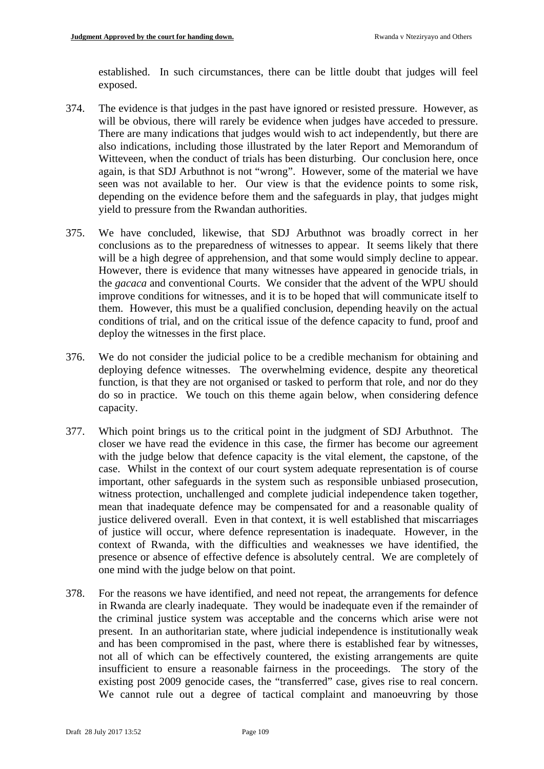established. In such circumstances, there can be little doubt that judges will feel exposed.

374. The evidence is that judges in the past have ignored or resisted pressure. However, as will be obvious, there will rarely be evidence when judges have acceded to pressure. There are many indications that judges would wish to act independently, but there are also indications, including those illustrated by the later Report and Memorandum of Witteveen, when the conduct of trials has been disturbing. Our conclusion here, once again, is that SDJ Arbuthnot is not "wrong". However, some of the material we have seen was not available to her. Our view is that the evidence points to some risk, depending on the evidence before them and the safeguards in play, that judges might yield to pressure from the Rwandan authorities.

375. We have concluded, likewise, that SDJ Arbuthnot was broadly correct in her conclusions as to the preparedness of witnesses to appear. It seems likely that there will be a high degree of apprehension, and that some would simply decline to appear. However, there is evidence that many witnesses have appeared in genocide trials, in the *gacaca* and conventional Courts. We consider that the advent of the WPU should improve conditions for witnesses, and it is to be hoped that will communicate itself to them. However, this must be a qualified conclusion, depending heavily on the actual conditions of trial, and on the critical issue of the defence capacity to fund, proof and deploy the witnesses in the first place.

376. We do not consider the judicial police to be a credible mechanism for obtaining and deploying defence witnesses. The overwhelming evidence, despite any theoretical function, is that they are not organised or tasked to perform that role, and nor do they do so in practice. We touch on this theme again below, when considering defence capacity.

377. Which point brings us to the critical point in the judgment of SDJ Arbuthnot. The closer we have read the evidence in this case, the firmer has become our agreement with the judge below that defence capacity is the vital element, the capstone, of the case. Whilst in the context of our court system adequate representation is of course important, other safeguards in the system such as responsible unbiased prosecution, witness protection, unchallenged and complete judicial independence taken together, mean that inadequate defence may be compensated for and a reasonable quality of justice delivered overall. Even in that context, it is well established that miscarriages of justice will occur, where defence representation is inadequate. However, in the context of Rwanda, with the difficulties and weaknesses we have identified, the presence or absence of effective defence is absolutely central. We are completely of one mind with the judge below on that point.

378. For the reasons we have identified, and need not repeat, the arrangements for defence in Rwanda are clearly inadequate. They would be inadequate even if the remainder of the criminal justice system was acceptable and the concerns which arise were not present. In an authoritarian state, where judicial independence is institutionally weak and has been compromised in the past, where there is established fear by witnesses, not all of which can be effectively countered, the existing arrangements are quite insufficient to ensure a reasonable fairness in the proceedings. The story of the existing post 2009 genocide cases, the "transferred" case, gives rise to real concern. We cannot rule out a degree of tactical complaint and manoeuvring by those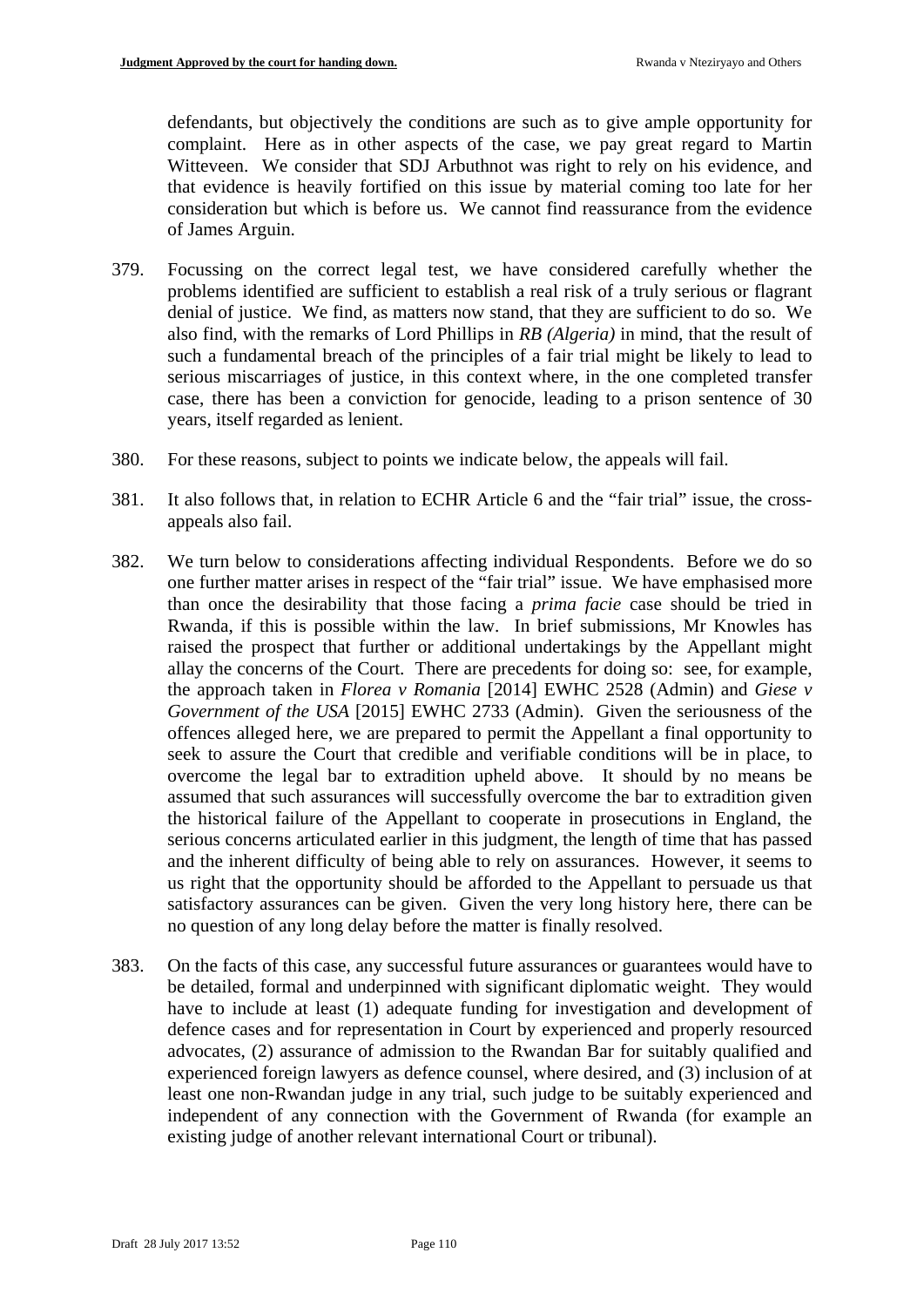defendants, but objectively the conditions are such as to give ample opportunity for complaint. Here as in other aspects of the case, we pay great regard to Martin Witteveen. We consider that SDJ Arbuthnot was right to rely on his evidence, and that evidence is heavily fortified on this issue by material coming too late for her consideration but which is before us. We cannot find reassurance from the evidence of James Arguin.

379. Focussing on the correct legal test, we have considered carefully whether the problems identified are sufficient to establish a real risk of a truly serious or flagrant denial of justice. We find, as matters now stand, that they are sufficient to do so. We also find, with the remarks of Lord Phillips in *RB (Algeria)* in mind, that the result of such a fundamental breach of the principles of a fair trial might be likely to lead to serious miscarriages of justice, in this context where, in the one completed transfer case, there has been a conviction for genocide, leading to a prison sentence of 30 years, itself regarded as lenient.

380. For these reasons, subject to points we indicate below, the appeals will fail.

381. It also follows that, in relation to ECHR Article 6 and the "fair trial" issue, the cross-appeals also fail.

382. We turn below to considerations affecting individual Respondents. Before we do so one further matter arises in respect of the "fair trial" issue. We have emphasised more than once the desirability that those facing a *prima facie* case should be tried in Rwanda, if this is possible within the law. In brief submissions, Mr Knowles has raised the prospect that further or additional undertakings by the Appellant might allay the concerns of the Court. There are precedents for doing so: see, for example, the approach taken in *Florea v Romania* [2014] EWHC 2528 (Admin) and *Giese v Government of the USA* [2015] EWHC 2733 (Admin). Given the seriousness of the offences alleged here, we are prepared to permit the Appellant a final opportunity to seek to assure the Court that credible and verifiable conditions will be in place, to overcome the legal bar to extradition upheld above. It should by no means be assumed that such assurances will successfully overcome the bar to extradition given the historical failure of the Appellant to cooperate in prosecutions in England, the serious concerns articulated earlier in this judgment, the length of time that has passed and the inherent difficulty of being able to rely on assurances. However, it seems to us right that the opportunity should be afforded to the Appellant to persuade us that satisfactory assurances can be given. Given the very long history here, there can be no question of any long delay before the matter is finally resolved.

383. On the facts of this case, any successful future assurances or guarantees would have to be detailed, formal and underpinned with significant diplomatic weight. They would have to include at least (1) adequate funding for investigation and development of defence cases and for representation in Court by experienced and properly resourced advocates, (2) assurance of admission to the Rwandan Bar for suitably qualified and experienced foreign lawyers as defence counsel, where desired, and (3) inclusion of at least one non-Rwandan judge in any trial, such judge to be suitably experienced and independent of any connection with the Government of Rwanda (for example an existing judge of another relevant international Court or tribunal).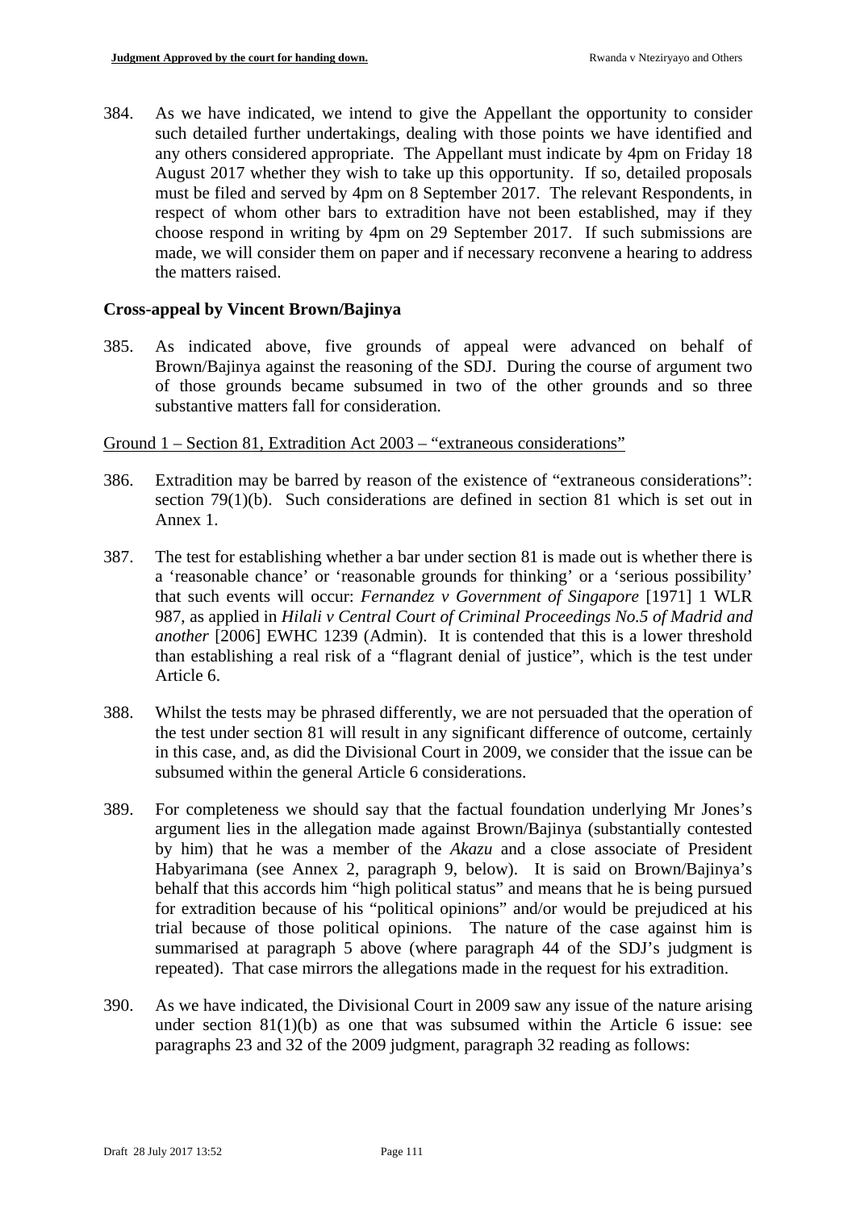384. As we have indicated, we intend to give the Appellant the opportunity to consider such detailed further undertakings, dealing with those points we have identified and any others considered appropriate. The Appellant must indicate by 4pm on Friday 18 August 2017 whether they wish to take up this opportunity. If so, detailed proposals must be filed and served by 4pm on 8 September 2017. The relevant Respondents, in respect of whom other bars to extradition have not been established, may if they choose respond in writing by 4pm on 29 September 2017. If such submissions are made, we will consider them on paper and if necessary reconvene a hearing to address the matters raised.

**Cross-appeal by Vincent Brown/Bajinya**

385. As indicated above, five grounds of appeal were advanced on behalf of Brown/Bajinya against the reasoning of the SDJ. During the course of argument two of those grounds became subsumed in two of the other grounds and so three substantive matters fall for consideration.

Ground 1 – Section 81, Extradition Act 2003 – "extraneous considerations"

386. Extradition may be barred by reason of the existence of "extraneous considerations": section 79(1)(b). Such considerations are defined in section 81 which is set out in Annex 1.

387. The test for establishing whether a bar under section 81 is made out is whether there is a 'reasonable chance' or 'reasonable grounds for thinking' or a 'serious possibility' that such events will occur: *Fernandez v Government of Singapore* [1971] 1 WLR 987, as applied in *Hilali v Central Court of Criminal Proceedings No.5 of Madrid and another* [2006] EWHC 1239 (Admin). It is contended that this is a lower threshold than establishing a real risk of a "flagrant denial of justice", which is the test under Article 6.

388. Whilst the tests may be phrased differently, we are not persuaded that the operation of the test under section 81 will result in any significant difference of outcome, certainly in this case, and, as did the Divisional Court in 2009, we consider that the issue can be subsumed within the general Article 6 considerations.

389. For completeness we should say that the factual foundation underlying Mr Jones's argument lies in the allegation made against Brown/Bajinya (substantially contested by him) that he was a member of the *Akazu* and a close associate of President Habyarimana (see Annex 2, paragraph 9, below). It is said on Brown/Bajinya's behalf that this accords him "high political status" and means that he is being pursued for extradition because of his "political opinions" and/or would be prejudiced at his trial because of those political opinions. The nature of the case against him is summarised at paragraph 5 above (where paragraph 44 of the SDJ's judgment is repeated). That case mirrors the allegations made in the request for his extradition.

390. As we have indicated, the Divisional Court in 2009 saw any issue of the nature arising under section 81(1)(b) as one that was subsumed within the Article 6 issue: see paragraphs 23 and 32 of the 2009 judgment, paragraph 32 reading as follows: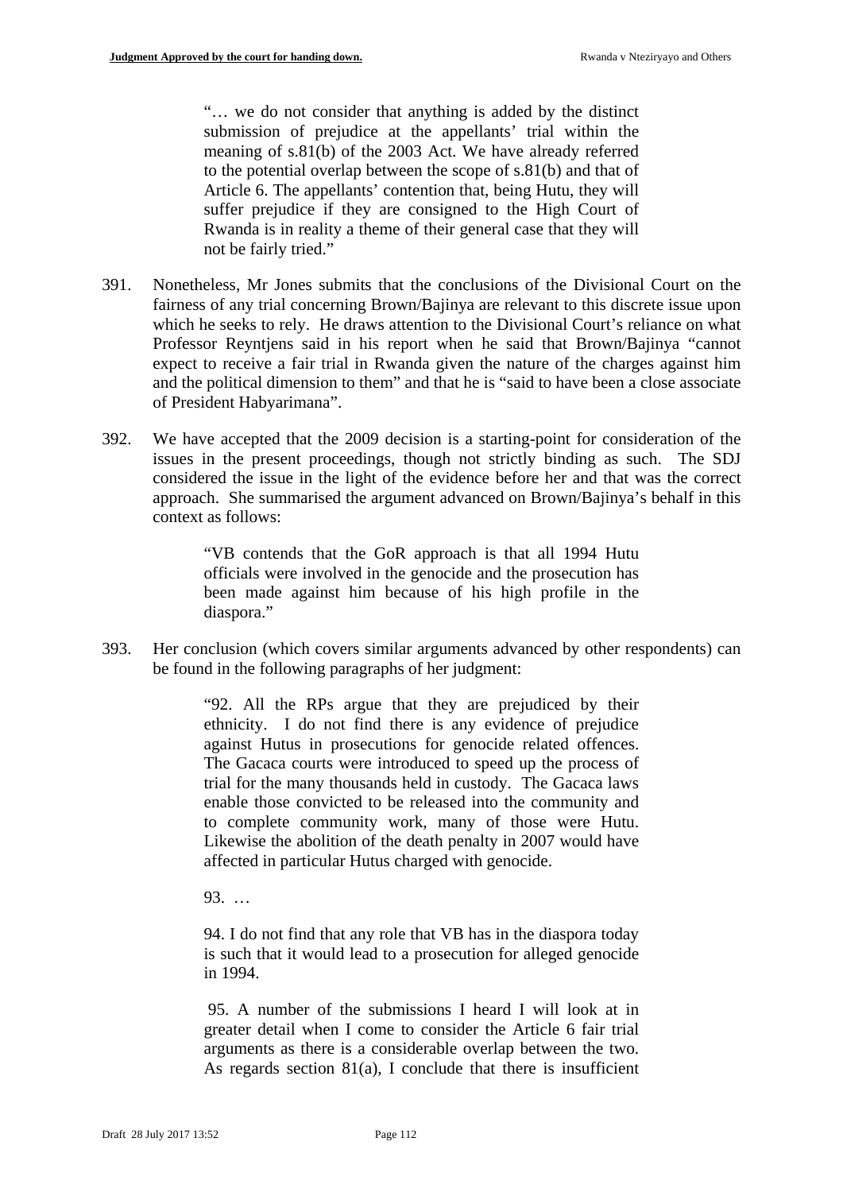> "… we do not consider that anything is added by the distinct submission of prejudice at the appellants' trial within the meaning of s.81(b) of the 2003 Act. We have already referred to the potential overlap between the scope of s.81(b) and that of Article 6. The appellants' contention that, being Hutu, they will suffer prejudice if they are consigned to the High Court of Rwanda is in reality a theme of their general case that they will not be fairly tried."

391. Nonetheless, Mr Jones submits that the conclusions of the Divisional Court on the fairness of any trial concerning Brown/Bajinya are relevant to this discrete issue upon which he seeks to rely. He draws attention to the Divisional Court's reliance on what Professor Reyntjens said in his report when he said that Brown/Bajinya "cannot expect to receive a fair trial in Rwanda given the nature of the charges against him and the political dimension to them" and that he is "said to have been a close associate of President Habyarimana".

392. We have accepted that the 2009 decision is a starting-point for consideration of the issues in the present proceedings, though not strictly binding as such. The SDJ considered the issue in the light of the evidence before her and that was the correct approach. She summarised the argument advanced on Brown/Bajinya's behalf in this context as follows:

> "VB contends that the GoR approach is that all 1994 Hutu officials were involved in the genocide and the prosecution has been made against him because of his high profile in the diaspora."

393. Her conclusion (which covers similar arguments advanced by other respondents) can be found in the following paragraphs of her judgment:

> "92. All the RPs argue that they are prejudiced by their ethnicity. I do not find there is any evidence of prejudice against Hutus in prosecutions for genocide related offences. The Gacaca courts were introduced to speed up the process of trial for the many thousands held in custody. The Gacaca laws enable those convicted to be released into the community and to complete community work, many of those were Hutu. Likewise the abolition of the death penalty in 2007 would have affected in particular Hutus charged with genocide.
>
> 93. …
>
> 94. I do not find that any role that VB has in the diaspora today is such that it would lead to a prosecution for alleged genocide in 1994.
>
> 95. A number of the submissions I heard I will look at in greater detail when I come to consider the Article 6 fair trial arguments as there is a considerable overlap between the two. As regards section 81(a), I conclude that there is insufficient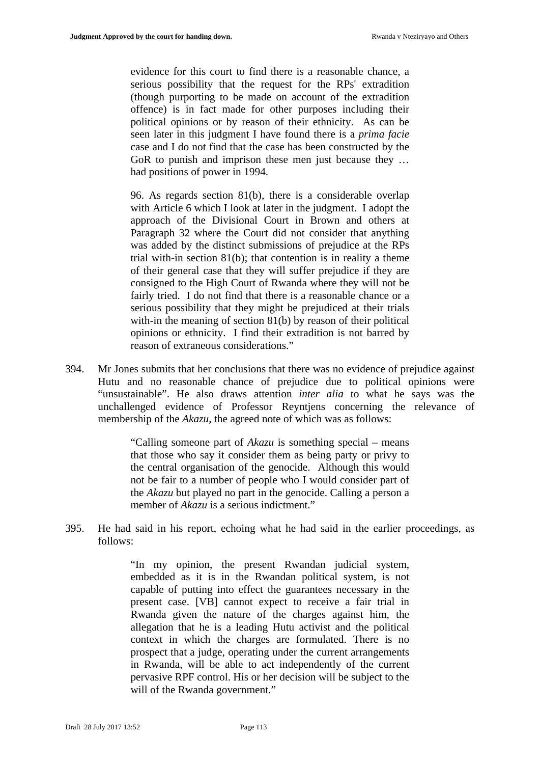> evidence for this court to find there is a reasonable chance, a serious possibility that the request for the RPs' extradition (though purporting to be made on account of the extradition offence) is in fact made for other purposes including their political opinions or by reason of their ethnicity. As can be seen later in this judgment I have found there is a *prima facie* case and I do not find that the case has been constructed by the GoR to punish and imprison these men just because they … had positions of power in 1994.
>
> 96. As regards section 81(b), there is a considerable overlap with Article 6 which I look at later in the judgment. I adopt the approach of the Divisional Court in Brown and others at Paragraph 32 where the Court did not consider that anything was added by the distinct submissions of prejudice at the RPs trial with-in section 81(b); that contention is in reality a theme of their general case that they will suffer prejudice if they are consigned to the High Court of Rwanda where they will not be fairly tried. I do not find that there is a reasonable chance or a serious possibility that they might be prejudiced at their trials with-in the meaning of section 81(b) by reason of their political opinions or ethnicity. I find their extradition is not barred by reason of extraneous considerations."

394. Mr Jones submits that her conclusions that there was no evidence of prejudice against Hutu and no reasonable chance of prejudice due to political opinions were "unsustainable". He also draws attention *inter alia* to what he says was the unchallenged evidence of Professor Reyntjens concerning the relevance of membership of the *Akazu*, the agreed note of which was as follows:

> "Calling someone part of *Akazu* is something special – means that those who say it consider them as being party or privy to the central organisation of the genocide. Although this would not be fair to a number of people who I would consider part of the *Akazu* but played no part in the genocide. Calling a person a member of *Akazu* is a serious indictment."

395. He had said in his report, echoing what he had said in the earlier proceedings, as follows:

> "In my opinion, the present Rwandan judicial system, embedded as it is in the Rwandan political system, is not capable of putting into effect the guarantees necessary in the present case. [VB] cannot expect to receive a fair trial in Rwanda given the nature of the charges against him, the allegation that he is a leading Hutu activist and the political context in which the charges are formulated. There is no prospect that a judge, operating under the current arrangements in Rwanda, will be able to act independently of the current pervasive RPF control. His or her decision will be subject to the will of the Rwanda government."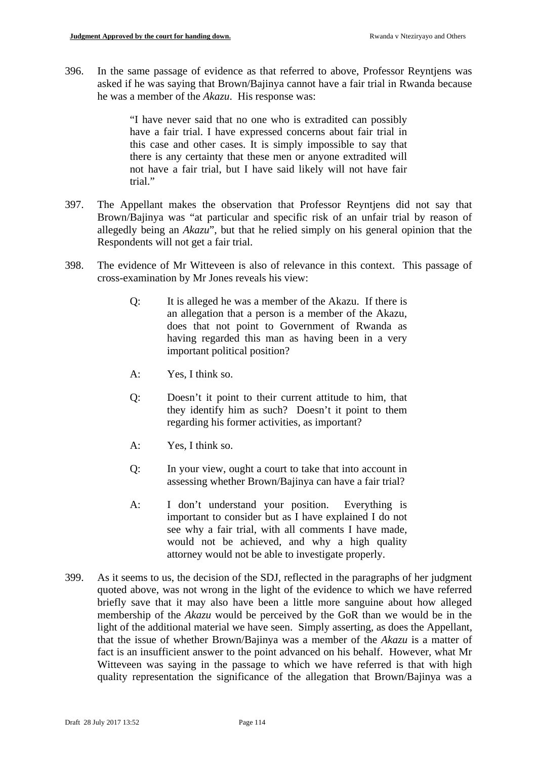396. In the same passage of evidence as that referred to above, Professor Reyntjens was asked if he was saying that Brown/Bajinya cannot have a fair trial in Rwanda because he was a member of the *Akazu*. His response was:

> "I have never said that no one who is extradited can possibly have a fair trial. I have expressed concerns about fair trial in this case and other cases. It is simply impossible to say that there is any certainty that these men or anyone extradited will not have a fair trial, but I have said likely will not have fair trial."

397. The Appellant makes the observation that Professor Reyntjens did not say that Brown/Bajinya was "at particular and specific risk of an unfair trial by reason of allegedly being an *Akazu*", but that he relied simply on his general opinion that the Respondents will not get a fair trial.

398. The evidence of Mr Witteveen is also of relevance in this context. This passage of cross-examination by Mr Jones reveals his view:

> Q: It is alleged he was a member of the Akazu. If there is an allegation that a person is a member of the Akazu, does that not point to Government of Rwanda as having regarded this man as having been in a very important political position?
>
> A: Yes, I think so.
>
> Q: Doesn't it point to their current attitude to him, that they identify him as such? Doesn't it point to them regarding his former activities, as important?
>
> A: Yes, I think so.
>
> Q: In your view, ought a court to take that into account in assessing whether Brown/Bajinya can have a fair trial?
>
> A: I don't understand your position. Everything is important to consider but as I have explained I do not see why a fair trial, with all comments I have made, would not be achieved, and why a high quality attorney would not be able to investigate properly.

399. As it seems to us, the decision of the SDJ, reflected in the paragraphs of her judgment quoted above, was not wrong in the light of the evidence to which we have referred briefly save that it may also have been a little more sanguine about how alleged membership of the *Akazu* would be perceived by the GoR than we would be in the light of the additional material we have seen. Simply asserting, as does the Appellant, that the issue of whether Brown/Bajinya was a member of the *Akazu* is a matter of fact is an insufficient answer to the point advanced on his behalf. However, what Mr Witteveen was saying in the passage to which we have referred is that with high quality representation the significance of the allegation that Brown/Bajinya was a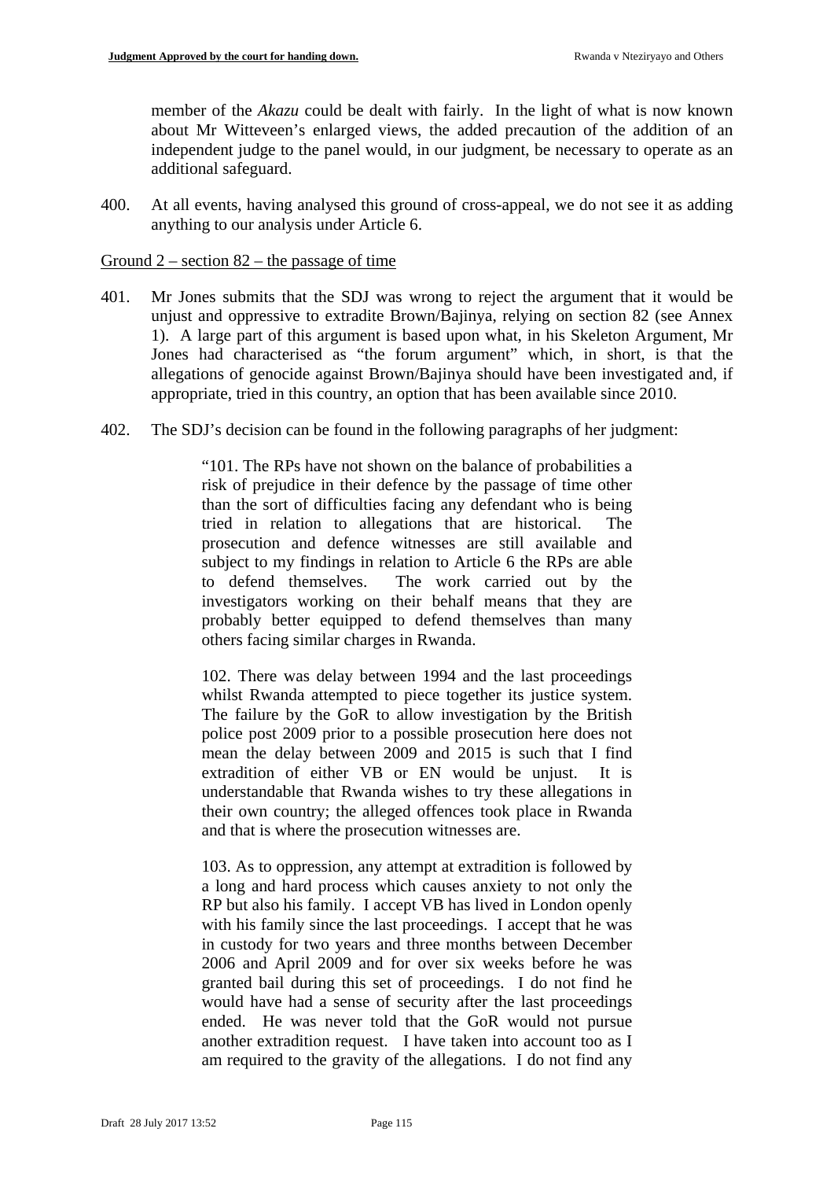member of the *Akazu* could be dealt with fairly. In the light of what is now known about Mr Witteveen's enlarged views, the added precaution of the addition of an independent judge to the panel would, in our judgment, be necessary to operate as an additional safeguard.

400. At all events, having analysed this ground of cross-appeal, we do not see it as adding anything to our analysis under Article 6.

Ground 2 – section 82 – the passage of time

401. Mr Jones submits that the SDJ was wrong to reject the argument that it would be unjust and oppressive to extradite Brown/Bajinya, relying on section 82 (see Annex 1). A large part of this argument is based upon what, in his Skeleton Argument, Mr Jones had characterised as "the forum argument" which, in short, is that the allegations of genocide against Brown/Bajinya should have been investigated and, if appropriate, tried in this country, an option that has been available since 2010.

402. The SDJ's decision can be found in the following paragraphs of her judgment:

> "101. The RPs have not shown on the balance of probabilities a risk of prejudice in their defence by the passage of time other than the sort of difficulties facing any defendant who is being tried in relation to allegations that are historical. The prosecution and defence witnesses are still available and subject to my findings in relation to Article 6 the RPs are able to defend themselves. The work carried out by the investigators working on their behalf means that they are probably better equipped to defend themselves than many others facing similar charges in Rwanda.
>
> 102. There was delay between 1994 and the last proceedings whilst Rwanda attempted to piece together its justice system. The failure by the GoR to allow investigation by the British police post 2009 prior to a possible prosecution here does not mean the delay between 2009 and 2015 is such that I find extradition of either VB or EN would be unjust. It is understandable that Rwanda wishes to try these allegations in their own country; the alleged offences took place in Rwanda and that is where the prosecution witnesses are.
>
> 103. As to oppression, any attempt at extradition is followed by a long and hard process which causes anxiety to not only the RP but also his family. I accept VB has lived in London openly with his family since the last proceedings. I accept that he was in custody for two years and three months between December 2006 and April 2009 and for over six weeks before he was granted bail during this set of proceedings. I do not find he would have had a sense of security after the last proceedings ended. He was never told that the GoR would not pursue another extradition request. I have taken into account too as I am required to the gravity of the allegations. I do not find any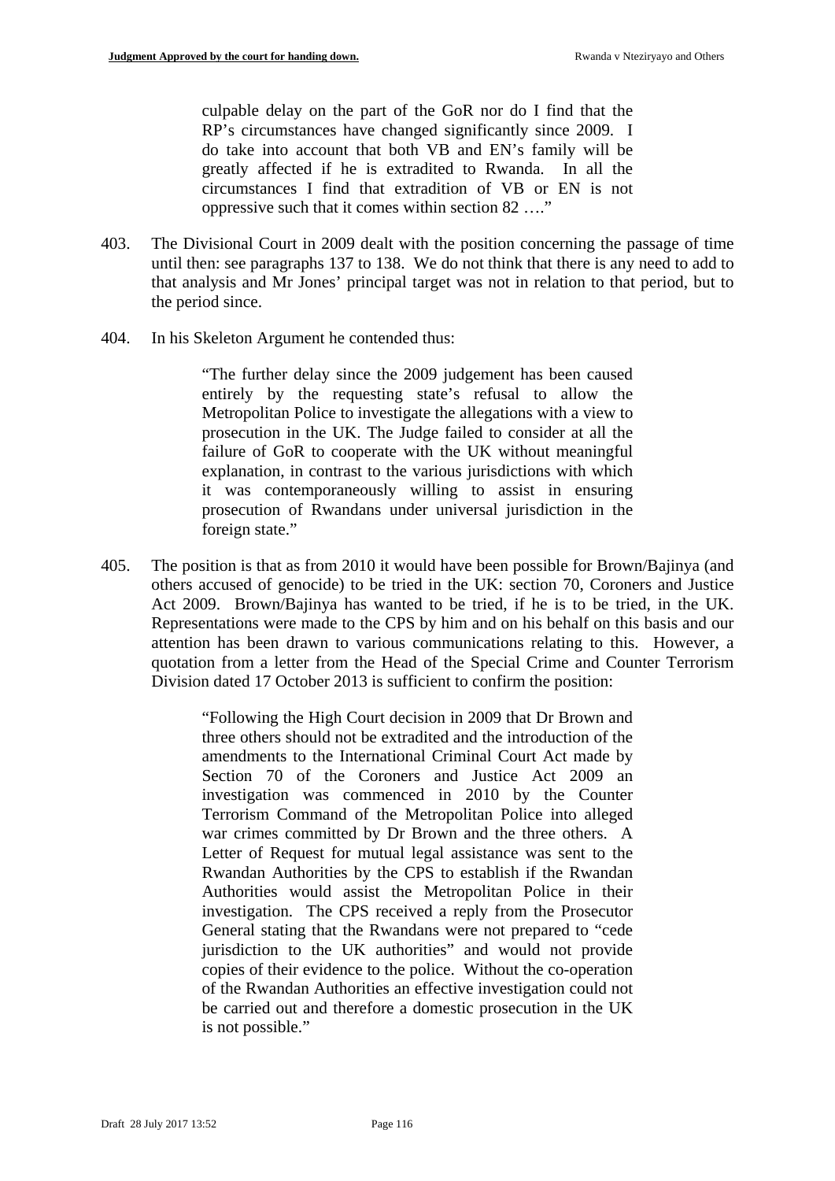> culpable delay on the part of the GoR nor do I find that the RP's circumstances have changed significantly since 2009. I do take into account that both VB and EN's family will be greatly affected if he is extradited to Rwanda. In all the circumstances I find that extradition of VB or EN is not oppressive such that it comes within section 82 …."

403. The Divisional Court in 2009 dealt with the position concerning the passage of time until then: see paragraphs 137 to 138. We do not think that there is any need to add to that analysis and Mr Jones' principal target was not in relation to that period, but to the period since.

404. In his Skeleton Argument he contended thus:

> "The further delay since the 2009 judgement has been caused entirely by the requesting state's refusal to allow the Metropolitan Police to investigate the allegations with a view to prosecution in the UK. The Judge failed to consider at all the failure of GoR to cooperate with the UK without meaningful explanation, in contrast to the various jurisdictions with which it was contemporaneously willing to assist in ensuring prosecution of Rwandans under universal jurisdiction in the foreign state."

405. The position is that as from 2010 it would have been possible for Brown/Bajinya (and others accused of genocide) to be tried in the UK: section 70, Coroners and Justice Act 2009. Brown/Bajinya has wanted to be tried, if he is to be tried, in the UK. Representations were made to the CPS by him and on his behalf on this basis and our attention has been drawn to various communications relating to this. However, a quotation from a letter from the Head of the Special Crime and Counter Terrorism Division dated 17 October 2013 is sufficient to confirm the position:

> "Following the High Court decision in 2009 that Dr Brown and three others should not be extradited and the introduction of the amendments to the International Criminal Court Act made by Section 70 of the Coroners and Justice Act 2009 an investigation was commenced in 2010 by the Counter Terrorism Command of the Metropolitan Police into alleged war crimes committed by Dr Brown and the three others. A Letter of Request for mutual legal assistance was sent to the Rwandan Authorities by the CPS to establish if the Rwandan Authorities would assist the Metropolitan Police in their investigation. The CPS received a reply from the Prosecutor General stating that the Rwandans were not prepared to "cede jurisdiction to the UK authorities" and would not provide copies of their evidence to the police. Without the co-operation of the Rwandan Authorities an effective investigation could not be carried out and therefore a domestic prosecution in the UK is not possible."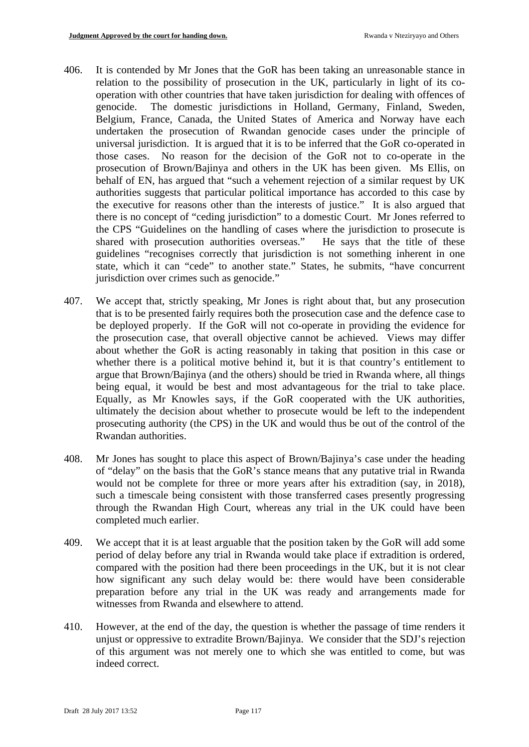406. It is contended by Mr Jones that the GoR has been taking an unreasonable stance in relation to the possibility of prosecution in the UK, particularly in light of its co-operation with other countries that have taken jurisdiction for dealing with offences of genocide. The domestic jurisdictions in Holland, Germany, Finland, Sweden, Belgium, France, Canada, the United States of America and Norway have each undertaken the prosecution of Rwandan genocide cases under the principle of universal jurisdiction. It is argued that it is to be inferred that the GoR co-operated in those cases. No reason for the decision of the GoR not to co-operate in the prosecution of Brown/Bajinya and others in the UK has been given. Ms Ellis, on behalf of EN, has argued that "such a vehement rejection of a similar request by UK authorities suggests that particular political importance has accorded to this case by the executive for reasons other than the interests of justice." It is also argued that there is no concept of "ceding jurisdiction" to a domestic Court. Mr Jones referred to the CPS "Guidelines on the handling of cases where the jurisdiction to prosecute is shared with prosecution authorities overseas." He says that the title of these guidelines "recognises correctly that jurisdiction is not something inherent in one state, which it can "cede" to another state." States, he submits, "have concurrent jurisdiction over crimes such as genocide."

407. We accept that, strictly speaking, Mr Jones is right about that, but any prosecution that is to be presented fairly requires both the prosecution case and the defence case to be deployed properly. If the GoR will not co-operate in providing the evidence for the prosecution case, that overall objective cannot be achieved. Views may differ about whether the GoR is acting reasonably in taking that position in this case or whether there is a political motive behind it, but it is that country's entitlement to argue that Brown/Bajinya (and the others) should be tried in Rwanda where, all things being equal, it would be best and most advantageous for the trial to take place. Equally, as Mr Knowles says, if the GoR cooperated with the UK authorities, ultimately the decision about whether to prosecute would be left to the independent prosecuting authority (the CPS) in the UK and would thus be out of the control of the Rwandan authorities.

408. Mr Jones has sought to place this aspect of Brown/Bajinya's case under the heading of "delay" on the basis that the GoR's stance means that any putative trial in Rwanda would not be complete for three or more years after his extradition (say, in 2018), such a timescale being consistent with those transferred cases presently progressing through the Rwandan High Court, whereas any trial in the UK could have been completed much earlier.

409. We accept that it is at least arguable that the position taken by the GoR will add some period of delay before any trial in Rwanda would take place if extradition is ordered, compared with the position had there been proceedings in the UK, but it is not clear how significant any such delay would be: there would have been considerable preparation before any trial in the UK was ready and arrangements made for witnesses from Rwanda and elsewhere to attend.

410. However, at the end of the day, the question is whether the passage of time renders it unjust or oppressive to extradite Brown/Bajinya. We consider that the SDJ's rejection of this argument was not merely one to which she was entitled to come, but was indeed correct.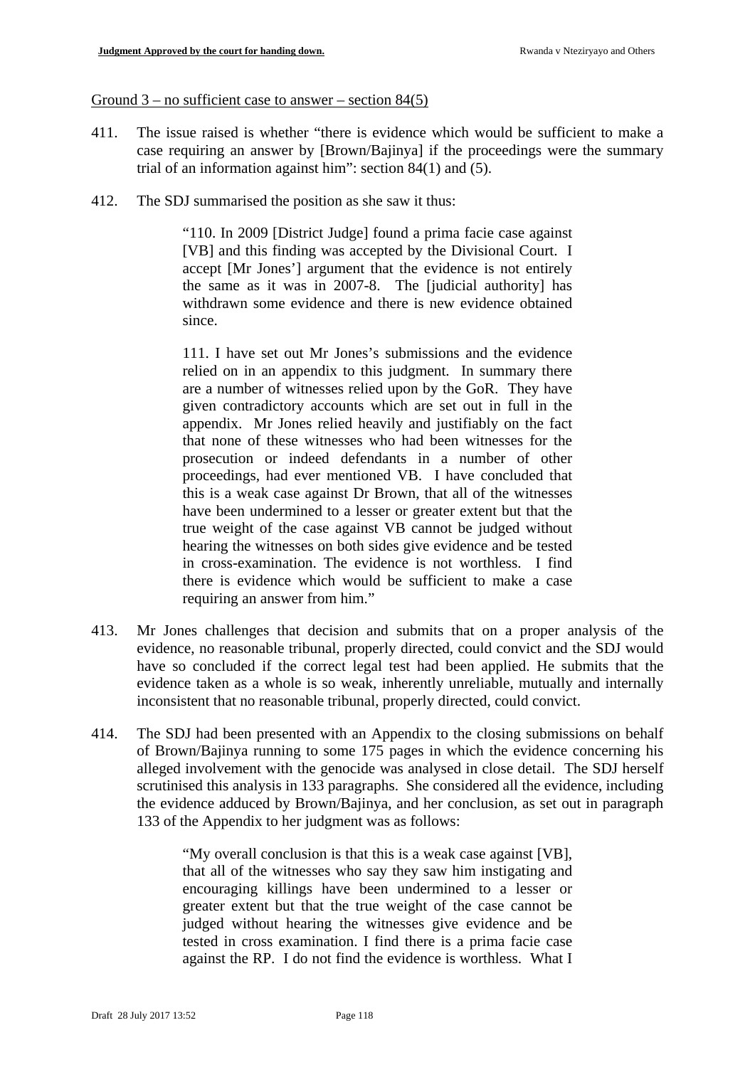Ground 3 – no sufficient case to answer – section 84(5)

411. The issue raised is whether "there is evidence which would be sufficient to make a case requiring an answer by [Brown/Bajinya] if the proceedings were the summary trial of an information against him": section 84(1) and (5).

412. The SDJ summarised the position as she saw it thus:

> "110. In 2009 [District Judge] found a prima facie case against [VB] and this finding was accepted by the Divisional Court. I accept [Mr Jones'] argument that the evidence is not entirely the same as it was in 2007-8. The [judicial authority] has withdrawn some evidence and there is new evidence obtained since.
>
> 111. I have set out Mr Jones's submissions and the evidence relied on in an appendix to this judgment. In summary there are a number of witnesses relied upon by the GoR. They have given contradictory accounts which are set out in full in the appendix. Mr Jones relied heavily and justifiably on the fact that none of these witnesses who had been witnesses for the prosecution or indeed defendants in a number of other proceedings, had ever mentioned VB. I have concluded that this is a weak case against Dr Brown, that all of the witnesses have been undermined to a lesser or greater extent but that the true weight of the case against VB cannot be judged without hearing the witnesses on both sides give evidence and be tested in cross-examination. The evidence is not worthless. I find there is evidence which would be sufficient to make a case requiring an answer from him."

413. Mr Jones challenges that decision and submits that on a proper analysis of the evidence, no reasonable tribunal, properly directed, could convict and the SDJ would have so concluded if the correct legal test had been applied. He submits that the evidence taken as a whole is so weak, inherently unreliable, mutually and internally inconsistent that no reasonable tribunal, properly directed, could convict.

414. The SDJ had been presented with an Appendix to the closing submissions on behalf of Brown/Bajinya running to some 175 pages in which the evidence concerning his alleged involvement with the genocide was analysed in close detail. The SDJ herself scrutinised this analysis in 133 paragraphs. She considered all the evidence, including the evidence adduced by Brown/Bajinya, and her conclusion, as set out in paragraph 133 of the Appendix to her judgment was as follows:

> "My overall conclusion is that this is a weak case against [VB], that all of the witnesses who say they saw him instigating and encouraging killings have been undermined to a lesser or greater extent but that the true weight of the case cannot be judged without hearing the witnesses give evidence and be tested in cross examination. I find there is a prima facie case against the RP. I do not find the evidence is worthless. What I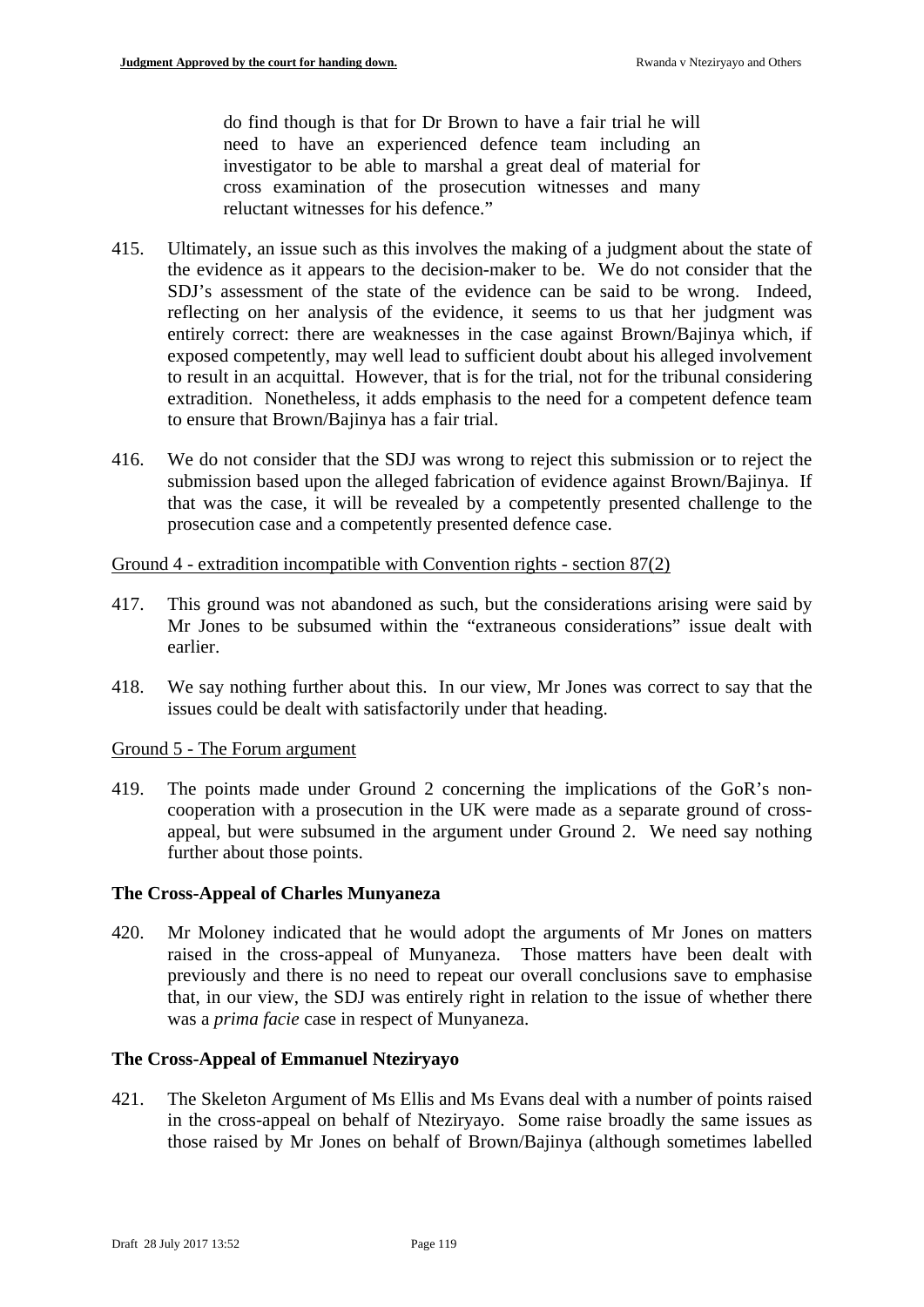> do find though is that for Dr Brown to have a fair trial he will need to have an experienced defence team including an investigator to be able to marshal a great deal of material for cross examination of the prosecution witnesses and many reluctant witnesses for his defence."

415. Ultimately, an issue such as this involves the making of a judgment about the state of the evidence as it appears to the decision-maker to be. We do not consider that the SDJ's assessment of the state of the evidence can be said to be wrong. Indeed, reflecting on her analysis of the evidence, it seems to us that her judgment was entirely correct: there are weaknesses in the case against Brown/Bajinya which, if exposed competently, may well lead to sufficient doubt about his alleged involvement to result in an acquittal. However, that is for the trial, not for the tribunal considering extradition. Nonetheless, it adds emphasis to the need for a competent defence team to ensure that Brown/Bajinya has a fair trial.

416. We do not consider that the SDJ was wrong to reject this submission or to reject the submission based upon the alleged fabrication of evidence against Brown/Bajinya. If that was the case, it will be revealed by a competently presented challenge to the prosecution case and a competently presented defence case.

Ground 4 - extradition incompatible with Convention rights - section 87(2)

417. This ground was not abandoned as such, but the considerations arising were said by Mr Jones to be subsumed within the "extraneous considerations" issue dealt with earlier.

418. We say nothing further about this. In our view, Mr Jones was correct to say that the issues could be dealt with satisfactorily under that heading.

Ground 5 - The Forum argument

419. The points made under Ground 2 concerning the implications of the GoR's non-cooperation with a prosecution in the UK were made as a separate ground of cross-appeal, but were subsumed in the argument under Ground 2. We need say nothing further about those points.

### The Cross-Appeal of Charles Munyaneza

420. Mr Moloney indicated that he would adopt the arguments of Mr Jones on matters raised in the cross-appeal of Munyaneza. Those matters have been dealt with previously and there is no need to repeat our overall conclusions save to emphasise that, in our view, the SDJ was entirely right in relation to the issue of whether there was a *prima facie* case in respect of Munyaneza.

### The Cross-Appeal of Emmanuel Nteziryayo

421. The Skeleton Argument of Ms Ellis and Ms Evans deal with a number of points raised in the cross-appeal on behalf of Nteziryayo. Some raise broadly the same issues as those raised by Mr Jones on behalf of Brown/Bajinya (although sometimes labelled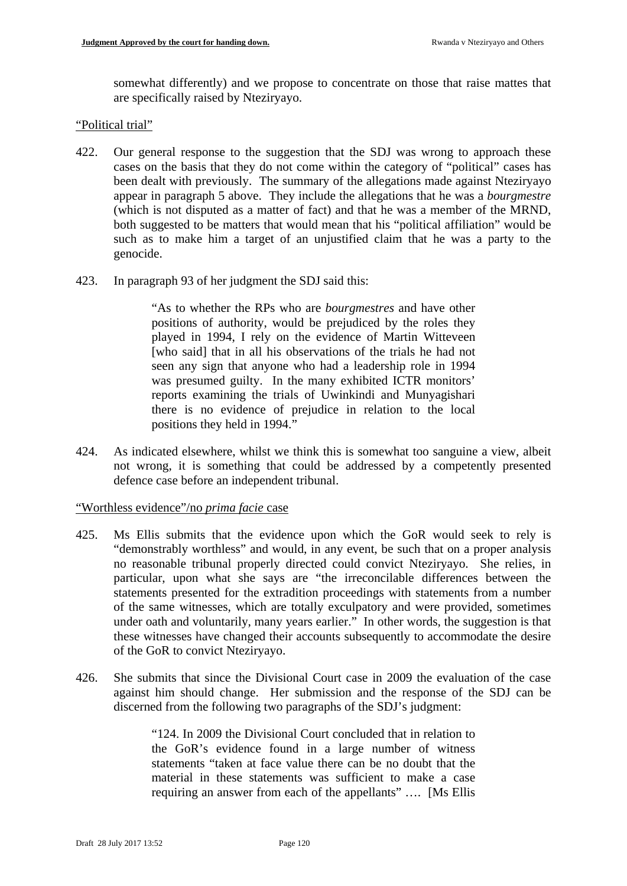somewhat differently) and we propose to concentrate on those that raise mattes that are specifically raised by Nteziryayo.

<u>"Political trial"</u>

422. Our general response to the suggestion that the SDJ was wrong to approach these cases on the basis that they do not come within the category of "political" cases has been dealt with previously. The summary of the allegations made against Nteziryayo appear in paragraph 5 above. They include the allegations that he was a *bourgmestre* (which is not disputed as a matter of fact) and that he was a member of the MRND, both suggested to be matters that would mean that his "political affiliation" would be such as to make him a target of an unjustified claim that he was a party to the genocide.

423. In paragraph 93 of her judgment the SDJ said this:

> "As to whether the RPs who are *bourgmestres* and have other positions of authority, would be prejudiced by the roles they played in 1994, I rely on the evidence of Martin Witteveen [who said] that in all his observations of the trials he had not seen any sign that anyone who had a leadership role in 1994 was presumed guilty. In the many exhibited ICTR monitors' reports examining the trials of Uwinkindi and Munyagishari there is no evidence of prejudice in relation to the local positions they held in 1994."

424. As indicated elsewhere, whilst we think this is somewhat too sanguine a view, albeit not wrong, it is something that could be addressed by a competently presented defence case before an independent tribunal.

<u>"Worthless evidence"/no *prima facie* case</u>

425. Ms Ellis submits that the evidence upon which the GoR would seek to rely is "demonstrably worthless" and would, in any event, be such that on a proper analysis no reasonable tribunal properly directed could convict Nteziryayo. She relies, in particular, upon what she says are "the irreconcilable differences between the statements presented for the extradition proceedings with statements from a number of the same witnesses, which are totally exculpatory and were provided, sometimes under oath and voluntarily, many years earlier." In other words, the suggestion is that these witnesses have changed their accounts subsequently to accommodate the desire of the GoR to convict Nteziryayo.

426. She submits that since the Divisional Court case in 2009 the evaluation of the case against him should change. Her submission and the response of the SDJ can be discerned from the following two paragraphs of the SDJ's judgment:

> "124. In 2009 the Divisional Court concluded that in relation to the GoR's evidence found in a large number of witness statements "taken at face value there can be no doubt that the material in these statements was sufficient to make a case requiring an answer from each of the appellants" …. [Ms Ellis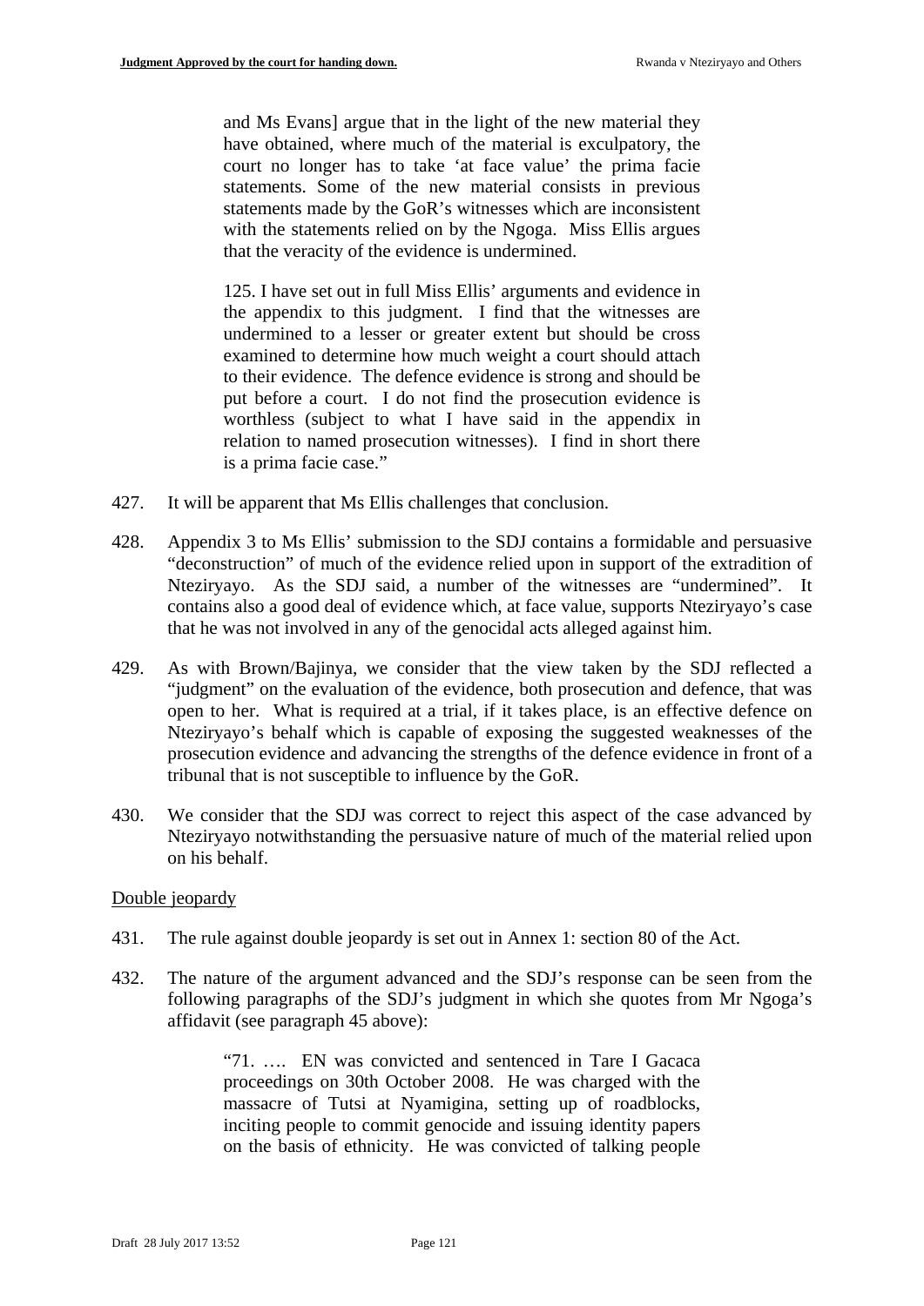> and Ms Evans] argue that in the light of the new material they have obtained, where much of the material is exculpatory, the court no longer has to take 'at face value' the prima facie statements. Some of the new material consists in previous statements made by the GoR's witnesses which are inconsistent with the statements relied on by the Ngoga. Miss Ellis argues that the veracity of the evidence is undermined.
>
> 125. I have set out in full Miss Ellis' arguments and evidence in the appendix to this judgment. I find that the witnesses are undermined to a lesser or greater extent but should be cross examined to determine how much weight a court should attach to their evidence. The defence evidence is strong and should be put before a court. I do not find the prosecution evidence is worthless (subject to what I have said in the appendix in relation to named prosecution witnesses). I find in short there is a prima facie case."

427. It will be apparent that Ms Ellis challenges that conclusion.

428. Appendix 3 to Ms Ellis' submission to the SDJ contains a formidable and persuasive "deconstruction" of much of the evidence relied upon in support of the extradition of Nteziryayo. As the SDJ said, a number of the witnesses are "undermined". It contains also a good deal of evidence which, at face value, supports Nteziryayo's case that he was not involved in any of the genocidal acts alleged against him.

429. As with Brown/Bajinya, we consider that the view taken by the SDJ reflected a "judgment" on the evaluation of the evidence, both prosecution and defence, that was open to her. What is required at a trial, if it takes place, is an effective defence on Nteziryayo's behalf which is capable of exposing the suggested weaknesses of the prosecution evidence and advancing the strengths of the defence evidence in front of a tribunal that is not susceptible to influence by the GoR.

430. We consider that the SDJ was correct to reject this aspect of the case advanced by Nteziryayo notwithstanding the persuasive nature of much of the material relied upon on his behalf.

Double jeopardy

431. The rule against double jeopardy is set out in Annex 1: section 80 of the Act.

432. The nature of the argument advanced and the SDJ's response can be seen from the following paragraphs of the SDJ's judgment in which she quotes from Mr Ngoga's affidavit (see paragraph 45 above):

> "71. …. EN was convicted and sentenced in Tare I Gacaca proceedings on 30th October 2008. He was charged with the massacre of Tutsi at Nyamigina, setting up of roadblocks, inciting people to commit genocide and issuing identity papers on the basis of ethnicity. He was convicted of talking people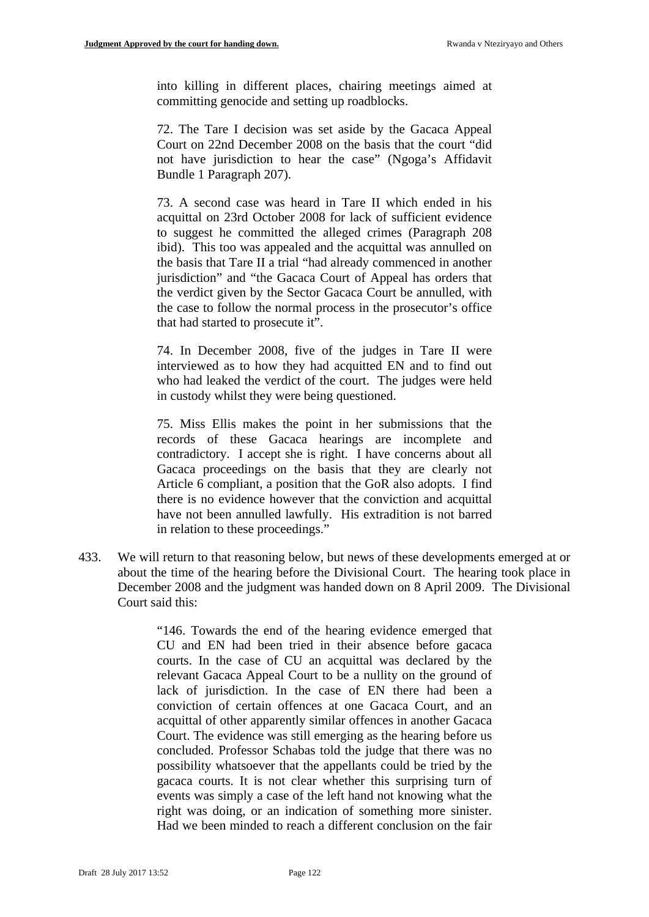> into killing in different places, chairing meetings aimed at committing genocide and setting up roadblocks.
>
> 72. The Tare I decision was set aside by the Gacaca Appeal Court on 22nd December 2008 on the basis that the court "did not have jurisdiction to hear the case" (Ngoga's Affidavit Bundle 1 Paragraph 207).
>
> 73. A second case was heard in Tare II which ended in his acquittal on 23rd October 2008 for lack of sufficient evidence to suggest he committed the alleged crimes (Paragraph 208 ibid). This too was appealed and the acquittal was annulled on the basis that Tare II a trial "had already commenced in another jurisdiction" and "the Gacaca Court of Appeal has orders that the verdict given by the Sector Gacaca Court be annulled, with the case to follow the normal process in the prosecutor's office that had started to prosecute it".
>
> 74. In December 2008, five of the judges in Tare II were interviewed as to how they had acquitted EN and to find out who had leaked the verdict of the court. The judges were held in custody whilst they were being questioned.
>
> 75. Miss Ellis makes the point in her submissions that the records of these Gacaca hearings are incomplete and contradictory. I accept she is right. I have concerns about all Gacaca proceedings on the basis that they are clearly not Article 6 compliant, a position that the GoR also adopts. I find there is no evidence however that the conviction and acquittal have not been annulled lawfully. His extradition is not barred in relation to these proceedings."

433. We will return to that reasoning below, but news of these developments emerged at or about the time of the hearing before the Divisional Court. The hearing took place in December 2008 and the judgment was handed down on 8 April 2009. The Divisional Court said this:

> "146. Towards the end of the hearing evidence emerged that CU and EN had been tried in their absence before gacaca courts. In the case of CU an acquittal was declared by the relevant Gacaca Appeal Court to be a nullity on the ground of lack of jurisdiction. In the case of EN there had been a conviction of certain offences at one Gacaca Court, and an acquittal of other apparently similar offences in another Gacaca Court. The evidence was still emerging as the hearing before us concluded. Professor Schabas told the judge that there was no possibility whatsoever that the appellants could be tried by the gacaca courts. It is not clear whether this surprising turn of events was simply a case of the left hand not knowing what the right was doing, or an indication of something more sinister. Had we been minded to reach a different conclusion on the fair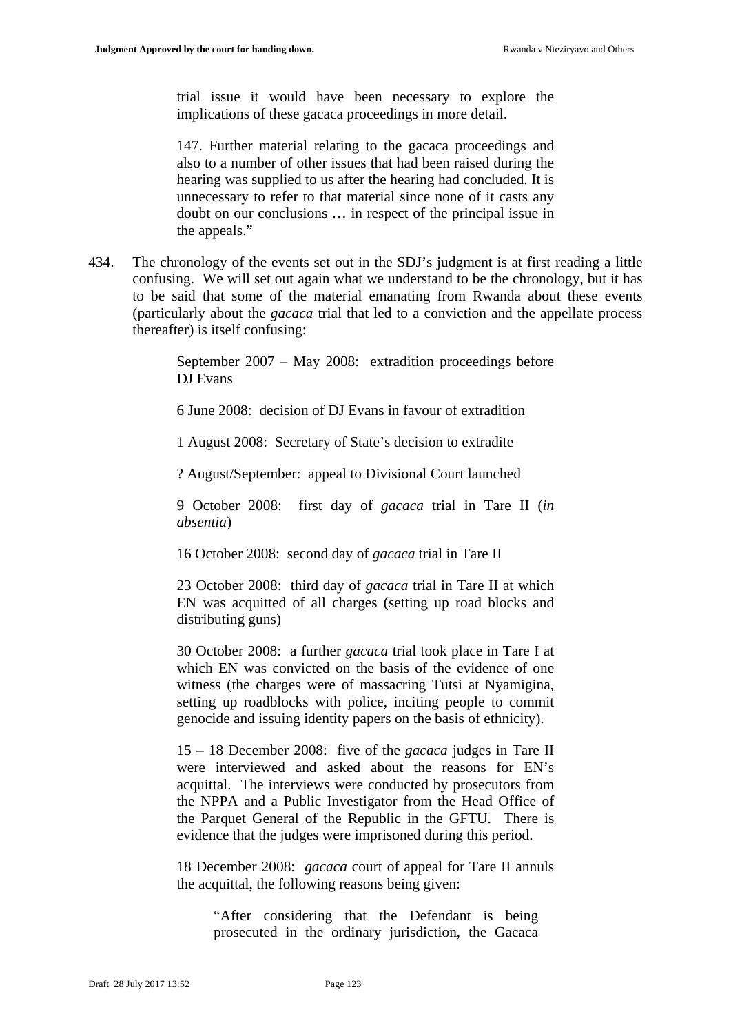> trial issue it would have been necessary to explore the implications of these gacaca proceedings in more detail.
>
> 147. Further material relating to the gacaca proceedings and also to a number of other issues that had been raised during the hearing was supplied to us after the hearing had concluded. It is unnecessary to refer to that material since none of it casts any doubt on our conclusions … in respect of the principal issue in the appeals."

434. The chronology of the events set out in the SDJ's judgment is at first reading a little confusing. We will set out again what we understand to be the chronology, but it has to be said that some of the material emanating from Rwanda about these events (particularly about the *gacaca* trial that led to a conviction and the appellate process thereafter) is itself confusing:

> September 2007 – May 2008: extradition proceedings before DJ Evans
>
> 6 June 2008: decision of DJ Evans in favour of extradition
>
> 1 August 2008: Secretary of State's decision to extradite
>
> ? August/September: appeal to Divisional Court launched
>
> 9 October 2008: first day of *gacaca* trial in Tare II (*in absentia*)
>
> 16 October 2008: second day of *gacaca* trial in Tare II
>
> 23 October 2008: third day of *gacaca* trial in Tare II at which EN was acquitted of all charges (setting up road blocks and distributing guns)
>
> 30 October 2008: a further *gacaca* trial took place in Tare I at which EN was convicted on the basis of the evidence of one witness (the charges were of massacring Tutsi at Nyamigina, setting up roadblocks with police, inciting people to commit genocide and issuing identity papers on the basis of ethnicity).
>
> 15 – 18 December 2008: five of the *gacaca* judges in Tare II were interviewed and asked about the reasons for EN's acquittal. The interviews were conducted by prosecutors from the NPPA and a Public Investigator from the Head Office of the Parquet General of the Republic in the GFTU. There is evidence that the judges were imprisoned during this period.
>
> 18 December 2008: *gacaca* court of appeal for Tare II annuls the acquittal, the following reasons being given:
>
> > "After considering that the Defendant is being prosecuted in the ordinary jurisdiction, the Gacaca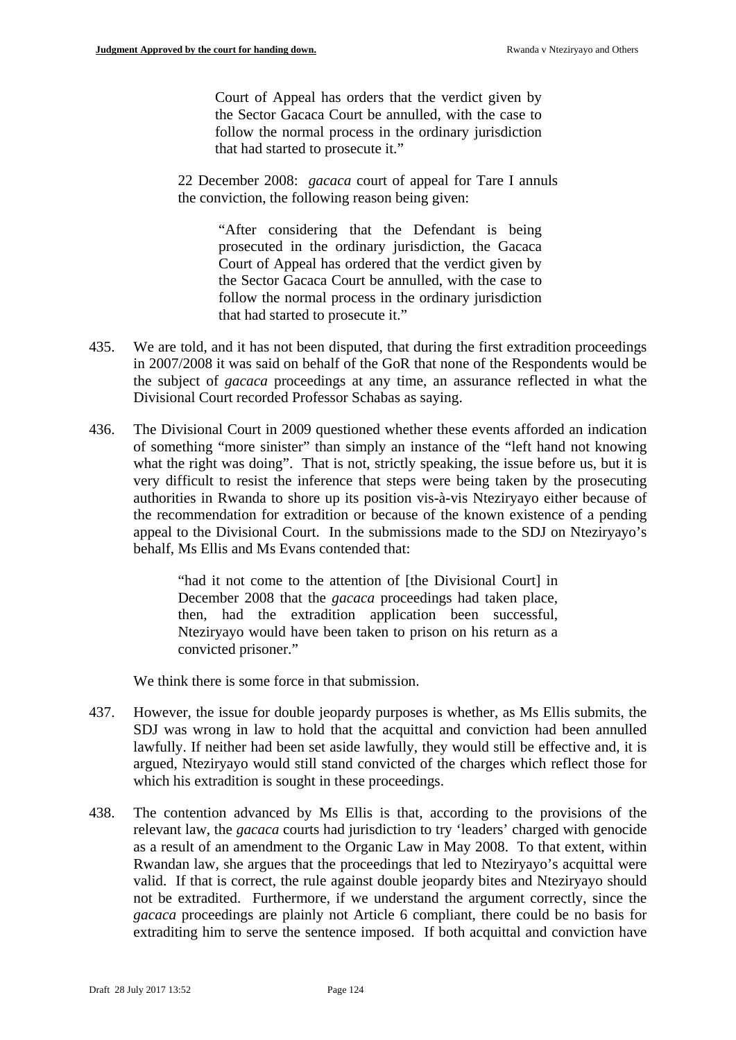> Court of Appeal has orders that the verdict given by the Sector Gacaca Court be annulled, with the case to follow the normal process in the ordinary jurisdiction that had started to prosecute it."

22 December 2008: *gacaca* court of appeal for Tare I annuls the conviction, the following reason being given:

> "After considering that the Defendant is being prosecuted in the ordinary jurisdiction, the Gacaca Court of Appeal has ordered that the verdict given by the Sector Gacaca Court be annulled, with the case to follow the normal process in the ordinary jurisdiction that had started to prosecute it."

435. We are told, and it has not been disputed, that during the first extradition proceedings in 2007/2008 it was said on behalf of the GoR that none of the Respondents would be the subject of *gacaca* proceedings at any time, an assurance reflected in what the Divisional Court recorded Professor Schabas as saying.

436. The Divisional Court in 2009 questioned whether these events afforded an indication of something "more sinister" than simply an instance of the "left hand not knowing what the right was doing". That is not, strictly speaking, the issue before us, but it is very difficult to resist the inference that steps were being taken by the prosecuting authorities in Rwanda to shore up its position vis-à-vis Nteziryayo either because of the recommendation for extradition or because of the known existence of a pending appeal to the Divisional Court. In the submissions made to the SDJ on Nteziryayo's behalf, Ms Ellis and Ms Evans contended that:

> "had it not come to the attention of [the Divisional Court] in December 2008 that the *gacaca* proceedings had taken place, then, had the extradition application been successful, Nteziryayo would have been taken to prison on his return as a convicted prisoner."

We think there is some force in that submission.

437. However, the issue for double jeopardy purposes is whether, as Ms Ellis submits, the SDJ was wrong in law to hold that the acquittal and conviction had been annulled lawfully. If neither had been set aside lawfully, they would still be effective and, it is argued, Nteziryayo would still stand convicted of the charges which reflect those for which his extradition is sought in these proceedings.

438. The contention advanced by Ms Ellis is that, according to the provisions of the relevant law, the *gacaca* courts had jurisdiction to try 'leaders' charged with genocide as a result of an amendment to the Organic Law in May 2008. To that extent, within Rwandan law, she argues that the proceedings that led to Nteziryayo's acquittal were valid. If that is correct, the rule against double jeopardy bites and Nteziryayo should not be extradited. Furthermore, if we understand the argument correctly, since the *gacaca* proceedings are plainly not Article 6 compliant, there could be no basis for extraditing him to serve the sentence imposed. If both acquittal and conviction have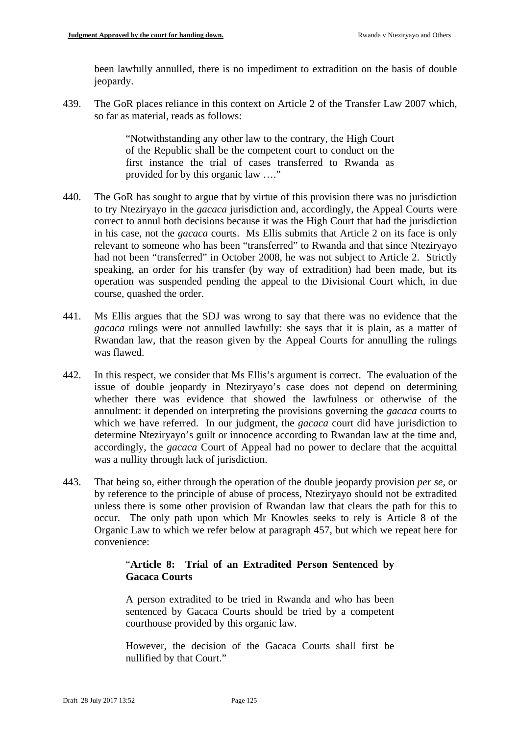been lawfully annulled, there is no impediment to extradition on the basis of double jeopardy.

439. The GoR places reliance in this context on Article 2 of the Transfer Law 2007 which, so far as material, reads as follows:

> "Notwithstanding any other law to the contrary, the High Court of the Republic shall be the competent court to conduct on the first instance the trial of cases transferred to Rwanda as provided for by this organic law …."

440. The GoR has sought to argue that by virtue of this provision there was no jurisdiction to try Nteziryayo in the *gacaca* jurisdiction and, accordingly, the Appeal Courts were correct to annul both decisions because it was the High Court that had the jurisdiction in his case, not the *gacaca* courts. Ms Ellis submits that Article 2 on its face is only relevant to someone who has been "transferred" to Rwanda and that since Nteziryayo had not been "transferred" in October 2008, he was not subject to Article 2. Strictly speaking, an order for his transfer (by way of extradition) had been made, but its operation was suspended pending the appeal to the Divisional Court which, in due course, quashed the order.

441. Ms Ellis argues that the SDJ was wrong to say that there was no evidence that the *gacaca* rulings were not annulled lawfully: she says that it is plain, as a matter of Rwandan law, that the reason given by the Appeal Courts for annulling the rulings was flawed.

442. In this respect, we consider that Ms Ellis's argument is correct. The evaluation of the issue of double jeopardy in Nteziryayo's case does not depend on determining whether there was evidence that showed the lawfulness or otherwise of the annulment: it depended on interpreting the provisions governing the *gacaca* courts to which we have referred. In our judgment, the *gacaca* court did have jurisdiction to determine Nteziryayo's guilt or innocence according to Rwandan law at the time and, accordingly, the *gacaca* Court of Appeal had no power to declare that the acquittal was a nullity through lack of jurisdiction.

443. That being so, either through the operation of the double jeopardy provision *per se*, or by reference to the principle of abuse of process, Nteziryayo should not be extradited unless there is some other provision of Rwandan law that clears the path for this to occur. The only path upon which Mr Knowles seeks to rely is Article 8 of the Organic Law to which we refer below at paragraph 457, but which we repeat here for convenience:

> "**Article 8: Trial of an Extradited Person Sentenced by Gacaca Courts**
>
> A person extradited to be tried in Rwanda and who has been sentenced by Gacaca Courts should be tried by a competent courthouse provided by this organic law.
>
> However, the decision of the Gacaca Courts shall first be nullified by that Court."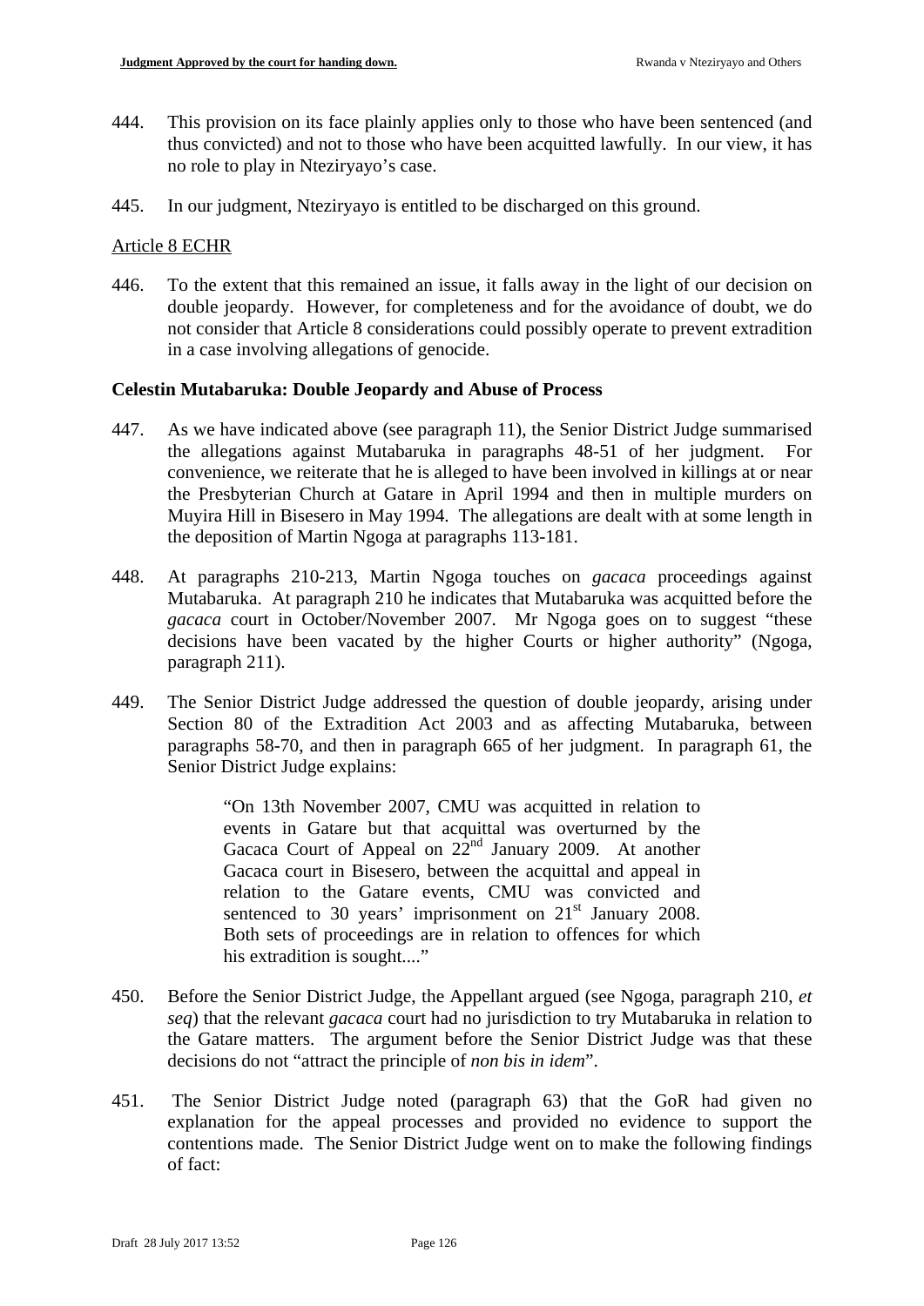444. This provision on its face plainly applies only to those who have been sentenced (and thus convicted) and not to those who have been acquitted lawfully. In our view, it has no role to play in Nteziryayo's case.

445. In our judgment, Nteziryayo is entitled to be discharged on this ground.

Article 8 ECHR

446. To the extent that this remained an issue, it falls away in the light of our decision on double jeopardy. However, for completeness and for the avoidance of doubt, we do not consider that Article 8 considerations could possibly operate to prevent extradition in a case involving allegations of genocide.

**Celestin Mutabaruka: Double Jeopardy and Abuse of Process**

447. As we have indicated above (see paragraph 11), the Senior District Judge summarised the allegations against Mutabaruka in paragraphs 48-51 of her judgment. For convenience, we reiterate that he is alleged to have been involved in killings at or near the Presbyterian Church at Gatare in April 1994 and then in multiple murders on Muyira Hill in Bisesero in May 1994. The allegations are dealt with at some length in the deposition of Martin Ngoga at paragraphs 113-181.

448. At paragraphs 210-213, Martin Ngoga touches on *gacaca* proceedings against Mutabaruka. At paragraph 210 he indicates that Mutabaruka was acquitted before the *gacaca* court in October/November 2007. Mr Ngoga goes on to suggest "these decisions have been vacated by the higher Courts or higher authority" (Ngoga, paragraph 211).

449. The Senior District Judge addressed the question of double jeopardy, arising under Section 80 of the Extradition Act 2003 and as affecting Mutabaruka, between paragraphs 58-70, and then in paragraph 665 of her judgment. In paragraph 61, the Senior District Judge explains:

> "On 13th November 2007, CMU was acquitted in relation to events in Gatare but that acquittal was overturned by the Gacaca Court of Appeal on 22nd January 2009. At another Gacaca court in Bisesero, between the acquittal and appeal in relation to the Gatare events, CMU was convicted and sentenced to 30 years' imprisonment on 21st January 2008. Both sets of proceedings are in relation to offences for which his extradition is sought...."

450. Before the Senior District Judge, the Appellant argued (see Ngoga, paragraph 210, *et seq*) that the relevant *gacaca* court had no jurisdiction to try Mutabaruka in relation to the Gatare matters. The argument before the Senior District Judge was that these decisions do not "attract the principle of *non bis in idem*".

451. The Senior District Judge noted (paragraph 63) that the GoR had given no explanation for the appeal processes and provided no evidence to support the contentions made. The Senior District Judge went on to make the following findings of fact: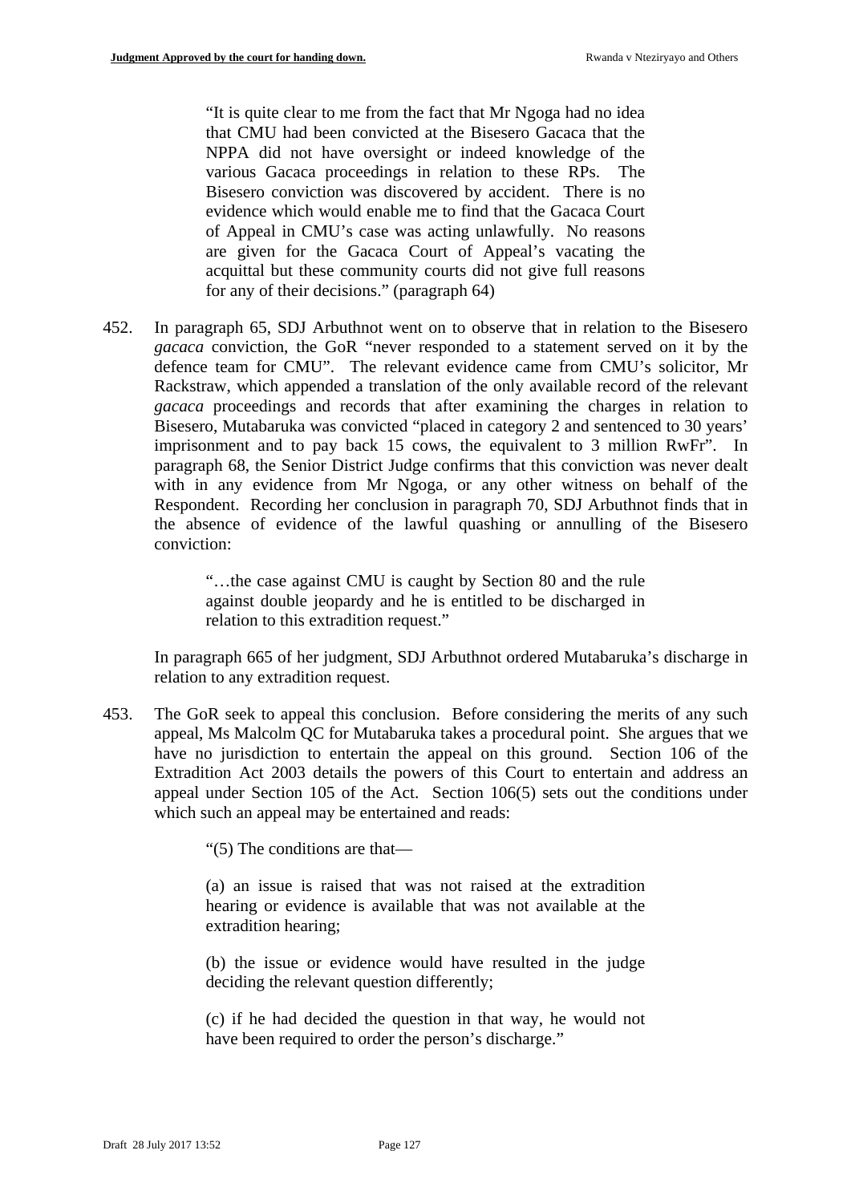> "It is quite clear to me from the fact that Mr Ngoga had no idea that CMU had been convicted at the Bisesero Gacaca that the NPPA did not have oversight or indeed knowledge of the various Gacaca proceedings in relation to these RPs. The Bisesero conviction was discovered by accident. There is no evidence which would enable me to find that the Gacaca Court of Appeal in CMU's case was acting unlawfully. No reasons are given for the Gacaca Court of Appeal's vacating the acquittal but these community courts did not give full reasons for any of their decisions." (paragraph 64)

452. In paragraph 65, SDJ Arbuthnot went on to observe that in relation to the Bisesero *gacaca* conviction, the GoR "never responded to a statement served on it by the defence team for CMU". The relevant evidence came from CMU's solicitor, Mr Rackstraw, which appended a translation of the only available record of the relevant *gacaca* proceedings and records that after examining the charges in relation to Bisesero, Mutabaruka was convicted "placed in category 2 and sentenced to 30 years' imprisonment and to pay back 15 cows, the equivalent to 3 million RwFr". In paragraph 68, the Senior District Judge confirms that this conviction was never dealt with in any evidence from Mr Ngoga, or any other witness on behalf of the Respondent. Recording her conclusion in paragraph 70, SDJ Arbuthnot finds that in the absence of evidence of the lawful quashing or annulling of the Bisesero conviction:

> "…the case against CMU is caught by Section 80 and the rule against double jeopardy and he is entitled to be discharged in relation to this extradition request."

In paragraph 665 of her judgment, SDJ Arbuthnot ordered Mutabaruka's discharge in relation to any extradition request.

453. The GoR seek to appeal this conclusion. Before considering the merits of any such appeal, Ms Malcolm QC for Mutabaruka takes a procedural point. She argues that we have no jurisdiction to entertain the appeal on this ground. Section 106 of the Extradition Act 2003 details the powers of this Court to entertain and address an appeal under Section 105 of the Act. Section 106(5) sets out the conditions under which such an appeal may be entertained and reads:

> "(5) The conditions are that—
>
> (a) an issue is raised that was not raised at the extradition hearing or evidence is available that was not available at the extradition hearing;
>
> (b) the issue or evidence would have resulted in the judge deciding the relevant question differently;
>
> (c) if he had decided the question in that way, he would not have been required to order the person's discharge."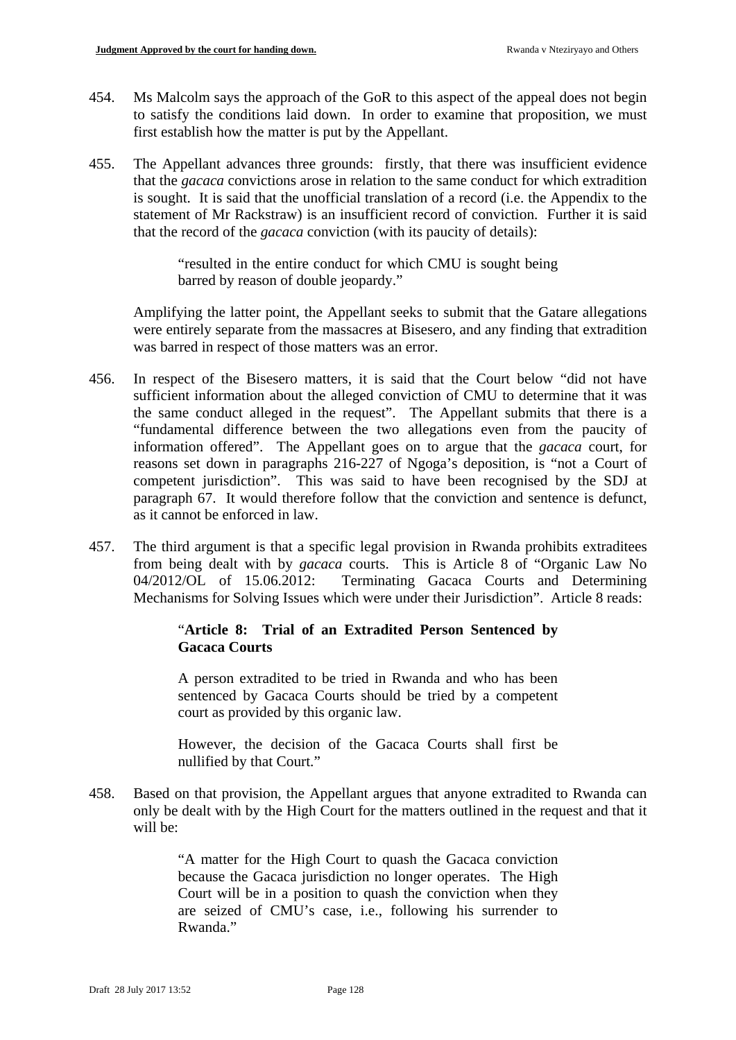454. Ms Malcolm says the approach of the GoR to this aspect of the appeal does not begin to satisfy the conditions laid down. In order to examine that proposition, we must first establish how the matter is put by the Appellant.

455. The Appellant advances three grounds: firstly, that there was insufficient evidence that the *gacaca* convictions arose in relation to the same conduct for which extradition is sought. It is said that the unofficial translation of a record (i.e. the Appendix to the statement of Mr Rackstraw) is an insufficient record of conviction. Further it is said that the record of the *gacaca* conviction (with its paucity of details):

> "resulted in the entire conduct for which CMU is sought being barred by reason of double jeopardy."

Amplifying the latter point, the Appellant seeks to submit that the Gatare allegations were entirely separate from the massacres at Bisesero, and any finding that extradition was barred in respect of those matters was an error.

456. In respect of the Bisesero matters, it is said that the Court below "did not have sufficient information about the alleged conviction of CMU to determine that it was the same conduct alleged in the request". The Appellant submits that there is a "fundamental difference between the two allegations even from the paucity of information offered". The Appellant goes on to argue that the *gacaca* court, for reasons set down in paragraphs 216-227 of Ngoga's deposition, is "not a Court of competent jurisdiction". This was said to have been recognised by the SDJ at paragraph 67. It would therefore follow that the conviction and sentence is defunct, as it cannot be enforced in law.

457. The third argument is that a specific legal provision in Rwanda prohibits extraditees from being dealt with by *gacaca* courts. This is Article 8 of "Organic Law No 04/2012/OL of 15.06.2012: Terminating Gacaca Courts and Determining Mechanisms for Solving Issues which were under their Jurisdiction". Article 8 reads:

> "**Article 8: Trial of an Extradited Person Sentenced by Gacaca Courts**
>
> A person extradited to be tried in Rwanda and who has been sentenced by Gacaca Courts should be tried by a competent court as provided by this organic law.
>
> However, the decision of the Gacaca Courts shall first be nullified by that Court."

458. Based on that provision, the Appellant argues that anyone extradited to Rwanda can only be dealt with by the High Court for the matters outlined in the request and that it will be:

> "A matter for the High Court to quash the Gacaca conviction because the Gacaca jurisdiction no longer operates. The High Court will be in a position to quash the conviction when they are seized of CMU's case, i.e., following his surrender to Rwanda."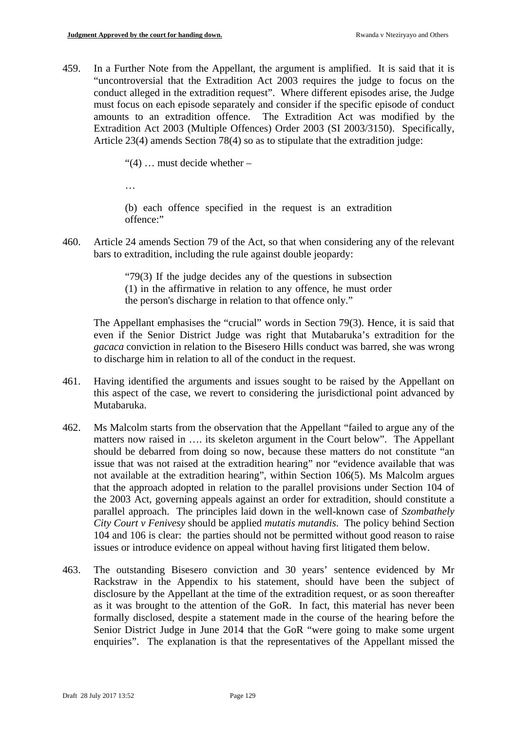459. In a Further Note from the Appellant, the argument is amplified. It is said that it is "uncontroversial that the Extradition Act 2003 requires the judge to focus on the conduct alleged in the extradition request". Where different episodes arise, the Judge must focus on each episode separately and consider if the specific episode of conduct amounts to an extradition offence. The Extradition Act was modified by the Extradition Act 2003 (Multiple Offences) Order 2003 (SI 2003/3150). Specifically, Article 23(4) amends Section 78(4) so as to stipulate that the extradition judge:

> "(4) … must decide whether –
>
> …
>
> (b) each offence specified in the request is an extradition offence:"

460. Article 24 amends Section 79 of the Act, so that when considering any of the relevant bars to extradition, including the rule against double jeopardy:

> "79(3) If the judge decides any of the questions in subsection (1) in the affirmative in relation to any offence, he must order the person's discharge in relation to that offence only."

The Appellant emphasises the "crucial" words in Section 79(3). Hence, it is said that even if the Senior District Judge was right that Mutabaruka's extradition for the *gacaca* conviction in relation to the Bisesero Hills conduct was barred, she was wrong to discharge him in relation to all of the conduct in the request.

461. Having identified the arguments and issues sought to be raised by the Appellant on this aspect of the case, we revert to considering the jurisdictional point advanced by Mutabaruka.

462. Ms Malcolm starts from the observation that the Appellant "failed to argue any of the matters now raised in …. its skeleton argument in the Court below". The Appellant should be debarred from doing so now, because these matters do not constitute "an issue that was not raised at the extradition hearing" nor "evidence available that was not available at the extradition hearing", within Section 106(5). Ms Malcolm argues that the approach adopted in relation to the parallel provisions under Section 104 of the 2003 Act, governing appeals against an order for extradition, should constitute a parallel approach. The principles laid down in the well-known case of *Szombathely City Court v Fenivesy* should be applied *mutatis mutandis*. The policy behind Section 104 and 106 is clear: the parties should not be permitted without good reason to raise issues or introduce evidence on appeal without having first litigated them below.

463. The outstanding Bisesero conviction and 30 years' sentence evidenced by Mr Rackstraw in the Appendix to his statement, should have been the subject of disclosure by the Appellant at the time of the extradition request, or as soon thereafter as it was brought to the attention of the GoR. In fact, this material has never been formally disclosed, despite a statement made in the course of the hearing before the Senior District Judge in June 2014 that the GoR "were going to make some urgent enquiries". The explanation is that the representatives of the Appellant missed the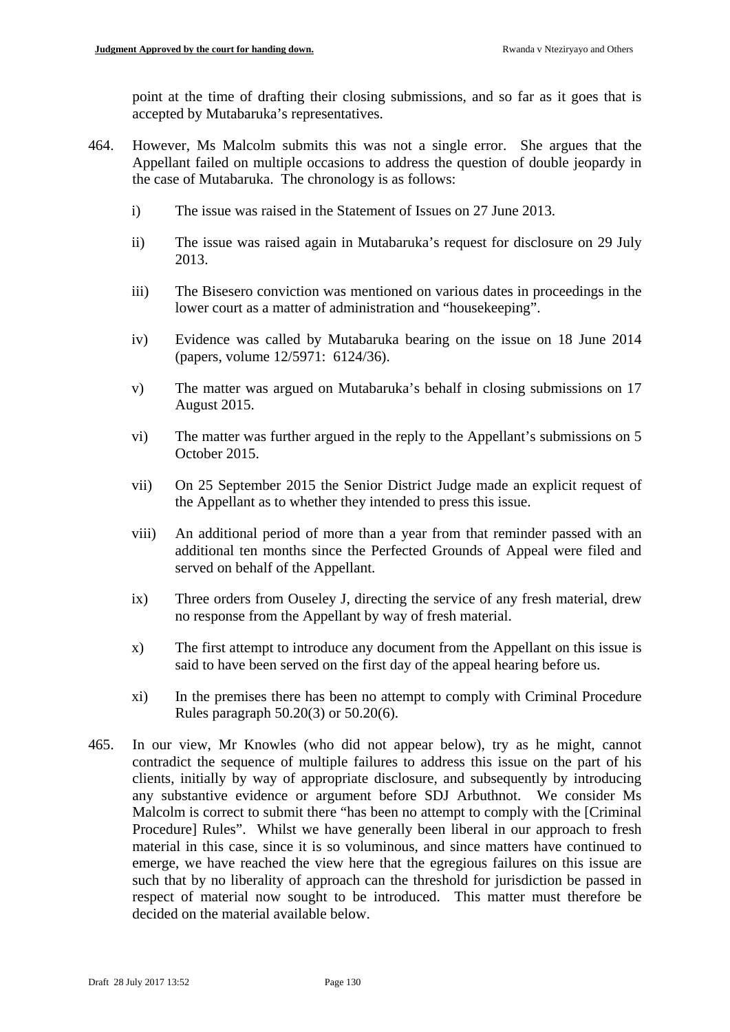point at the time of drafting their closing submissions, and so far as it goes that is accepted by Mutabaruka's representatives.

464. However, Ms Malcolm submits this was not a single error. She argues that the Appellant failed on multiple occasions to address the question of double jeopardy in the case of Mutabaruka. The chronology is as follows:

    i) The issue was raised in the Statement of Issues on 27 June 2013.

    ii) The issue was raised again in Mutabaruka's request for disclosure on 29 July 2013.

    iii) The Bisesero conviction was mentioned on various dates in proceedings in the lower court as a matter of administration and "housekeeping".

    iv) Evidence was called by Mutabaruka bearing on the issue on 18 June 2014 (papers, volume 12/5971: 6124/36).

    v) The matter was argued on Mutabaruka's behalf in closing submissions on 17 August 2015.

    vi) The matter was further argued in the reply to the Appellant's submissions on 5 October 2015.

    vii) On 25 September 2015 the Senior District Judge made an explicit request of the Appellant as to whether they intended to press this issue.

    viii) An additional period of more than a year from that reminder passed with an additional ten months since the Perfected Grounds of Appeal were filed and served on behalf of the Appellant.

    ix) Three orders from Ouseley J, directing the service of any fresh material, drew no response from the Appellant by way of fresh material.

    x) The first attempt to introduce any document from the Appellant on this issue is said to have been served on the first day of the appeal hearing before us.

    xi) In the premises there has been no attempt to comply with Criminal Procedure Rules paragraph 50.20(3) or 50.20(6).

465. In our view, Mr Knowles (who did not appear below), try as he might, cannot contradict the sequence of multiple failures to address this issue on the part of his clients, initially by way of appropriate disclosure, and subsequently by introducing any substantive evidence or argument before SDJ Arbuthnot. We consider Ms Malcolm is correct to submit there "has been no attempt to comply with the [Criminal Procedure] Rules". Whilst we have generally been liberal in our approach to fresh material in this case, since it is so voluminous, and since matters have continued to emerge, we have reached the view here that the egregious failures on this issue are such that by no liberality of approach can the threshold for jurisdiction be passed in respect of material now sought to be introduced. This matter must therefore be decided on the material available below.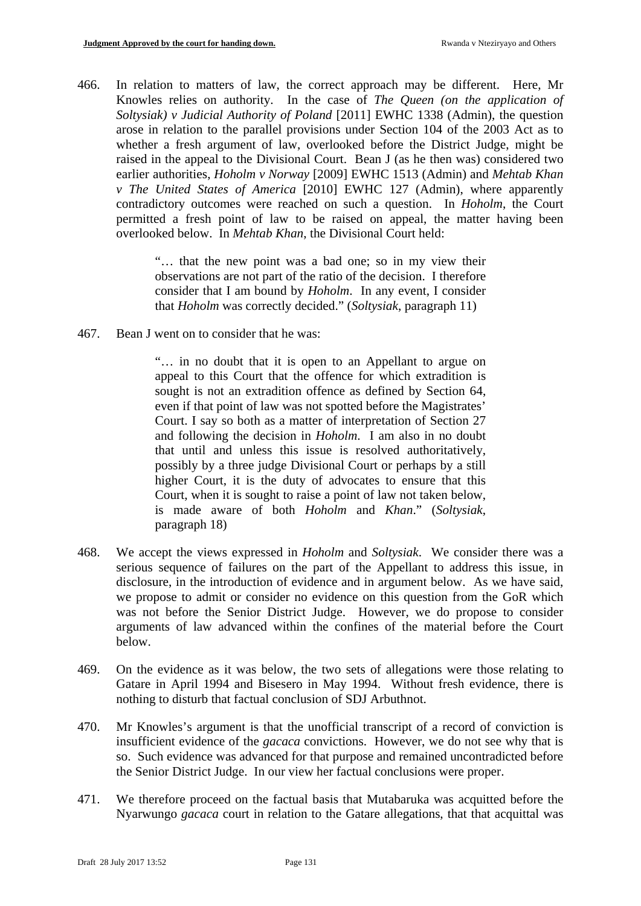466. In relation to matters of law, the correct approach may be different. Here, Mr Knowles relies on authority. In the case of *The Queen (on the application of Soltysiak) v Judicial Authority of Poland* [2011] EWHC 1338 (Admin), the question arose in relation to the parallel provisions under Section 104 of the 2003 Act as to whether a fresh argument of law, overlooked before the District Judge, might be raised in the appeal to the Divisional Court. Bean J (as he then was) considered two earlier authorities, *Hoholm v Norway* [2009] EWHC 1513 (Admin) and *Mehtab Khan v The United States of America* [2010] EWHC 127 (Admin), where apparently contradictory outcomes were reached on such a question. In *Hoholm*, the Court permitted a fresh point of law to be raised on appeal, the matter having been overlooked below. In *Mehtab Khan*, the Divisional Court held:

> "… that the new point was a bad one; so in my view their observations are not part of the ratio of the decision. I therefore consider that I am bound by *Hoholm*. In any event, I consider that *Hoholm* was correctly decided." (*Soltysiak*, paragraph 11)

467. Bean J went on to consider that he was:

> "… in no doubt that it is open to an Appellant to argue on appeal to this Court that the offence for which extradition is sought is not an extradition offence as defined by Section 64, even if that point of law was not spotted before the Magistrates' Court. I say so both as a matter of interpretation of Section 27 and following the decision in *Hoholm*. I am also in no doubt that until and unless this issue is resolved authoritatively, possibly by a three judge Divisional Court or perhaps by a still higher Court, it is the duty of advocates to ensure that this Court, when it is sought to raise a point of law not taken below, is made aware of both *Hoholm* and *Khan*." (*Soltysiak*, paragraph 18)

468. We accept the views expressed in *Hoholm* and *Soltysiak*. We consider there was a serious sequence of failures on the part of the Appellant to address this issue, in disclosure, in the introduction of evidence and in argument below. As we have said, we propose to admit or consider no evidence on this question from the GoR which was not before the Senior District Judge. However, we do propose to consider arguments of law advanced within the confines of the material before the Court below.

469. On the evidence as it was below, the two sets of allegations were those relating to Gatare in April 1994 and Bisesero in May 1994. Without fresh evidence, there is nothing to disturb that factual conclusion of SDJ Arbuthnot.

470. Mr Knowles's argument is that the unofficial transcript of a record of conviction is insufficient evidence of the *gacaca* convictions. However, we do not see why that is so. Such evidence was advanced for that purpose and remained uncontradicted before the Senior District Judge. In our view her factual conclusions were proper.

471. We therefore proceed on the factual basis that Mutabaruka was acquitted before the Nyarwungo *gacaca* court in relation to the Gatare allegations, that that acquittal was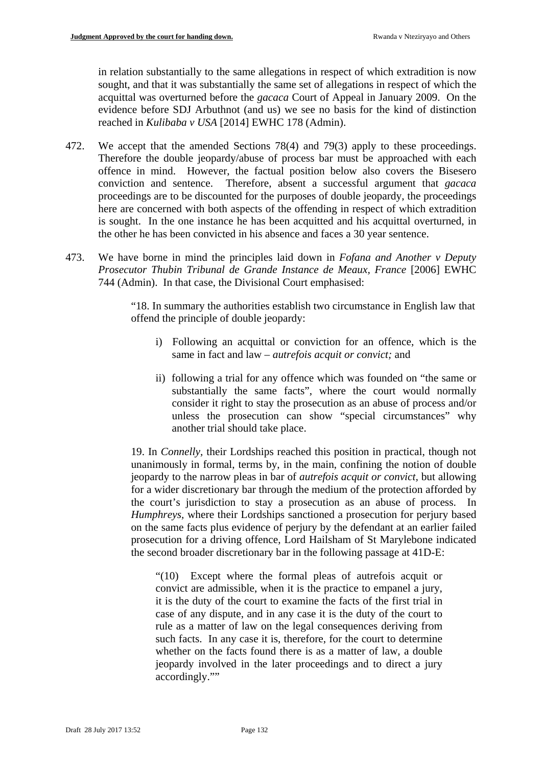in relation substantially to the same allegations in respect of which extradition is now sought, and that it was substantially the same set of allegations in respect of which the acquittal was overturned before the *gacaca* Court of Appeal in January 2009. On the evidence before SDJ Arbuthnot (and us) we see no basis for the kind of distinction reached in *Kulibaba v USA* [2014] EWHC 178 (Admin).

472. We accept that the amended Sections 78(4) and 79(3) apply to these proceedings. Therefore the double jeopardy/abuse of process bar must be approached with each offence in mind. However, the factual position below also covers the Bisesero conviction and sentence. Therefore, absent a successful argument that *gacaca* proceedings are to be discounted for the purposes of double jeopardy, the proceedings here are concerned with both aspects of the offending in respect of which extradition is sought. In the one instance he has been acquitted and his acquittal overturned, in the other he has been convicted in his absence and faces a 30 year sentence.

473. We have borne in mind the principles laid down in *Fofana and Another v Deputy Prosecutor Thubin Tribunal de Grande Instance de Meaux, France* [2006] EWHC 744 (Admin). In that case, the Divisional Court emphasised:

> "18. In summary the authorities establish two circumstance in English law that offend the principle of double jeopardy:
>
> i) Following an acquittal or conviction for an offence, which is the same in fact and law – *autrefois acquit or convict;* and
>
> ii) following a trial for any offence which was founded on "the same or substantially the same facts", where the court would normally consider it right to stay the prosecution as an abuse of process and/or unless the prosecution can show "special circumstances" why another trial should take place.
>
> 19. In *Connelly,* their Lordships reached this position in practical, though not unanimously in formal, terms by, in the main, confining the notion of double jeopardy to the narrow pleas in bar of *autrefois acquit or convict,* but allowing for a wider discretionary bar through the medium of the protection afforded by the court's jurisdiction to stay a prosecution as an abuse of process. In *Humphreys,* where their Lordships sanctioned a prosecution for perjury based on the same facts plus evidence of perjury by the defendant at an earlier failed prosecution for a driving offence, Lord Hailsham of St Marylebone indicated the second broader discretionary bar in the following passage at 41D-E:
>
> > "(10) Except where the formal pleas of autrefois acquit or convict are admissible, when it is the practice to empanel a jury, it is the duty of the court to examine the facts of the first trial in case of any dispute, and in any case it is the duty of the court to rule as a matter of law on the legal consequences deriving from such facts. In any case it is, therefore, for the court to determine whether on the facts found there is as a matter of law, a double jeopardy involved in the later proceedings and to direct a jury accordingly.""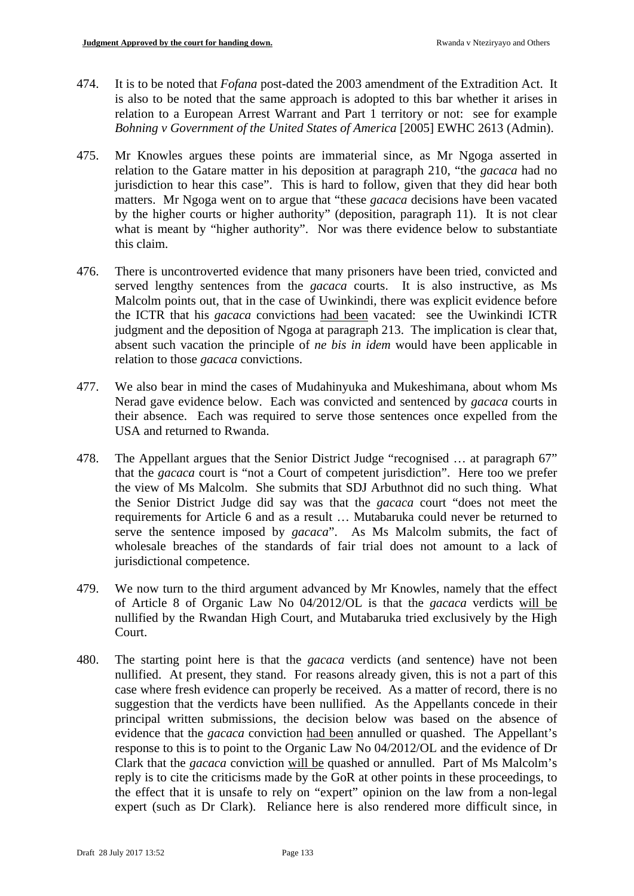474. It is to be noted that *Fofana* post-dated the 2003 amendment of the Extradition Act. It is also to be noted that the same approach is adopted to this bar whether it arises in relation to a European Arrest Warrant and Part 1 territory or not: see for example *Bohning v Government of the United States of America* [2005] EWHC 2613 (Admin).

475. Mr Knowles argues these points are immaterial since, as Mr Ngoga asserted in relation to the Gatare matter in his deposition at paragraph 210, "the *gacaca* had no jurisdiction to hear this case". This is hard to follow, given that they did hear both matters. Mr Ngoga went on to argue that "these *gacaca* decisions have been vacated by the higher courts or higher authority" (deposition, paragraph 11). It is not clear what is meant by "higher authority". Nor was there evidence below to substantiate this claim.

476. There is uncontroverted evidence that many prisoners have been tried, convicted and served lengthy sentences from the *gacaca* courts. It is also instructive, as Ms Malcolm points out, that in the case of Uwinkindi, there was explicit evidence before the ICTR that his *gacaca* convictions <u>had been</u> vacated: see the Uwinkindi ICTR judgment and the deposition of Ngoga at paragraph 213. The implication is clear that, absent such vacation the principle of *ne bis in idem* would have been applicable in relation to those *gacaca* convictions.

477. We also bear in mind the cases of Mudahinyuka and Mukeshimana, about whom Ms Nerad gave evidence below. Each was convicted and sentenced by *gacaca* courts in their absence. Each was required to serve those sentences once expelled from the USA and returned to Rwanda.

478. The Appellant argues that the Senior District Judge "recognised … at paragraph 67" that the *gacaca* court is "not a Court of competent jurisdiction". Here too we prefer the view of Ms Malcolm. She submits that SDJ Arbuthnot did no such thing. What the Senior District Judge did say was that the *gacaca* court "does not meet the requirements for Article 6 and as a result … Mutabaruka could never be returned to serve the sentence imposed by *gacaca*". As Ms Malcolm submits, the fact of wholesale breaches of the standards of fair trial does not amount to a lack of jurisdictional competence.

479. We now turn to the third argument advanced by Mr Knowles, namely that the effect of Article 8 of Organic Law No 04/2012/OL is that the *gacaca* verdicts <u>will be</u> nullified by the Rwandan High Court, and Mutabaruka tried exclusively by the High Court.

480. The starting point here is that the *gacaca* verdicts (and sentence) have not been nullified. At present, they stand. For reasons already given, this is not a part of this case where fresh evidence can properly be received. As a matter of record, there is no suggestion that the verdicts have been nullified. As the Appellants concede in their principal written submissions, the decision below was based on the absence of evidence that the *gacaca* conviction <u>had been</u> annulled or quashed. The Appellant's response to this is to point to the Organic Law No 04/2012/OL and the evidence of Dr Clark that the *gacaca* conviction <u>will be</u> quashed or annulled. Part of Ms Malcolm's reply is to cite the criticisms made by the GoR at other points in these proceedings, to the effect that it is unsafe to rely on "expert" opinion on the law from a non-legal expert (such as Dr Clark). Reliance here is also rendered more difficult since, in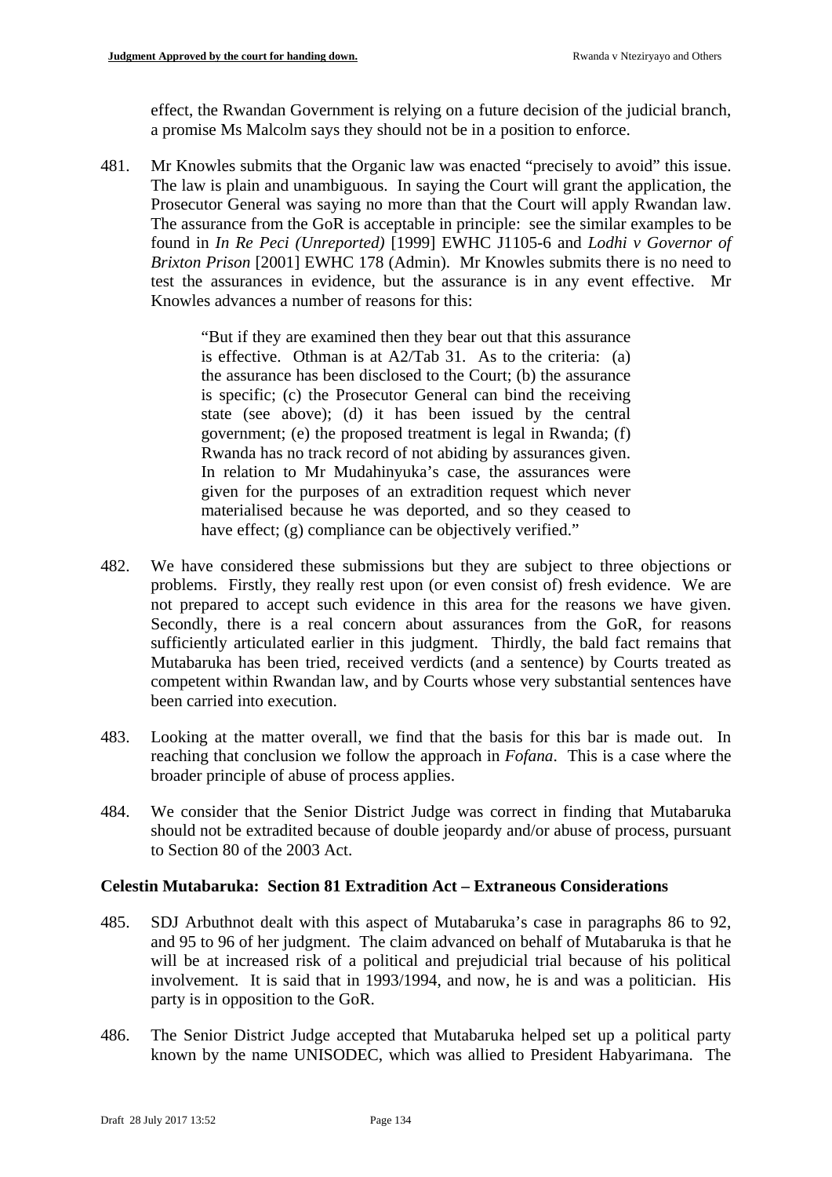effect, the Rwandan Government is relying on a future decision of the judicial branch, a promise Ms Malcolm says they should not be in a position to enforce.

481. Mr Knowles submits that the Organic law was enacted "precisely to avoid" this issue. The law is plain and unambiguous. In saying the Court will grant the application, the Prosecutor General was saying no more than that the Court will apply Rwandan law. The assurance from the GoR is acceptable in principle: see the similar examples to be found in *In Re Peci (Unreported)* [1999] EWHC J1105-6 and *Lodhi v Governor of Brixton Prison* [2001] EWHC 178 (Admin). Mr Knowles submits there is no need to test the assurances in evidence, but the assurance is in any event effective. Mr Knowles advances a number of reasons for this:

> "But if they are examined then they bear out that this assurance is effective. Othman is at A2/Tab 31. As to the criteria: (a) the assurance has been disclosed to the Court; (b) the assurance is specific; (c) the Prosecutor General can bind the receiving state (see above); (d) it has been issued by the central government; (e) the proposed treatment is legal in Rwanda; (f) Rwanda has no track record of not abiding by assurances given. In relation to Mr Mudahinyuka's case, the assurances were given for the purposes of an extradition request which never materialised because he was deported, and so they ceased to have effect; (g) compliance can be objectively verified."

482. We have considered these submissions but they are subject to three objections or problems. Firstly, they really rest upon (or even consist of) fresh evidence. We are not prepared to accept such evidence in this area for the reasons we have given. Secondly, there is a real concern about assurances from the GoR, for reasons sufficiently articulated earlier in this judgment. Thirdly, the bald fact remains that Mutabaruka has been tried, received verdicts (and a sentence) by Courts treated as competent within Rwandan law, and by Courts whose very substantial sentences have been carried into execution.

483. Looking at the matter overall, we find that the basis for this bar is made out. In reaching that conclusion we follow the approach in *Fofana*. This is a case where the broader principle of abuse of process applies.

484. We consider that the Senior District Judge was correct in finding that Mutabaruka should not be extradited because of double jeopardy and/or abuse of process, pursuant to Section 80 of the 2003 Act.

### Celestin Mutabaruka: Section 81 Extradition Act – Extraneous Considerations

485. SDJ Arbuthnot dealt with this aspect of Mutabaruka's case in paragraphs 86 to 92, and 95 to 96 of her judgment. The claim advanced on behalf of Mutabaruka is that he will be at increased risk of a political and prejudicial trial because of his political involvement. It is said that in 1993/1994, and now, he is and was a politician. His party is in opposition to the GoR.

486. The Senior District Judge accepted that Mutabaruka helped set up a political party known by the name UNISODEC, which was allied to President Habyarimana. The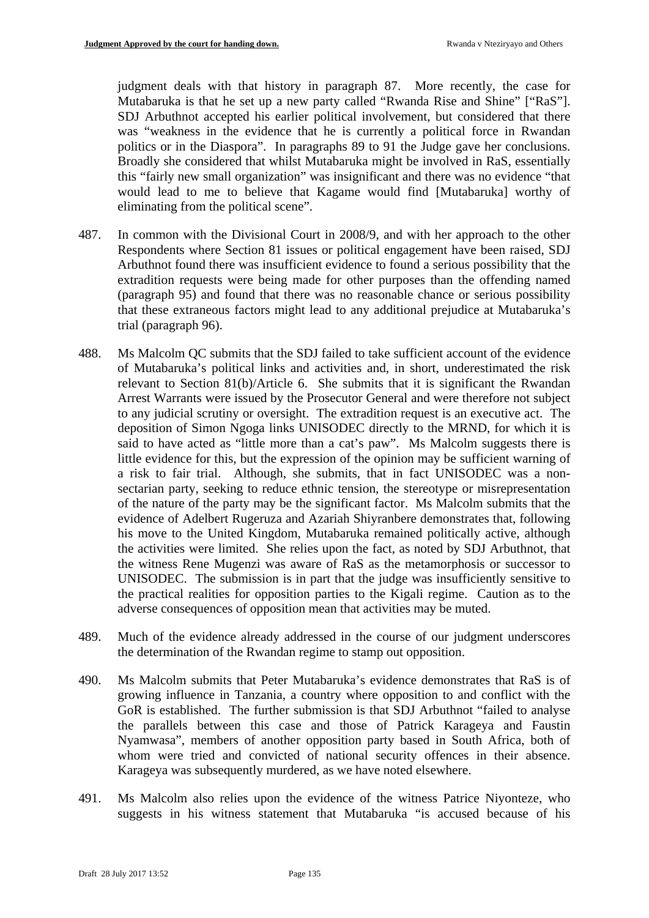judgment deals with that history in paragraph 87. More recently, the case for Mutabaruka is that he set up a new party called "Rwanda Rise and Shine" ["RaS"]. SDJ Arbuthnot accepted his earlier political involvement, but considered that there was "weakness in the evidence that he is currently a political force in Rwandan politics or in the Diaspora". In paragraphs 89 to 91 the Judge gave her conclusions. Broadly she considered that whilst Mutabaruka might be involved in RaS, essentially this "fairly new small organization" was insignificant and there was no evidence "that would lead to me to believe that Kagame would find [Mutabaruka] worthy of eliminating from the political scene".

487. In common with the Divisional Court in 2008/9, and with her approach to the other Respondents where Section 81 issues or political engagement have been raised, SDJ Arbuthnot found there was insufficient evidence to found a serious possibility that the extradition requests were being made for other purposes than the offending named (paragraph 95) and found that there was no reasonable chance or serious possibility that these extraneous factors might lead to any additional prejudice at Mutabaruka's trial (paragraph 96).

488. Ms Malcolm QC submits that the SDJ failed to take sufficient account of the evidence of Mutabaruka's political links and activities and, in short, underestimated the risk relevant to Section 81(b)/Article 6. She submits that it is significant the Rwandan Arrest Warrants were issued by the Prosecutor General and were therefore not subject to any judicial scrutiny or oversight. The extradition request is an executive act. The deposition of Simon Ngoga links UNISODEC directly to the MRND, for which it is said to have acted as "little more than a cat's paw". Ms Malcolm suggests there is little evidence for this, but the expression of the opinion may be sufficient warning of a risk to fair trial. Although, she submits, that in fact UNISODEC was a non-sectarian party, seeking to reduce ethnic tension, the stereotype or misrepresentation of the nature of the party may be the significant factor. Ms Malcolm submits that the evidence of Adelbert Rugeruza and Azariah Shiyranbere demonstrates that, following his move to the United Kingdom, Mutabaruka remained politically active, although the activities were limited. She relies upon the fact, as noted by SDJ Arbuthnot, that the witness Rene Mugenzi was aware of RaS as the metamorphosis or successor to UNISODEC. The submission is in part that the judge was insufficiently sensitive to the practical realities for opposition parties to the Kigali regime. Caution as to the adverse consequences of opposition mean that activities may be muted.

489. Much of the evidence already addressed in the course of our judgment underscores the determination of the Rwandan regime to stamp out opposition.

490. Ms Malcolm submits that Peter Mutabaruka's evidence demonstrates that RaS is of growing influence in Tanzania, a country where opposition to and conflict with the GoR is established. The further submission is that SDJ Arbuthnot "failed to analyse the parallels between this case and those of Patrick Karageya and Faustin Nyamwasa", members of another opposition party based in South Africa, both of whom were tried and convicted of national security offences in their absence. Karageya was subsequently murdered, as we have noted elsewhere.

491. Ms Malcolm also relies upon the evidence of the witness Patrice Niyonteze, who suggests in his witness statement that Mutabaruka "is accused because of his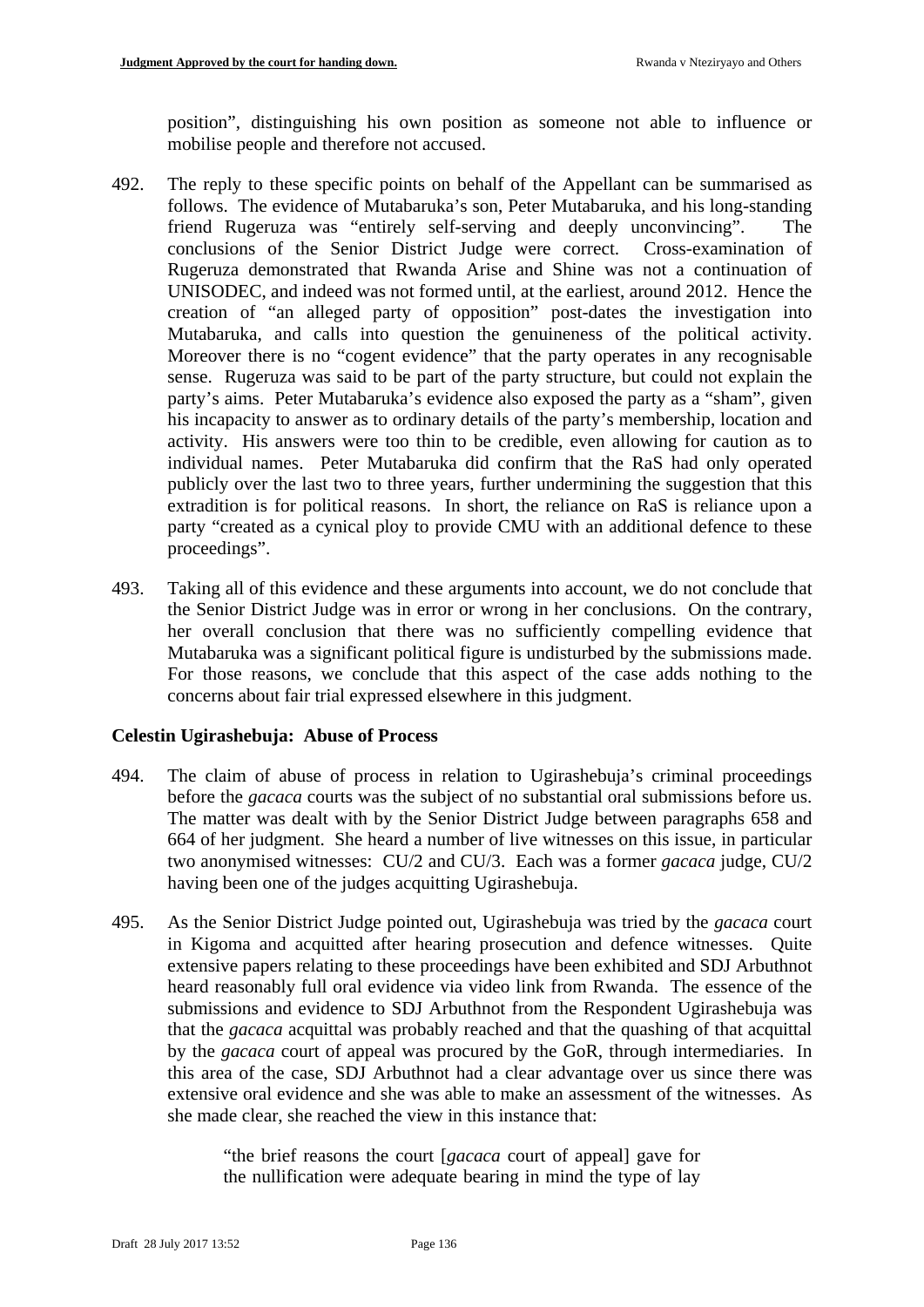position", distinguishing his own position as someone not able to influence or mobilise people and therefore not accused.

492. The reply to these specific points on behalf of the Appellant can be summarised as follows. The evidence of Mutabaruka's son, Peter Mutabaruka, and his long-standing friend Rugeruza was "entirely self-serving and deeply unconvincing". The conclusions of the Senior District Judge were correct. Cross-examination of Rugeruza demonstrated that Rwanda Arise and Shine was not a continuation of UNISODEC, and indeed was not formed until, at the earliest, around 2012. Hence the creation of "an alleged party of opposition" post-dates the investigation into Mutabaruka, and calls into question the genuineness of the political activity. Moreover there is no "cogent evidence" that the party operates in any recognisable sense. Rugeruza was said to be part of the party structure, but could not explain the party's aims. Peter Mutabaruka's evidence also exposed the party as a "sham", given his incapacity to answer as to ordinary details of the party's membership, location and activity. His answers were too thin to be credible, even allowing for caution as to individual names. Peter Mutabaruka did confirm that the RaS had only operated publicly over the last two to three years, further undermining the suggestion that this extradition is for political reasons. In short, the reliance on RaS is reliance upon a party "created as a cynical ploy to provide CMU with an additional defence to these proceedings".

493. Taking all of this evidence and these arguments into account, we do not conclude that the Senior District Judge was in error or wrong in her conclusions. On the contrary, her overall conclusion that there was no sufficiently compelling evidence that Mutabaruka was a significant political figure is undisturbed by the submissions made. For those reasons, we conclude that this aspect of the case adds nothing to the concerns about fair trial expressed elsewhere in this judgment.

**Celestin Ugirashebuja: Abuse of Process**

494. The claim of abuse of process in relation to Ugirashebuja's criminal proceedings before the *gacaca* courts was the subject of no substantial oral submissions before us. The matter was dealt with by the Senior District Judge between paragraphs 658 and 664 of her judgment. She heard a number of live witnesses on this issue, in particular two anonymised witnesses: CU/2 and CU/3. Each was a former *gacaca* judge, CU/2 having been one of the judges acquitting Ugirashebuja.

495. As the Senior District Judge pointed out, Ugirashebuja was tried by the *gacaca* court in Kigoma and acquitted after hearing prosecution and defence witnesses. Quite extensive papers relating to these proceedings have been exhibited and SDJ Arbuthnot heard reasonably full oral evidence via video link from Rwanda. The essence of the submissions and evidence to SDJ Arbuthnot from the Respondent Ugirashebuja was that the *gacaca* acquittal was probably reached and that the quashing of that acquittal by the *gacaca* court of appeal was procured by the GoR, through intermediaries. In this area of the case, SDJ Arbuthnot had a clear advantage over us since there was extensive oral evidence and she was able to make an assessment of the witnesses. As she made clear, she reached the view in this instance that:

> "the brief reasons the court [*gacaca* court of appeal] gave for the nullification were adequate bearing in mind the type of lay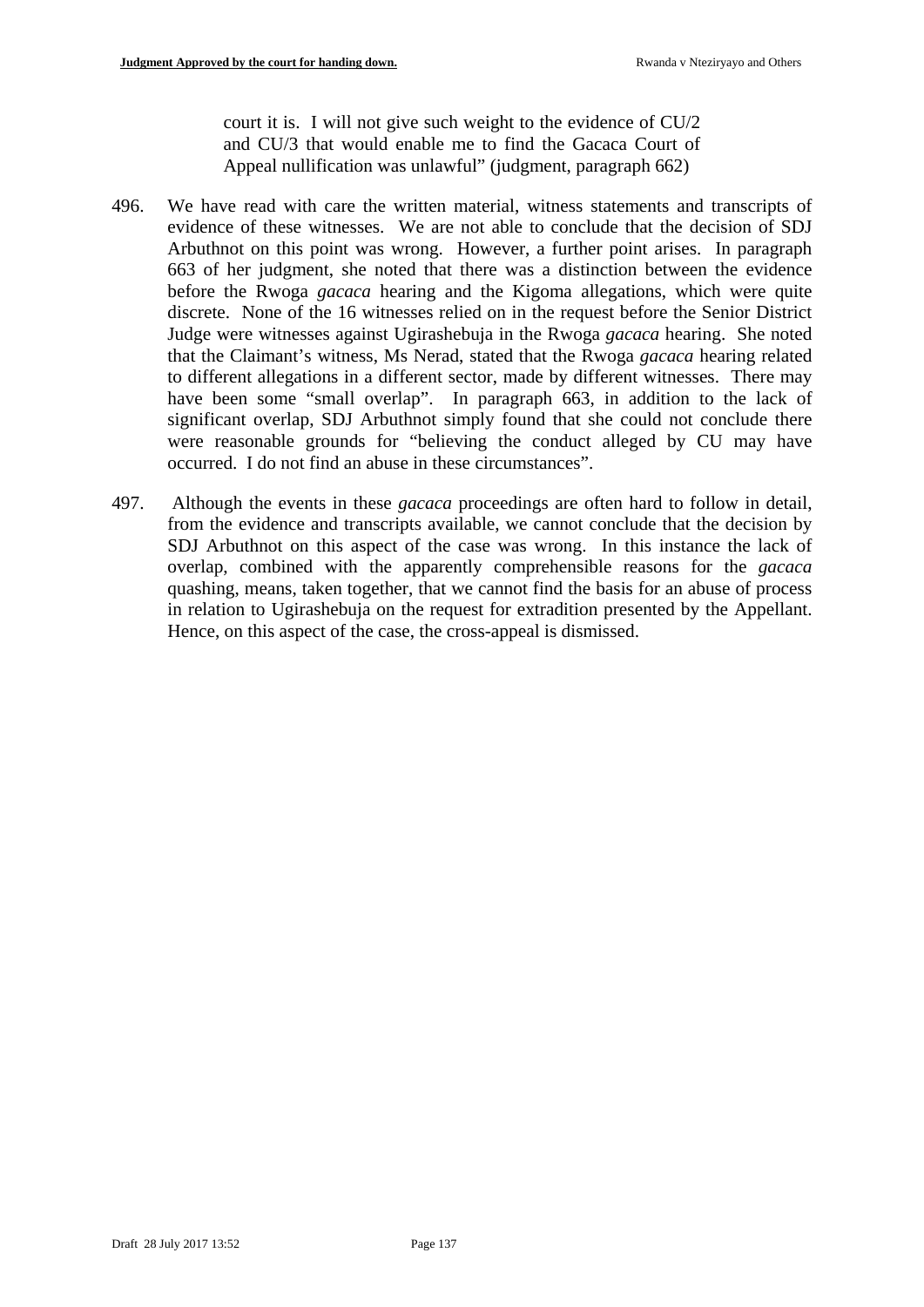> court it is. I will not give such weight to the evidence of CU/2 and CU/3 that would enable me to find the Gacaca Court of Appeal nullification was unlawful" (judgment, paragraph 662)

496. We have read with care the written material, witness statements and transcripts of evidence of these witnesses. We are not able to conclude that the decision of SDJ Arbuthnot on this point was wrong. However, a further point arises. In paragraph 663 of her judgment, she noted that there was a distinction between the evidence before the Rwoga *gacaca* hearing and the Kigoma allegations, which were quite discrete. None of the 16 witnesses relied on in the request before the Senior District Judge were witnesses against Ugirashebuja in the Rwoga *gacaca* hearing. She noted that the Claimant's witness, Ms Nerad, stated that the Rwoga *gacaca* hearing related to different allegations in a different sector, made by different witnesses. There may have been some "small overlap". In paragraph 663, in addition to the lack of significant overlap, SDJ Arbuthnot simply found that she could not conclude there were reasonable grounds for "believing the conduct alleged by CU may have occurred. I do not find an abuse in these circumstances".

497. Although the events in these *gacaca* proceedings are often hard to follow in detail, from the evidence and transcripts available, we cannot conclude that the decision by SDJ Arbuthnot on this aspect of the case was wrong. In this instance the lack of overlap, combined with the apparently comprehensible reasons for the *gacaca* quashing, means, taken together, that we cannot find the basis for an abuse of process in relation to Ugirashebuja on the request for extradition presented by the Appellant. Hence, on this aspect of the case, the cross-appeal is dismissed.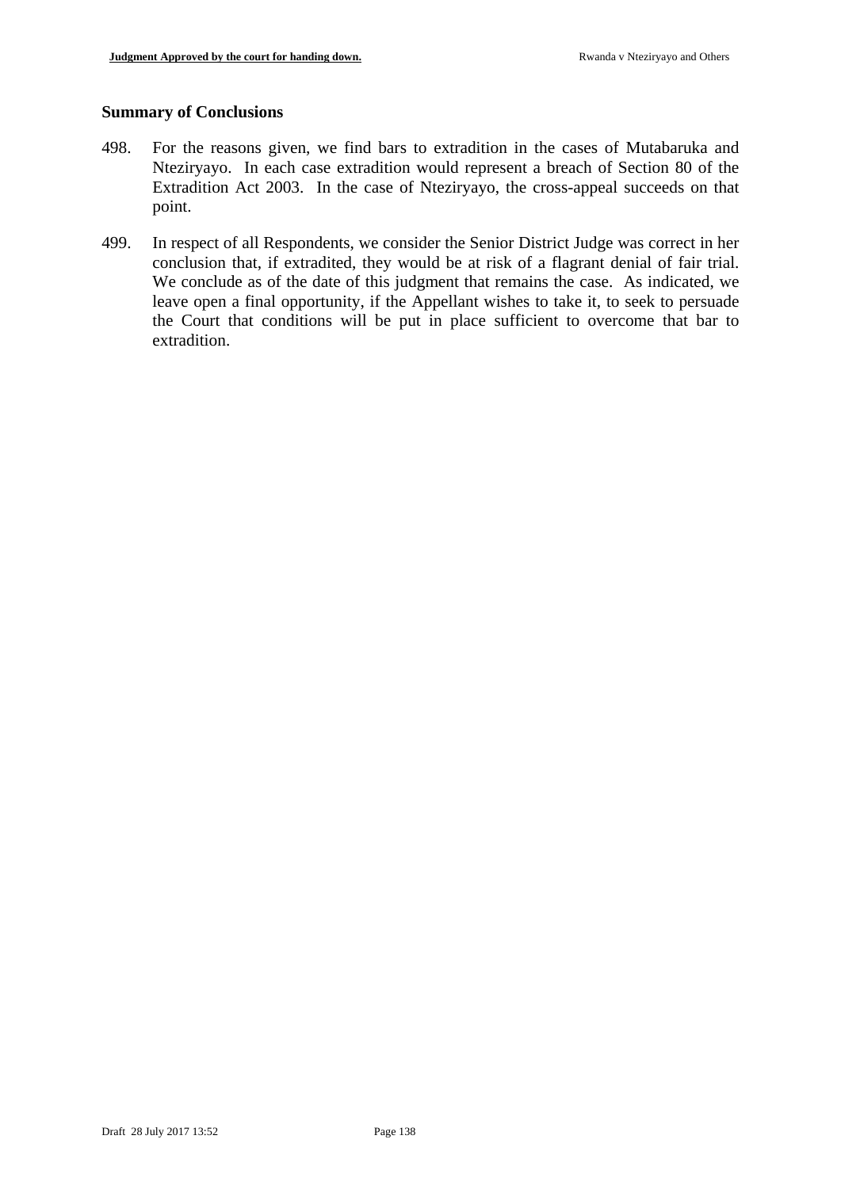## Summary of Conclusions

498. For the reasons given, we find bars to extradition in the cases of Mutabaruka and Nteziryayo. In each case extradition would represent a breach of Section 80 of the Extradition Act 2003. In the case of Nteziryayo, the cross-appeal succeeds on that point.

499. In respect of all Respondents, we consider the Senior District Judge was correct in her conclusion that, if extradited, they would be at risk of a flagrant denial of fair trial. We conclude as of the date of this judgment that remains the case. As indicated, we leave open a final opportunity, if the Appellant wishes to take it, to seek to persuade the Court that conditions will be put in place sufficient to overcome that bar to extradition.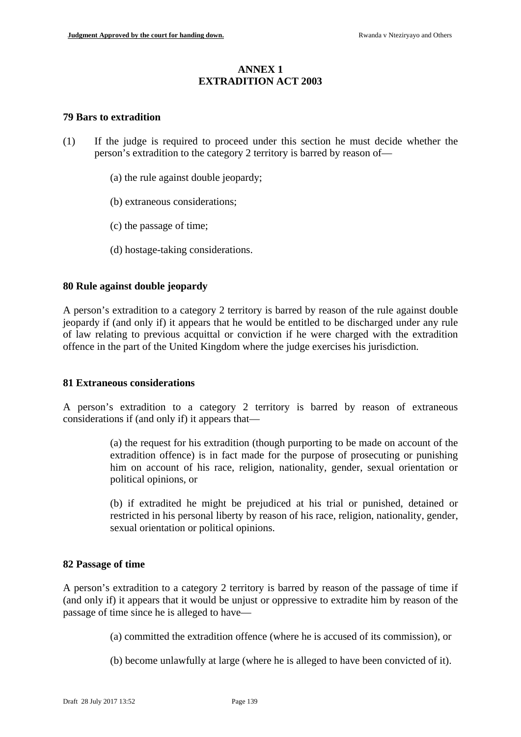# ANNEX 1
# EXTRADITION ACT 2003

### 79 Bars to extradition

(1) If the judge is required to proceed under this section he must decide whether the person's extradition to the category 2 territory is barred by reason of—

(a) the rule against double jeopardy;

(b) extraneous considerations;

(c) the passage of time;

(d) hostage-taking considerations.

### 80 Rule against double jeopardy

A person's extradition to a category 2 territory is barred by reason of the rule against double jeopardy if (and only if) it appears that he would be entitled to be discharged under any rule of law relating to previous acquittal or conviction if he were charged with the extradition offence in the part of the United Kingdom where the judge exercises his jurisdiction.

### 81 Extraneous considerations

A person's extradition to a category 2 territory is barred by reason of extraneous considerations if (and only if) it appears that—

(a) the request for his extradition (though purporting to be made on account of the extradition offence) is in fact made for the purpose of prosecuting or punishing him on account of his race, religion, nationality, gender, sexual orientation or political opinions, or

(b) if extradited he might be prejudiced at his trial or punished, detained or restricted in his personal liberty by reason of his race, religion, nationality, gender, sexual orientation or political opinions.

### 82 Passage of time

A person's extradition to a category 2 territory is barred by reason of the passage of time if (and only if) it appears that it would be unjust or oppressive to extradite him by reason of the passage of time since he is alleged to have—

(a) committed the extradition offence (where he is accused of its commission), or

(b) become unlawfully at large (where he is alleged to have been convicted of it).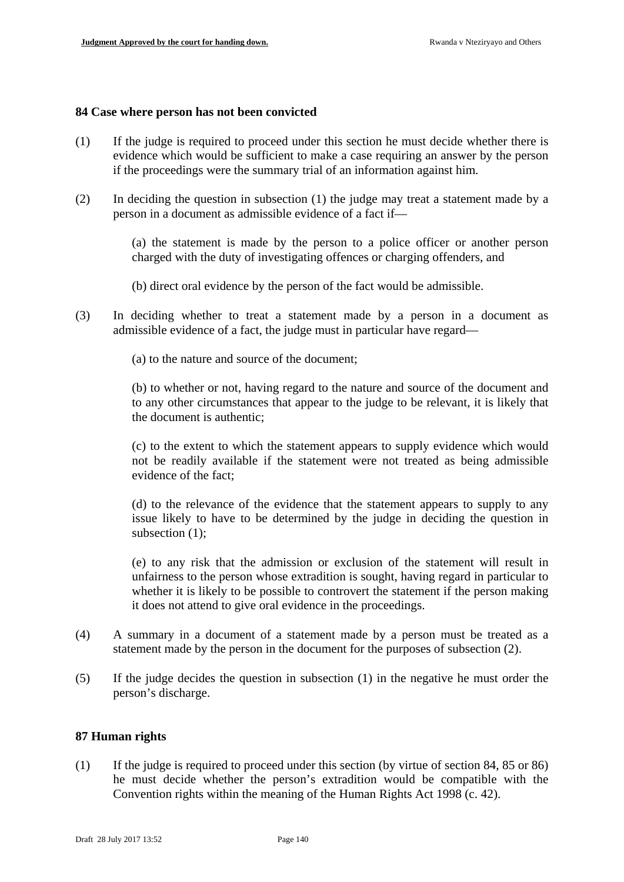**84 Case where person has not been convicted**

(1) If the judge is required to proceed under this section he must decide whether there is evidence which would be sufficient to make a case requiring an answer by the person if the proceedings were the summary trial of an information against him.

(2) In deciding the question in subsection (1) the judge may treat a statement made by a person in a document as admissible evidence of a fact if—

(a) the statement is made by the person to a police officer or another person charged with the duty of investigating offences or charging offenders, and

(b) direct oral evidence by the person of the fact would be admissible.

(3) In deciding whether to treat a statement made by a person in a document as admissible evidence of a fact, the judge must in particular have regard—

(a) to the nature and source of the document;

(b) to whether or not, having regard to the nature and source of the document and to any other circumstances that appear to the judge to be relevant, it is likely that the document is authentic;

(c) to the extent to which the statement appears to supply evidence which would not be readily available if the statement were not treated as being admissible evidence of the fact;

(d) to the relevance of the evidence that the statement appears to supply to any issue likely to have to be determined by the judge in deciding the question in subsection (1);

(e) to any risk that the admission or exclusion of the statement will result in unfairness to the person whose extradition is sought, having regard in particular to whether it is likely to be possible to controvert the statement if the person making it does not attend to give oral evidence in the proceedings.

(4) A summary in a document of a statement made by a person must be treated as a statement made by the person in the document for the purposes of subsection (2).

(5) If the judge decides the question in subsection (1) in the negative he must order the person's discharge.

**87 Human rights**

(1) If the judge is required to proceed under this section (by virtue of section 84, 85 or 86) he must decide whether the person's extradition would be compatible with the Convention rights within the meaning of the Human Rights Act 1998 (c. 42).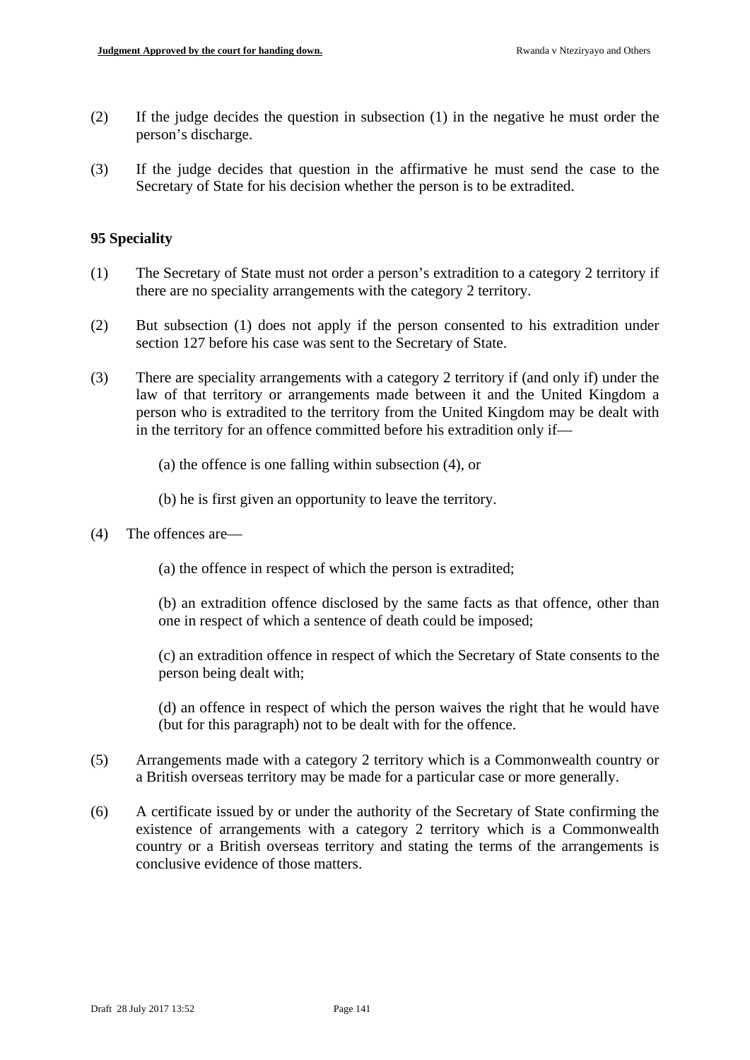(2) If the judge decides the question in subsection (1) in the negative he must order the person's discharge.

(3) If the judge decides that question in the affirmative he must send the case to the Secretary of State for his decision whether the person is to be extradited.

**95 Speciality**

(1) The Secretary of State must not order a person's extradition to a category 2 territory if there are no speciality arrangements with the category 2 territory.

(2) But subsection (1) does not apply if the person consented to his extradition under section 127 before his case was sent to the Secretary of State.

(3) There are speciality arrangements with a category 2 territory if (and only if) under the law of that territory or arrangements made between it and the United Kingdom a person who is extradited to the territory from the United Kingdom may be dealt with in the territory for an offence committed before his extradition only if—

(a) the offence is one falling within subsection (4), or

(b) he is first given an opportunity to leave the territory.

(4) The offences are—

(a) the offence in respect of which the person is extradited;

(b) an extradition offence disclosed by the same facts as that offence, other than one in respect of which a sentence of death could be imposed;

(c) an extradition offence in respect of which the Secretary of State consents to the person being dealt with;

(d) an offence in respect of which the person waives the right that he would have (but for this paragraph) not to be dealt with for the offence.

(5) Arrangements made with a category 2 territory which is a Commonwealth country or a British overseas territory may be made for a particular case or more generally.

(6) A certificate issued by or under the authority of the Secretary of State confirming the existence of arrangements with a category 2 territory which is a Commonwealth country or a British overseas territory and stating the terms of the arrangements is conclusive evidence of those matters.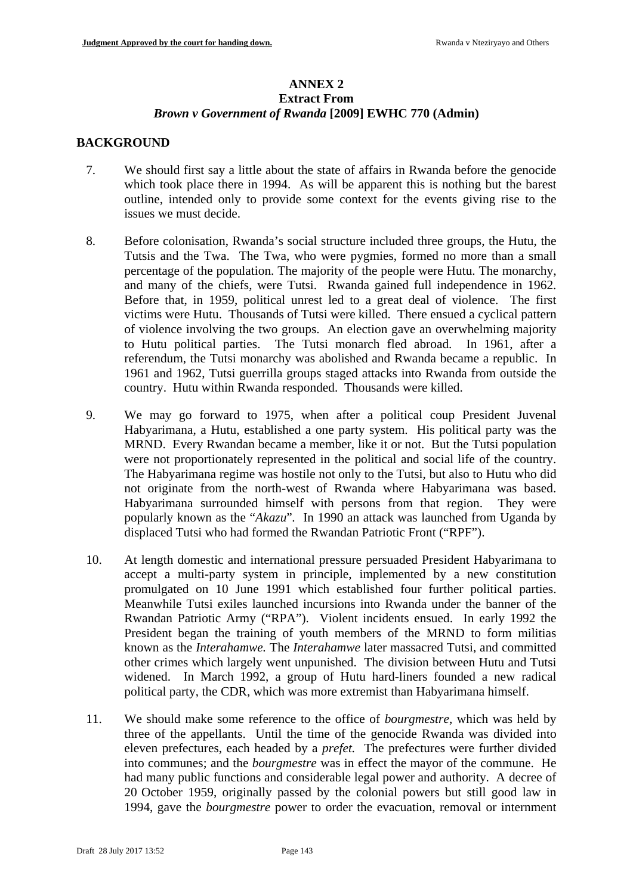**ANNEX 2**
**Extract From**
***Brown v Government of Rwanda* [2009] EWHC 770 (Admin)**

## BACKGROUND

7. We should first say a little about the state of affairs in Rwanda before the genocide which took place there in 1994. As will be apparent this is nothing but the barest outline, intended only to provide some context for the events giving rise to the issues we must decide.

8. Before colonisation, Rwanda's social structure included three groups, the Hutu, the Tutsis and the Twa. The Twa, who were pygmies, formed no more than a small percentage of the population. The majority of the people were Hutu. The monarchy, and many of the chiefs, were Tutsi. Rwanda gained full independence in 1962. Before that, in 1959, political unrest led to a great deal of violence. The first victims were Hutu. Thousands of Tutsi were killed. There ensued a cyclical pattern of violence involving the two groups. An election gave an overwhelming majority to Hutu political parties. The Tutsi monarch fled abroad. In 1961, after a referendum, the Tutsi monarchy was abolished and Rwanda became a republic. In 1961 and 1962, Tutsi guerrilla groups staged attacks into Rwanda from outside the country. Hutu within Rwanda responded. Thousands were killed.

9. We may go forward to 1975, when after a political coup President Juvenal Habyarimana, a Hutu, established a one party system. His political party was the MRND. Every Rwandan became a member, like it or not. But the Tutsi population were not proportionately represented in the political and social life of the country. The Habyarimana regime was hostile not only to the Tutsi, but also to Hutu who did not originate from the north-west of Rwanda where Habyarimana was based. Habyarimana surrounded himself with persons from that region. They were popularly known as the "*Akazu*". In 1990 an attack was launched from Uganda by displaced Tutsi who had formed the Rwandan Patriotic Front ("RPF").

10. At length domestic and international pressure persuaded President Habyarimana to accept a multi-party system in principle, implemented by a new constitution promulgated on 10 June 1991 which established four further political parties. Meanwhile Tutsi exiles launched incursions into Rwanda under the banner of the Rwandan Patriotic Army ("RPA"). Violent incidents ensued. In early 1992 the President began the training of youth members of the MRND to form militias known as the *Interahamwe.* The *Interahamwe* later massacred Tutsi, and committed other crimes which largely went unpunished. The division between Hutu and Tutsi widened. In March 1992, a group of Hutu hard-liners founded a new radical political party, the CDR, which was more extremist than Habyarimana himself.

11. We should make some reference to the office of *bourgmestre*, which was held by three of the appellants. Until the time of the genocide Rwanda was divided into eleven prefectures, each headed by a *prefet.* The prefectures were further divided into communes; and the *bourgmestre* was in effect the mayor of the commune. He had many public functions and considerable legal power and authority. A decree of 20 October 1959, originally passed by the colonial powers but still good law in 1994, gave the *bourgmestre* power to order the evacuation, removal or internment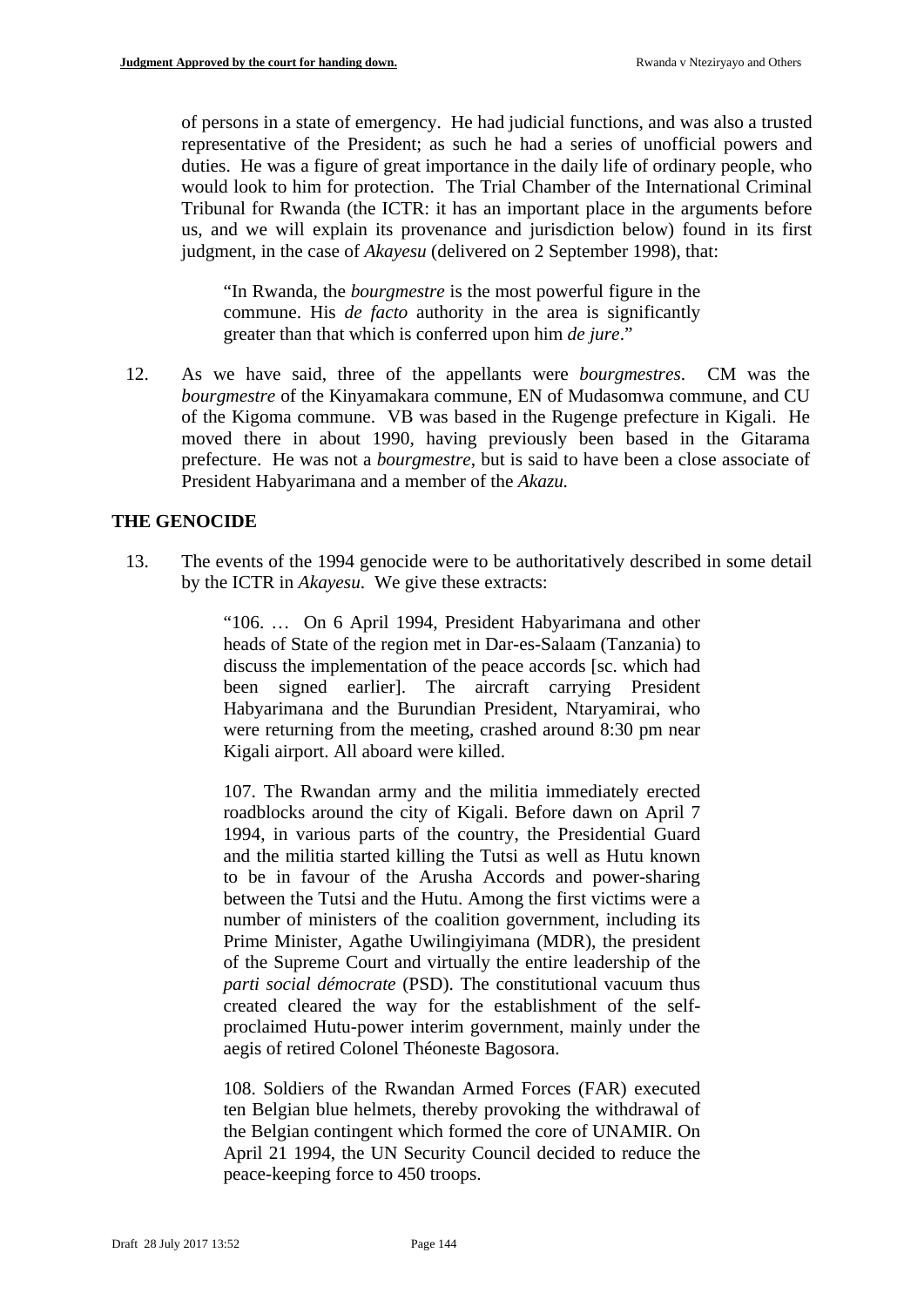of persons in a state of emergency. He had judicial functions, and was also a trusted representative of the President; as such he had a series of unofficial powers and duties. He was a figure of great importance in the daily life of ordinary people, who would look to him for protection. The Trial Chamber of the International Criminal Tribunal for Rwanda (the ICTR: it has an important place in the arguments before us, and we will explain its provenance and jurisdiction below) found in its first judgment, in the case of *Akayesu* (delivered on 2 September 1998), that:

> "In Rwanda, the *bourgmestre* is the most powerful figure in the commune. His *de facto* authority in the area is significantly greater than that which is conferred upon him *de jure*."

12. As we have said, three of the appellants were *bourgmestres*. CM was the *bourgmestre* of the Kinyamakara commune, EN of Mudasomwa commune, and CU of the Kigoma commune. VB was based in the Rugenge prefecture in Kigali. He moved there in about 1990, having previously been based in the Gitarama prefecture. He was not a *bourgmestre*, but is said to have been a close associate of President Habyarimana and a member of the *Akazu.*

## THE GENOCIDE

13. The events of the 1994 genocide were to be authoritatively described in some detail by the ICTR in *Akayesu*. We give these extracts:

> "106. … On 6 April 1994, President Habyarimana and other heads of State of the region met in Dar-es-Salaam (Tanzania) to discuss the implementation of the peace accords [sc. which had been signed earlier]. The aircraft carrying President Habyarimana and the Burundian President, Ntaryamirai, who were returning from the meeting, crashed around 8:30 pm near Kigali airport. All aboard were killed.
>
> 107. The Rwandan army and the militia immediately erected roadblocks around the city of Kigali. Before dawn on April 7 1994, in various parts of the country, the Presidential Guard and the militia started killing the Tutsi as well as Hutu known to be in favour of the Arusha Accords and power-sharing between the Tutsi and the Hutu. Among the first victims were a number of ministers of the coalition government, including its Prime Minister, Agathe Uwilingiyimana (MDR), the president of the Supreme Court and virtually the entire leadership of the *parti social démocrate* (PSD). The constitutional vacuum thus created cleared the way for the establishment of the self-proclaimed Hutu-power interim government, mainly under the aegis of retired Colonel Théoneste Bagosora.
>
> 108. Soldiers of the Rwandan Armed Forces (FAR) executed ten Belgian blue helmets, thereby provoking the withdrawal of the Belgian contingent which formed the core of UNAMIR. On April 21 1994, the UN Security Council decided to reduce the peace-keeping force to 450 troops.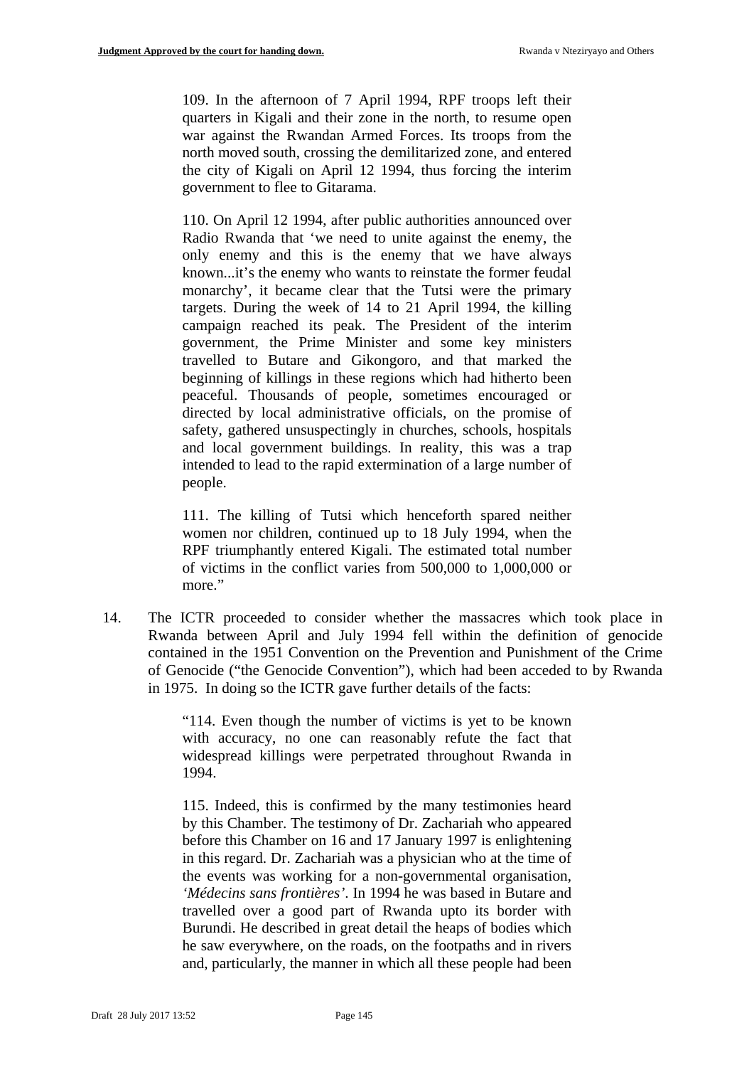> 109. In the afternoon of 7 April 1994, RPF troops left their quarters in Kigali and their zone in the north, to resume open war against the Rwandan Armed Forces. Its troops from the north moved south, crossing the demilitarized zone, and entered the city of Kigali on April 12 1994, thus forcing the interim government to flee to Gitarama.
>
> 110. On April 12 1994, after public authorities announced over Radio Rwanda that 'we need to unite against the enemy, the only enemy and this is the enemy that we have always known...it's the enemy who wants to reinstate the former feudal monarchy', it became clear that the Tutsi were the primary targets. During the week of 14 to 21 April 1994, the killing campaign reached its peak. The President of the interim government, the Prime Minister and some key ministers travelled to Butare and Gikongoro, and that marked the beginning of killings in these regions which had hitherto been peaceful. Thousands of people, sometimes encouraged or directed by local administrative officials, on the promise of safety, gathered unsuspectingly in churches, schools, hospitals and local government buildings. In reality, this was a trap intended to lead to the rapid extermination of a large number of people.
>
> 111. The killing of Tutsi which henceforth spared neither women nor children, continued up to 18 July 1994, when the RPF triumphantly entered Kigali. The estimated total number of victims in the conflict varies from 500,000 to 1,000,000 or more."

14. The ICTR proceeded to consider whether the massacres which took place in Rwanda between April and July 1994 fell within the definition of genocide contained in the 1951 Convention on the Prevention and Punishment of the Crime of Genocide ("the Genocide Convention"), which had been acceded to by Rwanda in 1975. In doing so the ICTR gave further details of the facts:

> "114. Even though the number of victims is yet to be known with accuracy, no one can reasonably refute the fact that widespread killings were perpetrated throughout Rwanda in 1994.
>
> 115. Indeed, this is confirmed by the many testimonies heard by this Chamber. The testimony of Dr. Zachariah who appeared before this Chamber on 16 and 17 January 1997 is enlightening in this regard. Dr. Zachariah was a physician who at the time of the events was working for a non-governmental organisation, *'Médecins sans frontières'*. In 1994 he was based in Butare and travelled over a good part of Rwanda upto its border with Burundi. He described in great detail the heaps of bodies which he saw everywhere, on the roads, on the footpaths and in rivers and, particularly, the manner in which all these people had been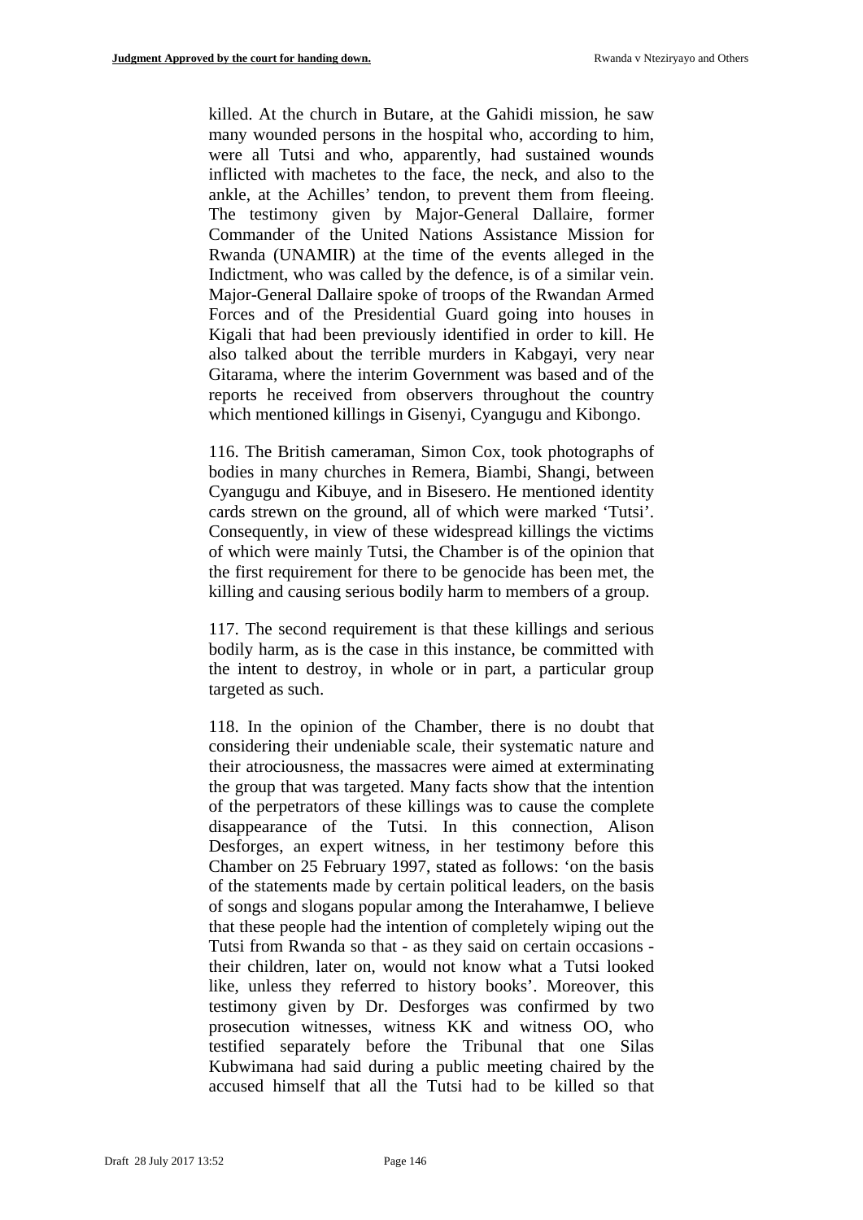killed. At the church in Butare, at the Gahidi mission, he saw many wounded persons in the hospital who, according to him, were all Tutsi and who, apparently, had sustained wounds inflicted with machetes to the face, the neck, and also to the ankle, at the Achilles' tendon, to prevent them from fleeing. The testimony given by Major-General Dallaire, former Commander of the United Nations Assistance Mission for Rwanda (UNAMIR) at the time of the events alleged in the Indictment, who was called by the defence, is of a similar vein. Major-General Dallaire spoke of troops of the Rwandan Armed Forces and of the Presidential Guard going into houses in Kigali that had been previously identified in order to kill. He also talked about the terrible murders in Kabgayi, very near Gitarama, where the interim Government was based and of the reports he received from observers throughout the country which mentioned killings in Gisenyi, Cyangugu and Kibongo.

116. The British cameraman, Simon Cox, took photographs of bodies in many churches in Remera, Biambi, Shangi, between Cyangugu and Kibuye, and in Bisesero. He mentioned identity cards strewn on the ground, all of which were marked 'Tutsi'. Consequently, in view of these widespread killings the victims of which were mainly Tutsi, the Chamber is of the opinion that the first requirement for there to be genocide has been met, the killing and causing serious bodily harm to members of a group.

117. The second requirement is that these killings and serious bodily harm, as is the case in this instance, be committed with the intent to destroy, in whole or in part, a particular group targeted as such.

118. In the opinion of the Chamber, there is no doubt that considering their undeniable scale, their systematic nature and their atrociousness, the massacres were aimed at exterminating the group that was targeted. Many facts show that the intention of the perpetrators of these killings was to cause the complete disappearance of the Tutsi. In this connection, Alison Desforges, an expert witness, in her testimony before this Chamber on 25 February 1997, stated as follows: 'on the basis of the statements made by certain political leaders, on the basis of songs and slogans popular among the Interahamwe, I believe that these people had the intention of completely wiping out the Tutsi from Rwanda so that - as they said on certain occasions - their children, later on, would not know what a Tutsi looked like, unless they referred to history books'. Moreover, this testimony given by Dr. Desforges was confirmed by two prosecution witnesses, witness KK and witness OO, who testified separately before the Tribunal that one Silas Kubwimana had said during a public meeting chaired by the accused himself that all the Tutsi had to be killed so that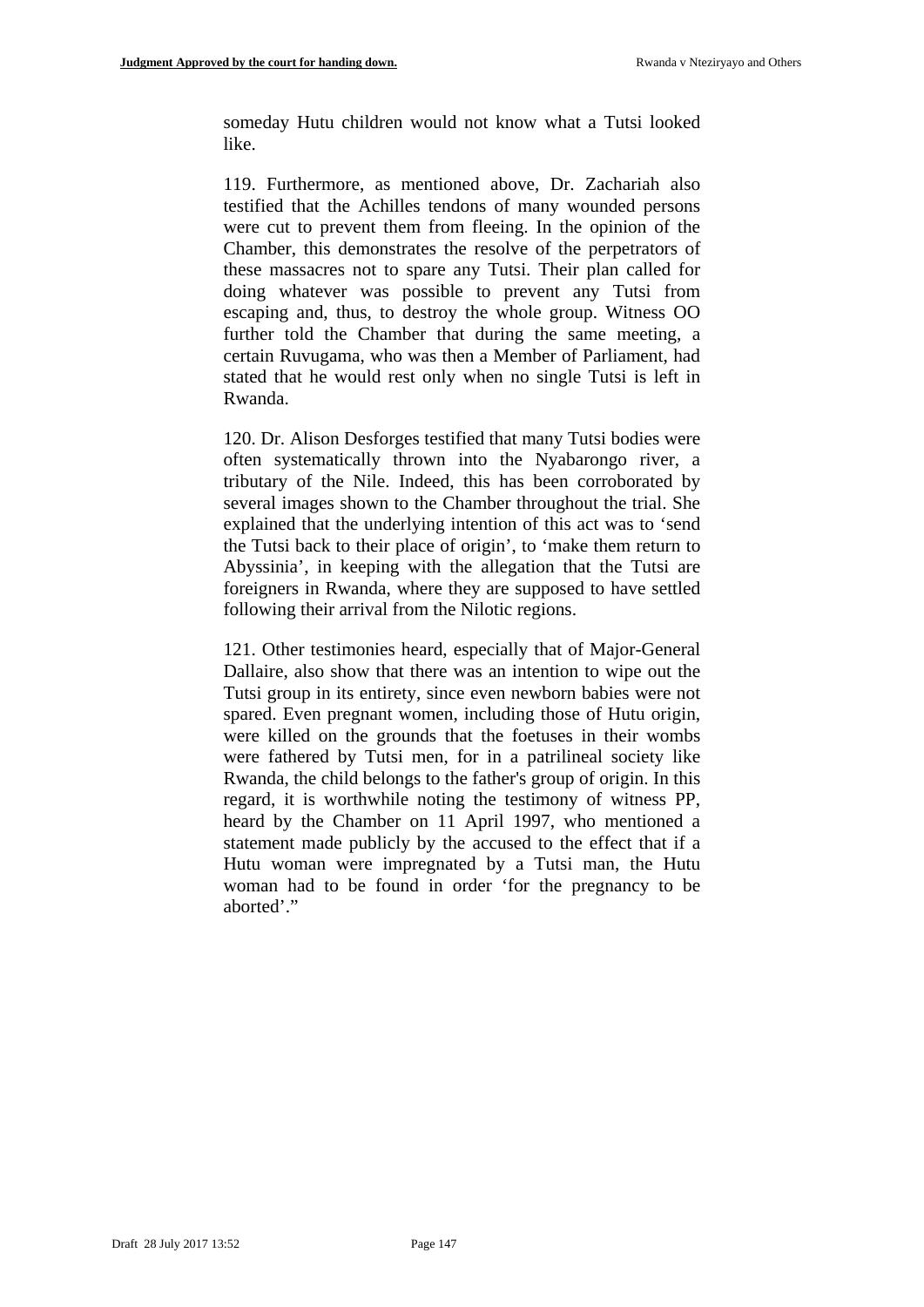someday Hutu children would not know what a Tutsi looked like.

119. Furthermore, as mentioned above, Dr. Zachariah also testified that the Achilles tendons of many wounded persons were cut to prevent them from fleeing. In the opinion of the Chamber, this demonstrates the resolve of the perpetrators of these massacres not to spare any Tutsi. Their plan called for doing whatever was possible to prevent any Tutsi from escaping and, thus, to destroy the whole group. Witness OO further told the Chamber that during the same meeting, a certain Ruvugama, who was then a Member of Parliament, had stated that he would rest only when no single Tutsi is left in Rwanda.

120. Dr. Alison Desforges testified that many Tutsi bodies were often systematically thrown into the Nyabarongo river, a tributary of the Nile. Indeed, this has been corroborated by several images shown to the Chamber throughout the trial. She explained that the underlying intention of this act was to 'send the Tutsi back to their place of origin', to 'make them return to Abyssinia', in keeping with the allegation that the Tutsi are foreigners in Rwanda, where they are supposed to have settled following their arrival from the Nilotic regions.

121. Other testimonies heard, especially that of Major-General Dallaire, also show that there was an intention to wipe out the Tutsi group in its entirety, since even newborn babies were not spared. Even pregnant women, including those of Hutu origin, were killed on the grounds that the foetuses in their wombs were fathered by Tutsi men, for in a patrilineal society like Rwanda, the child belongs to the father's group of origin. In this regard, it is worthwhile noting the testimony of witness PP, heard by the Chamber on 11 April 1997, who mentioned a statement made publicly by the accused to the effect that if a Hutu woman were impregnated by a Tutsi man, the Hutu woman had to be found in order 'for the pregnancy to be aborted'."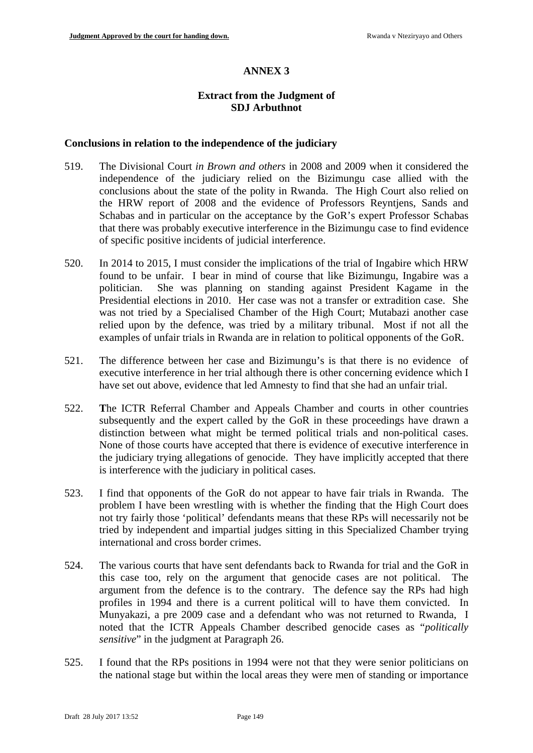**ANNEX 3**

**Extract from the Judgment of SDJ Arbuthnot**

**Conclusions in relation to the independence of the judiciary**

519. The Divisional Court *in Brown and others* in 2008 and 2009 when it considered the independence of the judiciary relied on the Bizimungu case allied with the conclusions about the state of the polity in Rwanda. The High Court also relied on the HRW report of 2008 and the evidence of Professors Reyntjens, Sands and Schabas and in particular on the acceptance by the GoR's expert Professor Schabas that there was probably executive interference in the Bizimungu case to find evidence of specific positive incidents of judicial interference.

520. In 2014 to 2015, I must consider the implications of the trial of Ingabire which HRW found to be unfair. I bear in mind of course that like Bizimungu, Ingabire was a politician. She was planning on standing against President Kagame in the Presidential elections in 2010. Her case was not a transfer or extradition case. She was not tried by a Specialised Chamber of the High Court; Mutabazi another case relied upon by the defence, was tried by a military tribunal. Most if not all the examples of unfair trials in Rwanda are in relation to political opponents of the GoR.

521. The difference between her case and Bizimungu's is that there is no evidence of executive interference in her trial although there is other concerning evidence which I have set out above, evidence that led Amnesty to find that she had an unfair trial.

522. **T**he ICTR Referral Chamber and Appeals Chamber and courts in other countries subsequently and the expert called by the GoR in these proceedings have drawn a distinction between what might be termed political trials and non-political cases. None of those courts have accepted that there is evidence of executive interference in the judiciary trying allegations of genocide. They have implicitly accepted that there is interference with the judiciary in political cases.

523. I find that opponents of the GoR do not appear to have fair trials in Rwanda. The problem I have been wrestling with is whether the finding that the High Court does not try fairly those 'political' defendants means that these RPs will necessarily not be tried by independent and impartial judges sitting in this Specialized Chamber trying international and cross border crimes.

524. The various courts that have sent defendants back to Rwanda for trial and the GoR in this case too, rely on the argument that genocide cases are not political. The argument from the defence is to the contrary. The defence say the RPs had high profiles in 1994 and there is a current political will to have them convicted. In Munyakazi, a pre 2009 case and a defendant who was not returned to Rwanda, I noted that the ICTR Appeals Chamber described genocide cases as "*politically sensitive*" in the judgment at Paragraph 26.

525. I found that the RPs positions in 1994 were not that they were senior politicians on the national stage but within the local areas they were men of standing or importance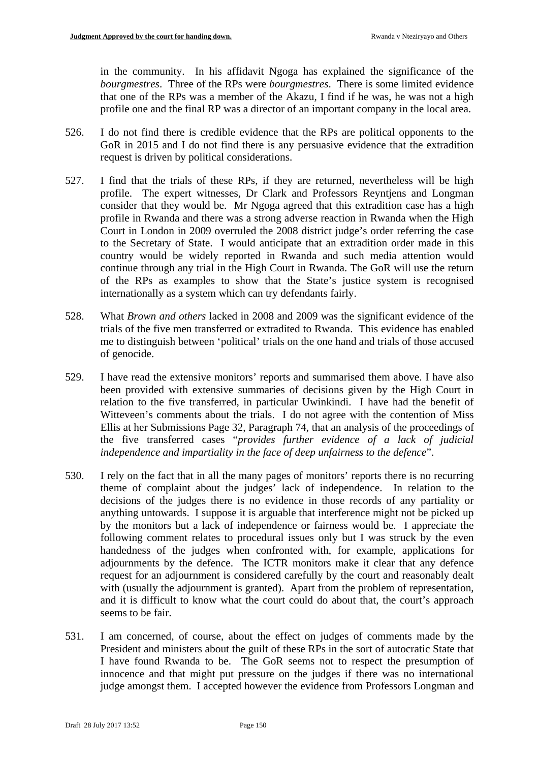in the community. In his affidavit Ngoga has explained the significance of the *bourgmestres*. Three of the RPs were *bourgmestres*. There is some limited evidence that one of the RPs was a member of the Akazu, I find if he was, he was not a high profile one and the final RP was a director of an important company in the local area.

526. I do not find there is credible evidence that the RPs are political opponents to the GoR in 2015 and I do not find there is any persuasive evidence that the extradition request is driven by political considerations.

527. I find that the trials of these RPs, if they are returned, nevertheless will be high profile. The expert witnesses, Dr Clark and Professors Reyntjens and Longman consider that they would be. Mr Ngoga agreed that this extradition case has a high profile in Rwanda and there was a strong adverse reaction in Rwanda when the High Court in London in 2009 overruled the 2008 district judge's order referring the case to the Secretary of State. I would anticipate that an extradition order made in this country would be widely reported in Rwanda and such media attention would continue through any trial in the High Court in Rwanda. The GoR will use the return of the RPs as examples to show that the State's justice system is recognised internationally as a system which can try defendants fairly.

528. What *Brown and others* lacked in 2008 and 2009 was the significant evidence of the trials of the five men transferred or extradited to Rwanda. This evidence has enabled me to distinguish between 'political' trials on the one hand and trials of those accused of genocide.

529. I have read the extensive monitors' reports and summarised them above. I have also been provided with extensive summaries of decisions given by the High Court in relation to the five transferred, in particular Uwinkindi. I have had the benefit of Witteveen's comments about the trials. I do not agree with the contention of Miss Ellis at her Submissions Page 32, Paragraph 74, that an analysis of the proceedings of the five transferred cases "*provides further evidence of a lack of judicial independence and impartiality in the face of deep unfairness to the defence*".

530. I rely on the fact that in all the many pages of monitors' reports there is no recurring theme of complaint about the judges' lack of independence. In relation to the decisions of the judges there is no evidence in those records of any partiality or anything untowards. I suppose it is arguable that interference might not be picked up by the monitors but a lack of independence or fairness would be. I appreciate the following comment relates to procedural issues only but I was struck by the even handedness of the judges when confronted with, for example, applications for adjournments by the defence. The ICTR monitors make it clear that any defence request for an adjournment is considered carefully by the court and reasonably dealt with (usually the adjournment is granted). Apart from the problem of representation, and it is difficult to know what the court could do about that, the court's approach seems to be fair.

531. I am concerned, of course, about the effect on judges of comments made by the President and ministers about the guilt of these RPs in the sort of autocratic State that I have found Rwanda to be. The GoR seems not to respect the presumption of innocence and that might put pressure on the judges if there was no international judge amongst them. I accepted however the evidence from Professors Longman and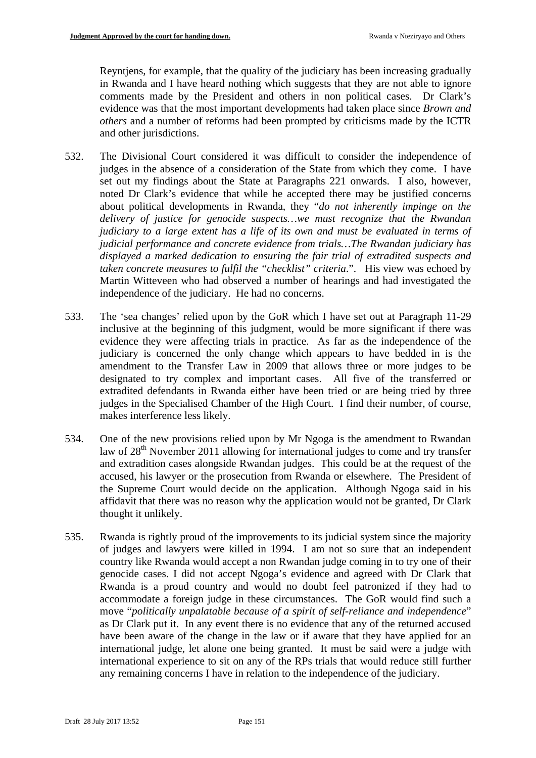Reyntjens, for example, that the quality of the judiciary has been increasing gradually in Rwanda and I have heard nothing which suggests that they are not able to ignore comments made by the President and others in non political cases. Dr Clark's evidence was that the most important developments had taken place since *Brown and others* and a number of reforms had been prompted by criticisms made by the ICTR and other jurisdictions.

532. The Divisional Court considered it was difficult to consider the independence of judges in the absence of a consideration of the State from which they come. I have set out my findings about the State at Paragraphs 221 onwards. I also, however, noted Dr Clark's evidence that while he accepted there may be justified concerns about political developments in Rwanda, they "*do not inherently impinge on the delivery of justice for genocide suspects…we must recognize that the Rwandan judiciary to a large extent has a life of its own and must be evaluated in terms of judicial performance and concrete evidence from trials…The Rwandan judiciary has displayed a marked dedication to ensuring the fair trial of extradited suspects and taken concrete measures to fulfil the "checklist" criteria*.". His view was echoed by Martin Witteveen who had observed a number of hearings and had investigated the independence of the judiciary. He had no concerns.

533. The 'sea changes' relied upon by the GoR which I have set out at Paragraph 11-29 inclusive at the beginning of this judgment, would be more significant if there was evidence they were affecting trials in practice. As far as the independence of the judiciary is concerned the only change which appears to have bedded in is the amendment to the Transfer Law in 2009 that allows three or more judges to be designated to try complex and important cases. All five of the transferred or extradited defendants in Rwanda either have been tried or are being tried by three judges in the Specialised Chamber of the High Court. I find their number, of course, makes interference less likely.

534. One of the new provisions relied upon by Mr Ngoga is the amendment to Rwandan law of 28th November 2011 allowing for international judges to come and try transfer and extradition cases alongside Rwandan judges. This could be at the request of the accused, his lawyer or the prosecution from Rwanda or elsewhere. The President of the Supreme Court would decide on the application. Although Ngoga said in his affidavit that there was no reason why the application would not be granted, Dr Clark thought it unlikely.

535. Rwanda is rightly proud of the improvements to its judicial system since the majority of judges and lawyers were killed in 1994. I am not so sure that an independent country like Rwanda would accept a non Rwandan judge coming in to try one of their genocide cases. I did not accept Ngoga's evidence and agreed with Dr Clark that Rwanda is a proud country and would no doubt feel patronized if they had to accommodate a foreign judge in these circumstances. The GoR would find such a move "*politically unpalatable because of a spirit of self-reliance and independence*" as Dr Clark put it. In any event there is no evidence that any of the returned accused have been aware of the change in the law or if aware that they have applied for an international judge, let alone one being granted. It must be said were a judge with international experience to sit on any of the RPs trials that would reduce still further any remaining concerns I have in relation to the independence of the judiciary.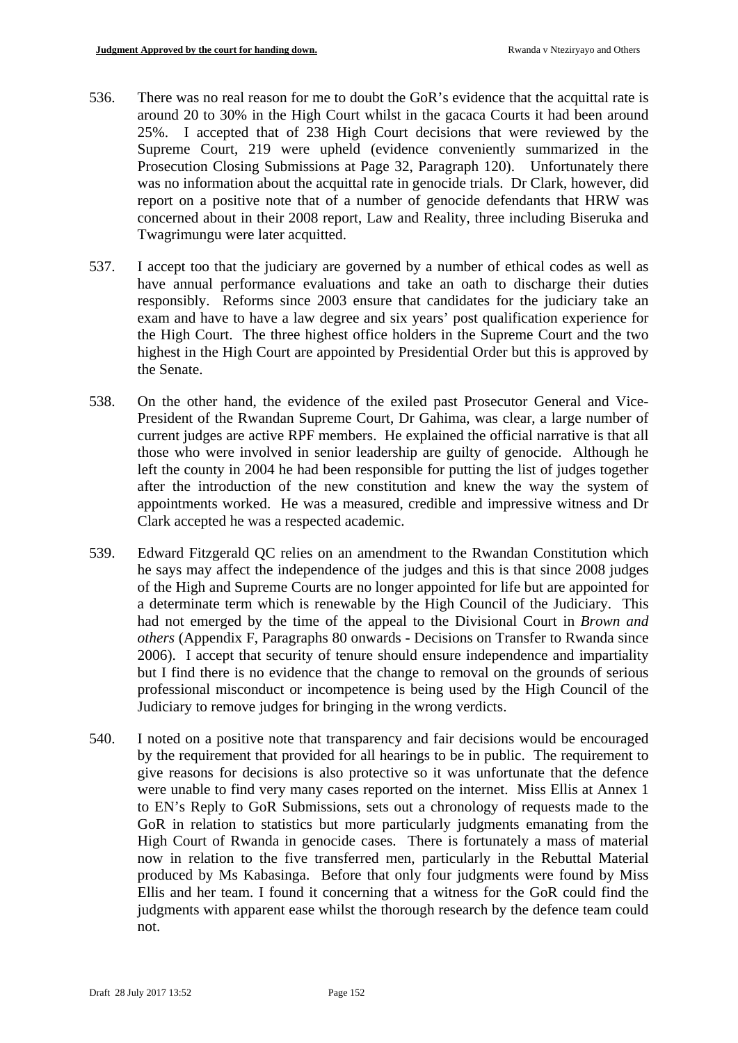536. There was no real reason for me to doubt the GoR's evidence that the acquittal rate is around 20 to 30% in the High Court whilst in the gacaca Courts it had been around 25%. I accepted that of 238 High Court decisions that were reviewed by the Supreme Court, 219 were upheld (evidence conveniently summarized in the Prosecution Closing Submissions at Page 32, Paragraph 120). Unfortunately there was no information about the acquittal rate in genocide trials. Dr Clark, however, did report on a positive note that of a number of genocide defendants that HRW was concerned about in their 2008 report, Law and Reality, three including Biseruka and Twagrimungu were later acquitted.

537. I accept too that the judiciary are governed by a number of ethical codes as well as have annual performance evaluations and take an oath to discharge their duties responsibly. Reforms since 2003 ensure that candidates for the judiciary take an exam and have to have a law degree and six years' post qualification experience for the High Court. The three highest office holders in the Supreme Court and the two highest in the High Court are appointed by Presidential Order but this is approved by the Senate.

538. On the other hand, the evidence of the exiled past Prosecutor General and Vice-President of the Rwandan Supreme Court, Dr Gahima, was clear, a large number of current judges are active RPF members. He explained the official narrative is that all those who were involved in senior leadership are guilty of genocide. Although he left the county in 2004 he had been responsible for putting the list of judges together after the introduction of the new constitution and knew the way the system of appointments worked. He was a measured, credible and impressive witness and Dr Clark accepted he was a respected academic.

539. Edward Fitzgerald QC relies on an amendment to the Rwandan Constitution which he says may affect the independence of the judges and this is that since 2008 judges of the High and Supreme Courts are no longer appointed for life but are appointed for a determinate term which is renewable by the High Council of the Judiciary. This had not emerged by the time of the appeal to the Divisional Court in *Brown and others* (Appendix F, Paragraphs 80 onwards - Decisions on Transfer to Rwanda since 2006). I accept that security of tenure should ensure independence and impartiality but I find there is no evidence that the change to removal on the grounds of serious professional misconduct or incompetence is being used by the High Council of the Judiciary to remove judges for bringing in the wrong verdicts.

540. I noted on a positive note that transparency and fair decisions would be encouraged by the requirement that provided for all hearings to be in public. The requirement to give reasons for decisions is also protective so it was unfortunate that the defence were unable to find very many cases reported on the internet. Miss Ellis at Annex 1 to EN's Reply to GoR Submissions, sets out a chronology of requests made to the GoR in relation to statistics but more particularly judgments emanating from the High Court of Rwanda in genocide cases. There is fortunately a mass of material now in relation to the five transferred men, particularly in the Rebuttal Material produced by Ms Kabasinga. Before that only four judgments were found by Miss Ellis and her team. I found it concerning that a witness for the GoR could find the judgments with apparent ease whilst the thorough research by the defence team could not.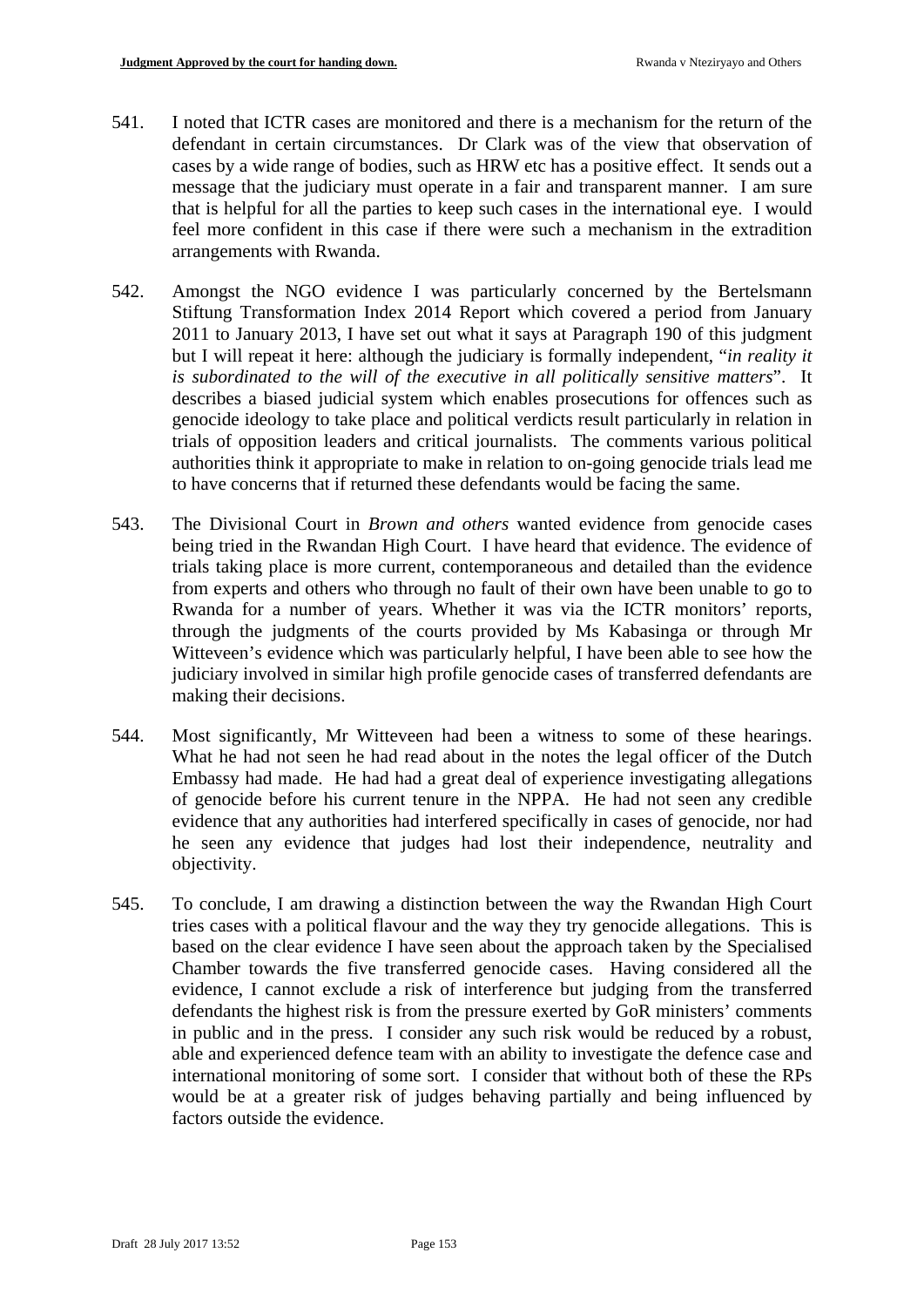541. I noted that ICTR cases are monitored and there is a mechanism for the return of the defendant in certain circumstances. Dr Clark was of the view that observation of cases by a wide range of bodies, such as HRW etc has a positive effect. It sends out a message that the judiciary must operate in a fair and transparent manner. I am sure that is helpful for all the parties to keep such cases in the international eye. I would feel more confident in this case if there were such a mechanism in the extradition arrangements with Rwanda.

542. Amongst the NGO evidence I was particularly concerned by the Bertelsmann Stiftung Transformation Index 2014 Report which covered a period from January 2011 to January 2013, I have set out what it says at Paragraph 190 of this judgment but I will repeat it here: although the judiciary is formally independent, "*in reality it is subordinated to the will of the executive in all politically sensitive matters*". It describes a biased judicial system which enables prosecutions for offences such as genocide ideology to take place and political verdicts result particularly in relation in trials of opposition leaders and critical journalists. The comments various political authorities think it appropriate to make in relation to on-going genocide trials lead me to have concerns that if returned these defendants would be facing the same.

543. The Divisional Court in *Brown and others* wanted evidence from genocide cases being tried in the Rwandan High Court. I have heard that evidence. The evidence of trials taking place is more current, contemporaneous and detailed than the evidence from experts and others who through no fault of their own have been unable to go to Rwanda for a number of years. Whether it was via the ICTR monitors' reports, through the judgments of the courts provided by Ms Kabasinga or through Mr Witteveen's evidence which was particularly helpful, I have been able to see how the judiciary involved in similar high profile genocide cases of transferred defendants are making their decisions.

544. Most significantly, Mr Witteveen had been a witness to some of these hearings. What he had not seen he had read about in the notes the legal officer of the Dutch Embassy had made. He had had a great deal of experience investigating allegations of genocide before his current tenure in the NPPA. He had not seen any credible evidence that any authorities had interfered specifically in cases of genocide, nor had he seen any evidence that judges had lost their independence, neutrality and objectivity.

545. To conclude, I am drawing a distinction between the way the Rwandan High Court tries cases with a political flavour and the way they try genocide allegations. This is based on the clear evidence I have seen about the approach taken by the Specialised Chamber towards the five transferred genocide cases. Having considered all the evidence, I cannot exclude a risk of interference but judging from the transferred defendants the highest risk is from the pressure exerted by GoR ministers' comments in public and in the press. I consider any such risk would be reduced by a robust, able and experienced defence team with an ability to investigate the defence case and international monitoring of some sort. I consider that without both of these the RPs would be at a greater risk of judges behaving partially and being influenced by factors outside the evidence.